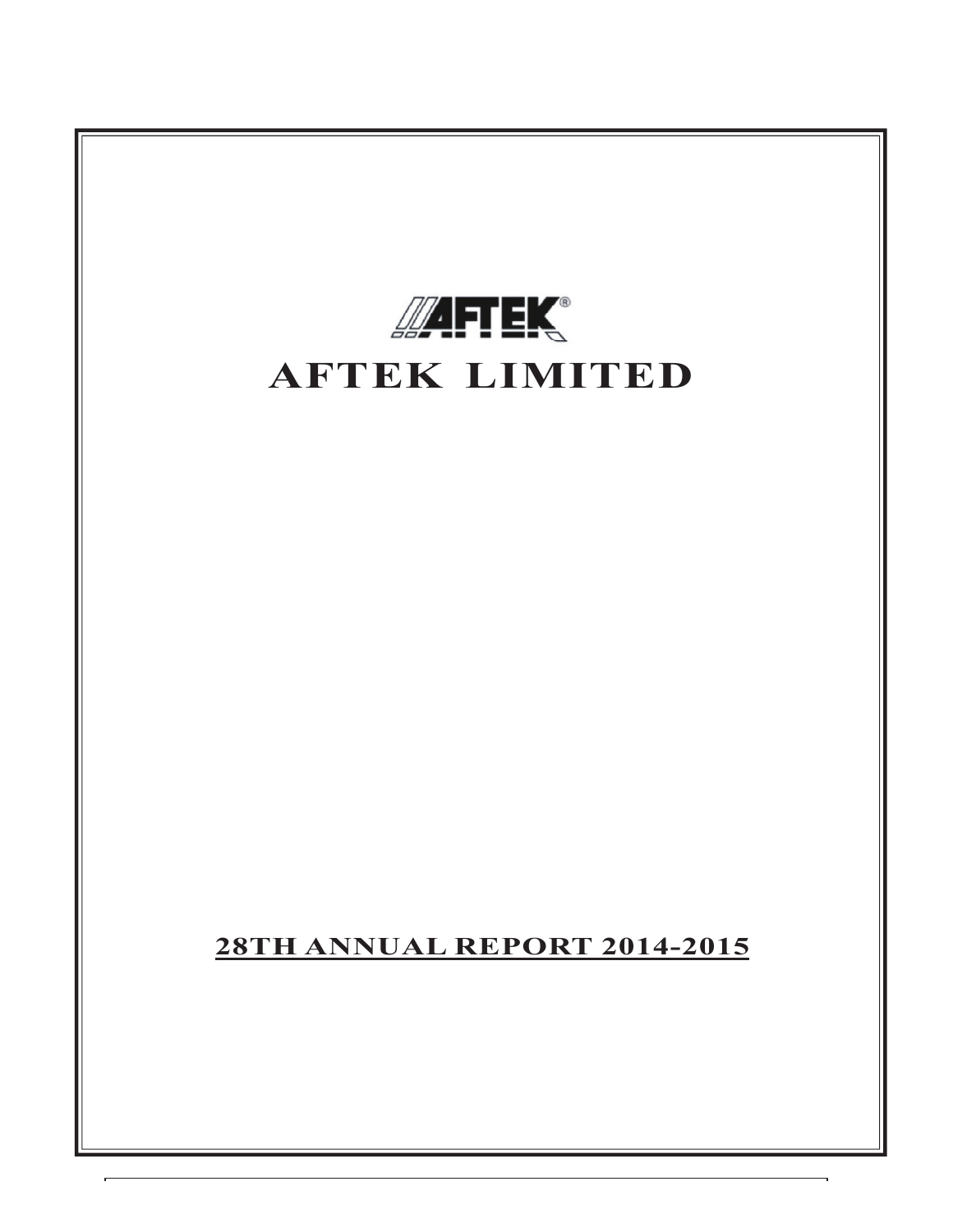# AFTEK LIMITED

**28TH ANNUAL REPORT 2014-2015**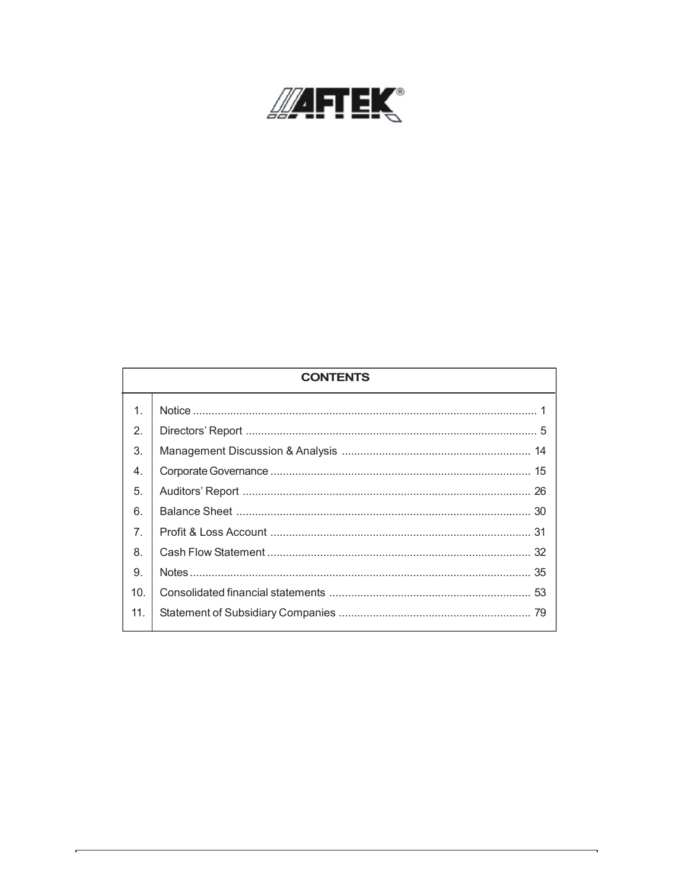AFTEK®

| | CONTENTS | |
|---|---|---|
| 1. | Notice | 1 |
| 2. | Directors' Report | 5 |
| 3. | Management Discussion & Analysis | 14 |
| 4. | Corporate Governance | 15 |
| 5. | Auditors' Report | 26 |
| 6. | Balance Sheet | 30 |
| 7. | Profit & Loss Account | 31 |
| 8. | Cash Flow Statement | 32 |
| 9. | Notes | 35 |
| 10. | Consolidated financial statements | 53 |
| 11. | Statement of Subsidiary Companies | 79 |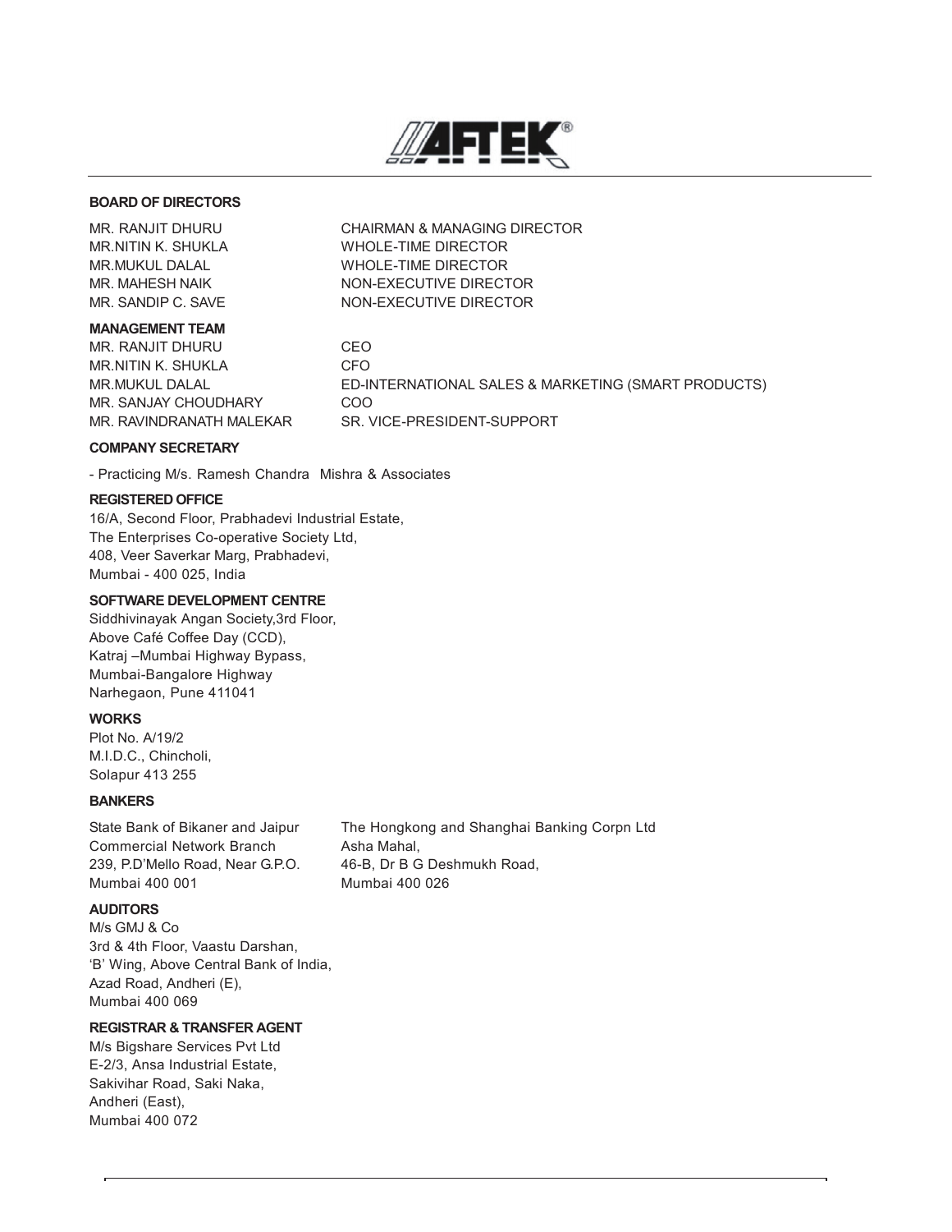# AFTEK®

## BOARD OF DIRECTORS

| | |
|---|---|
| MR. RANJIT DHURU | CHAIRMAN & MANAGING DIRECTOR |
| MR.NITIN K. SHUKLA | WHOLE-TIME DIRECTOR |
| MR.MUKUL DALAL | WHOLE-TIME DIRECTOR |
| MR. MAHESH NAIK | NON-EXECUTIVE DIRECTOR |
| MR. SANDIP C. SAVE | NON-EXECUTIVE DIRECTOR |

## MANAGEMENT TEAM

| | |
|---|---|
| MR. RANJIT DHURU | CEO |
| MR.NITIN K. SHUKLA | CFO |
| MR.MUKUL DALAL | ED-INTERNATIONAL SALES & MARKETING (SMART PRODUCTS) |
| MR. SANJAY CHOUDHARY | COO |
| MR. RAVINDRANATH MALEKAR | SR. VICE-PRESIDENT-SUPPORT |

## COMPANY SECRETARY

- Practicing M/s. Ramesh Chandra Mishra & Associates

## REGISTERED OFFICE

16/A, Second Floor, Prabhadevi Industrial Estate,
The Enterprises Co-operative Society Ltd,
408, Veer Saverkar Marg, Prabhadevi,
Mumbai - 400 025, India

## SOFTWARE DEVELOPMENT CENTRE

Siddhivinayak Angan Society,3rd Floor,
Above Café Coffee Day (CCD),
Katraj –Mumbai Highway Bypass,
Mumbai-Bangalore Highway
Narhegaon, Pune 411041

## WORKS

Plot No. A/19/2
M.I.D.C., Chincholi,
Solapur 413 255

## BANKERS

State Bank of Bikaner and Jaipur
Commercial Network Branch
239, P.D'Mello Road, Near G.P.O.
Mumbai 400 001

The Hongkong and Shanghai Banking Corpn Ltd
Asha Mahal,
46-B, Dr B G Deshmukh Road,
Mumbai 400 026

## AUDITORS

M/s GMJ & Co
3rd & 4th Floor, Vaastu Darshan,
'B' Wing, Above Central Bank of India,
Azad Road, Andheri (E),
Mumbai 400 069

## REGISTRAR & TRANSFER AGENT

M/s Bigshare Services Pvt Ltd
E-2/3, Ansa Industrial Estate,
Sakivihar Road, Saki Naka,
Andheri (East),
Mumbai 400 072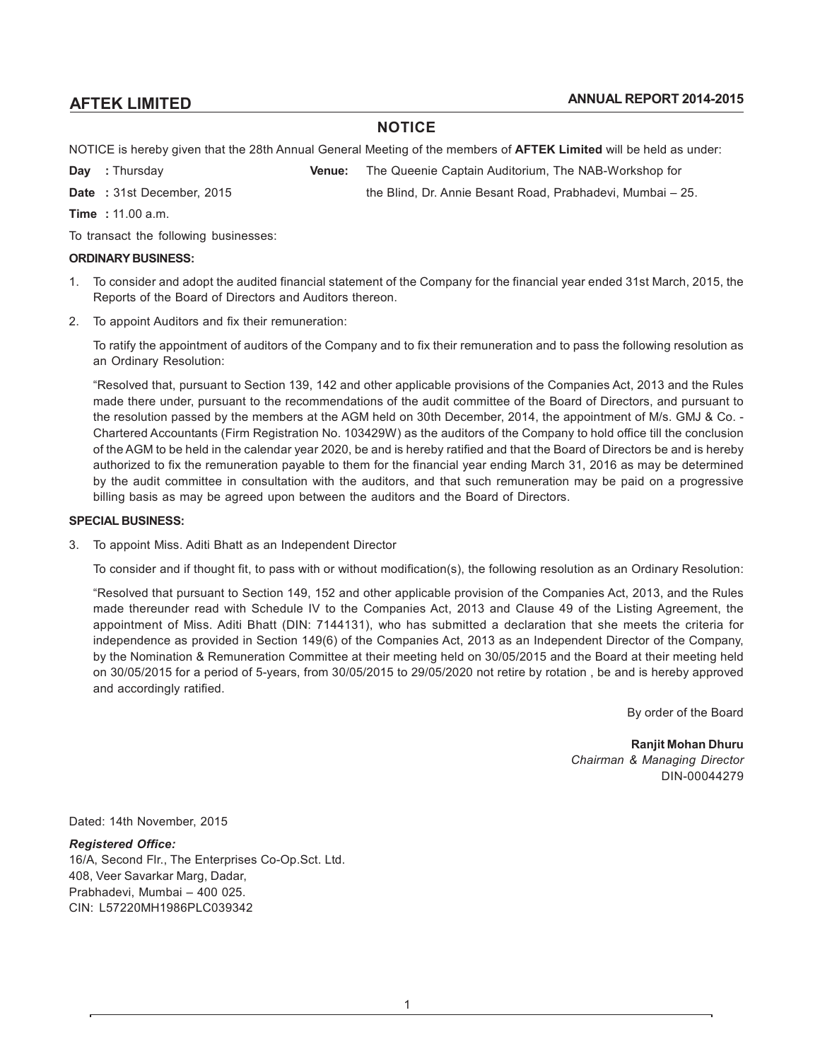## NOTICE

NOTICE is hereby given that the 28th Annual General Meeting of the members of **AFTEK Limited** will be held as under:

**Day :** Thursday

**Date :** 31st December, 2015

**Time :** 11.00 a.m.

**Venue:** The Queenie Captain Auditorium, The NAB-Workshop for the Blind, Dr. Annie Besant Road, Prabhadevi, Mumbai – 25.

To transact the following businesses:

**ORDINARY BUSINESS:**

1. To consider and adopt the audited financial statement of the Company for the financial year ended 31st March, 2015, the Reports of the Board of Directors and Auditors thereon.

2. To appoint Auditors and fix their remuneration:

   To ratify the appointment of auditors of the Company and to fix their remuneration and to pass the following resolution as an Ordinary Resolution:

   "Resolved that, pursuant to Section 139, 142 and other applicable provisions of the Companies Act, 2013 and the Rules made there under, pursuant to the recommendations of the audit committee of the Board of Directors, and pursuant to the resolution passed by the members at the AGM held on 30th December, 2014, the appointment of M/s. GMJ & Co. - Chartered Accountants (Firm Registration No. 103429W) as the auditors of the Company to hold office till the conclusion of the AGM to be held in the calendar year 2020, be and is hereby ratified and that the Board of Directors be and is hereby authorized to fix the remuneration payable to them for the financial year ending March 31, 2016 as may be determined by the audit committee in consultation with the auditors, and that such remuneration may be paid on a progressive billing basis as may be agreed upon between the auditors and the Board of Directors.

**SPECIAL BUSINESS:**

3. To appoint Miss. Aditi Bhatt as an Independent Director

   To consider and if thought fit, to pass with or without modification(s), the following resolution as an Ordinary Resolution:

   "Resolved that pursuant to Section 149, 152 and other applicable provision of the Companies Act, 2013, and the Rules made thereunder read with Schedule IV to the Companies Act, 2013 and Clause 49 of the Listing Agreement, the appointment of Miss. Aditi Bhatt (DIN: 7144131), who has submitted a declaration that she meets the criteria for independence as provided in Section 149(6) of the Companies Act, 2013 as an Independent Director of the Company, by the Nomination & Remuneration Committee at their meeting held on 30/05/2015 and the Board at their meeting held on 30/05/2015 for a period of 5-years, from 30/05/2015 to 29/05/2020 not retire by rotation , be and is hereby approved and accordingly ratified.

By order of the Board

**Ranjit Mohan Dhuru**
*Chairman & Managing Director*
DIN-00044279

Dated: 14th November, 2015

***Registered Office:***
16/A, Second Flr., The Enterprises Co-Op.Sct. Ltd.
408, Veer Savarkar Marg, Dadar,
Prabhadevi, Mumbai – 400 025.
CIN: L57220MH1986PLC039342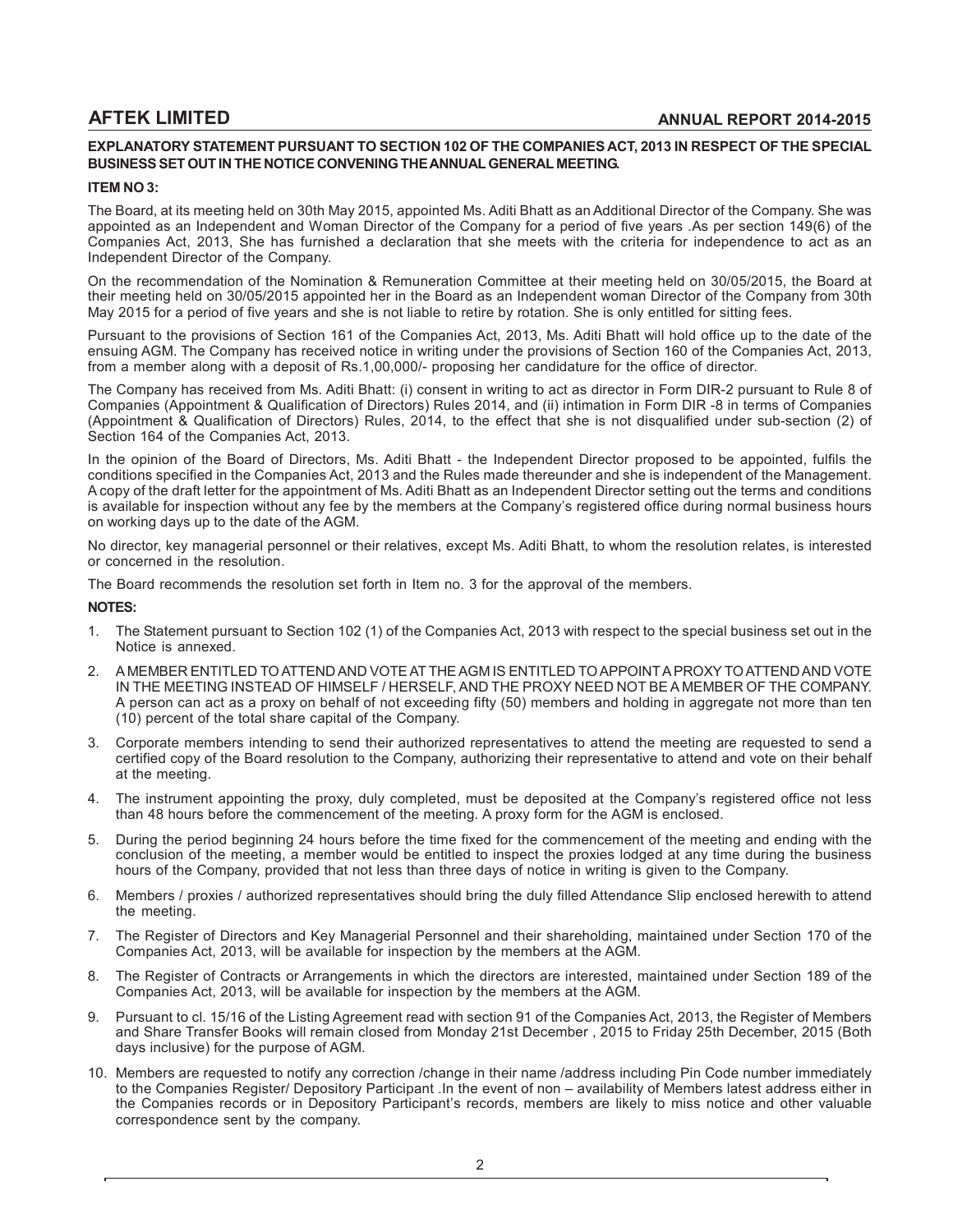**EXPLANATORY STATEMENT PURSUANT TO SECTION 102 OF THE COMPANIES ACT, 2013 IN RESPECT OF THE SPECIAL BUSINESS SET OUT IN THE NOTICE CONVENING THE ANNUAL GENERAL MEETING.**

**ITEM NO 3:**

The Board, at its meeting held on 30th May 2015, appointed Ms. Aditi Bhatt as an Additional Director of the Company. She was appointed as an Independent and Woman Director of the Company for a period of five years .As per section 149(6) of the Companies Act, 2013, She has furnished a declaration that she meets with the criteria for independence to act as an Independent Director of the Company.

On the recommendation of the Nomination & Remuneration Committee at their meeting held on 30/05/2015, the Board at their meeting held on 30/05/2015 appointed her in the Board as an Independent woman Director of the Company from 30th May 2015 for a period of five years and she is not liable to retire by rotation. She is only entitled for sitting fees.

Pursuant to the provisions of Section 161 of the Companies Act, 2013, Ms. Aditi Bhatt will hold office up to the date of the ensuing AGM. The Company has received notice in writing under the provisions of Section 160 of the Companies Act, 2013, from a member along with a deposit of Rs.1,00,000/- proposing her candidature for the office of director.

The Company has received from Ms. Aditi Bhatt: (i) consent in writing to act as director in Form DIR-2 pursuant to Rule 8 of Companies (Appointment & Qualification of Directors) Rules 2014, and (ii) intimation in Form DIR -8 in terms of Companies (Appointment & Qualification of Directors) Rules, 2014, to the effect that she is not disqualified under sub-section (2) of Section 164 of the Companies Act, 2013.

In the opinion of the Board of Directors, Ms. Aditi Bhatt - the Independent Director proposed to be appointed, fulfils the conditions specified in the Companies Act, 2013 and the Rules made thereunder and she is independent of the Management. A copy of the draft letter for the appointment of Ms. Aditi Bhatt as an Independent Director setting out the terms and conditions is available for inspection without any fee by the members at the Company's registered office during normal business hours on working days up to the date of the AGM.

No director, key managerial personnel or their relatives, except Ms. Aditi Bhatt, to whom the resolution relates, is interested or concerned in the resolution.

The Board recommends the resolution set forth in Item no. 3 for the approval of the members.

**NOTES:**

1. The Statement pursuant to Section 102 (1) of the Companies Act, 2013 with respect to the special business set out in the Notice is annexed.
2. A MEMBER ENTITLED TO ATTEND AND VOTE AT THE AGM IS ENTITLED TO APPOINT A PROXY TO ATTEND AND VOTE IN THE MEETING INSTEAD OF HIMSELF / HERSELF, AND THE PROXY NEED NOT BE A MEMBER OF THE COMPANY. A person can act as a proxy on behalf of not exceeding fifty (50) members and holding in aggregate not more than ten (10) percent of the total share capital of the Company.
3. Corporate members intending to send their authorized representatives to attend the meeting are requested to send a certified copy of the Board resolution to the Company, authorizing their representative to attend and vote on their behalf at the meeting.
4. The instrument appointing the proxy, duly completed, must be deposited at the Company's registered office not less than 48 hours before the commencement of the meeting. A proxy form for the AGM is enclosed.
5. During the period beginning 24 hours before the time fixed for the commencement of the meeting and ending with the conclusion of the meeting, a member would be entitled to inspect the proxies lodged at any time during the business hours of the Company, provided that not less than three days of notice in writing is given to the Company.
6. Members / proxies / authorized representatives should bring the duly filled Attendance Slip enclosed herewith to attend the meeting.
7. The Register of Directors and Key Managerial Personnel and their shareholding, maintained under Section 170 of the Companies Act, 2013, will be available for inspection by the members at the AGM.
8. The Register of Contracts or Arrangements in which the directors are interested, maintained under Section 189 of the Companies Act, 2013, will be available for inspection by the members at the AGM.
9. Pursuant to cl. 15/16 of the Listing Agreement read with section 91 of the Companies Act, 2013, the Register of Members and Share Transfer Books will remain closed from Monday 21st December , 2015 to Friday 25th December, 2015 (Both days inclusive) for the purpose of AGM.
10. Members are requested to notify any correction /change in their name /address including Pin Code number immediately to the Companies Register/ Depository Participant .In the event of non – availability of Members latest address either in the Companies records or in Depository Participant's records, members are likely to miss notice and other valuable correspondence sent by the company.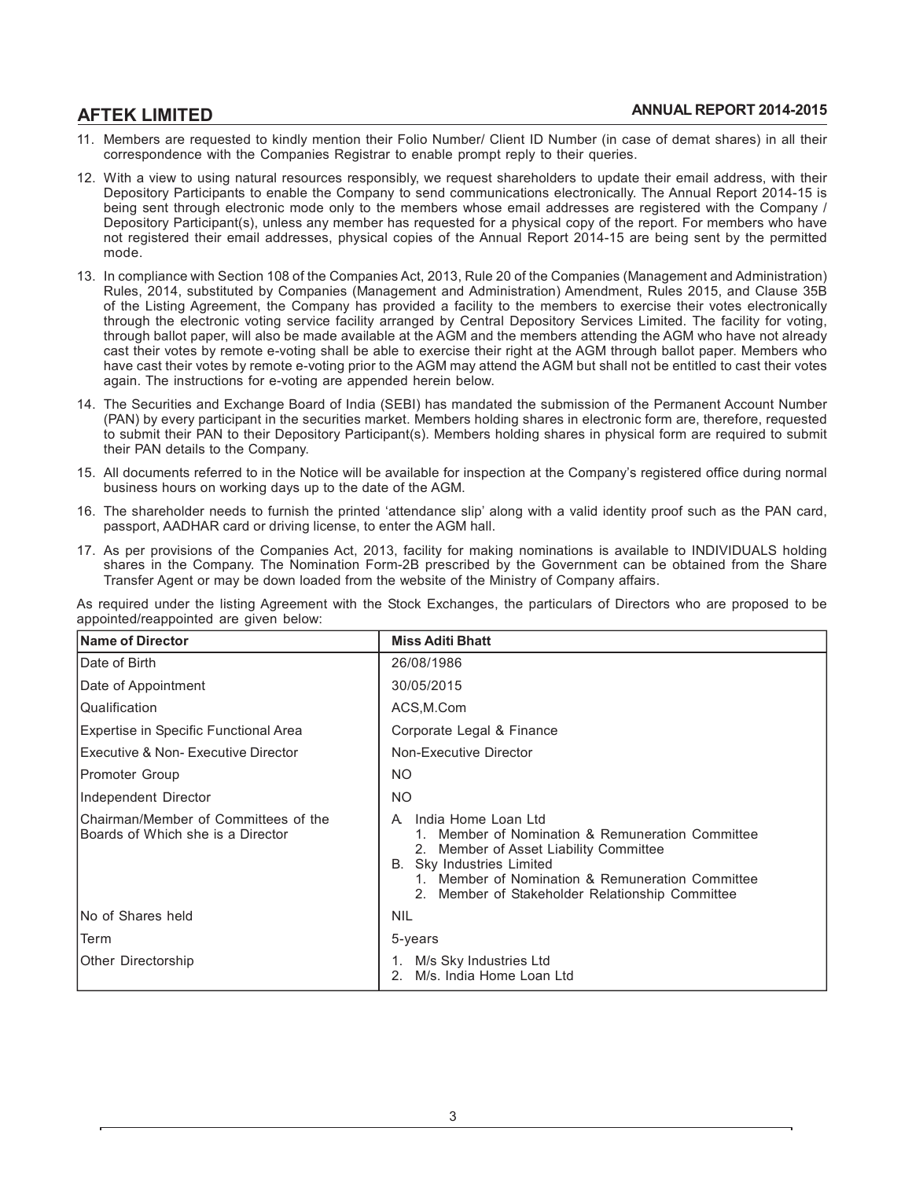11. Members are requested to kindly mention their Folio Number/ Client ID Number (in case of demat shares) in all their correspondence with the Companies Registrar to enable prompt reply to their queries.

12. With a view to using natural resources responsibly, we request shareholders to update their email address, with their Depository Participants to enable the Company to send communications electronically. The Annual Report 2014-15 is being sent through electronic mode only to the members whose email addresses are registered with the Company / Depository Participant(s), unless any member has requested for a physical copy of the report. For members who have not registered their email addresses, physical copies of the Annual Report 2014-15 are being sent by the permitted mode.

13. In compliance with Section 108 of the Companies Act, 2013, Rule 20 of the Companies (Management and Administration) Rules, 2014, substituted by Companies (Management and Administration) Amendment, Rules 2015, and Clause 35B of the Listing Agreement, the Company has provided a facility to the members to exercise their votes electronically through the electronic voting service facility arranged by Central Depository Services Limited. The facility for voting, through ballot paper, will also be made available at the AGM and the members attending the AGM who have not already cast their votes by remote e-voting shall be able to exercise their right at the AGM through ballot paper. Members who have cast their votes by remote e-voting prior to the AGM may attend the AGM but shall not be entitled to cast their votes again. The instructions for e-voting are appended herein below.

14. The Securities and Exchange Board of India (SEBI) has mandated the submission of the Permanent Account Number (PAN) by every participant in the securities market. Members holding shares in electronic form are, therefore, requested to submit their PAN to their Depository Participant(s). Members holding shares in physical form are required to submit their PAN details to the Company.

15. All documents referred to in the Notice will be available for inspection at the Company's registered office during normal business hours on working days up to the date of the AGM.

16. The shareholder needs to furnish the printed 'attendance slip' along with a valid identity proof such as the PAN card, passport, AADHAR card or driving license, to enter the AGM hall.

17. As per provisions of the Companies Act, 2013, facility for making nominations is available to INDIVIDUALS holding shares in the Company. The Nomination Form-2B prescribed by the Government can be obtained from the Share Transfer Agent or may be down loaded from the website of the Ministry of Company affairs.

As required under the listing Agreement with the Stock Exchanges, the particulars of Directors who are proposed to be appointed/reappointed are given below:

| **Name of Director** | **Miss Aditi Bhatt** |
|---|---|
| Date of Birth | 26/08/1986 |
| Date of Appointment | 30/05/2015 |
| Qualification | ACS,M.Com |
| Expertise in Specific Functional Area | Corporate Legal & Finance |
| Executive & Non- Executive Director | Non-Executive Director |
| Promoter Group | NO |
| Independent Director | NO |
| Chairman/Member of Committees of the Boards of Which she is a Director | A. India Home Loan Ltd<br>1. Member of Nomination & Remuneration Committee<br>2. Member of Asset Liability Committee<br>B. Sky Industries Limited<br>1. Member of Nomination & Remuneration Committee<br>2. Member of Stakeholder Relationship Committee |
| No of Shares held | NIL |
| Term | 5-years |
| Other Directorship | 1. M/s Sky Industries Ltd<br>2. M/s. India Home Loan Ltd |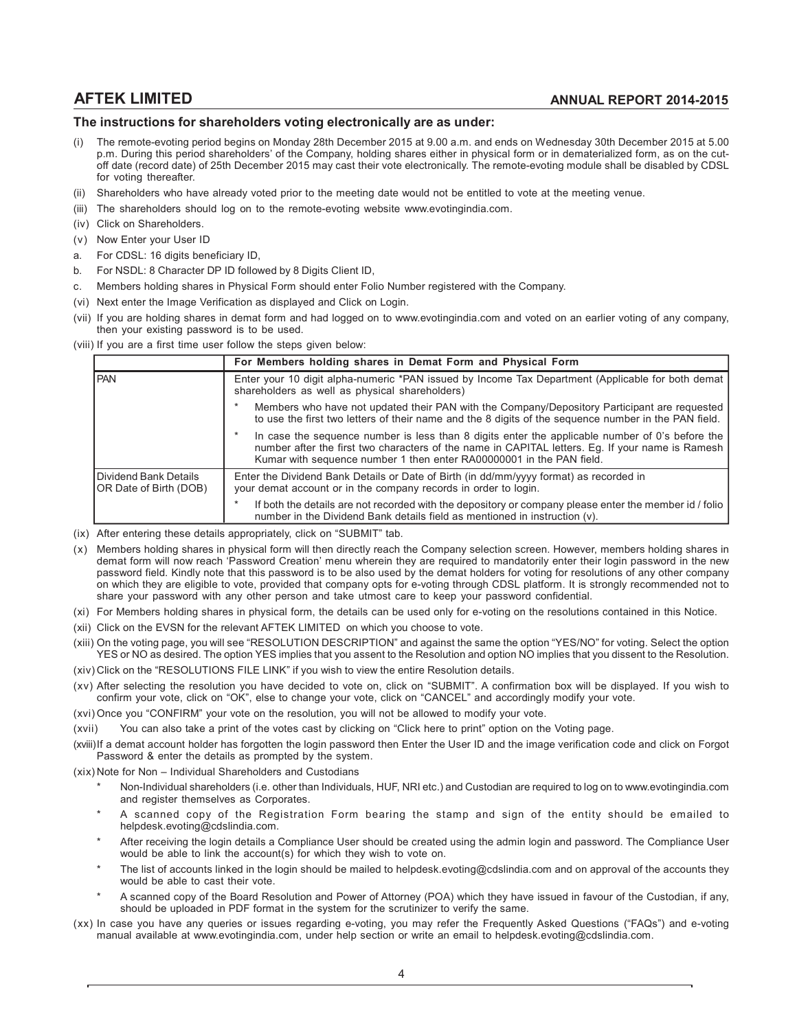## The instructions for shareholders voting electronically are as under:

(i) The remote-evoting period begins on Monday 28th December 2015 at 9.00 a.m. and ends on Wednesday 30th December 2015 at 5.00 p.m. During this period shareholders' of the Company, holding shares either in physical form or in dematerialized form, as on the cut-off date (record date) of 25th December 2015 may cast their vote electronically. The remote-evoting module shall be disabled by CDSL for voting thereafter.

(ii) Shareholders who have already voted prior to the meeting date would not be entitled to vote at the meeting venue.

(iii) The shareholders should log on to the remote-evoting website www.evotingindia.com.

(iv) Click on Shareholders.

(v) Now Enter your User ID

a. For CDSL: 16 digits beneficiary ID,

b. For NSDL: 8 Character DP ID followed by 8 Digits Client ID,

c. Members holding shares in Physical Form should enter Folio Number registered with the Company.

(vi) Next enter the Image Verification as displayed and Click on Login.

(vii) If you are holding shares in demat form and had logged on to www.evotingindia.com and voted on an earlier voting of any company, then your existing password is to be used.

(viii) If you are a first time user follow the steps given below:

| | For Members holding shares in Demat Form and Physical Form |
|---|---|
| PAN | Enter your 10 digit alpha-numeric *PAN issued by Income Tax Department (Applicable for both demat shareholders as well as physical shareholders)<br>* Members who have not updated their PAN with the Company/Depository Participant are requested to use the first two letters of their name and the 8 digits of the sequence number in the PAN field.<br>* In case the sequence number is less than 8 digits enter the applicable number of 0's before the number after the first two characters of the name in CAPITAL letters. Eg. If your name is Ramesh Kumar with sequence number 1 then enter RA00000001 in the PAN field. |
| Dividend Bank Details OR Date of Birth (DOB) | Enter the Dividend Bank Details or Date of Birth (in dd/mm/yyyy format) as recorded in your demat account or in the company records in order to login.<br>* If both the details are not recorded with the depository or company please enter the member id / folio number in the Dividend Bank details field as mentioned in instruction (v). |

(ix) After entering these details appropriately, click on "SUBMIT" tab.

(x) Members holding shares in physical form will then directly reach the Company selection screen. However, members holding shares in demat form will now reach 'Password Creation' menu wherein they are required to mandatorily enter their login password in the new password field. Kindly note that this password is to be also used by the demat holders for voting for resolutions of any other company on which they are eligible to vote, provided that company opts for e-voting through CDSL platform. It is strongly recommended not to share your password with any other person and take utmost care to keep your password confidential.

(xi) For Members holding shares in physical form, the details can be used only for e-voting on the resolutions contained in this Notice.

(xii) Click on the EVSN for the relevant AFTEK LIMITED on which you choose to vote.

(xiii) On the voting page, you will see "RESOLUTION DESCRIPTION" and against the same the option "YES/NO" for voting. Select the option YES or NO as desired. The option YES implies that you assent to the Resolution and option NO implies that you dissent to the Resolution.

(xiv) Click on the "RESOLUTIONS FILE LINK" if you wish to view the entire Resolution details.

(xv) After selecting the resolution you have decided to vote on, click on "SUBMIT". A confirmation box will be displayed. If you wish to confirm your vote, click on "OK", else to change your vote, click on "CANCEL" and accordingly modify your vote.

(xvi) Once you "CONFIRM" your vote on the resolution, you will not be allowed to modify your vote.

(xvii) You can also take a print of the votes cast by clicking on "Click here to print" option on the Voting page.

(xviii) If a demat account holder has forgotten the login password then Enter the User ID and the image verification code and click on Forgot Password & enter the details as prompted by the system.

(xix) Note for Non – Individual Shareholders and Custodians

- Non-Individual shareholders (i.e. other than Individuals, HUF, NRI etc.) and Custodian are required to log on to www.evotingindia.com and register themselves as Corporates.
- A scanned copy of the Registration Form bearing the stamp and sign of the entity should be emailed to helpdesk.evoting@cdslindia.com.
- After receiving the login details a Compliance User should be created using the admin login and password. The Compliance User would be able to link the account(s) for which they wish to vote on.
- The list of accounts linked in the login should be mailed to helpdesk.evoting@cdslindia.com and on approval of the accounts they would be able to cast their vote.
- A scanned copy of the Board Resolution and Power of Attorney (POA) which they have issued in favour of the Custodian, if any, should be uploaded in PDF format in the system for the scrutinizer to verify the same.

(xx) In case you have any queries or issues regarding e-voting, you may refer the Frequently Asked Questions ("FAQs") and e-voting manual available at www.evotingindia.com, under help section or write an email to helpdesk.evoting@cdslindia.com.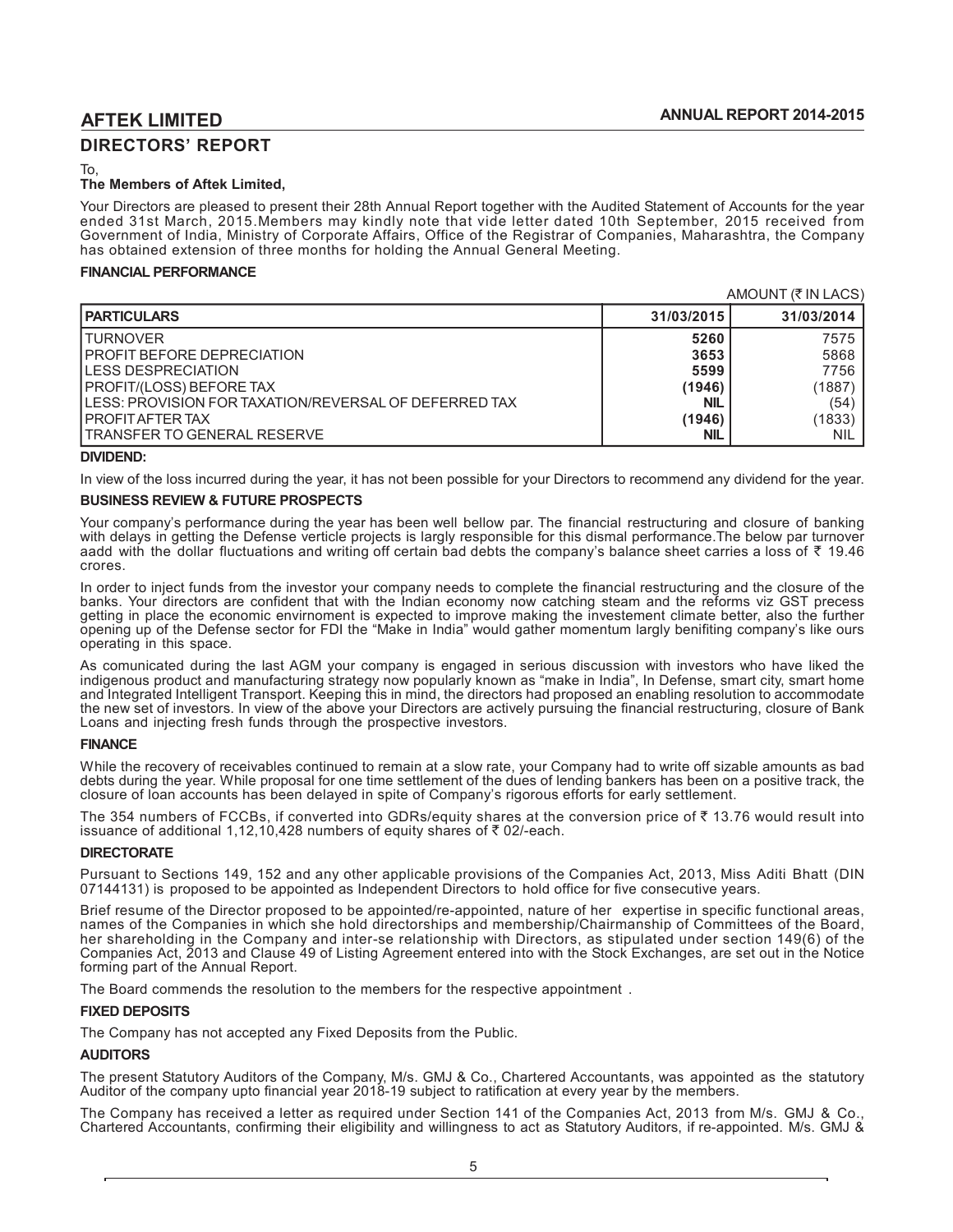## DIRECTORS' REPORT

To,
**The Members of Aftek Limited,**

Your Directors are pleased to present their 28th Annual Report together with the Audited Statement of Accounts for the year ended 31st March, 2015.Members may kindly note that vide letter dated 10th September, 2015 received from Government of India, Ministry of Corporate Affairs, Office of the Registrar of Companies, Maharashtra, the Company has obtained extension of three months for holding the Annual General Meeting.

**FINANCIAL PERFORMANCE**

AMOUNT (₹ IN LACS)

| PARTICULARS | 31/03/2015 | 31/03/2014 |
|---|---|---|
| TURNOVER | **5260** | 7575 |
| PROFIT BEFORE DEPRECIATION | **3653** | 5868 |
| LESS DESPRECIATION | **5599** | 7756 |
| PROFIT/(LOSS) BEFORE TAX | **(1946)** | (1887) |
| LESS: PROVISION FOR TAXATION/REVERSAL OF DEFERRED TAX | **NIL** | (54) |
| PROFIT AFTER TAX | **(1946)** | (1833) |
| TRANSFER TO GENERAL RESERVE | **NIL** | NIL |

**DIVIDEND:**

In view of the loss incurred during the year, it has not been possible for your Directors to recommend any dividend for the year.

**BUSINESS REVIEW & FUTURE PROSPECTS**

Your company's performance during the year has been well bellow par. The financial restructuring and closure of banking with delays in getting the Defense verticle projects is largly responsible for this dismal performance.The below par turnover aadd with the dollar fluctuations and writing off certain bad debts the company's balance sheet carries a loss of ₹ 19.46 crores.

In order to inject funds from the investor your company needs to complete the financial restructuring and the closure of the banks. Your directors are confident that with the Indian economy now catching steam and the reforms viz GST precess getting in place the economic envirnoment is expected to improve making the investement climate better, also the further opening up of the Defense sector for FDI the "Make in India" would gather momentum largly benifiting company's like ours operating in this space.

As comunicated during the last AGM your company is engaged in serious discussion with investors who have liked the indigenous product and manufacturing strategy now popularly known as "make in India", In Defense, smart city, smart home and Integrated Intelligent Transport. Keeping this in mind, the directors had proposed an enabling resolution to accommodate the new set of investors. In view of the above your Directors are actively pursuing the financial restructuring, closure of Bank Loans and injecting fresh funds through the prospective investors.

**FINANCE**

While the recovery of receivables continued to remain at a slow rate, your Company had to write off sizable amounts as bad debts during the year. While proposal for one time settlement of the dues of lending bankers has been on a positive track, the closure of loan accounts has been delayed in spite of Company's rigorous efforts for early settlement.

The 354 numbers of FCCBs, if converted into GDRs/equity shares at the conversion price of ₹ 13.76 would result into issuance of additional 1,12,10,428 numbers of equity shares of ₹ 02/-each.

**DIRECTORATE**

Pursuant to Sections 149, 152 and any other applicable provisions of the Companies Act, 2013, Miss Aditi Bhatt (DIN 07144131) is proposed to be appointed as Independent Directors to hold office for five consecutive years.

Brief resume of the Director proposed to be appointed/re-appointed, nature of her expertise in specific functional areas, names of the Companies in which she hold directorships and membership/Chairmanship of Committees of the Board, her shareholding in the Company and inter-se relationship with Directors, as stipulated under section 149(6) of the Companies Act, 2013 and Clause 49 of Listing Agreement entered into with the Stock Exchanges, are set out in the Notice forming part of the Annual Report.

The Board commends the resolution to the members for the respective appointment .

**FIXED DEPOSITS**

The Company has not accepted any Fixed Deposits from the Public.

**AUDITORS**

The present Statutory Auditors of the Company, M/s. GMJ & Co., Chartered Accountants, was appointed as the statutory Auditor of the company upto financial year 2018-19 subject to ratification at every year by the members.

The Company has received a letter as required under Section 141 of the Companies Act, 2013 from M/s. GMJ & Co., Chartered Accountants, confirming their eligibility and willingness to act as Statutory Auditors, if re-appointed. M/s. GMJ &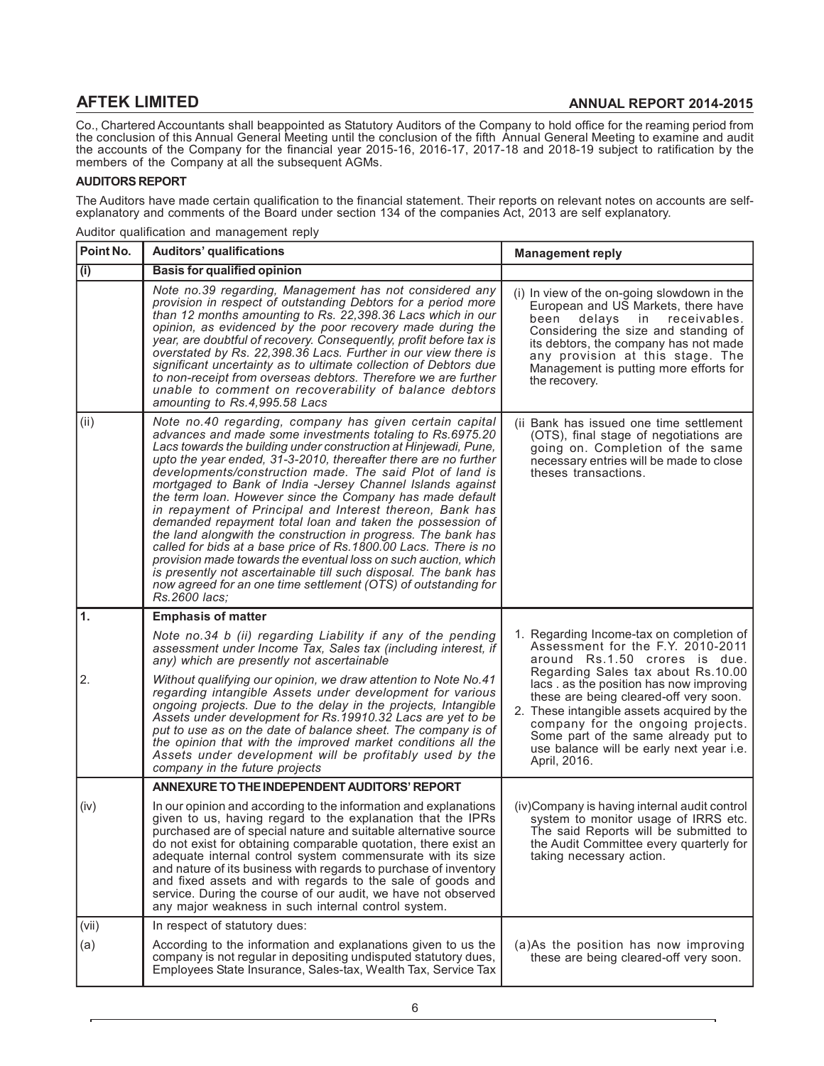Co., Chartered Accountants shall beappointed as Statutory Auditors of the Company to hold office for the reaming period from the conclusion of this Annual General Meeting until the conclusion of the fifth Annual General Meeting to examine and audit the accounts of the Company for the financial year 2015-16, 2016-17, 2017-18 and 2018-19 subject to ratification by the members of the Company at all the subsequent AGMs.

**AUDITORS REPORT**

The Auditors have made certain qualification to the financial statement. Their reports on relevant notes on accounts are self-explanatory and comments of the Board under section 134 of the companies Act, 2013 are self explanatory.

Auditor qualification and management reply

| Point No. | Auditors' qualifications | Management reply |
|---|---|---|
| (i) | **Basis for qualified opinion** | |
| | *Note no.39 regarding, Management has not considered any provision in respect of outstanding Debtors for a period more than 12 months amounting to Rs. 22,398.36 Lacs which in our opinion, as evidenced by the poor recovery made during the year, are doubtful of recovery. Consequently, profit before tax is overstated by Rs. 22,398.36 Lacs. Further in our view there is significant uncertainty as to ultimate collection of Debtors due to non-receipt from overseas debtors. Therefore we are further unable to comment on recoverability of balance debtors amounting to Rs.4,995.58 Lacs* | (i) In view of the on-going slowdown in the European and US Markets, there have been delays in receivables. Considering the size and standing of its debtors, the company has not made any provision at this stage. The Management is putting more efforts for the recovery. |
| (ii) | *Note no.40 regarding, company has given certain capital advances and made some investments totaling to Rs.6975.20 Lacs towards the building under construction at Hinjewadi, Pune, upto the year ended, 31-3-2010, thereafter there are no further developments/construction made. The said Plot of land is mortgaged to Bank of India -Jersey Channel Islands against the term loan. However since the Company has made default in repayment of Principal and Interest thereon, Bank has demanded repayment total loan and taken the possession of the land alongwith the construction in progress. The bank has called for bids at a base price of Rs.1800.00 Lacs. There is no provision made towards the eventual loss on such auction, which is presently not ascertainable till such disposal. The bank has now agreed for an one time settlement (OTS) of outstanding for Rs.2600 lacs;* | (ii Bank has issued one time settlement (OTS), final stage of negotiations are going on. Completion of the same necessary entries will be made to close theses transactions. |
| 1. | **Emphasis of matter** | |
| | *Note no.34 b (ii) regarding Liability if any of the pending assessment under Income Tax, Sales tax (including interest, if any) which are presently not ascertainable* | 1. Regarding Income-tax on completion of Assessment for the F.Y. 2010-2011 around Rs.1.50 crores is due. Regarding Sales tax about Rs.10.00 lacs . as the position has now improving these are being cleared-off very soon. |
| 2. | *Without qualifying our opinion, we draw attention to Note No.41 regarding intangible Assets under development for various ongoing projects. Due to the delay in the projects, Intangible Assets under development for Rs.19910.32 Lacs are yet to be put to use as on the date of balance sheet. The company is of the opinion that with the improved market conditions all the Assets under development will be profitably used by the company in the future projects* | 2. These intangible assets acquired by the company for the ongoing projects. Some part of the same already put to use balance will be early next year i.e. April, 2016. |
| | **ANNEXURE TO THE INDEPENDENT AUDITORS' REPORT** | |
| (iv) | In our opinion and according to the information and explanations given to us, having regard to the explanation that the IPRs purchased are of special nature and suitable alternative source do not exist for obtaining comparable quotation, there exist an adequate internal control system commensurate with its size and nature of its business with regards to purchase of inventory and fixed assets and with regards to the sale of goods and service. During the course of our audit, we have not observed any major weakness in such internal control system. | (iv)Company is having internal audit control system to monitor usage of IRRS etc. The said Reports will be submitted to the Audit Committee every quarterly for taking necessary action. |
| (vii) | In respect of statutory dues: | |
| (a) | According to the information and explanations given to us the company is not regular in depositing undisputed statutory dues, Employees State Insurance, Sales-tax, Wealth Tax, Service Tax | (a)As the position has now improving these are being cleared-off very soon. |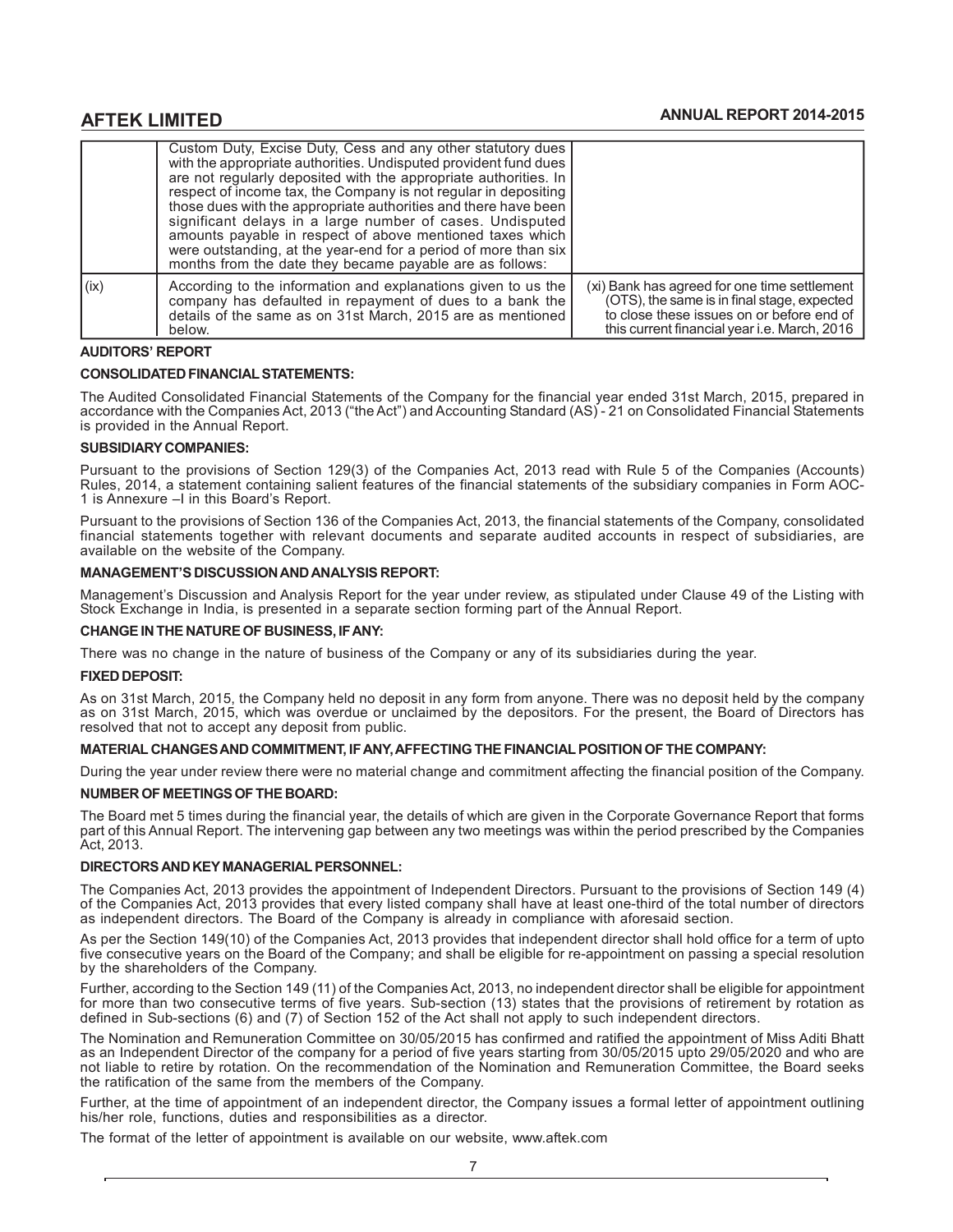| | | |
|---|---|---|
| | Custom Duty, Excise Duty, Cess and any other statutory dues with the appropriate authorities. Undisputed provident fund dues are not regularly deposited with the appropriate authorities. In respect of income tax, the Company is not regular in depositing those dues with the appropriate authorities and there have been significant delays in a large number of cases. Undisputed amounts payable in respect of above mentioned taxes which were outstanding, at the year-end for a period of more than six months from the date they became payable are as follows: | |
| (ix) | According to the information and explanations given to us the company has defaulted in repayment of dues to a bank the details of the same as on 31st March, 2015 are as mentioned below. | (xi) Bank has agreed for one time settlement (OTS), the same is in final stage, expected to close these issues on or before end of this current financial year i.e. March, 2016 |

**AUDITORS' REPORT**

**CONSOLIDATED FINANCIAL STATEMENTS:**

The Audited Consolidated Financial Statements of the Company for the financial year ended 31st March, 2015, prepared in accordance with the Companies Act, 2013 ("the Act") and Accounting Standard (AS) - 21 on Consolidated Financial Statements is provided in the Annual Report.

**SUBSIDIARY COMPANIES:**

Pursuant to the provisions of Section 129(3) of the Companies Act, 2013 read with Rule 5 of the Companies (Accounts) Rules, 2014, a statement containing salient features of the financial statements of the subsidiary companies in Form AOC-1 is Annexure –I in this Board's Report.

Pursuant to the provisions of Section 136 of the Companies Act, 2013, the financial statements of the Company, consolidated financial statements together with relevant documents and separate audited accounts in respect of subsidiaries, are available on the website of the Company.

**MANAGEMENT'S DISCUSSION AND ANALYSIS REPORT:**

Management's Discussion and Analysis Report for the year under review, as stipulated under Clause 49 of the Listing with Stock Exchange in India, is presented in a separate section forming part of the Annual Report.

**CHANGE IN THE NATURE OF BUSINESS, IF ANY:**

There was no change in the nature of business of the Company or any of its subsidiaries during the year.

**FIXED DEPOSIT:**

As on 31st March, 2015, the Company held no deposit in any form from anyone. There was no deposit held by the company as on 31st March, 2015, which was overdue or unclaimed by the depositors. For the present, the Board of Directors has resolved that not to accept any deposit from public.

**MATERIAL CHANGES AND COMMITMENT, IF ANY, AFFECTING THE FINANCIAL POSITION OF THE COMPANY:**

During the year under review there were no material change and commitment affecting the financial position of the Company.

**NUMBER OF MEETINGS OF THE BOARD:**

The Board met 5 times during the financial year, the details of which are given in the Corporate Governance Report that forms part of this Annual Report. The intervening gap between any two meetings was within the period prescribed by the Companies Act, 2013.

**DIRECTORS AND KEY MANAGERIAL PERSONNEL:**

The Companies Act, 2013 provides the appointment of Independent Directors. Pursuant to the provisions of Section 149 (4) of the Companies Act, 2013 provides that every listed company shall have at least one-third of the total number of directors as independent directors. The Board of the Company is already in compliance with aforesaid section.

As per the Section 149(10) of the Companies Act, 2013 provides that independent director shall hold office for a term of upto five consecutive years on the Board of the Company; and shall be eligible for re-appointment on passing a special resolution by the shareholders of the Company.

Further, according to the Section 149 (11) of the Companies Act, 2013, no independent director shall be eligible for appointment for more than two consecutive terms of five years. Sub-section (13) states that the provisions of retirement by rotation as defined in Sub-sections (6) and (7) of Section 152 of the Act shall not apply to such independent directors.

The Nomination and Remuneration Committee on 30/05/2015 has confirmed and ratified the appointment of Miss Aditi Bhatt as an Independent Director of the company for a period of five years starting from 30/05/2015 upto 29/05/2020 and who are not liable to retire by rotation. On the recommendation of the Nomination and Remuneration Committee, the Board seeks the ratification of the same from the members of the Company.

Further, at the time of appointment of an independent director, the Company issues a formal letter of appointment outlining his/her role, functions, duties and responsibilities as a director.

The format of the letter of appointment is available on our website, www.aftek.com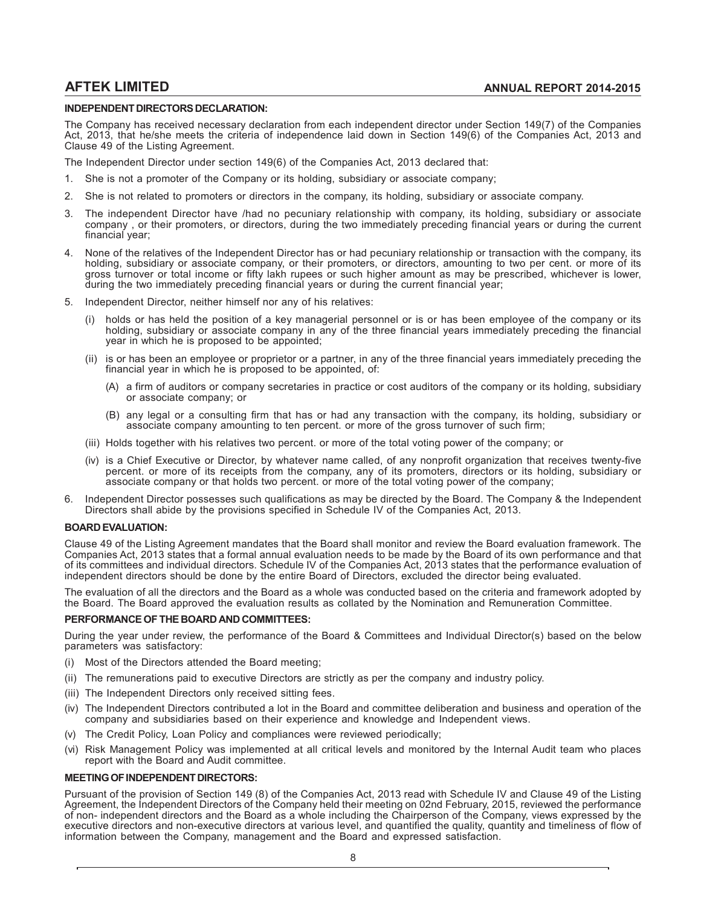#### INDEPENDENT DIRECTORS DECLARATION:

The Company has received necessary declaration from each independent director under Section 149(7) of the Companies Act, 2013, that he/she meets the criteria of independence laid down in Section 149(6) of the Companies Act, 2013 and Clause 49 of the Listing Agreement.

The Independent Director under section 149(6) of the Companies Act, 2013 declared that:

1. She is not a promoter of the Company or its holding, subsidiary or associate company;
2. She is not related to promoters or directors in the company, its holding, subsidiary or associate company.
3. The independent Director have /had no pecuniary relationship with company, its holding, subsidiary or associate company , or their promoters, or directors, during the two immediately preceding financial years or during the current financial year;
4. None of the relatives of the Independent Director has or had pecuniary relationship or transaction with the company, its holding, subsidiary or associate company, or their promoters, or directors, amounting to two per cent. or more of its gross turnover or total income or fifty lakh rupees or such higher amount as may be prescribed, whichever is lower, during the two immediately preceding financial years or during the current financial year;
5. Independent Director, neither himself nor any of his relatives:
   - (i) holds or has held the position of a key managerial personnel or is or has been employee of the company or its holding, subsidiary or associate company in any of the three financial years immediately preceding the financial year in which he is proposed to be appointed;
   - (ii) is or has been an employee or proprietor or a partner, in any of the three financial years immediately preceding the financial year in which he is proposed to be appointed, of:
     - (A) a firm of auditors or company secretaries in practice or cost auditors of the company or its holding, subsidiary or associate company; or
     - (B) any legal or a consulting firm that has or had any transaction with the company, its holding, subsidiary or associate company amounting to ten percent. or more of the gross turnover of such firm;
   - (iii) Holds together with his relatives two percent. or more of the total voting power of the company; or
   - (iv) is a Chief Executive or Director, by whatever name called, of any nonprofit organization that receives twenty-five percent. or more of its receipts from the company, any of its promoters, directors or its holding, subsidiary or associate company or that holds two percent. or more of the total voting power of the company;
6. Independent Director possesses such qualifications as may be directed by the Board. The Company & the Independent Directors shall abide by the provisions specified in Schedule IV of the Companies Act, 2013.

#### BOARD EVALUATION:

Clause 49 of the Listing Agreement mandates that the Board shall monitor and review the Board evaluation framework. The Companies Act, 2013 states that a formal annual evaluation needs to be made by the Board of its own performance and that of its committees and individual directors. Schedule IV of the Companies Act, 2013 states that the performance evaluation of independent directors should be done by the entire Board of Directors, excluded the director being evaluated.

The evaluation of all the directors and the Board as a whole was conducted based on the criteria and framework adopted by the Board. The Board approved the evaluation results as collated by the Nomination and Remuneration Committee.

#### PERFORMANCE OF THE BOARD AND COMMITTEES:

During the year under review, the performance of the Board & Committees and Individual Director(s) based on the below parameters was satisfactory:

- (i) Most of the Directors attended the Board meeting;
- (ii) The remunerations paid to executive Directors are strictly as per the company and industry policy.
- (iii) The Independent Directors only received sitting fees.
- (iv) The Independent Directors contributed a lot in the Board and committee deliberation and business and operation of the company and subsidiaries based on their experience and knowledge and Independent views.
- (v) The Credit Policy, Loan Policy and compliances were reviewed periodically;
- (vi) Risk Management Policy was implemented at all critical levels and monitored by the Internal Audit team who places report with the Board and Audit committee.

#### MEETING OF INDEPENDENT DIRECTORS:

Pursuant of the provision of Section 149 (8) of the Companies Act, 2013 read with Schedule IV and Clause 49 of the Listing Agreement, the Independent Directors of the Company held their meeting on 02nd February, 2015, reviewed the performance of non- independent directors and the Board as a whole including the Chairperson of the Company, views expressed by the executive directors and non-executive directors at various level, and quantified the quality, quantity and timeliness of flow of information between the Company, management and the Board and expressed satisfaction.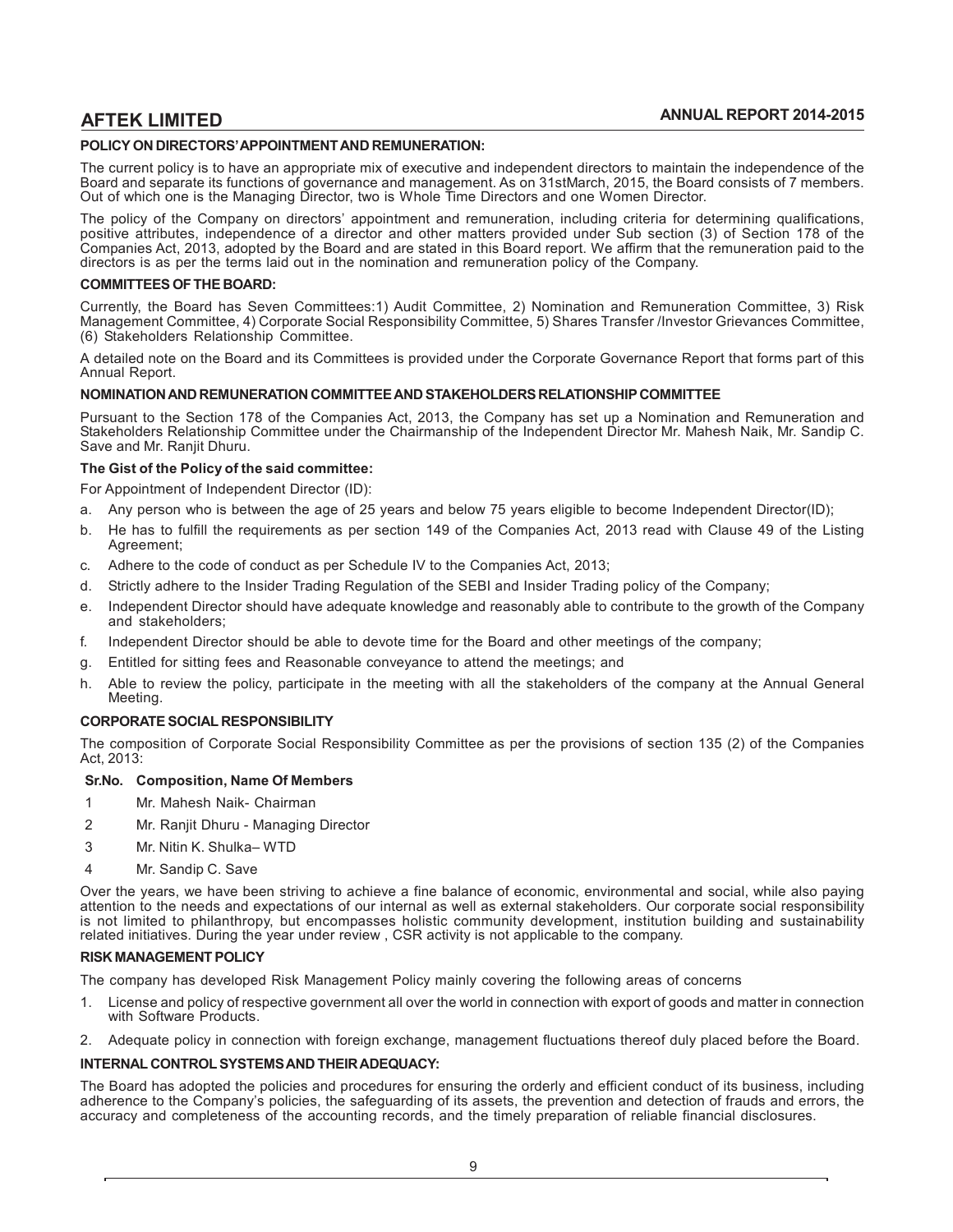## POLICY ON DIRECTORS' APPOINTMENT AND REMUNERATION:

The current policy is to have an appropriate mix of executive and independent directors to maintain the independence of the Board and separate its functions of governance and management. As on 31stMarch, 2015, the Board consists of 7 members. Out of which one is the Managing Director, two is Whole Time Directors and one Women Director.

The policy of the Company on directors' appointment and remuneration, including criteria for determining qualifications, positive attributes, independence of a director and other matters provided under Sub section (3) of Section 178 of the Companies Act, 2013, adopted by the Board and are stated in this Board report. We affirm that the remuneration paid to the directors is as per the terms laid out in the nomination and remuneration policy of the Company.

## COMMITTEES OF THE BOARD:

Currently, the Board has Seven Committees:1) Audit Committee, 2) Nomination and Remuneration Committee, 3) Risk Management Committee, 4) Corporate Social Responsibility Committee, 5) Shares Transfer /Investor Grievances Committee, (6) Stakeholders Relationship Committee.

A detailed note on the Board and its Committees is provided under the Corporate Governance Report that forms part of this Annual Report.

## NOMINATION AND REMUNERATION COMMITTEE AND STAKEHOLDERS RELATIONSHIP COMMITTEE

Pursuant to the Section 178 of the Companies Act, 2013, the Company has set up a Nomination and Remuneration and Stakeholders Relationship Committee under the Chairmanship of the Independent Director Mr. Mahesh Naik, Mr. Sandip C. Save and Mr. Ranjit Dhuru.

**The Gist of the Policy of the said committee:**

For Appointment of Independent Director (ID):

a. Any person who is between the age of 25 years and below 75 years eligible to become Independent Director(ID);
b. He has to fulfill the requirements as per section 149 of the Companies Act, 2013 read with Clause 49 of the Listing Agreement;
c. Adhere to the code of conduct as per Schedule IV to the Companies Act, 2013;
d. Strictly adhere to the Insider Trading Regulation of the SEBI and Insider Trading policy of the Company;
e. Independent Director should have adequate knowledge and reasonably able to contribute to the growth of the Company and stakeholders;
f. Independent Director should be able to devote time for the Board and other meetings of the company;
g. Entitled for sitting fees and Reasonable conveyance to attend the meetings; and
h. Able to review the policy, participate in the meeting with all the stakeholders of the company at the Annual General Meeting.

## CORPORATE SOCIAL RESPONSIBILITY

The composition of Corporate Social Responsibility Committee as per the provisions of section 135 (2) of the Companies Act, 2013:

| Sr.No. | Composition, Name Of Members |
|---|---|
| 1 | Mr. Mahesh Naik- Chairman |
| 2 | Mr. Ranjit Dhuru - Managing Director |
| 3 | Mr. Nitin K. Shulka– WTD |
| 4 | Mr. Sandip C. Save |

Over the years, we have been striving to achieve a fine balance of economic, environmental and social, while also paying attention to the needs and expectations of our internal as well as external stakeholders. Our corporate social responsibility is not limited to philanthropy, but encompasses holistic community development, institution building and sustainability related initiatives. During the year under review , CSR activity is not applicable to the company.

## RISK MANAGEMENT POLICY

The company has developed Risk Management Policy mainly covering the following areas of concerns

1. License and policy of respective government all over the world in connection with export of goods and matter in connection with Software Products.
2. Adequate policy in connection with foreign exchange, management fluctuations thereof duly placed before the Board.

## INTERNAL CONTROL SYSTEMS AND THEIR ADEQUACY:

The Board has adopted the policies and procedures for ensuring the orderly and efficient conduct of its business, including adherence to the Company's policies, the safeguarding of its assets, the prevention and detection of frauds and errors, the accuracy and completeness of the accounting records, and the timely preparation of reliable financial disclosures.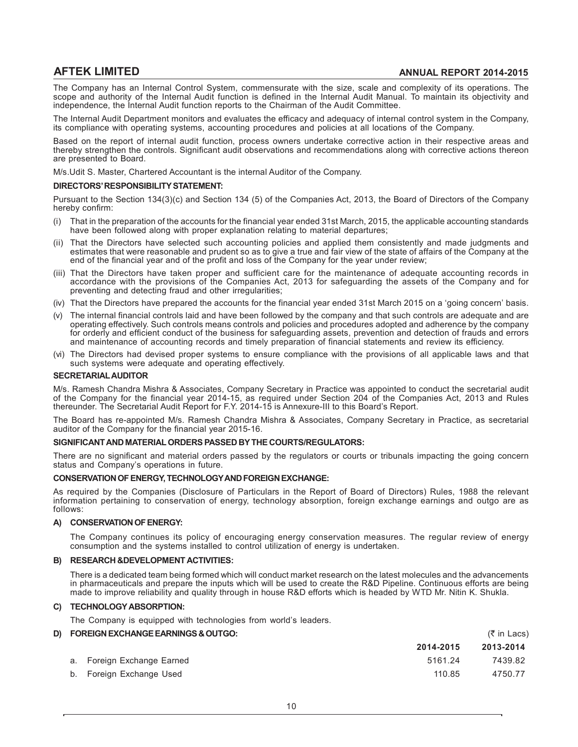The Company has an Internal Control System, commensurate with the size, scale and complexity of its operations. The scope and authority of the Internal Audit function is defined in the Internal Audit Manual. To maintain its objectivity and independence, the Internal Audit function reports to the Chairman of the Audit Committee.

The Internal Audit Department monitors and evaluates the efficacy and adequacy of internal control system in the Company, its compliance with operating systems, accounting procedures and policies at all locations of the Company.

Based on the report of internal audit function, process owners undertake corrective action in their respective areas and thereby strengthen the controls. Significant audit observations and recommendations along with corrective actions thereon are presented to Board.

M/s.Udit S. Master, Chartered Accountant is the internal Auditor of the Company.

**DIRECTORS' RESPONSIBILITY STATEMENT:**

Pursuant to the Section 134(3)(c) and Section 134 (5) of the Companies Act, 2013, the Board of Directors of the Company hereby confirm:

(i) That in the preparation of the accounts for the financial year ended 31st March, 2015, the applicable accounting standards have been followed along with proper explanation relating to material departures;

(ii) That the Directors have selected such accounting policies and applied them consistently and made judgments and estimates that were reasonable and prudent so as to give a true and fair view of the state of affairs of the Company at the end of the financial year and of the profit and loss of the Company for the year under review;

(iii) That the Directors have taken proper and sufficient care for the maintenance of adequate accounting records in accordance with the provisions of the Companies Act, 2013 for safeguarding the assets of the Company and for preventing and detecting fraud and other irregularities;

(iv) That the Directors have prepared the accounts for the financial year ended 31st March 2015 on a 'going concern' basis.

(v) The internal financial controls laid and have been followed by the company and that such controls are adequate and are operating effectively. Such controls means controls and policies and procedures adopted and adherence by the company for orderly and efficient conduct of the business for safeguarding assets, prevention and detection of frauds and errors and maintenance of accounting records and timely preparation of financial statements and review its efficiency.

(vi) The Directors had devised proper systems to ensure compliance with the provisions of all applicable laws and that such systems were adequate and operating effectively.

**SECRETARIAL AUDITOR**

M/s. Ramesh Chandra Mishra & Associates, Company Secretary in Practice was appointed to conduct the secretarial audit of the Company for the financial year 2014-15, as required under Section 204 of the Companies Act, 2013 and Rules thereunder. The Secretarial Audit Report for F.Y. 2014-15 is Annexure-III to this Board's Report.

The Board has re-appointed M/s. Ramesh Chandra Mishra & Associates, Company Secretary in Practice, as secretarial auditor of the Company for the financial year 2015-16.

**SIGNIFICANT AND MATERIAL ORDERS PASSED BY THE COURTS/REGULATORS:**

There are no significant and material orders passed by the regulators or courts or tribunals impacting the going concern status and Company's operations in future.

**CONSERVATION OF ENERGY, TECHNOLOGY AND FOREIGN EXCHANGE:**

As required by the Companies (Disclosure of Particulars in the Report of Board of Directors) Rules, 1988 the relevant information pertaining to conservation of energy, technology absorption, foreign exchange earnings and outgo are as follows:

**A) CONSERVATION OF ENERGY:**

The Company continues its policy of encouraging energy conservation measures. The regular review of energy consumption and the systems installed to control utilization of energy is undertaken.

**B) RESEARCH &DEVELOPMENT ACTIVITIES:**

There is a dedicated team being formed which will conduct market research on the latest molecules and the advancements in pharmaceuticals and prepare the inputs which will be used to create the R&D Pipeline. Continuous efforts are being made to improve reliability and quality through in house R&D efforts which is headed by WTD Mr. Nitin K. Shukla.

**C) TECHNOLOGY ABSORPTION:**

The Company is equipped with technologies from world's leaders.

**D) FOREIGN EXCHANGE EARNINGS & OUTGO:**

(₹ in Lacs)

| | 2014-2015 | 2013-2014 |
|---|---|---|
| a. Foreign Exchange Earned | 5161.24 | 7439.82 |
| b. Foreign Exchange Used | 110.85 | 4750.77 |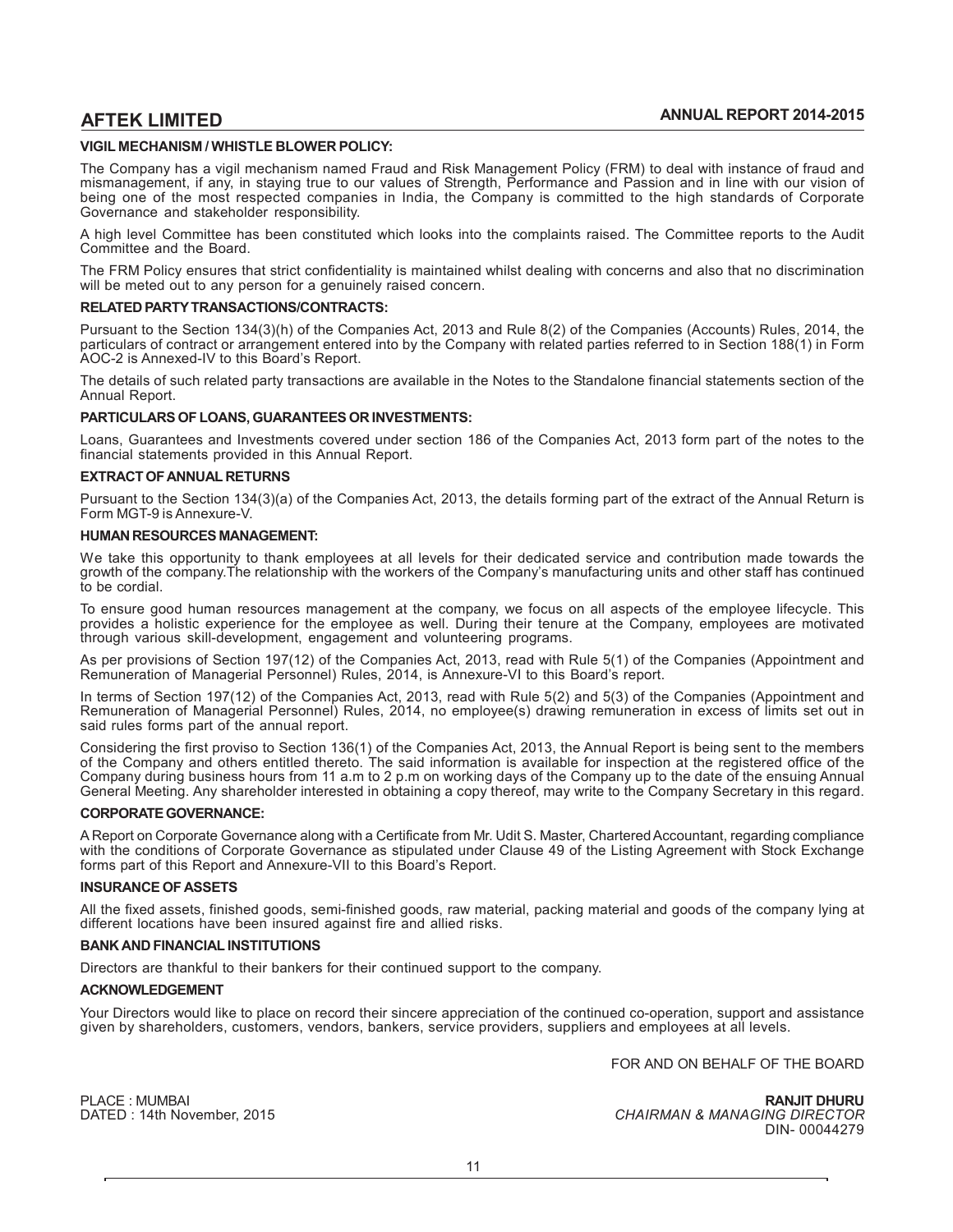### VIGIL MECHANISM / WHISTLE BLOWER POLICY:

The Company has a vigil mechanism named Fraud and Risk Management Policy (FRM) to deal with instance of fraud and mismanagement, if any, in staying true to our values of Strength, Performance and Passion and in line with our vision of being one of the most respected companies in India, the Company is committed to the high standards of Corporate Governance and stakeholder responsibility.

A high level Committee has been constituted which looks into the complaints raised. The Committee reports to the Audit Committee and the Board.

The FRM Policy ensures that strict confidentiality is maintained whilst dealing with concerns and also that no discrimination will be meted out to any person for a genuinely raised concern.

### RELATED PARTY TRANSACTIONS/CONTRACTS:

Pursuant to the Section 134(3)(h) of the Companies Act, 2013 and Rule 8(2) of the Companies (Accounts) Rules, 2014, the particulars of contract or arrangement entered into by the Company with related parties referred to in Section 188(1) in Form AOC-2 is Annexed-IV to this Board's Report.

The details of such related party transactions are available in the Notes to the Standalone financial statements section of the Annual Report.

### PARTICULARS OF LOANS, GUARANTEES OR INVESTMENTS:

Loans, Guarantees and Investments covered under section 186 of the Companies Act, 2013 form part of the notes to the financial statements provided in this Annual Report.

### EXTRACT OF ANNUAL RETURNS

Pursuant to the Section 134(3)(a) of the Companies Act, 2013, the details forming part of the extract of the Annual Return is Form MGT-9 is Annexure-V.

### HUMAN RESOURCES MANAGEMENT:

We take this opportunity to thank employees at all levels for their dedicated service and contribution made towards the growth of the company.The relationship with the workers of the Company's manufacturing units and other staff has continued to be cordial.

To ensure good human resources management at the company, we focus on all aspects of the employee lifecycle. This provides a holistic experience for the employee as well. During their tenure at the Company, employees are motivated through various skill-development, engagement and volunteering programs.

As per provisions of Section 197(12) of the Companies Act, 2013, read with Rule 5(1) of the Companies (Appointment and Remuneration of Managerial Personnel) Rules, 2014, is Annexure-VI to this Board's report.

In terms of Section 197(12) of the Companies Act, 2013, read with Rule 5(2) and 5(3) of the Companies (Appointment and Remuneration of Managerial Personnel) Rules, 2014, no employee(s) drawing remuneration in excess of limits set out in said rules forms part of the annual report.

Considering the first proviso to Section 136(1) of the Companies Act, 2013, the Annual Report is being sent to the members of the Company and others entitled thereto. The said information is available for inspection at the registered office of the Company during business hours from 11 a.m to 2 p.m on working days of the Company up to the date of the ensuing Annual General Meeting. Any shareholder interested in obtaining a copy thereof, may write to the Company Secretary in this regard.

### CORPORATE GOVERNANCE:

A Report on Corporate Governance along with a Certificate from Mr. Udit S. Master, Chartered Accountant, regarding compliance with the conditions of Corporate Governance as stipulated under Clause 49 of the Listing Agreement with Stock Exchange forms part of this Report and Annexure-VII to this Board's Report.

### INSURANCE OF ASSETS

All the fixed assets, finished goods, semi-finished goods, raw material, packing material and goods of the company lying at different locations have been insured against fire and allied risks.

### BANK AND FINANCIAL INSTITUTIONS

Directors are thankful to their bankers for their continued support to the company.

### ACKNOWLEDGEMENT

Your Directors would like to place on record their sincere appreciation of the continued co-operation, support and assistance given by shareholders, customers, vendors, bankers, service providers, suppliers and employees at all levels.

FOR AND ON BEHALF OF THE BOARD

PLACE : MUMBAI
DATED : 14th November, 2015

**RANJIT DHURU**
*CHAIRMAN & MANAGING DIRECTOR*
DIN- 00044279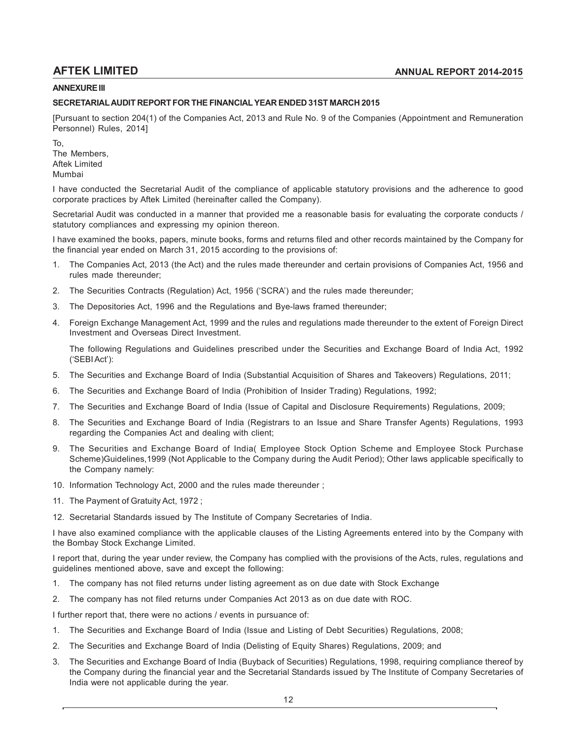## ANNEXURE III

### SECRETARIAL AUDIT REPORT FOR THE FINANCIAL YEAR ENDED 31ST MARCH 2015

[Pursuant to section 204(1) of the Companies Act, 2013 and Rule No. 9 of the Companies (Appointment and Remuneration Personnel) Rules, 2014]

To,
The Members,
Aftek Limited
Mumbai

I have conducted the Secretarial Audit of the compliance of applicable statutory provisions and the adherence to good corporate practices by Aftek Limited (hereinafter called the Company).

Secretarial Audit was conducted in a manner that provided me a reasonable basis for evaluating the corporate conducts / statutory compliances and expressing my opinion thereon.

I have examined the books, papers, minute books, forms and returns filed and other records maintained by the Company for the financial year ended on March 31, 2015 according to the provisions of:

1. The Companies Act, 2013 (the Act) and the rules made thereunder and certain provisions of Companies Act, 1956 and rules made thereunder;
2. The Securities Contracts (Regulation) Act, 1956 ('SCRA') and the rules made thereunder;
3. The Depositories Act, 1996 and the Regulations and Bye-laws framed thereunder;
4. Foreign Exchange Management Act, 1999 and the rules and regulations made thereunder to the extent of Foreign Direct Investment and Overseas Direct Investment.

   The following Regulations and Guidelines prescribed under the Securities and Exchange Board of India Act, 1992 ('SEBI Act'):

5. The Securities and Exchange Board of India (Substantial Acquisition of Shares and Takeovers) Regulations, 2011;
6. The Securities and Exchange Board of India (Prohibition of Insider Trading) Regulations, 1992;
7. The Securities and Exchange Board of India (Issue of Capital and Disclosure Requirements) Regulations, 2009;
8. The Securities and Exchange Board of India (Registrars to an Issue and Share Transfer Agents) Regulations, 1993 regarding the Companies Act and dealing with client;
9. The Securities and Exchange Board of India( Employee Stock Option Scheme and Employee Stock Purchase Scheme)Guidelines,1999 (Not Applicable to the Company during the Audit Period); Other laws applicable specifically to the Company namely:
10. Information Technology Act, 2000 and the rules made thereunder ;
11. The Payment of Gratuity Act, 1972 ;
12. Secretarial Standards issued by The Institute of Company Secretaries of India.

I have also examined compliance with the applicable clauses of the Listing Agreements entered into by the Company with the Bombay Stock Exchange Limited.

I report that, during the year under review, the Company has complied with the provisions of the Acts, rules, regulations and guidelines mentioned above, save and except the following:

1. The company has not filed returns under listing agreement as on due date with Stock Exchange
2. The company has not filed returns under Companies Act 2013 as on due date with ROC.

I further report that, there were no actions / events in pursuance of:

1. The Securities and Exchange Board of India (Issue and Listing of Debt Securities) Regulations, 2008;
2. The Securities and Exchange Board of India (Delisting of Equity Shares) Regulations, 2009; and
3. The Securities and Exchange Board of India (Buyback of Securities) Regulations, 1998, requiring compliance thereof by the Company during the financial year and the Secretarial Standards issued by The Institute of Company Secretaries of India were not applicable during the year.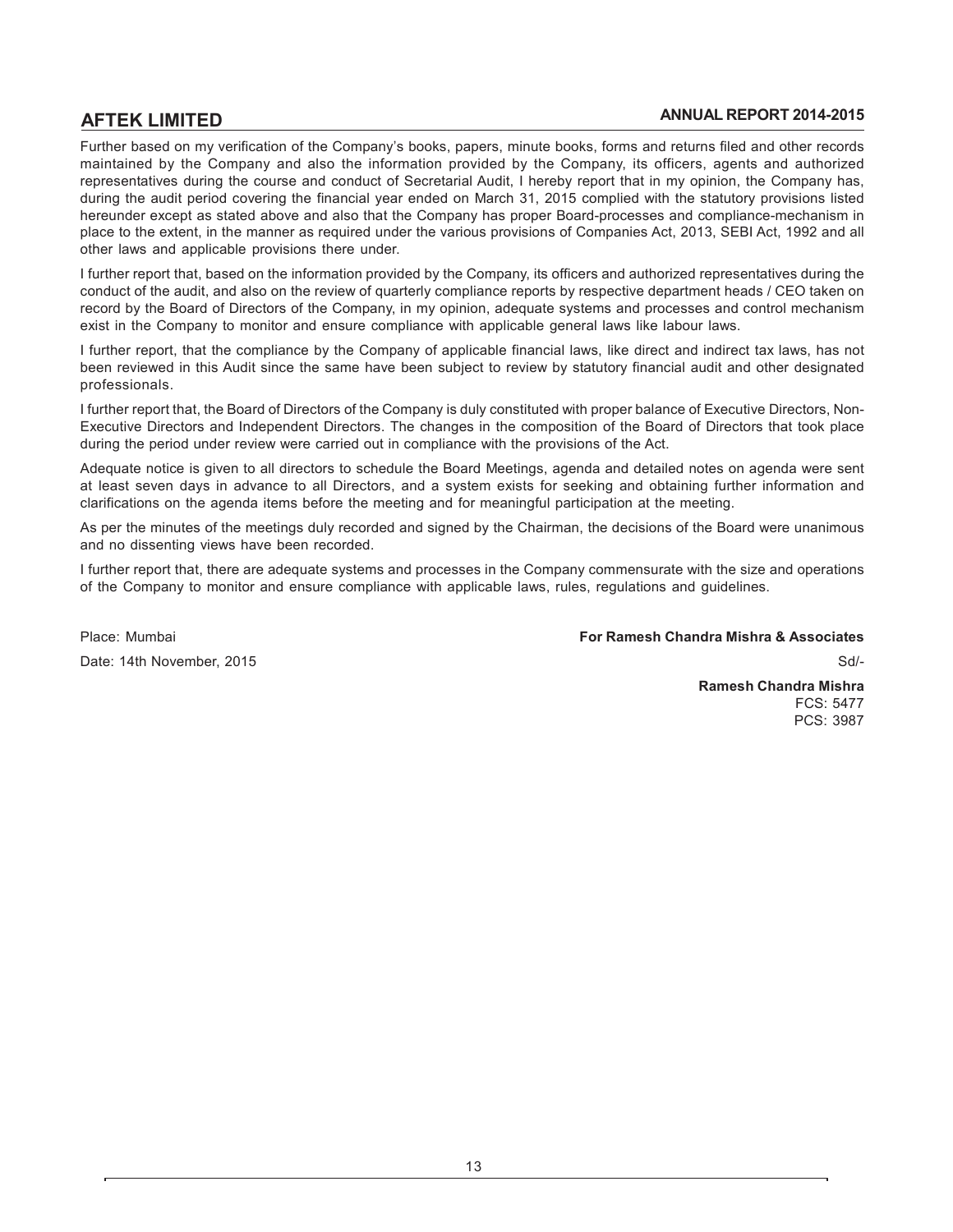Further based on my verification of the Company's books, papers, minute books, forms and returns filed and other records maintained by the Company and also the information provided by the Company, its officers, agents and authorized representatives during the course and conduct of Secretarial Audit, I hereby report that in my opinion, the Company has, during the audit period covering the financial year ended on March 31, 2015 complied with the statutory provisions listed hereunder except as stated above and also that the Company has proper Board-processes and compliance-mechanism in place to the extent, in the manner as required under the various provisions of Companies Act, 2013, SEBI Act, 1992 and all other laws and applicable provisions there under.

I further report that, based on the information provided by the Company, its officers and authorized representatives during the conduct of the audit, and also on the review of quarterly compliance reports by respective department heads / CEO taken on record by the Board of Directors of the Company, in my opinion, adequate systems and processes and control mechanism exist in the Company to monitor and ensure compliance with applicable general laws like labour laws.

I further report, that the compliance by the Company of applicable financial laws, like direct and indirect tax laws, has not been reviewed in this Audit since the same have been subject to review by statutory financial audit and other designated professionals.

I further report that, the Board of Directors of the Company is duly constituted with proper balance of Executive Directors, Non-Executive Directors and Independent Directors. The changes in the composition of the Board of Directors that took place during the period under review were carried out in compliance with the provisions of the Act.

Adequate notice is given to all directors to schedule the Board Meetings, agenda and detailed notes on agenda were sent at least seven days in advance to all Directors, and a system exists for seeking and obtaining further information and clarifications on the agenda items before the meeting and for meaningful participation at the meeting.

As per the minutes of the meetings duly recorded and signed by the Chairman, the decisions of the Board were unanimous and no dissenting views have been recorded.

I further report that, there are adequate systems and processes in the Company commensurate with the size and operations of the Company to monitor and ensure compliance with applicable laws, rules, regulations and guidelines.

Place: Mumbai

Date: 14th November, 2015

**For Ramesh Chandra Mishra & Associates**

Sd/-

**Ramesh Chandra Mishra**

FCS: 5477

PCS: 3987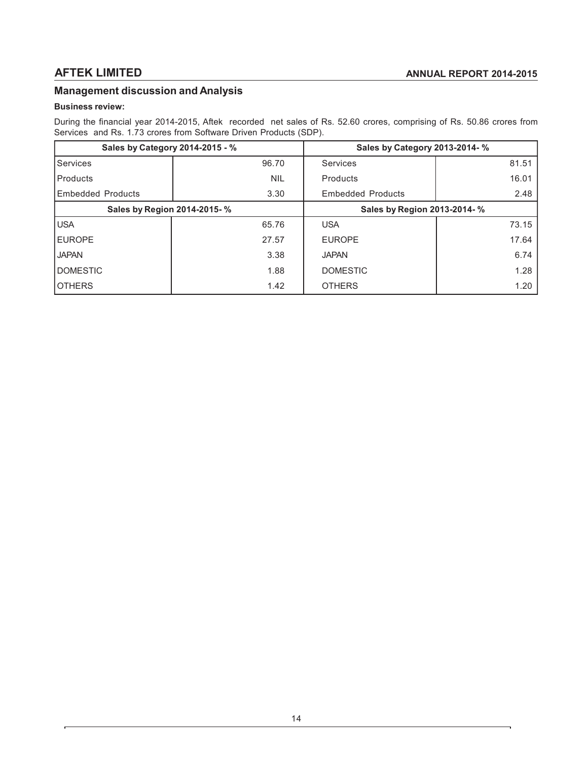## Management discussion and Analysis

**Business review:**

During the financial year 2014-2015, Aftek recorded net sales of Rs. 52.60 crores, comprising of Rs. 50.86 crores from Services and Rs. 1.73 crores from Software Driven Products (SDP).

| Sales by Category 2014-2015 - % | | Sales by Category 2013-2014- % | |
|---|---|---|---|
| Services | 96.70 | Services | 81.51 |
| Products | NIL | Products | 16.01 |
| Embedded Products | 3.30 | Embedded Products | 2.48 |
| **Sales by Region 2014-2015- %** | | **Sales by Region 2013-2014- %** | |
| USA | 65.76 | USA | 73.15 |
| EUROPE | 27.57 | EUROPE | 17.64 |
| JAPAN | 3.38 | JAPAN | 6.74 |
| DOMESTIC | 1.88 | DOMESTIC | 1.28 |
| OTHERS | 1.42 | OTHERS | 1.20 |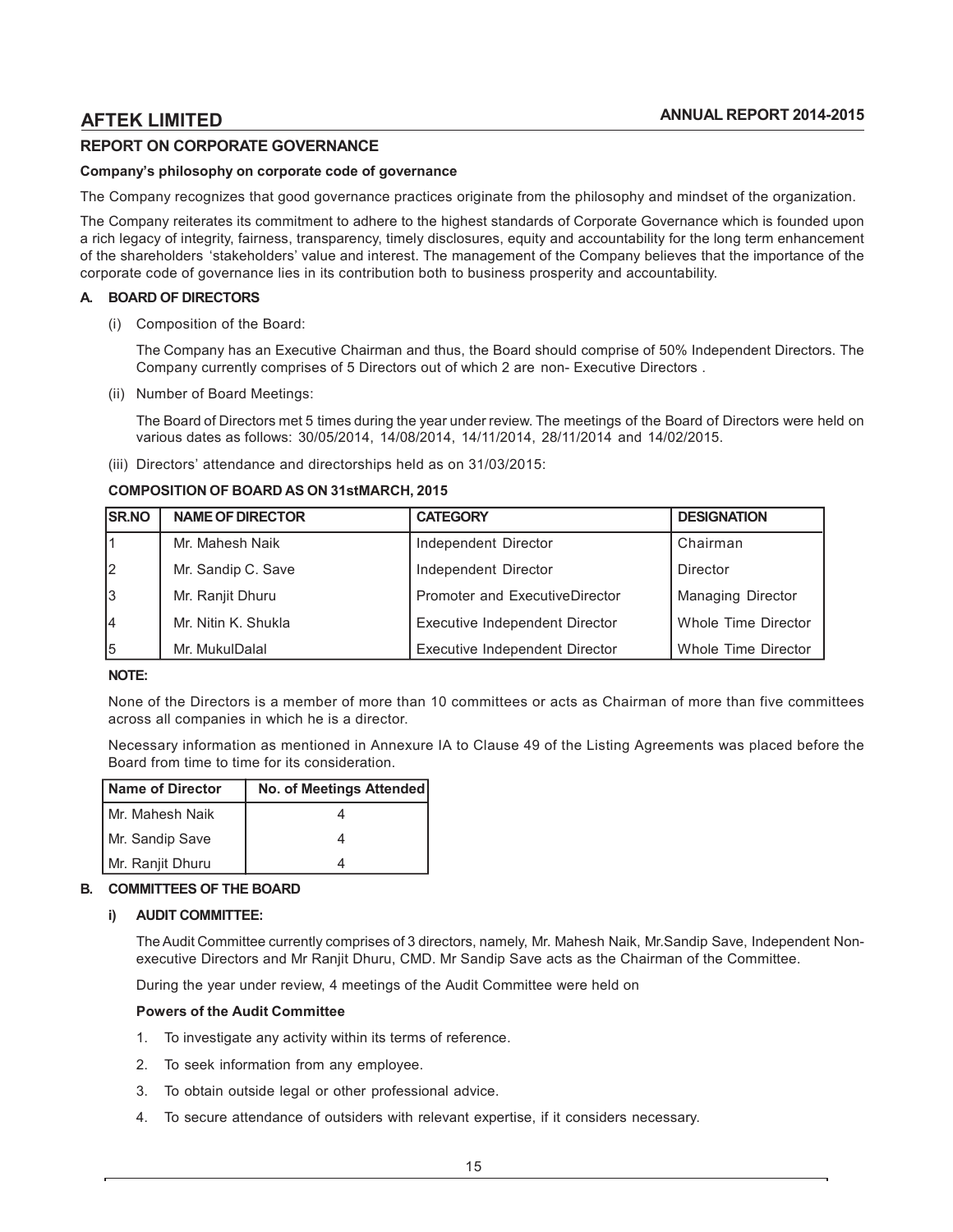## REPORT ON CORPORATE GOVERNANCE

**Company's philosophy on corporate code of governance**

The Company recognizes that good governance practices originate from the philosophy and mindset of the organization.

The Company reiterates its commitment to adhere to the highest standards of Corporate Governance which is founded upon a rich legacy of integrity, fairness, transparency, timely disclosures, equity and accountability for the long term enhancement of the shareholders 'stakeholders' value and interest. The management of the Company believes that the importance of the corporate code of governance lies in its contribution both to business prosperity and accountability.

### A. BOARD OF DIRECTORS

(i) Composition of the Board:

The Company has an Executive Chairman and thus, the Board should comprise of 50% Independent Directors. The Company currently comprises of 5 Directors out of which 2 are non- Executive Directors .

(ii) Number of Board Meetings:

The Board of Directors met 5 times during the year under review. The meetings of the Board of Directors were held on various dates as follows: 30/05/2014, 14/08/2014, 14/11/2014, 28/11/2014 and 14/02/2015.

(iii) Directors' attendance and directorships held as on 31/03/2015:

**COMPOSITION OF BOARD AS ON 31stMARCH, 2015**

| SR.NO | NAME OF DIRECTOR | CATEGORY | DESIGNATION |
|---|---|---|---|
| 1 | Mr. Mahesh Naik | Independent Director | Chairman |
| 2 | Mr. Sandip C. Save | Independent Director | Director |
| 3 | Mr. Ranjit Dhuru | Promoter and ExecutiveDirector | Managing Director |
| 4 | Mr. Nitin K. Shukla | Executive Independent Director | Whole Time Director |
| 5 | Mr. MukulDalal | Executive Independent Director | Whole Time Director |

**NOTE:**

None of the Directors is a member of more than 10 committees or acts as Chairman of more than five committees across all companies in which he is a director.

Necessary information as mentioned in Annexure IA to Clause 49 of the Listing Agreements was placed before the Board from time to time for its consideration.

| Name of Director | No. of Meetings Attended |
|---|---|
| Mr. Mahesh Naik | 4 |
| Mr. Sandip Save | 4 |
| Mr. Ranjit Dhuru | 4 |

### B. COMMITTEES OF THE BOARD

#### i) AUDIT COMMITTEE:

The Audit Committee currently comprises of 3 directors, namely, Mr. Mahesh Naik, Mr.Sandip Save, Independent Non-executive Directors and Mr Ranjit Dhuru, CMD. Mr Sandip Save acts as the Chairman of the Committee.

During the year under review, 4 meetings of the Audit Committee were held on

**Powers of the Audit Committee**

1. To investigate any activity within its terms of reference.
2. To seek information from any employee.
3. To obtain outside legal or other professional advice.
4. To secure attendance of outsiders with relevant expertise, if it considers necessary.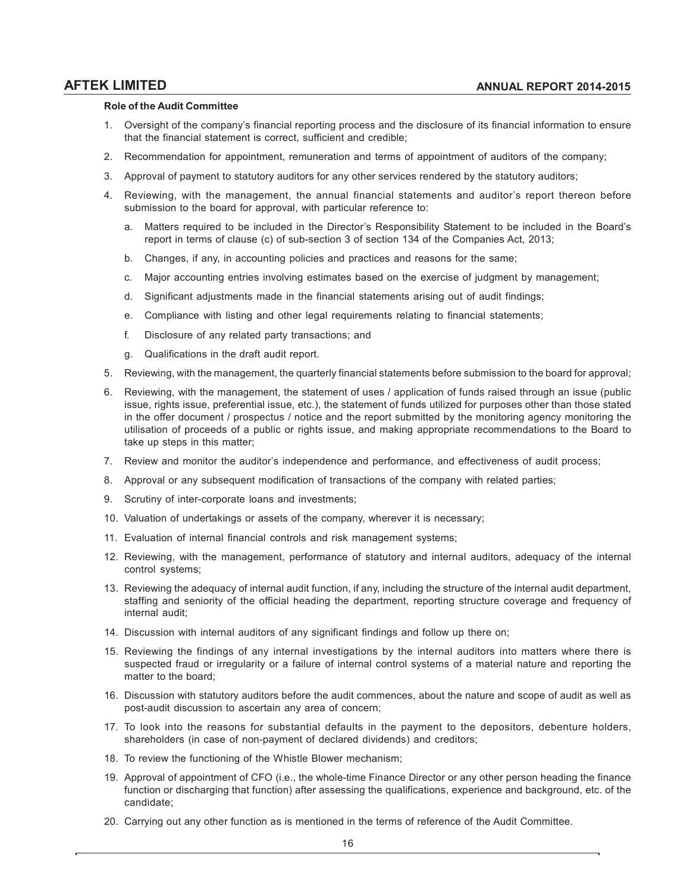**Role of the Audit Committee**

1. Oversight of the company's financial reporting process and the disclosure of its financial information to ensure that the financial statement is correct, sufficient and credible;
2. Recommendation for appointment, remuneration and terms of appointment of auditors of the company;
3. Approval of payment to statutory auditors for any other services rendered by the statutory auditors;
4. Reviewing, with the management, the annual financial statements and auditor's report thereon before submission to the board for approval, with particular reference to:
   a. Matters required to be included in the Director's Responsibility Statement to be included in the Board's report in terms of clause (c) of sub-section 3 of section 134 of the Companies Act, 2013;
   b. Changes, if any, in accounting policies and practices and reasons for the same;
   c. Major accounting entries involving estimates based on the exercise of judgment by management;
   d. Significant adjustments made in the financial statements arising out of audit findings;
   e. Compliance with listing and other legal requirements relating to financial statements;
   f. Disclosure of any related party transactions; and
   g. Qualifications in the draft audit report.
5. Reviewing, with the management, the quarterly financial statements before submission to the board for approval;
6. Reviewing, with the management, the statement of uses / application of funds raised through an issue (public issue, rights issue, preferential issue, etc.), the statement of funds utilized for purposes other than those stated in the offer document / prospectus / notice and the report submitted by the monitoring agency monitoring the utilisation of proceeds of a public or rights issue, and making appropriate recommendations to the Board to take up steps in this matter;
7. Review and monitor the auditor's independence and performance, and effectiveness of audit process;
8. Approval or any subsequent modification of transactions of the company with related parties;
9. Scrutiny of inter-corporate loans and investments;
10. Valuation of undertakings or assets of the company, wherever it is necessary;
11. Evaluation of internal financial controls and risk management systems;
12. Reviewing, with the management, performance of statutory and internal auditors, adequacy of the internal control systems;
13. Reviewing the adequacy of internal audit function, if any, including the structure of the internal audit department, staffing and seniority of the official heading the department, reporting structure coverage and frequency of internal audit;
14. Discussion with internal auditors of any significant findings and follow up there on;
15. Reviewing the findings of any internal investigations by the internal auditors into matters where there is suspected fraud or irregularity or a failure of internal control systems of a material nature and reporting the matter to the board;
16. Discussion with statutory auditors before the audit commences, about the nature and scope of audit as well as post-audit discussion to ascertain any area of concern;
17. To look into the reasons for substantial defaults in the payment to the depositors, debenture holders, shareholders (in case of non-payment of declared dividends) and creditors;
18. To review the functioning of the Whistle Blower mechanism;
19. Approval of appointment of CFO (i.e., the whole-time Finance Director or any other person heading the finance function or discharging that function) after assessing the qualifications, experience and background, etc. of the candidate;
20. Carrying out any other function as is mentioned in the terms of reference of the Audit Committee.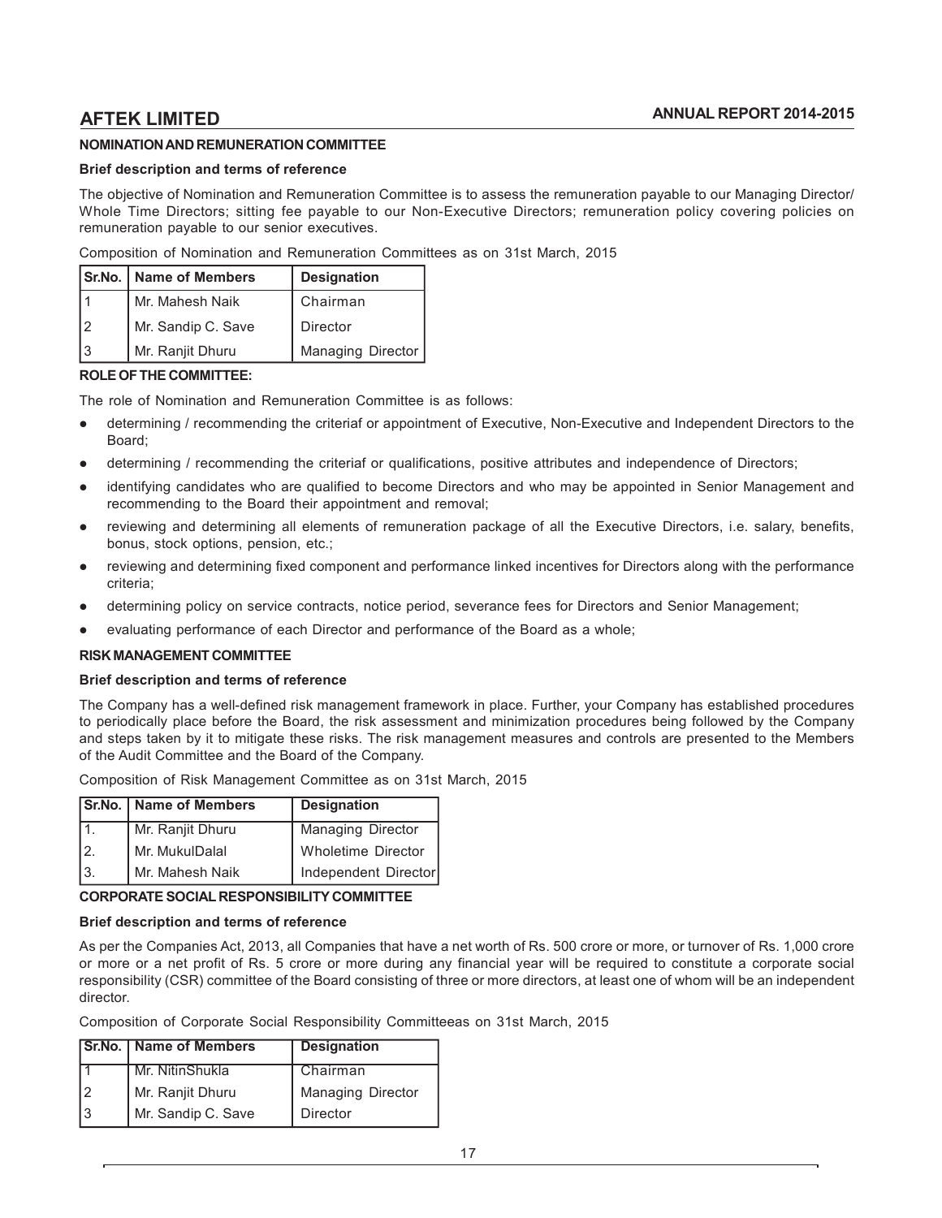## NOMINATION AND REMUNERATION COMMITTEE

### Brief description and terms of reference

The objective of Nomination and Remuneration Committee is to assess the remuneration payable to our Managing Director/ Whole Time Directors; sitting fee payable to our Non-Executive Directors; remuneration policy covering policies on remuneration payable to our senior executives.

Composition of Nomination and Remuneration Committees as on 31st March, 2015

| Sr.No. | Name of Members | Designation |
|---|---|---|
| 1 | Mr. Mahesh Naik | Chairman |
| 2 | Mr. Sandip C. Save | Director |
| 3 | Mr. Ranjit Dhuru | Managing Director |

### ROLE OF THE COMMITTEE:

The role of Nomination and Remuneration Committee is as follows:

- determining / recommending the criteriaf or appointment of Executive, Non-Executive and Independent Directors to the Board;
- determining / recommending the criteriaf or qualifications, positive attributes and independence of Directors;
- identifying candidates who are qualified to become Directors and who may be appointed in Senior Management and recommending to the Board their appointment and removal;
- reviewing and determining all elements of remuneration package of all the Executive Directors, i.e. salary, benefits, bonus, stock options, pension, etc.;
- reviewing and determining fixed component and performance linked incentives for Directors along with the performance criteria;
- determining policy on service contracts, notice period, severance fees for Directors and Senior Management;
- evaluating performance of each Director and performance of the Board as a whole;

## RISK MANAGEMENT COMMITTEE

### Brief description and terms of reference

The Company has a well-defined risk management framework in place. Further, your Company has established procedures to periodically place before the Board, the risk assessment and minimization procedures being followed by the Company and steps taken by it to mitigate these risks. The risk management measures and controls are presented to the Members of the Audit Committee and the Board of the Company.

Composition of Risk Management Committee as on 31st March, 2015

| Sr.No. | Name of Members | Designation |
|---|---|---|
| 1. | Mr. Ranjit Dhuru | Managing Director |
| 2. | Mr. MukulDalal | Wholetime Director |
| 3. | Mr. Mahesh Naik | Independent Director |

## CORPORATE SOCIAL RESPONSIBILITY COMMITTEE

### Brief description and terms of reference

As per the Companies Act, 2013, all Companies that have a net worth of Rs. 500 crore or more, or turnover of Rs. 1,000 crore or more or a net profit of Rs. 5 crore or more during any financial year will be required to constitute a corporate social responsibility (CSR) committee of the Board consisting of three or more directors, at least one of whom will be an independent director.

Composition of Corporate Social Responsibility Committeeas on 31st March, 2015

| Sr.No. | Name of Members | Designation |
|---|---|---|
| 1 | Mr. NitinShukla | Chairman |
| 2 | Mr. Ranjit Dhuru | Managing Director |
| 3 | Mr. Sandip C. Save | Director |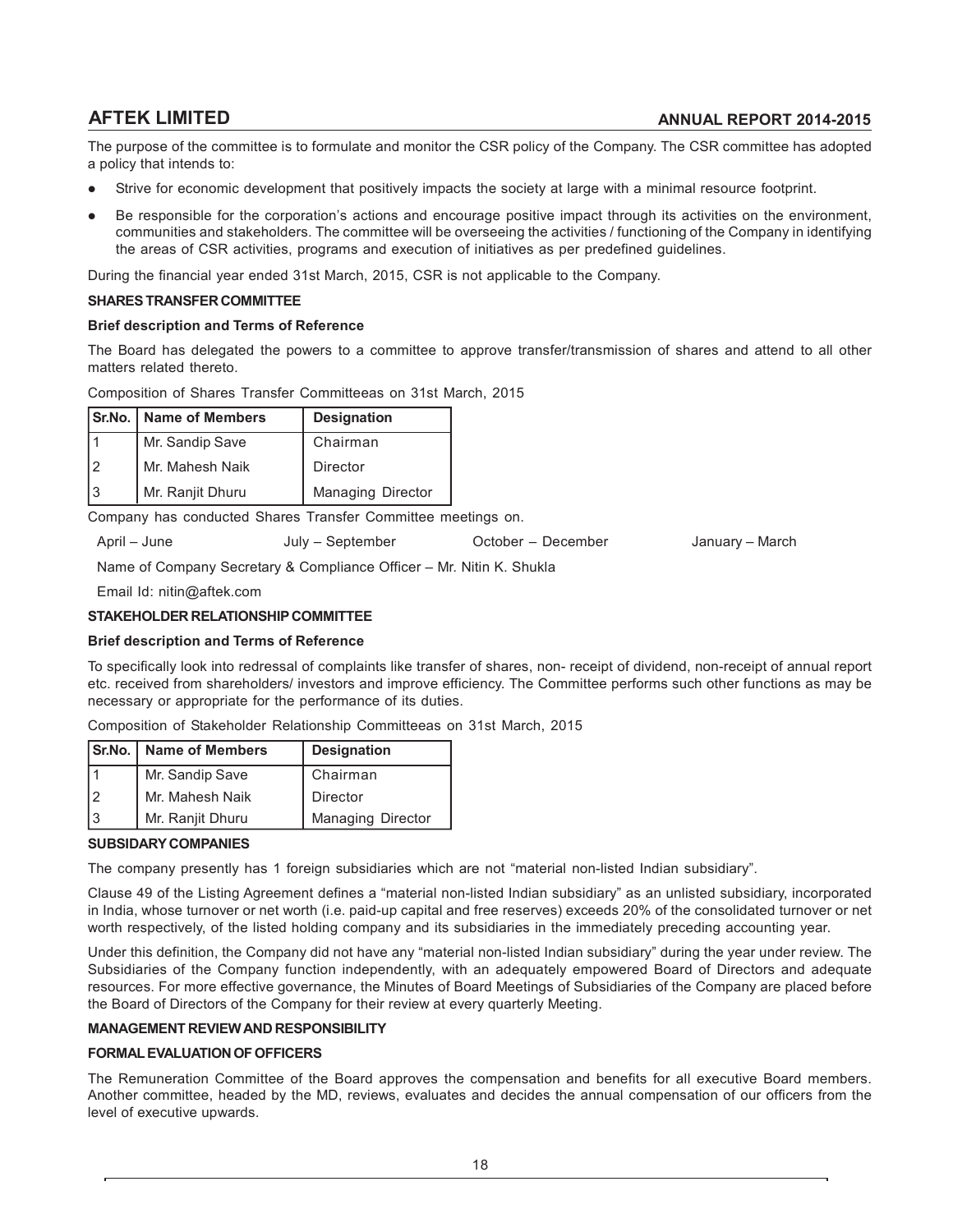The purpose of the committee is to formulate and monitor the CSR policy of the Company. The CSR committee has adopted a policy that intends to:

- Strive for economic development that positively impacts the society at large with a minimal resource footprint.
- Be responsible for the corporation's actions and encourage positive impact through its activities on the environment, communities and stakeholders. The committee will be overseeing the activities / functioning of the Company in identifying the areas of CSR activities, programs and execution of initiatives as per predefined guidelines.

During the financial year ended 31st March, 2015, CSR is not applicable to the Company.

**SHARES TRANSFER COMMITTEE**

**Brief description and Terms of Reference**

The Board has delegated the powers to a committee to approve transfer/transmission of shares and attend to all other matters related thereto.

Composition of Shares Transfer Committeeas on 31st March, 2015

| Sr.No. | Name of Members | Designation |
|---|---|---|
| 1 | Mr. Sandip Save | Chairman |
| 2 | Mr. Mahesh Naik | Director |
| 3 | Mr. Ranjit Dhuru | Managing Director |

Company has conducted Shares Transfer Committee meetings on.

April – June July – September October – December January – March

Name of Company Secretary & Compliance Officer – Mr. Nitin K. Shukla

Email Id: nitin@aftek.com

**STAKEHOLDER RELATIONSHIP COMMITTEE**

**Brief description and Terms of Reference**

To specifically look into redressal of complaints like transfer of shares, non- receipt of dividend, non-receipt of annual report etc. received from shareholders/ investors and improve efficiency. The Committee performs such other functions as may be necessary or appropriate for the performance of its duties.

Composition of Stakeholder Relationship Committeeas on 31st March, 2015

| Sr.No. | Name of Members | Designation |
|---|---|---|
| 1 | Mr. Sandip Save | Chairman |
| 2 | Mr. Mahesh Naik | Director |
| 3 | Mr. Ranjit Dhuru | Managing Director |

**SUBSIDARY COMPANIES**

The company presently has 1 foreign subsidiaries which are not "material non-listed Indian subsidiary".

Clause 49 of the Listing Agreement defines a "material non-listed Indian subsidiary" as an unlisted subsidiary, incorporated in India, whose turnover or net worth (i.e. paid-up capital and free reserves) exceeds 20% of the consolidated turnover or net worth respectively, of the listed holding company and its subsidiaries in the immediately preceding accounting year.

Under this definition, the Company did not have any "material non-listed Indian subsidiary" during the year under review. The Subsidiaries of the Company function independently, with an adequately empowered Board of Directors and adequate resources. For more effective governance, the Minutes of Board Meetings of Subsidiaries of the Company are placed before the Board of Directors of the Company for their review at every quarterly Meeting.

**MANAGEMENT REVIEW AND RESPONSIBILITY**

**FORMAL EVALUATION OF OFFICERS**

The Remuneration Committee of the Board approves the compensation and benefits for all executive Board members. Another committee, headed by the MD, reviews, evaluates and decides the annual compensation of our officers from the level of executive upwards.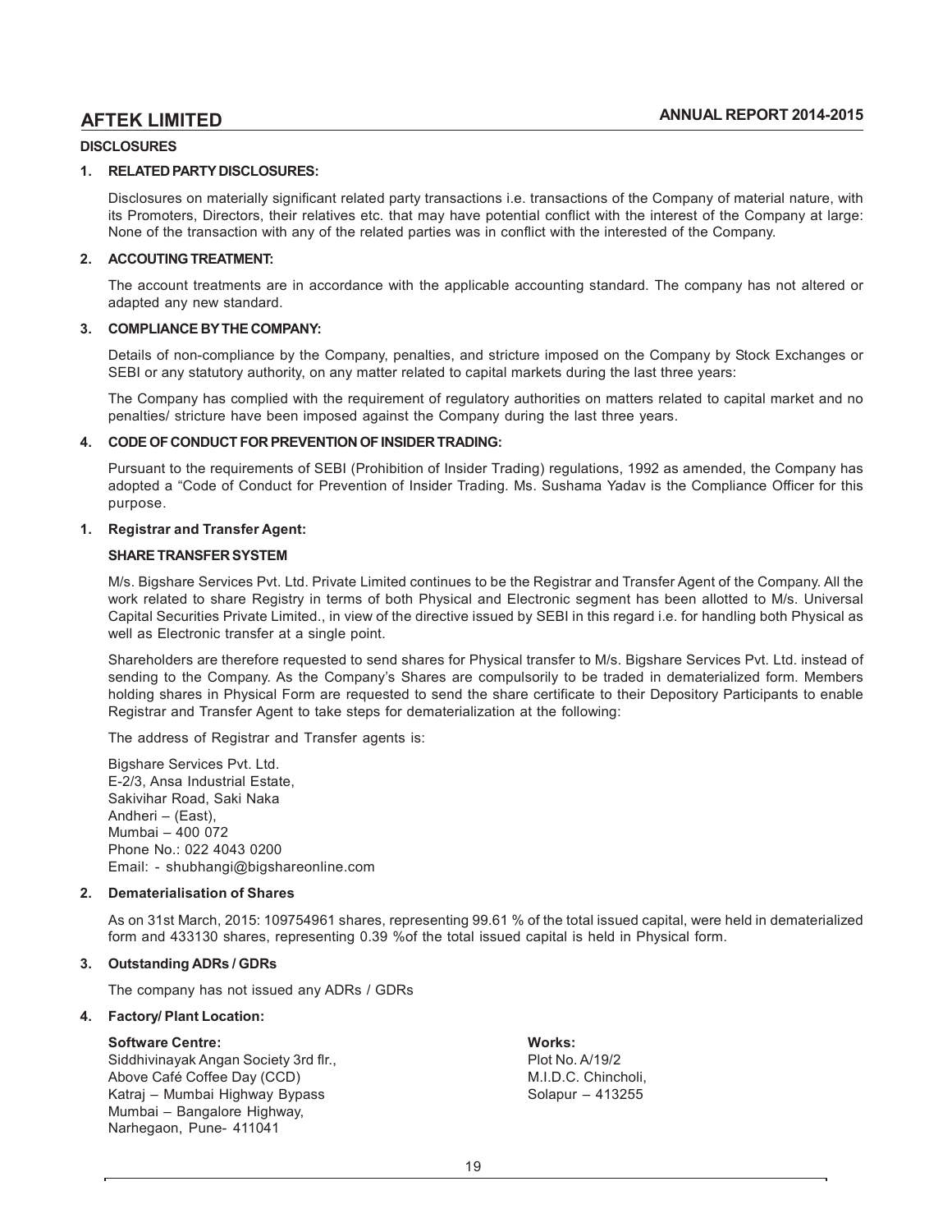## DISCLOSURES

### 1. RELATED PARTY DISCLOSURES:

Disclosures on materially significant related party transactions i.e. transactions of the Company of material nature, with its Promoters, Directors, their relatives etc. that may have potential conflict with the interest of the Company at large: None of the transaction with any of the related parties was in conflict with the interested of the Company.

### 2. ACCOUTING TREATMENT:

The account treatments are in accordance with the applicable accounting standard. The company has not altered or adapted any new standard.

### 3. COMPLIANCE BY THE COMPANY:

Details of non-compliance by the Company, penalties, and stricture imposed on the Company by Stock Exchanges or SEBI or any statutory authority, on any matter related to capital markets during the last three years:

The Company has complied with the requirement of regulatory authorities on matters related to capital market and no penalties/ stricture have been imposed against the Company during the last three years.

### 4. CODE OF CONDUCT FOR PREVENTION OF INSIDER TRADING:

Pursuant to the requirements of SEBI (Prohibition of Insider Trading) regulations, 1992 as amended, the Company has adopted a "Code of Conduct for Prevention of Insider Trading. Ms. Sushama Yadav is the Compliance Officer for this purpose.

### 1. Registrar and Transfer Agent:

**SHARE TRANSFER SYSTEM**

M/s. Bigshare Services Pvt. Ltd. Private Limited continues to be the Registrar and Transfer Agent of the Company. All the work related to share Registry in terms of both Physical and Electronic segment has been allotted to M/s. Universal Capital Securities Private Limited., in view of the directive issued by SEBI in this regard i.e. for handling both Physical as well as Electronic transfer at a single point.

Shareholders are therefore requested to send shares for Physical transfer to M/s. Bigshare Services Pvt. Ltd. instead of sending to the Company. As the Company's Shares are compulsorily to be traded in dematerialized form. Members holding shares in Physical Form are requested to send the share certificate to their Depository Participants to enable Registrar and Transfer Agent to take steps for dematerialization at the following:

The address of Registrar and Transfer agents is:

Bigshare Services Pvt. Ltd.
E-2/3, Ansa Industrial Estate,
Sakivihar Road, Saki Naka
Andheri – (East),
Mumbai – 400 072
Phone No.: 022 4043 0200
Email: - shubhangi@bigshareonline.com

### 2. Dematerialisation of Shares

As on 31st March, 2015: 109754961 shares, representing 99.61 % of the total issued capital, were held in dematerialized form and 433130 shares, representing 0.39 %of the total issued capital is held in Physical form.

### 3. Outstanding ADRs / GDRs

The company has not issued any ADRs / GDRs

### 4. Factory/ Plant Location:

**Software Centre:**
Siddhivinayak Angan Society 3rd flr.,
Above Café Coffee Day (CCD)
Katraj – Mumbai Highway Bypass
Mumbai – Bangalore Highway,
Narhegaon, Pune- 411041

**Works:**
Plot No. A/19/2
M.I.D.C. Chincholi,
Solapur – 413255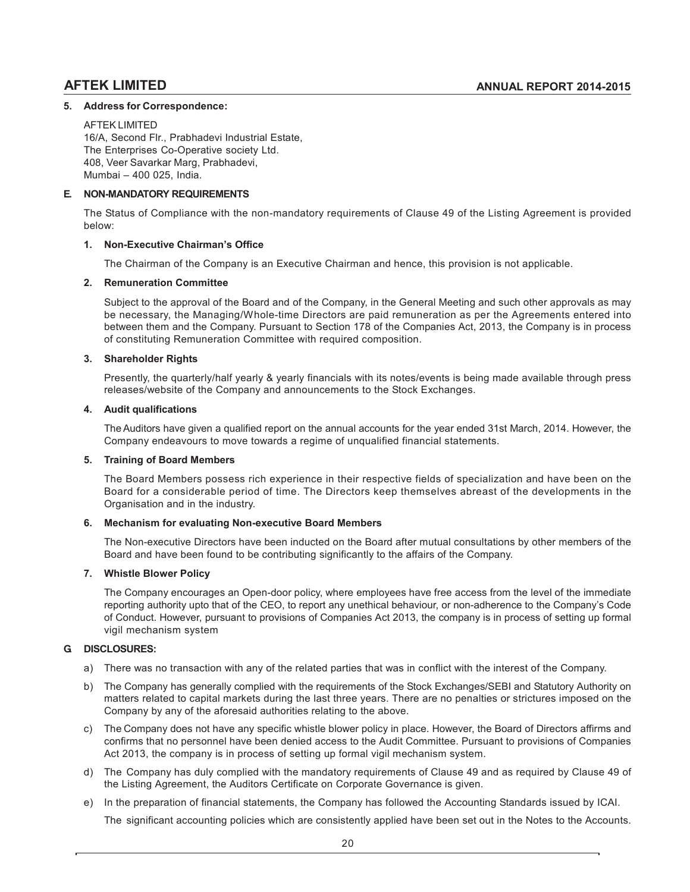**5. Address for Correspondence:**

AFTEK LIMITED
16/A, Second Flr., Prabhadevi Industrial Estate,
The Enterprises Co-Operative society Ltd.
408, Veer Savarkar Marg, Prabhadevi,
Mumbai – 400 025, India.

**E. NON-MANDATORY REQUIREMENTS**

The Status of Compliance with the non-mandatory requirements of Clause 49 of the Listing Agreement is provided below:

**1. Non-Executive Chairman's Office**

The Chairman of the Company is an Executive Chairman and hence, this provision is not applicable.

**2. Remuneration Committee**

Subject to the approval of the Board and of the Company, in the General Meeting and such other approvals as may be necessary, the Managing/Whole-time Directors are paid remuneration as per the Agreements entered into between them and the Company. Pursuant to Section 178 of the Companies Act, 2013, the Company is in process of constituting Remuneration Committee with required composition.

**3. Shareholder Rights**

Presently, the quarterly/half yearly & yearly financials with its notes/events is being made available through press releases/website of the Company and announcements to the Stock Exchanges.

**4. Audit qualifications**

The Auditors have given a qualified report on the annual accounts for the year ended 31st March, 2014. However, the Company endeavours to move towards a regime of unqualified financial statements.

**5. Training of Board Members**

The Board Members possess rich experience in their respective fields of specialization and have been on the Board for a considerable period of time. The Directors keep themselves abreast of the developments in the Organisation and in the industry.

**6. Mechanism for evaluating Non-executive Board Members**

The Non-executive Directors have been inducted on the Board after mutual consultations by other members of the Board and have been found to be contributing significantly to the affairs of the Company.

**7. Whistle Blower Policy**

The Company encourages an Open-door policy, where employees have free access from the level of the immediate reporting authority upto that of the CEO, to report any unethical behaviour, or non-adherence to the Company's Code of Conduct. However, pursuant to provisions of Companies Act 2013, the company is in process of setting up formal vigil mechanism system

**G DISCLOSURES:**

a) There was no transaction with any of the related parties that was in conflict with the interest of the Company.

b) The Company has generally complied with the requirements of the Stock Exchanges/SEBI and Statutory Authority on matters related to capital markets during the last three years. There are no penalties or strictures imposed on the Company by any of the aforesaid authorities relating to the above.

c) The Company does not have any specific whistle blower policy in place. However, the Board of Directors affirms and confirms that no personnel have been denied access to the Audit Committee. Pursuant to provisions of Companies Act 2013, the company is in process of setting up formal vigil mechanism system.

d) The Company has duly complied with the mandatory requirements of Clause 49 and as required by Clause 49 of the Listing Agreement, the Auditors Certificate on Corporate Governance is given.

e) In the preparation of financial statements, the Company has followed the Accounting Standards issued by ICAI.

The significant accounting policies which are consistently applied have been set out in the Notes to the Accounts.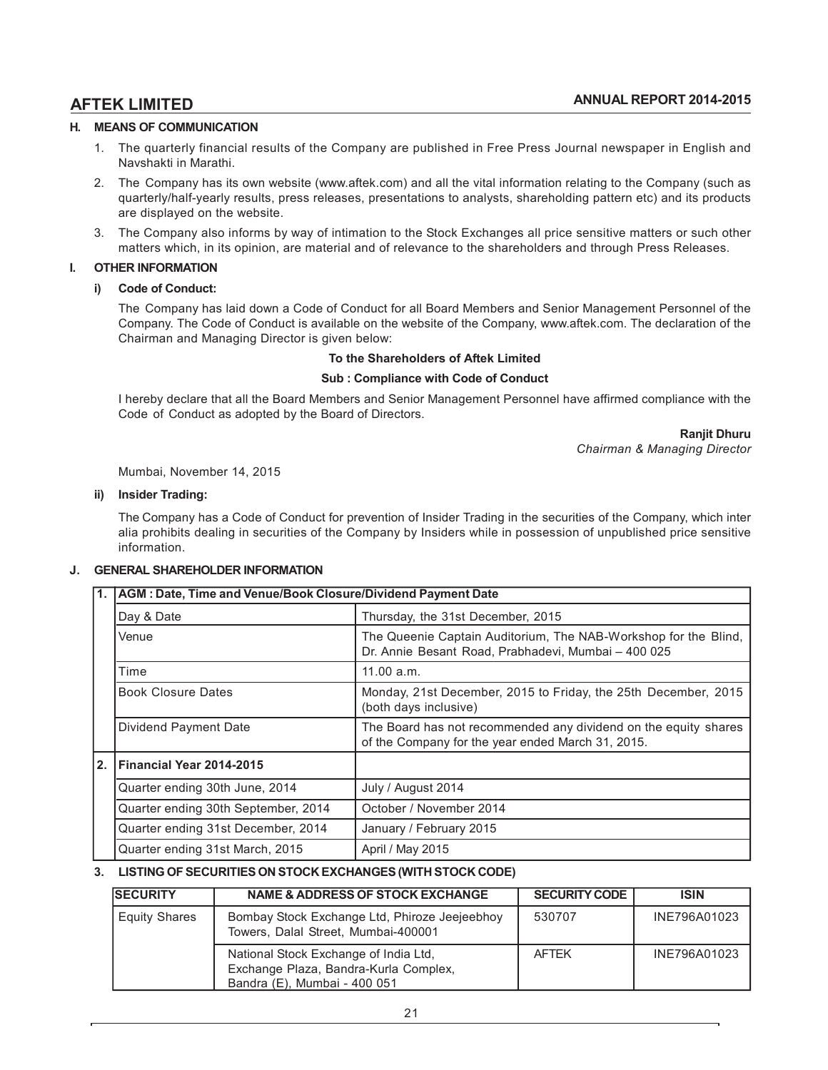### H. MEANS OF COMMUNICATION

1. The quarterly financial results of the Company are published in Free Press Journal newspaper in English and Navshakti in Marathi.
2. The Company has its own website (www.aftek.com) and all the vital information relating to the Company (such as quarterly/half-yearly results, press releases, presentations to analysts, shareholding pattern etc) and its products are displayed on the website.
3. The Company also informs by way of intimation to the Stock Exchanges all price sensitive matters or such other matters which, in its opinion, are material and of relevance to the shareholders and through Press Releases.

### I. OTHER INFORMATION

#### i) Code of Conduct:

The Company has laid down a Code of Conduct for all Board Members and Senior Management Personnel of the Company. The Code of Conduct is available on the website of the Company, www.aftek.com. The declaration of the Chairman and Managing Director is given below:

**To the Shareholders of Aftek Limited**

**Sub : Compliance with Code of Conduct**

I hereby declare that all the Board Members and Senior Management Personnel have affirmed compliance with the Code of Conduct as adopted by the Board of Directors.

**Ranjit Dhuru**
*Chairman & Managing Director*

Mumbai, November 14, 2015

#### ii) Insider Trading:

The Company has a Code of Conduct for prevention of Insider Trading in the securities of the Company, which inter alia prohibits dealing in securities of the Company by Insiders while in possession of unpublished price sensitive information.

### J. GENERAL SHAREHOLDER INFORMATION

| | | |
|---|---|---|
| **1.** | **AGM : Date, Time and Venue/Book Closure/Dividend Payment Date** | |
| | Day & Date | Thursday, the 31st December, 2015 |
| | Venue | The Queenie Captain Auditorium, The NAB-Workshop for the Blind, Dr. Annie Besant Road, Prabhadevi, Mumbai – 400 025 |
| | Time | 11.00 a.m. |
| | Book Closure Dates | Monday, 21st December, 2015 to Friday, the 25th December, 2015 (both days inclusive) |
| | Dividend Payment Date | The Board has not recommended any dividend on the equity shares of the Company for the year ended March 31, 2015. |
| **2.** | **Financial Year 2014-2015** | |
| | Quarter ending 30th June, 2014 | July / August 2014 |
| | Quarter ending 30th September, 2014 | October / November 2014 |
| | Quarter ending 31st December, 2014 | January / February 2015 |
| | Quarter ending 31st March, 2015 | April / May 2015 |

#### 3. LISTING OF SECURITIES ON STOCK EXCHANGES (WITH STOCK CODE)

| SECURITY | NAME & ADDRESS OF STOCK EXCHANGE | SECURITY CODE | ISIN |
|---|---|---|---|
| Equity Shares | Bombay Stock Exchange Ltd, Phiroze Jeejeebhoy Towers, Dalal Street, Mumbai-400001 | 530707 | INE796A01023 |
| | National Stock Exchange of India Ltd, Exchange Plaza, Bandra-Kurla Complex, Bandra (E), Mumbai - 400 051 | AFTEK | INE796A01023 |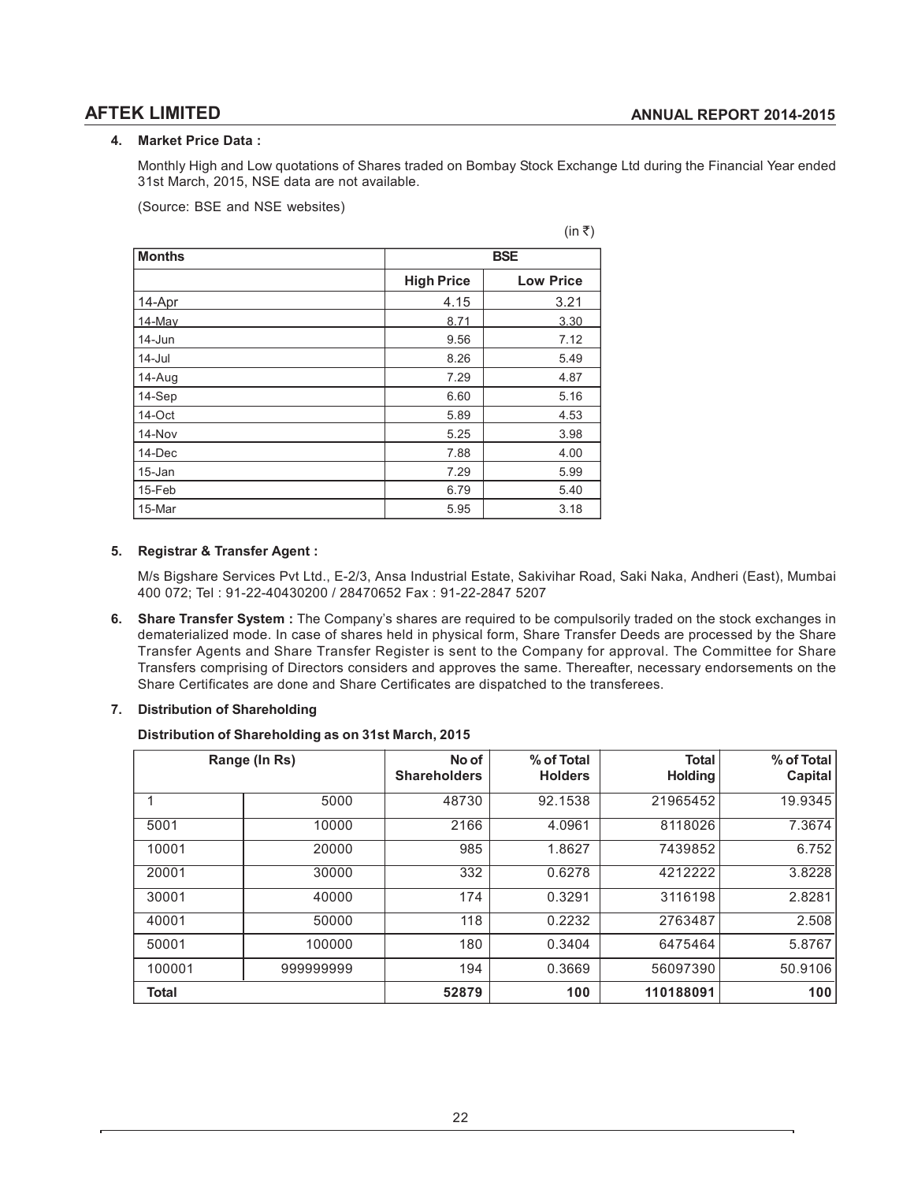**4. Market Price Data :**

Monthly High and Low quotations of Shares traded on Bombay Stock Exchange Ltd during the Financial Year ended 31st March, 2015, NSE data are not available.

(Source: BSE and NSE websites)

(in ₹)

| Months | BSE | |
|---|---|---|
| | High Price | Low Price |
| 14-Apr | 4.15 | 3.21 |
| 14-May | 8.71 | 3.30 |
| 14-Jun | 9.56 | 7.12 |
| 14-Jul | 8.26 | 5.49 |
| 14-Aug | 7.29 | 4.87 |
| 14-Sep | 6.60 | 5.16 |
| 14-Oct | 5.89 | 4.53 |
| 14-Nov | 5.25 | 3.98 |
| 14-Dec | 7.88 | 4.00 |
| 15-Jan | 7.29 | 5.99 |
| 15-Feb | 6.79 | 5.40 |
| 15-Mar | 5.95 | 3.18 |

**5. Registrar & Transfer Agent :**

M/s Bigshare Services Pvt Ltd., E-2/3, Ansa Industrial Estate, Sakivihar Road, Saki Naka, Andheri (East), Mumbai 400 072; Tel : 91-22-40430200 / 28470652 Fax : 91-22-2847 5207

**6. Share Transfer System :** The Company's shares are required to be compulsorily traded on the stock exchanges in dematerialized mode. In case of shares held in physical form, Share Transfer Deeds are processed by the Share Transfer Agents and Share Transfer Register is sent to the Company for approval. The Committee for Share Transfers comprising of Directors considers and approves the same. Thereafter, necessary endorsements on the Share Certificates are done and Share Certificates are dispatched to the transferees.

**7. Distribution of Shareholding**

**Distribution of Shareholding as on 31st March, 2015**

| Range (In Rs) | | No of Shareholders | % of Total Holders | Total Holding | % of Total Capital |
|---|---|---|---|---|---|
| 1 | 5000 | 48730 | 92.1538 | 21965452 | 19.9345 |
| 5001 | 10000 | 2166 | 4.0961 | 8118026 | 7.3674 |
| 10001 | 20000 | 985 | 1.8627 | 7439852 | 6.752 |
| 20001 | 30000 | 332 | 0.6278 | 4212222 | 3.8228 |
| 30001 | 40000 | 174 | 0.3291 | 3116198 | 2.8281 |
| 40001 | 50000 | 118 | 0.2232 | 2763487 | 2.508 |
| 50001 | 100000 | 180 | 0.3404 | 6475464 | 5.8767 |
| 100001 | 999999999 | 194 | 0.3669 | 56097390 | 50.9106 |
| **Total** | | **52879** | **100** | **110188091** | **100** |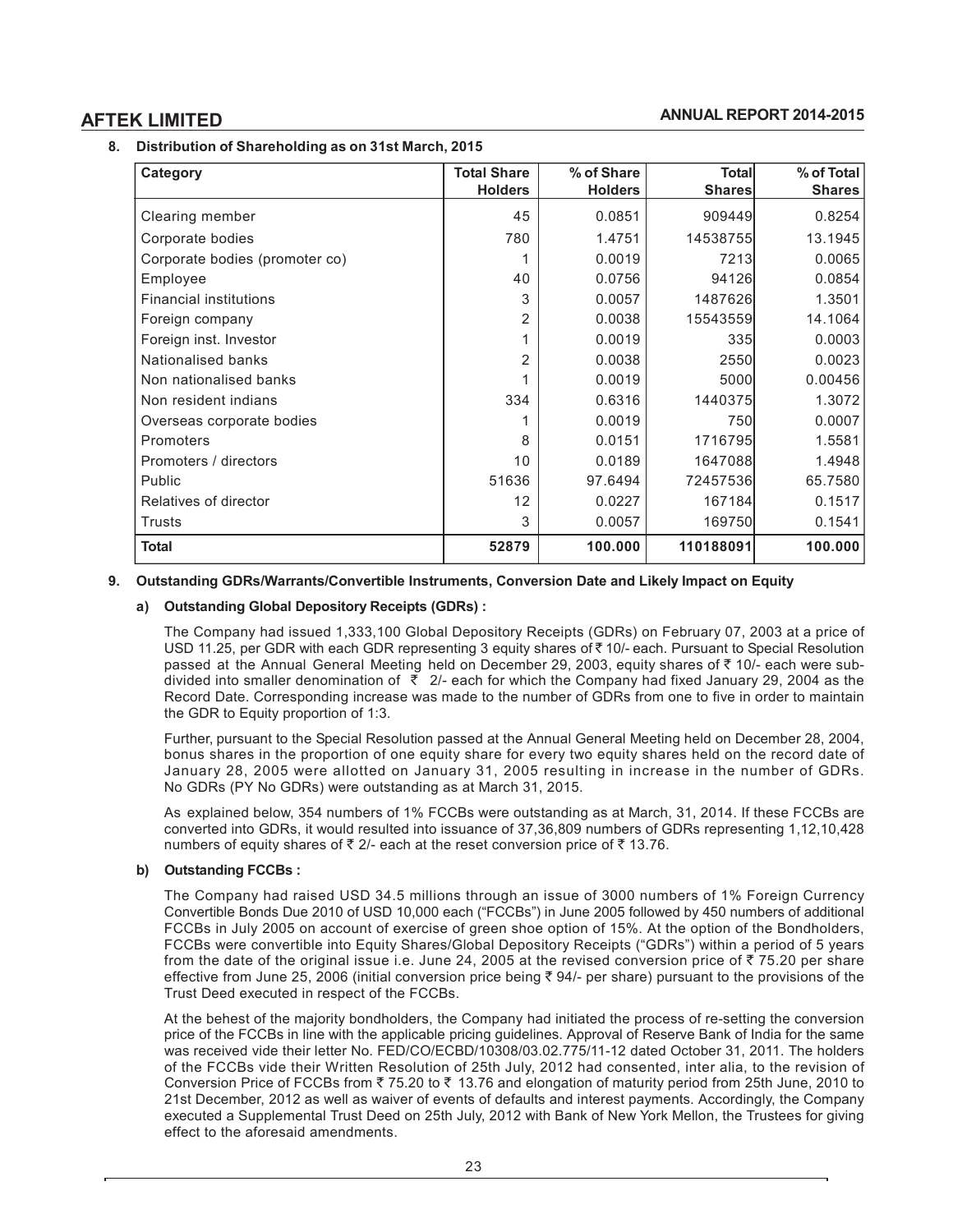## 8. Distribution of Shareholding as on 31st March, 2015

| Category | Total Share Holders | % of Share Holders | Total Shares | % of Total Shares |
|---|---|---|---|---|
| Clearing member | 45 | 0.0851 | 909449 | 0.8254 |
| Corporate bodies | 780 | 1.4751 | 14538755 | 13.1945 |
| Corporate bodies (promoter co) | 1 | 0.0019 | 7213 | 0.0065 |
| Employee | 40 | 0.0756 | 94126 | 0.0854 |
| Financial institutions | 3 | 0.0057 | 1487626 | 1.3501 |
| Foreign company | 2 | 0.0038 | 15543559 | 14.1064 |
| Foreign inst. Investor | 1 | 0.0019 | 335 | 0.0003 |
| Nationalised banks | 2 | 0.0038 | 2550 | 0.0023 |
| Non nationalised banks | 1 | 0.0019 | 5000 | 0.00456 |
| Non resident indians | 334 | 0.6316 | 1440375 | 1.3072 |
| Overseas corporate bodies | 1 | 0.0019 | 750 | 0.0007 |
| Promoters | 8 | 0.0151 | 1716795 | 1.5581 |
| Promoters / directors | 10 | 0.0189 | 1647088 | 1.4948 |
| Public | 51636 | 97.6494 | 72457536 | 65.7580 |
| Relatives of director | 12 | 0.0227 | 167184 | 0.1517 |
| Trusts | 3 | 0.0057 | 169750 | 0.1541 |
| **Total** | **52879** | **100.000** | **110188091** | **100.000** |

## 9. Outstanding GDRs/Warrants/Convertible Instruments, Conversion Date and Likely Impact on Equity

### a) Outstanding Global Depository Receipts (GDRs) :

The Company had issued 1,333,100 Global Depository Receipts (GDRs) on February 07, 2003 at a price of USD 11.25, per GDR with each GDR representing 3 equity shares of ₹ 10/- each. Pursuant to Special Resolution passed at the Annual General Meeting held on December 29, 2003, equity shares of ₹ 10/- each were sub-divided into smaller denomination of ₹ 2/- each for which the Company had fixed January 29, 2004 as the Record Date. Corresponding increase was made to the number of GDRs from one to five in order to maintain the GDR to Equity proportion of 1:3.

Further, pursuant to the Special Resolution passed at the Annual General Meeting held on December 28, 2004, bonus shares in the proportion of one equity share for every two equity shares held on the record date of January 28, 2005 were allotted on January 31, 2005 resulting in increase in the number of GDRs. No GDRs (PY No GDRs) were outstanding as at March 31, 2015.

As explained below, 354 numbers of 1% FCCBs were outstanding as at March, 31, 2014. If these FCCBs are converted into GDRs, it would resulted into issuance of 37,36,809 numbers of GDRs representing 1,12,10,428 numbers of equity shares of ₹ 2/- each at the reset conversion price of ₹ 13.76.

### b) Outstanding FCCBs :

The Company had raised USD 34.5 millions through an issue of 3000 numbers of 1% Foreign Currency Convertible Bonds Due 2010 of USD 10,000 each ("FCCBs") in June 2005 followed by 450 numbers of additional FCCBs in July 2005 on account of exercise of green shoe option of 15%. At the option of the Bondholders, FCCBs were convertible into Equity Shares/Global Depository Receipts ("GDRs") within a period of 5 years from the date of the original issue i.e. June 24, 2005 at the revised conversion price of ₹ 75.20 per share effective from June 25, 2006 (initial conversion price being ₹ 94/- per share) pursuant to the provisions of the Trust Deed executed in respect of the FCCBs.

At the behest of the majority bondholders, the Company had initiated the process of re-setting the conversion price of the FCCBs in line with the applicable pricing guidelines. Approval of Reserve Bank of India for the same was received vide their letter No. FED/CO/ECBD/10308/03.02.775/11-12 dated October 31, 2011. The holders of the FCCBs vide their Written Resolution of 25th July, 2012 had consented, inter alia, to the revision of Conversion Price of FCCBs from ₹ 75.20 to ₹ 13.76 and elongation of maturity period from 25th June, 2010 to 21st December, 2012 as well as waiver of events of defaults and interest payments. Accordingly, the Company executed a Supplemental Trust Deed on 25th July, 2012 with Bank of New York Mellon, the Trustees for giving effect to the aforesaid amendments.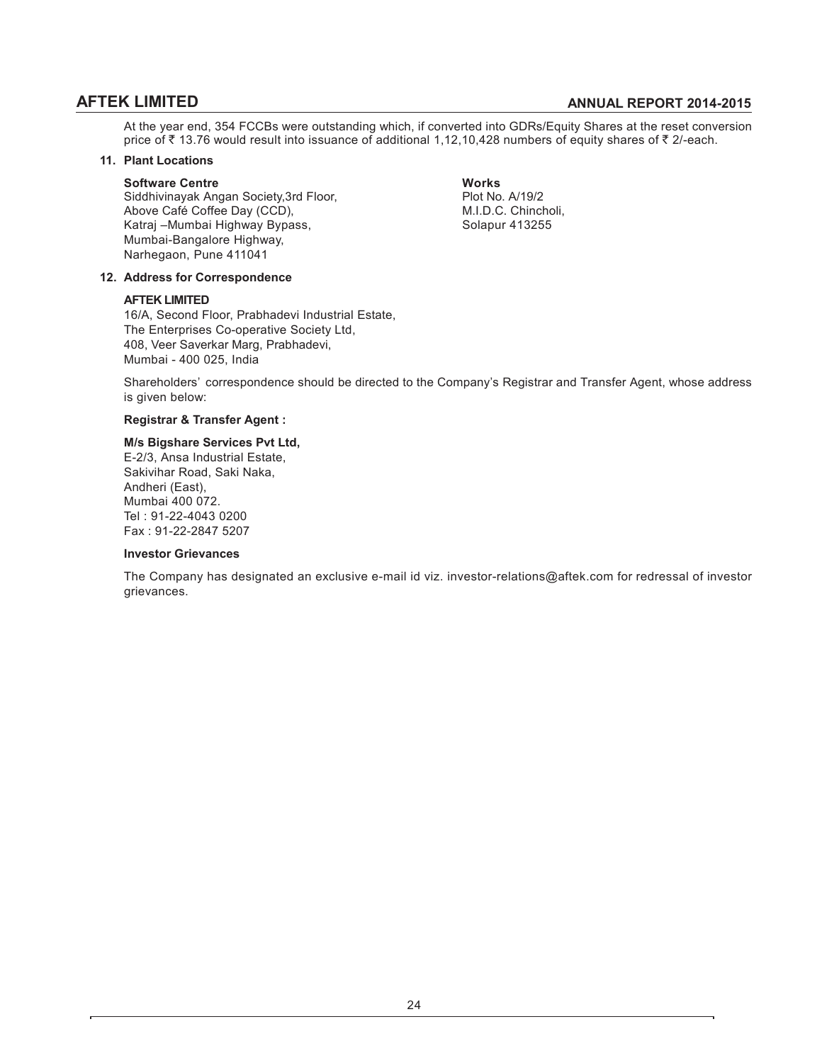At the year end, 354 FCCBs were outstanding which, if converted into GDRs/Equity Shares at the reset conversion price of ₹ 13.76 would result into issuance of additional 1,12,10,428 numbers of equity shares of ₹ 2/-each.

**11. Plant Locations**

**Software Centre**
Siddhivinayak Angan Society,3rd Floor,
Above Café Coffee Day (CCD),
Katraj –Mumbai Highway Bypass,
Mumbai-Bangalore Highway,
Narhegaon, Pune 411041

**Works**
Plot No. A/19/2
M.I.D.C. Chincholi,
Solapur 413255

**12. Address for Correspondence**

**AFTEK LIMITED**
16/A, Second Floor, Prabhadevi Industrial Estate,
The Enterprises Co-operative Society Ltd,
408, Veer Saverkar Marg, Prabhadevi,
Mumbai - 400 025, India

Shareholders' correspondence should be directed to the Company's Registrar and Transfer Agent, whose address is given below:

**Registrar & Transfer Agent :**

**M/s Bigshare Services Pvt Ltd,**
E-2/3, Ansa Industrial Estate,
Sakivihar Road, Saki Naka,
Andheri (East),
Mumbai 400 072.
Tel : 91-22-4043 0200
Fax : 91-22-2847 5207

**Investor Grievances**

The Company has designated an exclusive e-mail id viz. investor-relations@aftek.com for redressal of investor grievances.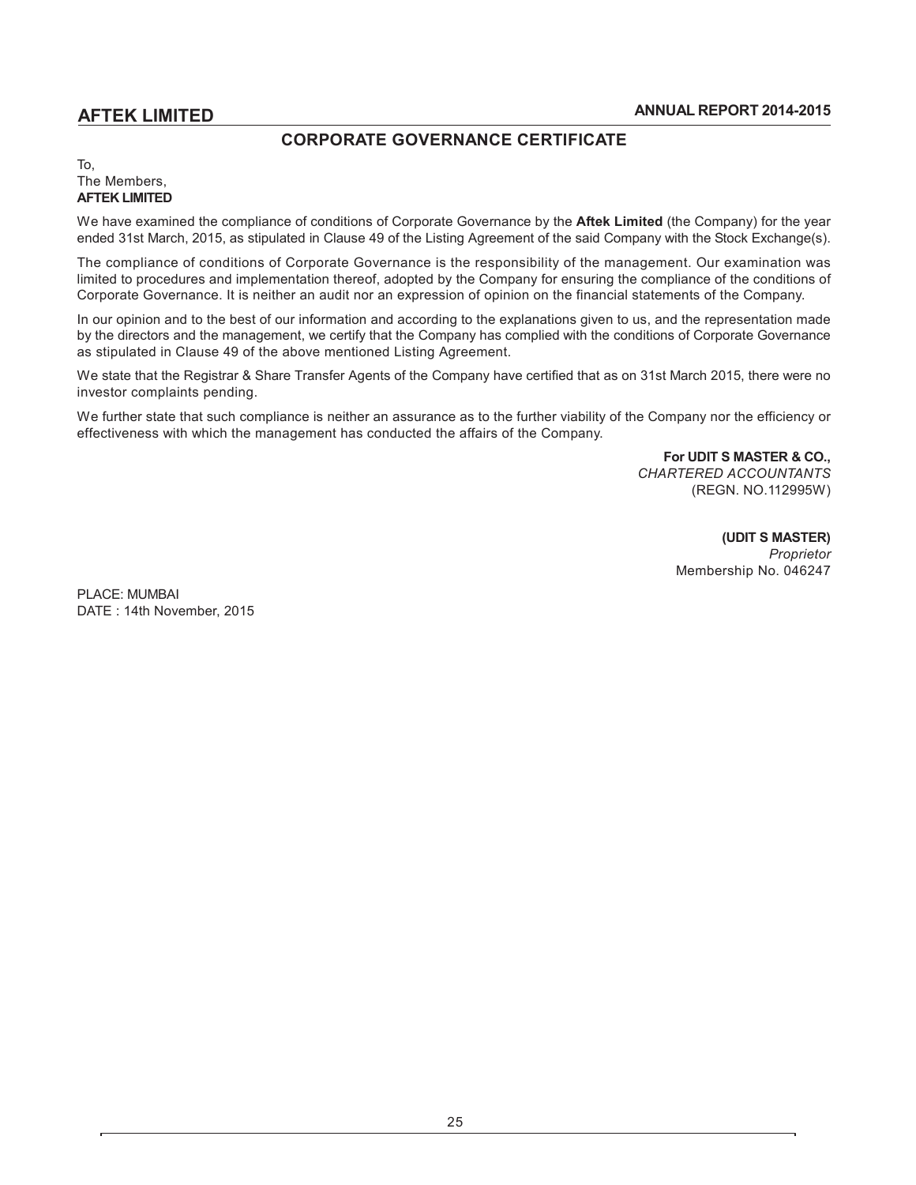## CORPORATE GOVERNANCE CERTIFICATE

To,
The Members,
**AFTEK LIMITED**

We have examined the compliance of conditions of Corporate Governance by the **Aftek Limited** (the Company) for the year ended 31st March, 2015, as stipulated in Clause 49 of the Listing Agreement of the said Company with the Stock Exchange(s).

The compliance of conditions of Corporate Governance is the responsibility of the management. Our examination was limited to procedures and implementation thereof, adopted by the Company for ensuring the compliance of the conditions of Corporate Governance. It is neither an audit nor an expression of opinion on the financial statements of the Company.

In our opinion and to the best of our information and according to the explanations given to us, and the representation made by the directors and the management, we certify that the Company has complied with the conditions of Corporate Governance as stipulated in Clause 49 of the above mentioned Listing Agreement.

We state that the Registrar & Share Transfer Agents of the Company have certified that as on 31st March 2015, there were no investor complaints pending.

We further state that such compliance is neither an assurance as to the further viability of the Company nor the efficiency or effectiveness with which the management has conducted the affairs of the Company.

**For UDIT S MASTER & CO.,**
*CHARTERED ACCOUNTANTS*
(REGN. NO.112995W)

**(UDIT S MASTER)**
*Proprietor*
Membership No. 046247

PLACE: MUMBAI
DATE : 14th November, 2015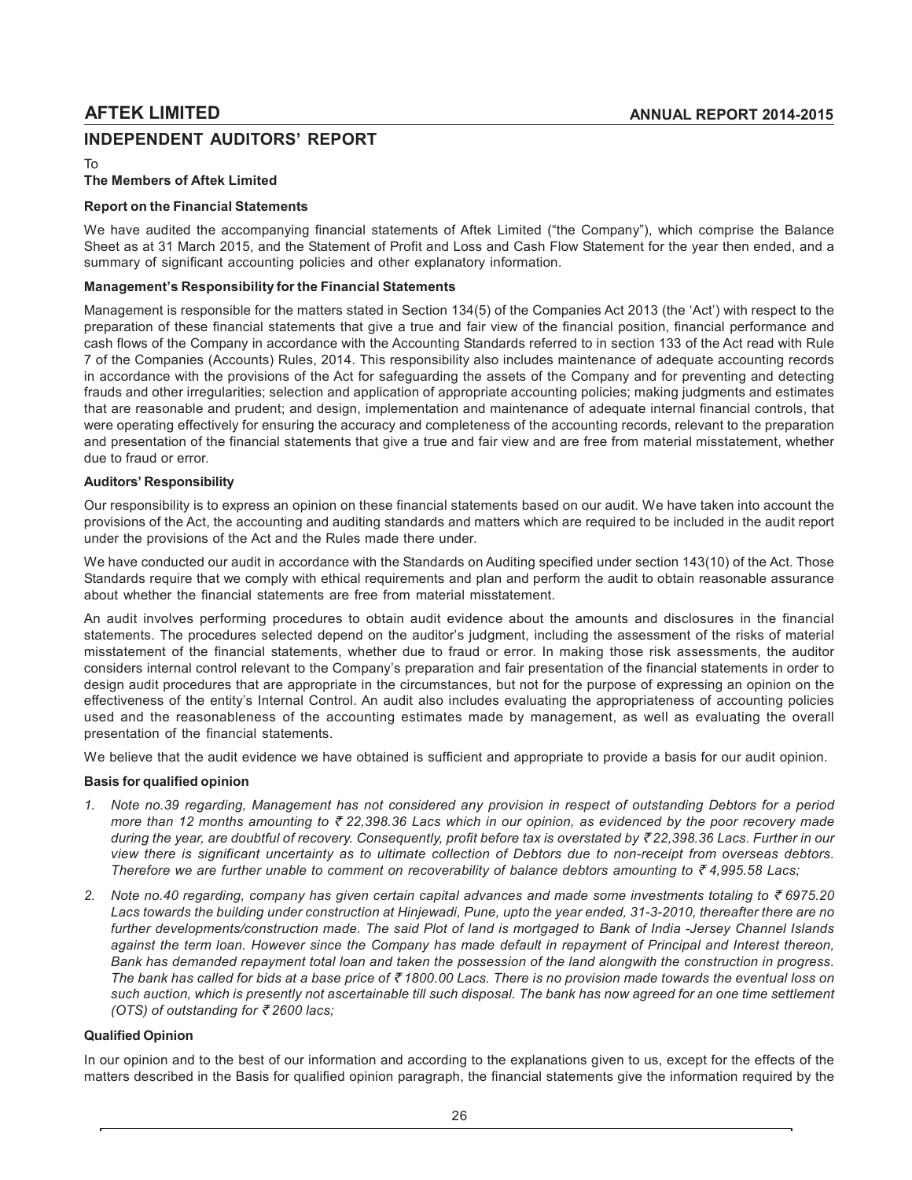## INDEPENDENT AUDITORS' REPORT

To

**The Members of Aftek Limited**

**Report on the Financial Statements**

We have audited the accompanying financial statements of Aftek Limited ("the Company"), which comprise the Balance Sheet as at 31 March 2015, and the Statement of Profit and Loss and Cash Flow Statement for the year then ended, and a summary of significant accounting policies and other explanatory information.

**Management's Responsibility for the Financial Statements**

Management is responsible for the matters stated in Section 134(5) of the Companies Act 2013 (the 'Act') with respect to the preparation of these financial statements that give a true and fair view of the financial position, financial performance and cash flows of the Company in accordance with the Accounting Standards referred to in section 133 of the Act read with Rule 7 of the Companies (Accounts) Rules, 2014. This responsibility also includes maintenance of adequate accounting records in accordance with the provisions of the Act for safeguarding the assets of the Company and for preventing and detecting frauds and other irregularities; selection and application of appropriate accounting policies; making judgments and estimates that are reasonable and prudent; and design, implementation and maintenance of adequate internal financial controls, that were operating effectively for ensuring the accuracy and completeness of the accounting records, relevant to the preparation and presentation of the financial statements that give a true and fair view and are free from material misstatement, whether due to fraud or error.

**Auditors' Responsibility**

Our responsibility is to express an opinion on these financial statements based on our audit. We have taken into account the provisions of the Act, the accounting and auditing standards and matters which are required to be included in the audit report under the provisions of the Act and the Rules made there under.

We have conducted our audit in accordance with the Standards on Auditing specified under section 143(10) of the Act. Those Standards require that we comply with ethical requirements and plan and perform the audit to obtain reasonable assurance about whether the financial statements are free from material misstatement.

An audit involves performing procedures to obtain audit evidence about the amounts and disclosures in the financial statements. The procedures selected depend on the auditor's judgment, including the assessment of the risks of material misstatement of the financial statements, whether due to fraud or error. In making those risk assessments, the auditor considers internal control relevant to the Company's preparation and fair presentation of the financial statements in order to design audit procedures that are appropriate in the circumstances, but not for the purpose of expressing an opinion on the effectiveness of the entity's Internal Control. An audit also includes evaluating the appropriateness of accounting policies used and the reasonableness of the accounting estimates made by management, as well as evaluating the overall presentation of the financial statements.

We believe that the audit evidence we have obtained is sufficient and appropriate to provide a basis for our audit opinion.

**Basis for qualified opinion**

1. *Note no.39 regarding, Management has not considered any provision in respect of outstanding Debtors for a period more than 12 months amounting to ₹ 22,398.36 Lacs which in our opinion, as evidenced by the poor recovery made during the year, are doubtful of recovery. Consequently, profit before tax is overstated by ₹ 22,398.36 Lacs. Further in our view there is significant uncertainty as to ultimate collection of Debtors due to non-receipt from overseas debtors. Therefore we are further unable to comment on recoverability of balance debtors amounting to ₹ 4,995.58 Lacs;*

2. *Note no.40 regarding, company has given certain capital advances and made some investments totaling to ₹ 6975.20 Lacs towards the building under construction at Hinjewadi, Pune, upto the year ended, 31-3-2010, thereafter there are no further developments/construction made. The said Plot of land is mortgaged to Bank of India -Jersey Channel Islands against the term loan. However since the Company has made default in repayment of Principal and Interest thereon, Bank has demanded repayment total loan and taken the possession of the land alongwith the construction in progress. The bank has called for bids at a base price of ₹ 1800.00 Lacs. There is no provision made towards the eventual loss on such auction, which is presently not ascertainable till such disposal. The bank has now agreed for an one time settlement (OTS) of outstanding for ₹ 2600 lacs;*

**Qualified Opinion**

In our opinion and to the best of our information and according to the explanations given to us, except for the effects of the matters described in the Basis for qualified opinion paragraph, the financial statements give the information required by the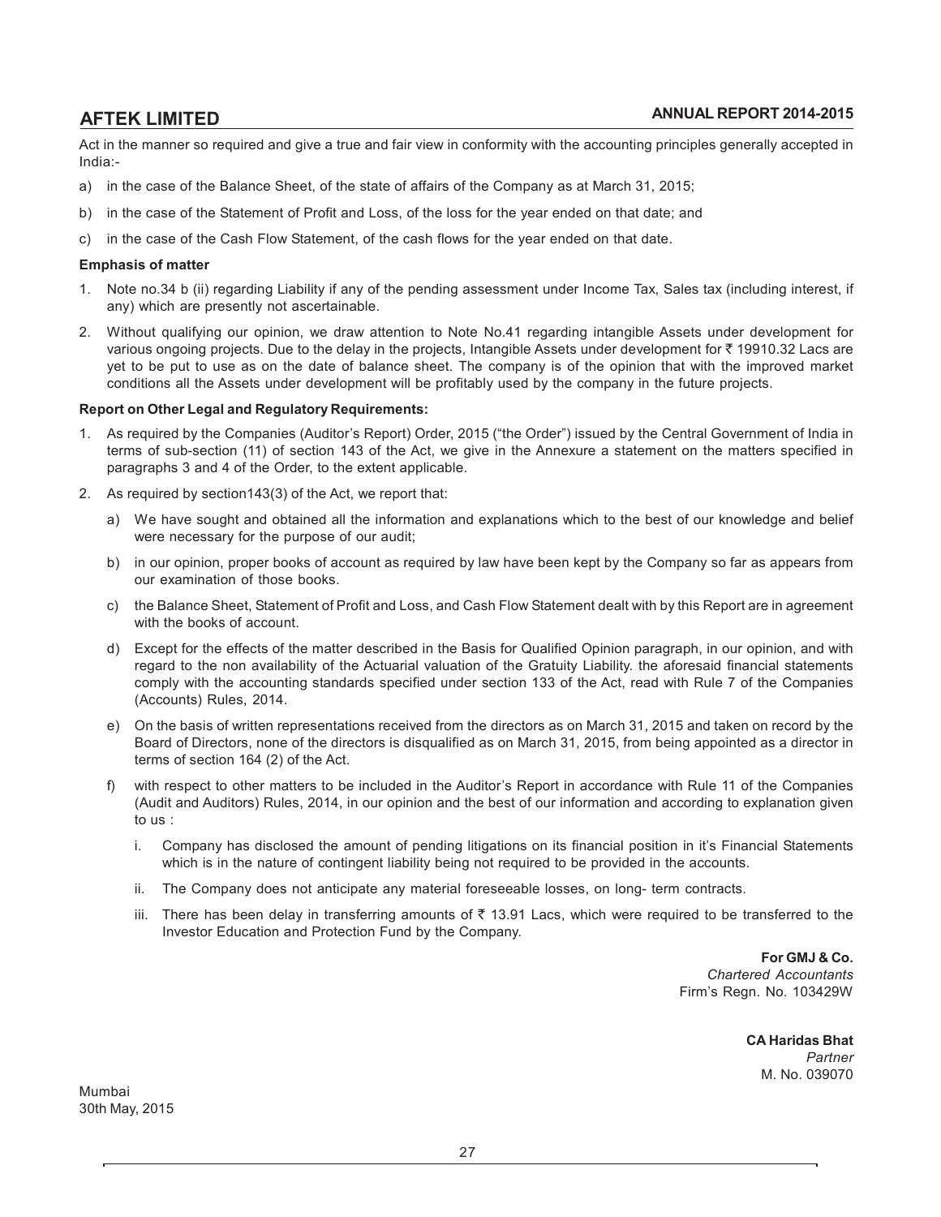Act in the manner so required and give a true and fair view in conformity with the accounting principles generally accepted in India:-

a) in the case of the Balance Sheet, of the state of affairs of the Company as at March 31, 2015;

b) in the case of the Statement of Profit and Loss, of the loss for the year ended on that date; and

c) in the case of the Cash Flow Statement, of the cash flows for the year ended on that date.

**Emphasis of matter**

1. Note no.34 b (ii) regarding Liability if any of the pending assessment under Income Tax, Sales tax (including interest, if any) which are presently not ascertainable.

2. Without qualifying our opinion, we draw attention to Note No.41 regarding intangible Assets under development for various ongoing projects. Due to the delay in the projects, Intangible Assets under development for ₹ 19910.32 Lacs are yet to be put to use as on the date of balance sheet. The company is of the opinion that with the improved market conditions all the Assets under development will be profitably used by the company in the future projects.

**Report on Other Legal and Regulatory Requirements:**

1. As required by the Companies (Auditor's Report) Order, 2015 ("the Order") issued by the Central Government of India in terms of sub-section (11) of section 143 of the Act, we give in the Annexure a statement on the matters specified in paragraphs 3 and 4 of the Order, to the extent applicable.

2. As required by section143(3) of the Act, we report that:

   a) We have sought and obtained all the information and explanations which to the best of our knowledge and belief were necessary for the purpose of our audit;

   b) in our opinion, proper books of account as required by law have been kept by the Company so far as appears from our examination of those books.

   c) the Balance Sheet, Statement of Profit and Loss, and Cash Flow Statement dealt with by this Report are in agreement with the books of account.

   d) Except for the effects of the matter described in the Basis for Qualified Opinion paragraph, in our opinion, and with regard to the non availability of the Actuarial valuation of the Gratuity Liability. the aforesaid financial statements comply with the accounting standards specified under section 133 of the Act, read with Rule 7 of the Companies (Accounts) Rules, 2014.

   e) On the basis of written representations received from the directors as on March 31, 2015 and taken on record by the Board of Directors, none of the directors is disqualified as on March 31, 2015, from being appointed as a director in terms of section 164 (2) of the Act.

   f) with respect to other matters to be included in the Auditor's Report in accordance with Rule 11 of the Companies (Audit and Auditors) Rules, 2014, in our opinion and the best of our information and according to explanation given to us :

      i. Company has disclosed the amount of pending litigations on its financial position in it's Financial Statements which is in the nature of contingent liability being not required to be provided in the accounts.

      ii. The Company does not anticipate any material foreseeable losses, on long- term contracts.

      iii. There has been delay in transferring amounts of ₹ 13.91 Lacs, which were required to be transferred to the Investor Education and Protection Fund by the Company.

**For GMJ & Co.**
*Chartered Accountants*
Firm's Regn. No. 103429W

**CA Haridas Bhat**
*Partner*
M. No. 039070

Mumbai
30th May, 2015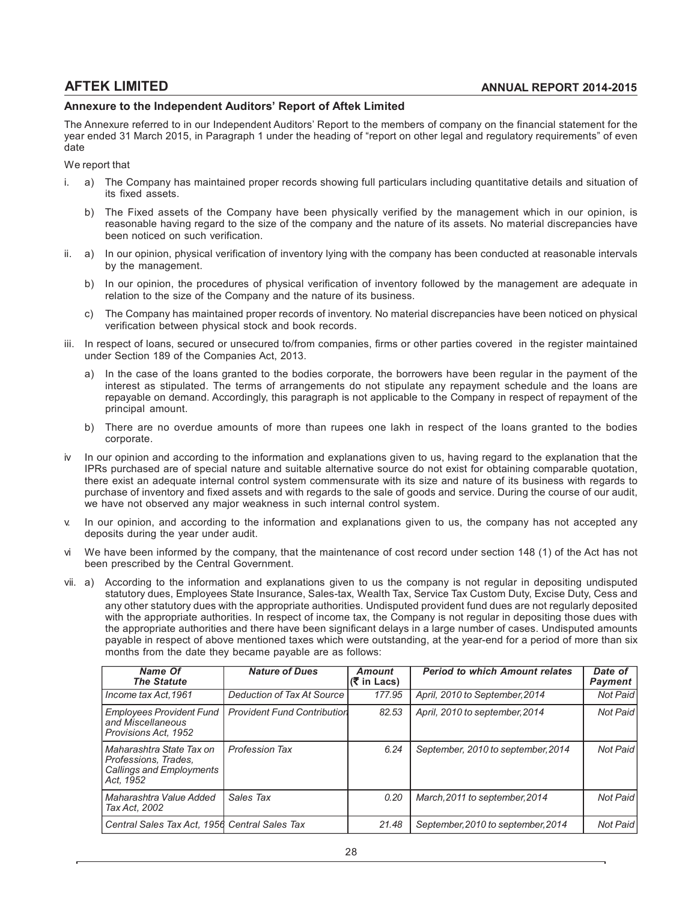## Annexure to the Independent Auditors' Report of Aftek Limited

The Annexure referred to in our Independent Auditors' Report to the members of company on the financial statement for the year ended 31 March 2015, in Paragraph 1 under the heading of "report on other legal and regulatory requirements" of even date

We report that

i. a) The Company has maintained proper records showing full particulars including quantitative details and situation of its fixed assets.

   b) The Fixed assets of the Company have been physically verified by the management which in our opinion, is reasonable having regard to the size of the company and the nature of its assets. No material discrepancies have been noticed on such verification.

ii. a) In our opinion, physical verification of inventory lying with the company has been conducted at reasonable intervals by the management.

   b) In our opinion, the procedures of physical verification of inventory followed by the management are adequate in relation to the size of the Company and the nature of its business.

   c) The Company has maintained proper records of inventory. No material discrepancies have been noticed on physical verification between physical stock and book records.

iii. In respect of loans, secured or unsecured to/from companies, firms or other parties covered in the register maintained under Section 189 of the Companies Act, 2013.

   a) In the case of the loans granted to the bodies corporate, the borrowers have been regular in the payment of the interest as stipulated. The terms of arrangements do not stipulate any repayment schedule and the loans are repayable on demand. Accordingly, this paragraph is not applicable to the Company in respect of repayment of the principal amount.

   b) There are no overdue amounts of more than rupees one lakh in respect of the loans granted to the bodies corporate.

iv In our opinion and according to the information and explanations given to us, having regard to the explanation that the IPRs purchased are of special nature and suitable alternative source do not exist for obtaining comparable quotation, there exist an adequate internal control system commensurate with its size and nature of its business with regards to purchase of inventory and fixed assets and with regards to the sale of goods and service. During the course of our audit, we have not observed any major weakness in such internal control system.

v. In our opinion, and according to the information and explanations given to us, the company has not accepted any deposits during the year under audit.

vi We have been informed by the company, that the maintenance of cost record under section 148 (1) of the Act has not been prescribed by the Central Government.

vii. a) According to the information and explanations given to us the company is not regular in depositing undisputed statutory dues, Employees State Insurance, Sales-tax, Wealth Tax, Service Tax Custom Duty, Excise Duty, Cess and any other statutory dues with the appropriate authorities. Undisputed provident fund dues are not regularly deposited with the appropriate authorities. In respect of income tax, the Company is not regular in depositing those dues with the appropriate authorities and there have been significant delays in a large number of cases. Undisputed amounts payable in respect of above mentioned taxes which were outstanding, at the year-end for a period of more than six months from the date they became payable are as follows:

| Name Of The Statute | Nature of Dues | Amount (₹ in Lacs) | Period to which Amount relates | Date of Payment |
|---|---|---|---|---|
| Income tax Act,1961 | Deduction of Tax At Source | 177.95 | April, 2010 to September,2014 | Not Paid |
| Employees Provident Fund and Miscellaneous Provisions Act, 1952 | Provident Fund Contribution | 82.53 | April, 2010 to september,2014 | Not Paid |
| Maharashtra State Tax on Professions, Trades, Callings and Employments Act, 1952 | Profession Tax | 6.24 | September, 2010 to september,2014 | Not Paid |
| Maharashtra Value Added Tax Act, 2002 | Sales Tax | 0.20 | March,2011 to september,2014 | Not Paid |
| Central Sales Tax Act, 1956 | Central Sales Tax | 21.48 | September,2010 to september,2014 | Not Paid |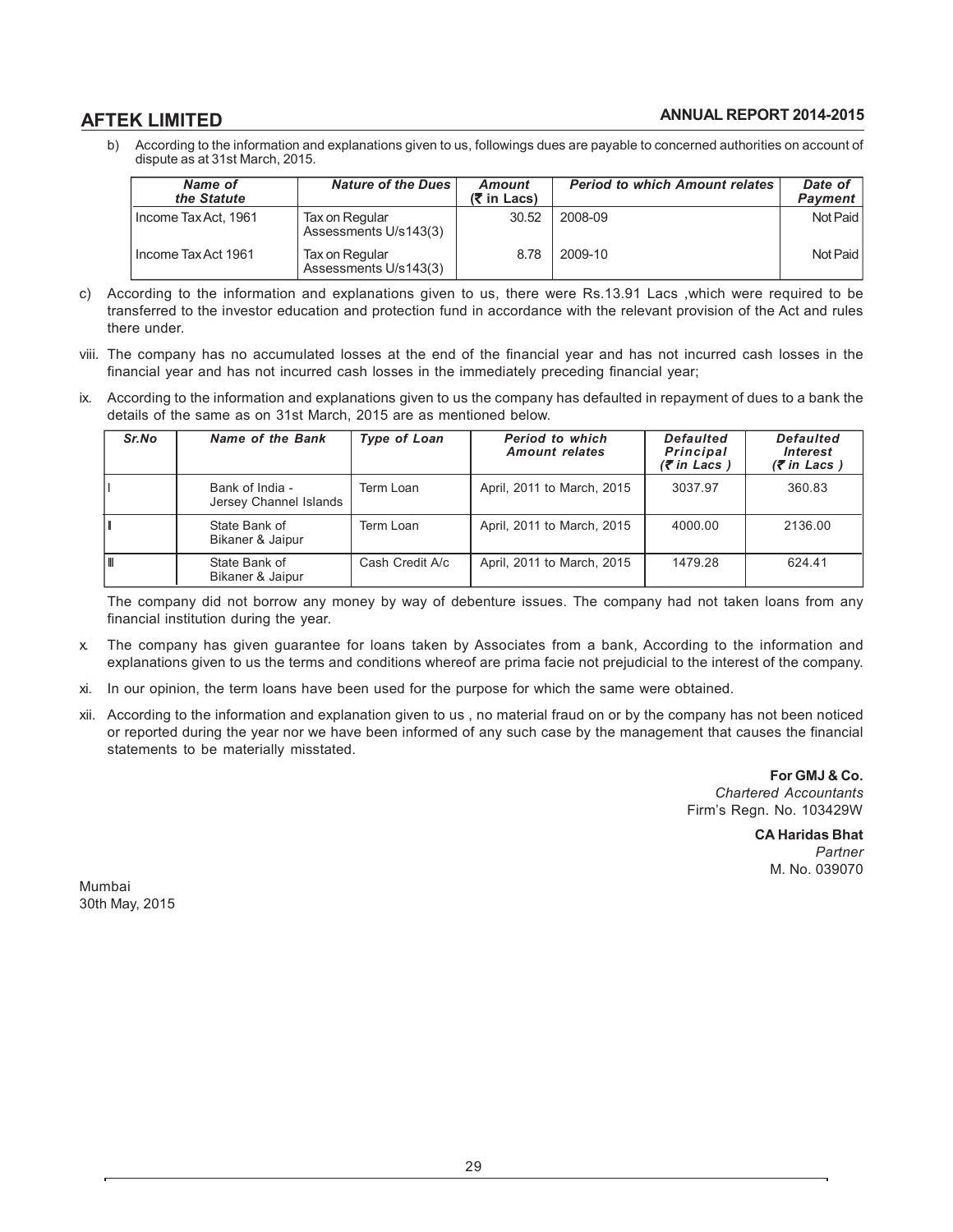b) According to the information and explanations given to us, followings dues are payable to concerned authorities on account of dispute as at 31st March, 2015.

| Name of the Statute | Nature of the Dues | Amount (₹ in Lacs) | Period to which Amount relates | Date of Payment |
|---|---|---|---|---|
| Income Tax Act, 1961 | Tax on Regular Assessments U/s143(3) | 30.52 | 2008-09 | Not Paid |
| Income Tax Act 1961 | Tax on Regular Assessments U/s143(3) | 8.78 | 2009-10 | Not Paid |

c) According to the information and explanations given to us, there were Rs.13.91 Lacs ,which were required to be transferred to the investor education and protection fund in accordance with the relevant provision of the Act and rules there under.

viii. The company has no accumulated losses at the end of the financial year and has not incurred cash losses in the financial year and has not incurred cash losses in the immediately preceding financial year;

ix. According to the information and explanations given to us the company has defaulted in repayment of dues to a bank the details of the same as on 31st March, 2015 are as mentioned below.

| Sr.No | Name of the Bank | Type of Loan | Period to which Amount relates | Defaulted Principal (₹ in Lacs ) | Defaulted Interest (₹ in Lacs ) |
|---|---|---|---|---|---|
| I | Bank of India - Jersey Channel Islands | Term Loan | April, 2011 to March, 2015 | 3037.97 | 360.83 |
| II | State Bank of Bikaner & Jaipur | Term Loan | April, 2011 to March, 2015 | 4000.00 | 2136.00 |
| III | State Bank of Bikaner & Jaipur | Cash Credit A/c | April, 2011 to March, 2015 | 1479.28 | 624.41 |

The company did not borrow any money by way of debenture issues. The company had not taken loans from any financial institution during the year.

x. The company has given guarantee for loans taken by Associates from a bank, According to the information and explanations given to us the terms and conditions whereof are prima facie not prejudicial to the interest of the company.

xi. In our opinion, the term loans have been used for the purpose for which the same were obtained.

xii. According to the information and explanation given to us , no material fraud on or by the company has not been noticed or reported during the year nor we have been informed of any such case by the management that causes the financial statements to be materially misstated.

**For GMJ & Co.**
*Chartered Accountants*
Firm's Regn. No. 103429W

**CA Haridas Bhat**
*Partner*
M. No. 039070

Mumbai
30th May, 2015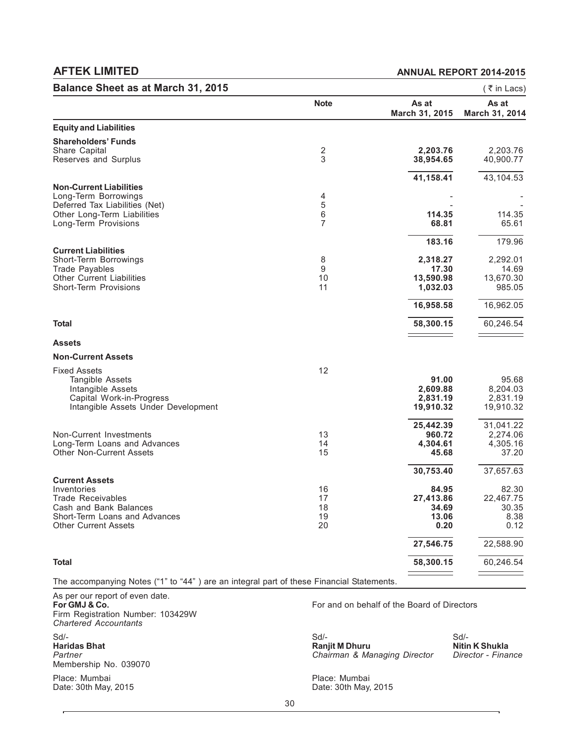# AFTEK LIMITED

**ANNUAL REPORT 2014-2015**

## Balance Sheet as at March 31, 2015

(₹ in Lacs)

| | Note | As at March 31, 2015 | As at March 31, 2014 |
|---|---|---|---|
| **Equity and Liabilities** | | | |
| **Shareholders' Funds** | | | |
| Share Capital | 2 | **2,203.76** | 2,203.76 |
| Reserves and Surplus | 3 | **38,954.65** | 40,900.77 |
| | | **41,158.41** | 43,104.53 |
| **Non-Current Liabilities** | | | |
| Long-Term Borrowings | 4 | - | - |
| Deferred Tax Liabilities (Net) | 5 | - | - |
| Other Long-Term Liabilities | 6 | **114.35** | 114.35 |
| Long-Term Provisions | 7 | **68.81** | 65.61 |
| | | **183.16** | 179.96 |
| **Current Liabilities** | | | |
| Short-Term Borrowings | 8 | **2,318.27** | 2,292.01 |
| Trade Payables | 9 | **17.30** | 14.69 |
| Other Current Liabilities | 10 | **13,590.98** | 13,670.30 |
| Short-Term Provisions | 11 | **1,032.03** | 985.05 |
| | | **16,958.58** | 16,962.05 |
| **Total** | | **58,300.15** | 60,246.54 |
| **Assets** | | | |
| **Non-Current Assets** | | | |
| Fixed Assets | 12 | | |
| Tangible Assets | | **91.00** | 95.68 |
| Intangible Assets | | **2,609.88** | 8,204.03 |
| Capital Work-in-Progress | | **2,831.19** | 2,831.19 |
| Intangible Assets Under Development | | **19,910.32** | 19,910.32 |
| | | **25,442.39** | 31,041.22 |
| Non-Current Investments | 13 | **960.72** | 2,274.06 |
| Long-Term Loans and Advances | 14 | **4,304.61** | 4,305.16 |
| Other Non-Current Assets | 15 | **45.68** | 37.20 |
| | | **30,753.40** | 37,657.63 |
| **Current Assets** | | | |
| Inventories | 16 | **84.95** | 82.30 |
| Trade Receivables | 17 | **27,413.86** | 22,467.75 |
| Cash and Bank Balances | 18 | **34.69** | 30.35 |
| Short-Term Loans and Advances | 19 | **13.06** | 8.38 |
| Other Current Assets | 20 | **0.20** | 0.12 |
| | | **27,546.75** | 22,588.90 |
| **Total** | | **58,300.15** | 60,246.54 |

The accompanying Notes ("1" to "44" ) are an integral part of these Financial Statements.

As per our report of even date.
**For GMJ & Co.**
Firm Registration Number: 103429W
*Chartered Accountants*

Sd/-
**Haridas Bhat**
*Partner*
Membership No. 039070

Place: Mumbai
Date: 30th May, 2015

For and on behalf of the Board of Directors

Sd/-
**Ranjit M Dhuru**
*Chairman & Managing Director*

Sd/-
**Nitin K Shukla**
*Director - Finance*

Place: Mumbai
Date: 30th May, 2015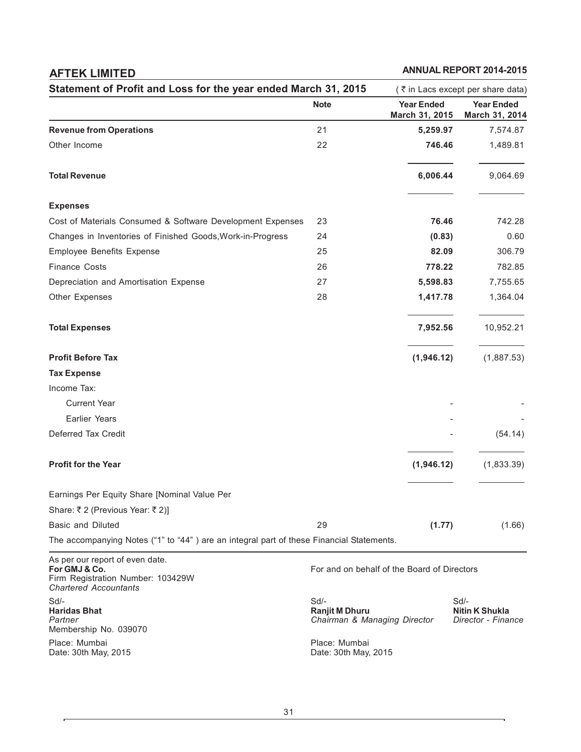**AFTEK LIMITED** **ANNUAL REPORT 2014-2015**

## Statement of Profit and Loss for the year ended March 31, 2015

( ₹ in Lacs except per share data)

| | Note | Year Ended March 31, 2015 | Year Ended March 31, 2014 |
|---|---|---|---|
| **Revenue from Operations** | 21 | **5,259.97** | 7,574.87 |
| Other Income | 22 | **746.46** | 1,489.81 |
| **Total Revenue** | | **6,006.44** | 9,064.69 |
| **Expenses** | | | |
| Cost of Materials Consumed & Software Development Expenses | 23 | **76.46** | 742.28 |
| Changes in Inventories of Finished Goods,Work-in-Progress | 24 | **(0.83)** | 0.60 |
| Employee Benefits Expense | 25 | **82.09** | 306.79 |
| Finance Costs | 26 | **778.22** | 782.85 |
| Depreciation and Amortisation Expense | 27 | **5,598.83** | 7,755.65 |
| Other Expenses | 28 | **1,417.78** | 1,364.04 |
| **Total Expenses** | | **7,952.56** | 10,952.21 |
| **Profit Before Tax** | | **(1,946.12)** | (1,887.53) |
| **Tax Expense** | | | |
| Income Tax: | | | |
| Current Year | | - | - |
| Earlier Years | | - | - |
| Deferred Tax Credit | | - | (54.14) |
| **Profit for the Year** | | **(1,946.12)** | (1,833.39) |
| Earnings Per Equity Share [Nominal Value Per Share: ₹ 2 (Previous Year: ₹ 2)] | | | |
| Basic and Diluted | 29 | **(1.77)** | (1.66) |

The accompanying Notes ("1" to "44" ) are an integral part of these Financial Statements.

As per our report of even date.
**For GMJ & Co.**
Firm Registration Number: 103429W
*Chartered Accountants*

Sd/-
**Haridas Bhat**
*Partner*
Membership No. 039070

Place: Mumbai
Date: 30th May, 2015

For and on behalf of the Board of Directors

Sd/-
**Ranjit M Dhuru**
*Chairman & Managing Director*

Sd/-
**Nitin K Shukla**
*Director - Finance*

Place: Mumbai
Date: 30th May, 2015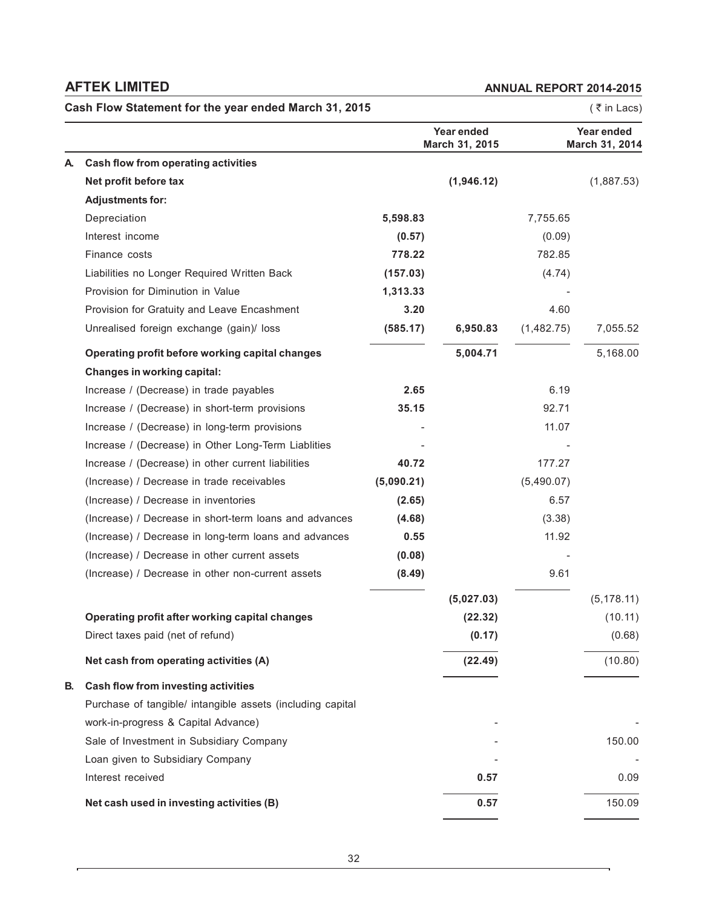**AFTEK LIMITED**

**ANNUAL REPORT 2014-2015**

## Cash Flow Statement for the year ended March 31, 2015

( ₹ in Lacs)

| | | Year ended March 31, 2015 | | Year ended March 31, 2014 | |
|---|---|---|---|---|---|
| **A.** | **Cash flow from operating activities** | | | | |
| | **Net profit before tax** | | **(1,946.12)** | | (1,887.53) |
| | **Adjustments for:** | | | | |
| | Depreciation | **5,598.83** | | 7,755.65 | |
| | Interest income | **(0.57)** | | (0.09) | |
| | Finance costs | **778.22** | | 782.85 | |
| | Liabilities no Longer Required Written Back | **(157.03)** | | (4.74) | |
| | Provision for Diminution in Value | **1,313.33** | | - | |
| | Provision for Gratuity and Leave Encashment | **3.20** | | 4.60 | |
| | Unrealised foreign exchange (gain)/ loss | **(585.17)** | **6,950.83** | (1,482.75) | 7,055.52 |
| | **Operating profit before working capital changes** | | **5,004.71** | | 5,168.00 |
| | **Changes in working capital:** | | | | |
| | Increase / (Decrease) in trade payables | **2.65** | | 6.19 | |
| | Increase / (Decrease) in short-term provisions | **35.15** | | 92.71 | |
| | Increase / (Decrease) in long-term provisions | - | | 11.07 | |
| | Increase / (Decrease) in Other Long-Term Liablities | - | | - | |
| | Increase / (Decrease) in other current liabilities | **40.72** | | 177.27 | |
| | (Increase) / Decrease in trade receivables | **(5,090.21)** | | (5,490.07) | |
| | (Increase) / Decrease in inventories | **(2.65)** | | 6.57 | |
| | (Increase) / Decrease in short-term loans and advances | **(4.68)** | | (3.38) | |
| | (Increase) / Decrease in long-term loans and advances | **0.55** | | 11.92 | |
| | (Increase) / Decrease in other current assets | **(0.08)** | | - | |
| | (Increase) / Decrease in other non-current assets | **(8.49)** | | 9.61 | |
| | | | **(5,027.03)** | | (5,178.11) |
| | **Operating profit after working capital changes** | | **(22.32)** | | (10.11) |
| | Direct taxes paid (net of refund) | | **(0.17)** | | (0.68) |
| | **Net cash from operating activities (A)** | | **(22.49)** | | (10.80) |
| **B.** | **Cash flow from investing activities** | | | | |
| | Purchase of tangible/ intangible assets (including capital work-in-progress & Capital Advance) | | - | | - |
| | Sale of Investment in Subsidiary Company | | - | | 150.00 |
| | Loan given to Subsidiary Company | | - | | - |
| | Interest received | | **0.57** | | 0.09 |
| | **Net cash used in investing activities (B)** | | **0.57** | | 150.09 |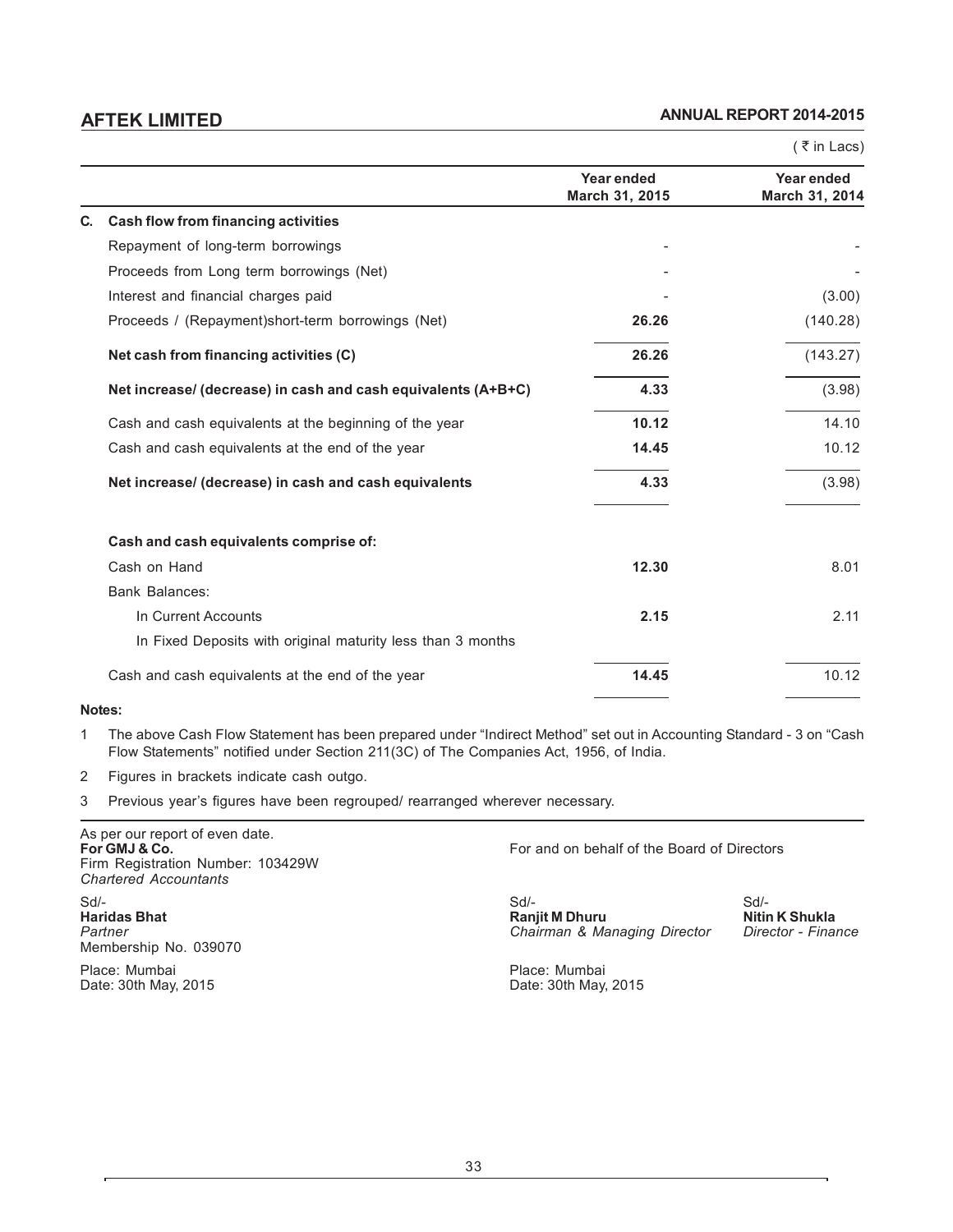( ₹ in Lacs)

| | | Year ended March 31, 2015 | Year ended March 31, 2014 |
|---|---|---|---|
| **C.** | **Cash flow from financing activities** | | |
| | Repayment of long-term borrowings | - | - |
| | Proceeds from Long term borrowings (Net) | - | - |
| | Interest and financial charges paid | - | (3.00) |
| | Proceeds / (Repayment)short-term borrowings (Net) | **26.26** | (140.28) |
| | **Net cash from financing activities (C)** | **26.26** | (143.27) |
| | **Net increase/ (decrease) in cash and cash equivalents (A+B+C)** | **4.33** | (3.98) |
| | Cash and cash equivalents at the beginning of the year | **10.12** | 14.10 |
| | Cash and cash equivalents at the end of the year | **14.45** | 10.12 |
| | **Net increase/ (decrease) in cash and cash equivalents** | **4.33** | (3.98) |
| | **Cash and cash equivalents comprise of:** | | |
| | Cash on Hand | **12.30** | 8.01 |
| | Bank Balances: | | |
| | In Current Accounts | **2.15** | 2.11 |
| | In Fixed Deposits with original maturity less than 3 months | | |
| | Cash and cash equivalents at the end of the year | **14.45** | 10.12 |

**Notes:**

1. The above Cash Flow Statement has been prepared under "Indirect Method" set out in Accounting Standard - 3 on "Cash Flow Statements" notified under Section 211(3C) of The Companies Act, 1956, of India.
2. Figures in brackets indicate cash outgo.
3. Previous year's figures have been regrouped/ rearranged wherever necessary.

As per our report of even date.
**For GMJ & Co.**
Firm Registration Number: 103429W
*Chartered Accountants*

Sd/-
**Haridas Bhat**
*Partner*
Membership No. 039070

Place: Mumbai
Date: 30th May, 2015

For and on behalf of the Board of Directors

Sd/-
**Ranjit M Dhuru**
*Chairman & Managing Director*

Sd/-
**Nitin K Shukla**
*Director - Finance*

Place: Mumbai
Date: 30th May, 2015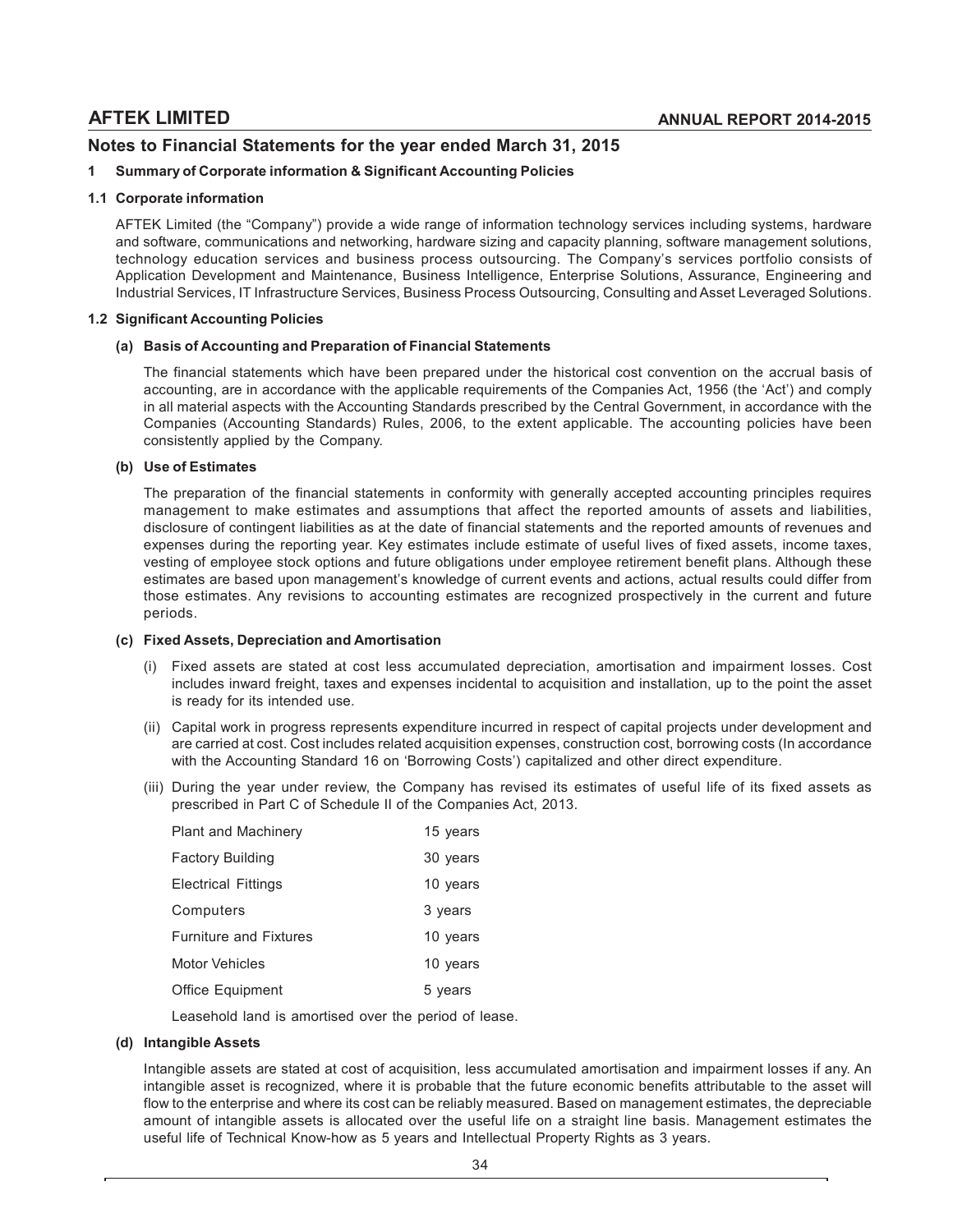## Notes to Financial Statements for the year ended March 31, 2015

### 1 Summary of Corporate information & Significant Accounting Policies

#### 1.1 Corporate information

AFTEK Limited (the "Company") provide a wide range of information technology services including systems, hardware and software, communications and networking, hardware sizing and capacity planning, software management solutions, technology education services and business process outsourcing. The Company's services portfolio consists of Application Development and Maintenance, Business Intelligence, Enterprise Solutions, Assurance, Engineering and Industrial Services, IT Infrastructure Services, Business Process Outsourcing, Consulting and Asset Leveraged Solutions.

#### 1.2 Significant Accounting Policies

**(a) Basis of Accounting and Preparation of Financial Statements**

The financial statements which have been prepared under the historical cost convention on the accrual basis of accounting, are in accordance with the applicable requirements of the Companies Act, 1956 (the 'Act') and comply in all material aspects with the Accounting Standards prescribed by the Central Government, in accordance with the Companies (Accounting Standards) Rules, 2006, to the extent applicable. The accounting policies have been consistently applied by the Company.

**(b) Use of Estimates**

The preparation of the financial statements in conformity with generally accepted accounting principles requires management to make estimates and assumptions that affect the reported amounts of assets and liabilities, disclosure of contingent liabilities as at the date of financial statements and the reported amounts of revenues and expenses during the reporting year. Key estimates include estimate of useful lives of fixed assets, income taxes, vesting of employee stock options and future obligations under employee retirement benefit plans. Although these estimates are based upon management's knowledge of current events and actions, actual results could differ from those estimates. Any revisions to accounting estimates are recognized prospectively in the current and future periods.

**(c) Fixed Assets, Depreciation and Amortisation**

(i) Fixed assets are stated at cost less accumulated depreciation, amortisation and impairment losses. Cost includes inward freight, taxes and expenses incidental to acquisition and installation, up to the point the asset is ready for its intended use.

(ii) Capital work in progress represents expenditure incurred in respect of capital projects under development and are carried at cost. Cost includes related acquisition expenses, construction cost, borrowing costs (In accordance with the Accounting Standard 16 on 'Borrowing Costs') capitalized and other direct expenditure.

(iii) During the year under review, the Company has revised its estimates of useful life of its fixed assets as prescribed in Part C of Schedule II of the Companies Act, 2013.

| | |
|---|---|
| Plant and Machinery | 15 years |
| Factory Building | 30 years |
| Electrical Fittings | 10 years |
| Computers | 3 years |
| Furniture and Fixtures | 10 years |
| Motor Vehicles | 10 years |
| Office Equipment | 5 years |

Leasehold land is amortised over the period of lease.

**(d) Intangible Assets**

Intangible assets are stated at cost of acquisition, less accumulated amortisation and impairment losses if any. An intangible asset is recognized, where it is probable that the future economic benefits attributable to the asset will flow to the enterprise and where its cost can be reliably measured. Based on management estimates, the depreciable amount of intangible assets is allocated over the useful life on a straight line basis. Management estimates the useful life of Technical Know-how as 5 years and Intellectual Property Rights as 3 years.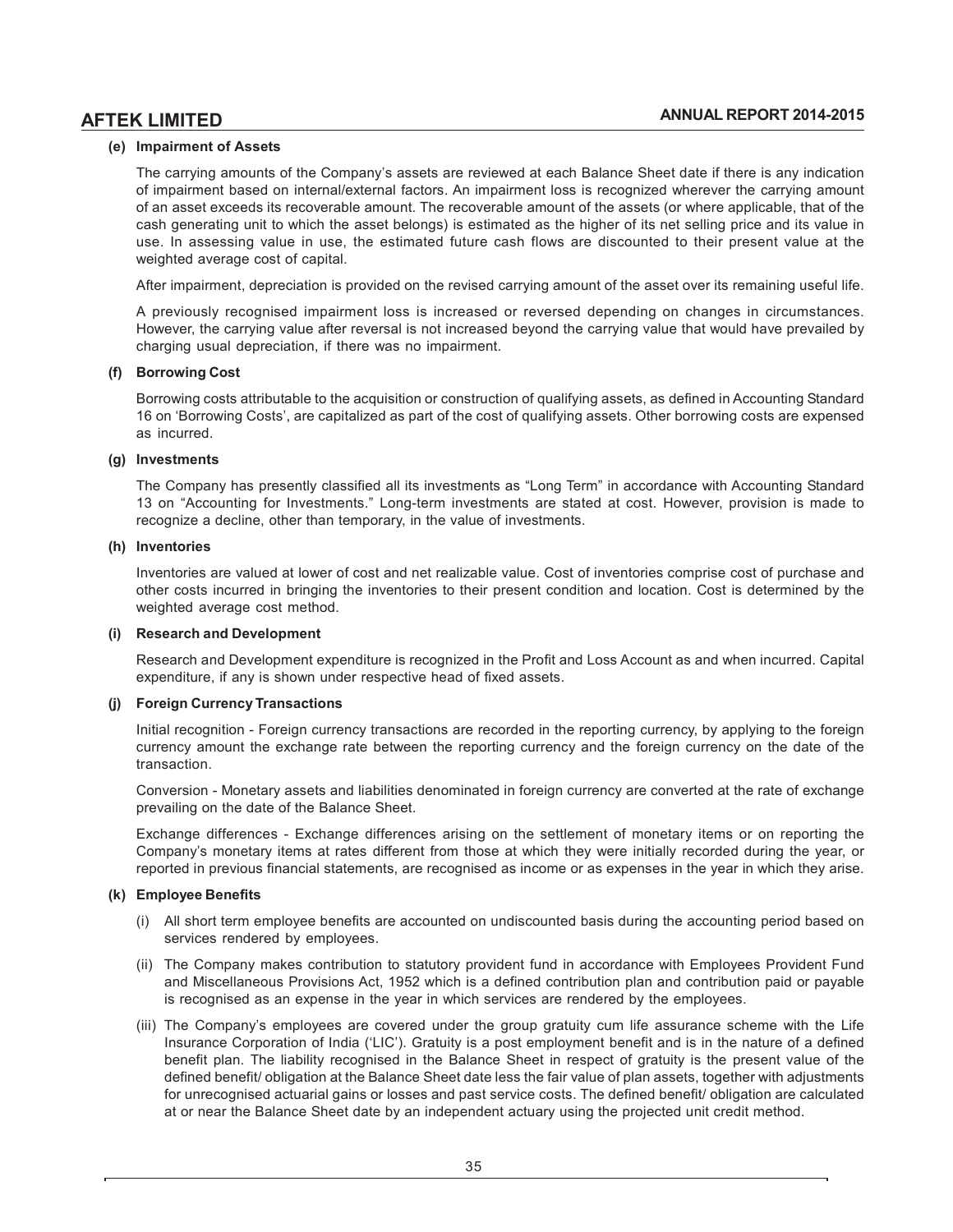#### (e) Impairment of Assets

The carrying amounts of the Company's assets are reviewed at each Balance Sheet date if there is any indication of impairment based on internal/external factors. An impairment loss is recognized wherever the carrying amount of an asset exceeds its recoverable amount. The recoverable amount of the assets (or where applicable, that of the cash generating unit to which the asset belongs) is estimated as the higher of its net selling price and its value in use. In assessing value in use, the estimated future cash flows are discounted to their present value at the weighted average cost of capital.

After impairment, depreciation is provided on the revised carrying amount of the asset over its remaining useful life.

A previously recognised impairment loss is increased or reversed depending on changes in circumstances. However, the carrying value after reversal is not increased beyond the carrying value that would have prevailed by charging usual depreciation, if there was no impairment.

#### (f) Borrowing Cost

Borrowing costs attributable to the acquisition or construction of qualifying assets, as defined in Accounting Standard 16 on 'Borrowing Costs', are capitalized as part of the cost of qualifying assets. Other borrowing costs are expensed as incurred.

#### (g) Investments

The Company has presently classified all its investments as "Long Term" in accordance with Accounting Standard 13 on "Accounting for Investments." Long-term investments are stated at cost. However, provision is made to recognize a decline, other than temporary, in the value of investments.

#### (h) Inventories

Inventories are valued at lower of cost and net realizable value. Cost of inventories comprise cost of purchase and other costs incurred in bringing the inventories to their present condition and location. Cost is determined by the weighted average cost method.

#### (i) Research and Development

Research and Development expenditure is recognized in the Profit and Loss Account as and when incurred. Capital expenditure, if any is shown under respective head of fixed assets.

#### (j) Foreign Currency Transactions

Initial recognition - Foreign currency transactions are recorded in the reporting currency, by applying to the foreign currency amount the exchange rate between the reporting currency and the foreign currency on the date of the transaction.

Conversion - Monetary assets and liabilities denominated in foreign currency are converted at the rate of exchange prevailing on the date of the Balance Sheet.

Exchange differences - Exchange differences arising on the settlement of monetary items or on reporting the Company's monetary items at rates different from those at which they were initially recorded during the year, or reported in previous financial statements, are recognised as income or as expenses in the year in which they arise.

#### (k) Employee Benefits

(i) All short term employee benefits are accounted on undiscounted basis during the accounting period based on services rendered by employees.

(ii) The Company makes contribution to statutory provident fund in accordance with Employees Provident Fund and Miscellaneous Provisions Act, 1952 which is a defined contribution plan and contribution paid or payable is recognised as an expense in the year in which services are rendered by the employees.

(iii) The Company's employees are covered under the group gratuity cum life assurance scheme with the Life Insurance Corporation of India ('LIC'). Gratuity is a post employment benefit and is in the nature of a defined benefit plan. The liability recognised in the Balance Sheet in respect of gratuity is the present value of the defined benefit/ obligation at the Balance Sheet date less the fair value of plan assets, together with adjustments for unrecognised actuarial gains or losses and past service costs. The defined benefit/ obligation are calculated at or near the Balance Sheet date by an independent actuary using the projected unit credit method.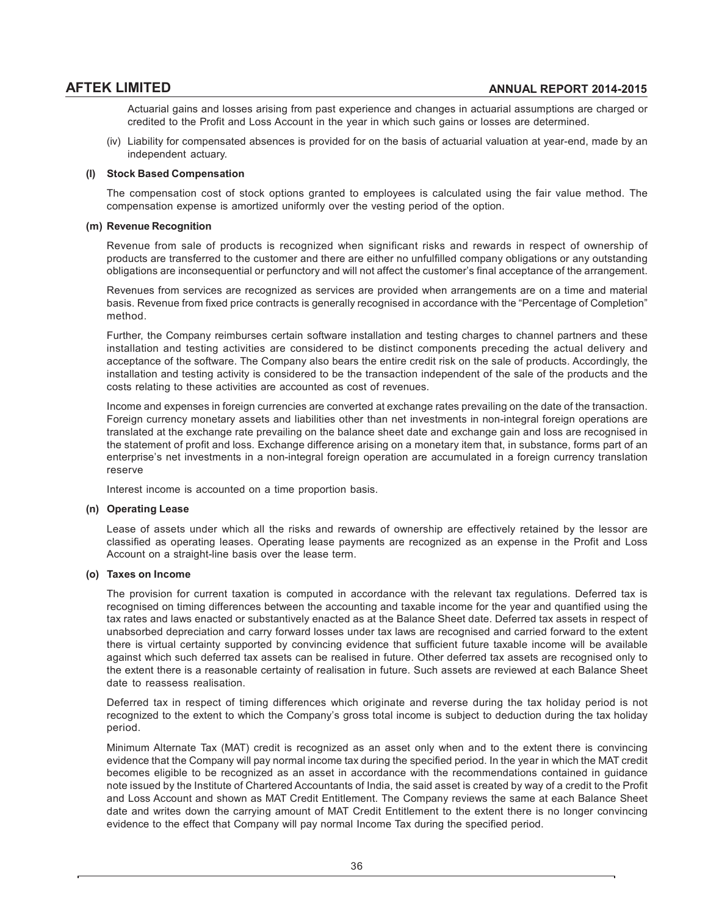Actuarial gains and losses arising from past experience and changes in actuarial assumptions are charged or credited to the Profit and Loss Account in the year in which such gains or losses are determined.

(iv) Liability for compensated absences is provided for on the basis of actuarial valuation at year-end, made by an independent actuary.

**(l) Stock Based Compensation**

The compensation cost of stock options granted to employees is calculated using the fair value method. The compensation expense is amortized uniformly over the vesting period of the option.

**(m) Revenue Recognition**

Revenue from sale of products is recognized when significant risks and rewards in respect of ownership of products are transferred to the customer and there are either no unfulfilled company obligations or any outstanding obligations are inconsequential or perfunctory and will not affect the customer's final acceptance of the arrangement.

Revenues from services are recognized as services are provided when arrangements are on a time and material basis. Revenue from fixed price contracts is generally recognised in accordance with the "Percentage of Completion" method.

Further, the Company reimburses certain software installation and testing charges to channel partners and these installation and testing activities are considered to be distinct components preceding the actual delivery and acceptance of the software. The Company also bears the entire credit risk on the sale of products. Accordingly, the installation and testing activity is considered to be the transaction independent of the sale of the products and the costs relating to these activities are accounted as cost of revenues.

Income and expenses in foreign currencies are converted at exchange rates prevailing on the date of the transaction. Foreign currency monetary assets and liabilities other than net investments in non-integral foreign operations are translated at the exchange rate prevailing on the balance sheet date and exchange gain and loss are recognised in the statement of profit and loss. Exchange difference arising on a monetary item that, in substance, forms part of an enterprise's net investments in a non-integral foreign operation are accumulated in a foreign currency translation reserve

Interest income is accounted on a time proportion basis.

**(n) Operating Lease**

Lease of assets under which all the risks and rewards of ownership are effectively retained by the lessor are classified as operating leases. Operating lease payments are recognized as an expense in the Profit and Loss Account on a straight-line basis over the lease term.

**(o) Taxes on Income**

The provision for current taxation is computed in accordance with the relevant tax regulations. Deferred tax is recognised on timing differences between the accounting and taxable income for the year and quantified using the tax rates and laws enacted or substantively enacted as at the Balance Sheet date. Deferred tax assets in respect of unabsorbed depreciation and carry forward losses under tax laws are recognised and carried forward to the extent there is virtual certainty supported by convincing evidence that sufficient future taxable income will be available against which such deferred tax assets can be realised in future. Other deferred tax assets are recognised only to the extent there is a reasonable certainty of realisation in future. Such assets are reviewed at each Balance Sheet date to reassess realisation.

Deferred tax in respect of timing differences which originate and reverse during the tax holiday period is not recognized to the extent to which the Company's gross total income is subject to deduction during the tax holiday period.

Minimum Alternate Tax (MAT) credit is recognized as an asset only when and to the extent there is convincing evidence that the Company will pay normal income tax during the specified period. In the year in which the MAT credit becomes eligible to be recognized as an asset in accordance with the recommendations contained in guidance note issued by the Institute of Chartered Accountants of India, the said asset is created by way of a credit to the Profit and Loss Account and shown as MAT Credit Entitlement. The Company reviews the same at each Balance Sheet date and writes down the carrying amount of MAT Credit Entitlement to the extent there is no longer convincing evidence to the effect that Company will pay normal Income Tax during the specified period.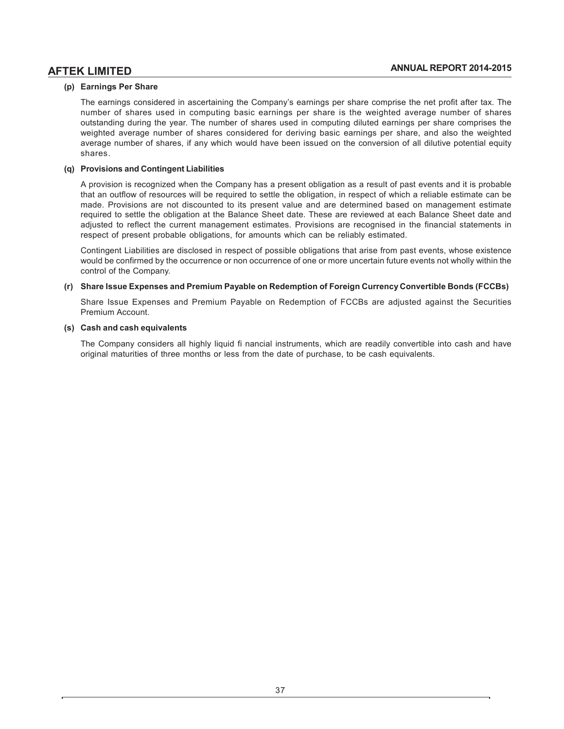**(p) Earnings Per Share**

The earnings considered in ascertaining the Company's earnings per share comprise the net profit after tax. The number of shares used in computing basic earnings per share is the weighted average number of shares outstanding during the year. The number of shares used in computing diluted earnings per share comprises the weighted average number of shares considered for deriving basic earnings per share, and also the weighted average number of shares, if any which would have been issued on the conversion of all dilutive potential equity shares.

**(q) Provisions and Contingent Liabilities**

A provision is recognized when the Company has a present obligation as a result of past events and it is probable that an outflow of resources will be required to settle the obligation, in respect of which a reliable estimate can be made. Provisions are not discounted to its present value and are determined based on management estimate required to settle the obligation at the Balance Sheet date. These are reviewed at each Balance Sheet date and adjusted to reflect the current management estimates. Provisions are recognised in the financial statements in respect of present probable obligations, for amounts which can be reliably estimated.

Contingent Liabilities are disclosed in respect of possible obligations that arise from past events, whose existence would be confirmed by the occurrence or non occurrence of one or more uncertain future events not wholly within the control of the Company.

**(r) Share Issue Expenses and Premium Payable on Redemption of Foreign Currency Convertible Bonds (FCCBs)**

Share Issue Expenses and Premium Payable on Redemption of FCCBs are adjusted against the Securities Premium Account.

**(s) Cash and cash equivalents**

The Company considers all highly liquid fi nancial instruments, which are readily convertible into cash and have original maturities of three months or less from the date of purchase, to be cash equivalents.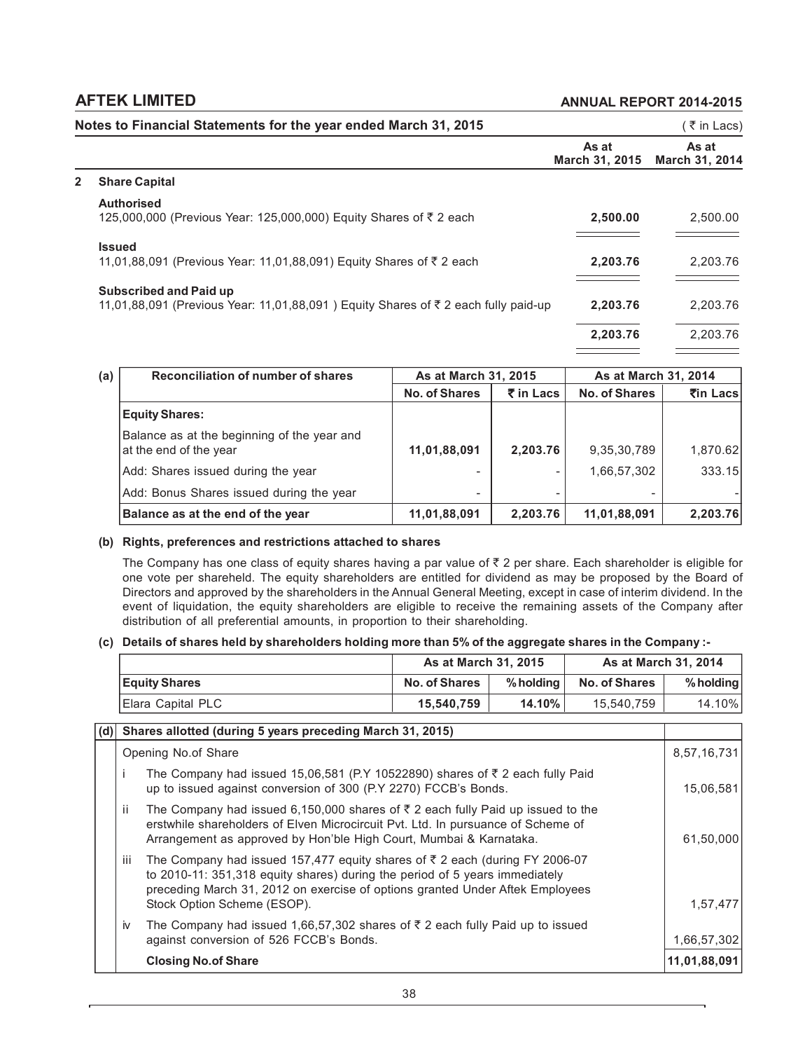## Notes to Financial Statements for the year ended March 31, 2015

(₹ in Lacs)

| | As at March 31, 2015 | As at March 31, 2014 |
|---|---|---|
| **2 Share Capital** | | |
| **Authorised** | | |
| 125,000,000 (Previous Year: 125,000,000) Equity Shares of ₹ 2 each | **2,500.00** | 2,500.00 |
| **Issued** | | |
| 11,01,88,091 (Previous Year: 11,01,88,091) Equity Shares of ₹ 2 each | **2,203.76** | 2,203.76 |
| **Subscribed and Paid up** | | |
| 11,01,88,091 (Previous Year: 11,01,88,091 ) Equity Shares of ₹ 2 each fully paid-up | **2,203.76** | 2,203.76 |
| | **2,203.76** | 2,203.76 |

**(a)**

| Reconciliation of number of shares | As at March 31, 2015 | | As at March 31, 2014 | |
|---|---|---|---|---|
| | No. of Shares | ₹ in Lacs | No. of Shares | ₹in Lacs |
| **Equity Shares:** | | | | |
| Balance as at the beginning of the year and at the end of the year | **11,01,88,091** | **2,203.76** | 9,35,30,789 | 1,870.62 |
| Add: Shares issued during the year | - | - | 1,66,57,302 | 333.15 |
| Add: Bonus Shares issued during the year | - | - | - | - |
| **Balance as at the end of the year** | **11,01,88,091** | **2,203.76** | **11,01,88,091** | **2,203.76** |

**(b) Rights, preferences and restrictions attached to shares**

The Company has one class of equity shares having a par value of ₹ 2 per share. Each shareholder is eligible for one vote per shareheld. The equity shareholders are entitled for dividend as may be proposed by the Board of Directors and approved by the shareholders in the Annual General Meeting, except in case of interim dividend. In the event of liquidation, the equity shareholders are eligible to receive the remaining assets of the Company after distribution of all preferential amounts, in proportion to their shareholding.

**(c) Details of shares held by shareholders holding more than 5% of the aggregate shares in the Company :-**

| | As at March 31, 2015 | | As at March 31, 2014 | |
|---|---|---|---|---|
| **Equity Shares** | **No. of Shares** | **% holding** | **No. of Shares** | **% holding** |
| Elara Capital PLC | **15,540,759** | **14.10%** | 15,540,759 | 14.10% |

| (d) | Shares allotted (during 5 years preceding March 31, 2015) | |
|---|---|---|
| | Opening No.of Share | 8,57,16,731 |
| i | The Company had issued 15,06,581 (P.Y 10522890) shares of ₹ 2 each fully Paid up to issued against conversion of 300 (P.Y 2270) FCCB's Bonds. | 15,06,581 |
| ii | The Company had issued 6,150,000 shares of ₹ 2 each fully Paid up issued to the erstwhile shareholders of Elven Microcircuit Pvt. Ltd. In pursuance of Scheme of Arrangement as approved by Hon'ble High Court, Mumbai & Karnataka. | 61,50,000 |
| iii | The Company had issued 157,477 equity shares of ₹ 2 each (during FY 2006-07 to 2010-11: 351,318 equity shares) during the period of 5 years immediately preceding March 31, 2012 on exercise of options granted Under Aftek Employees Stock Option Scheme (ESOP). | 1,57,477 |
| iv | The Company had issued 1,66,57,302 shares of ₹ 2 each fully Paid up to issued against conversion of 526 FCCB's Bonds. | 1,66,57,302 |
| | **Closing No.of Share** | **11,01,88,091** |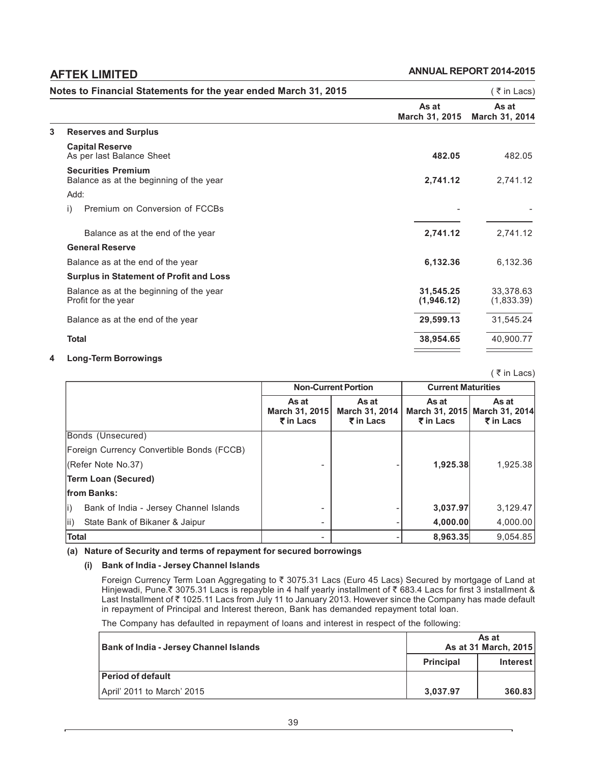**Notes to Financial Statements for the year ended March 31, 2015** ( ₹ in Lacs)

| | | As at March 31, 2015 | As at March 31, 2014 |
|---|---|---|---|
| **3** | **Reserves and Surplus** | | |
| | **Capital Reserve** | | |
| | As per last Balance Sheet | **482.05** | 482.05 |
| | **Securities Premium** | | |
| | Balance as at the beginning of the year | **2,741.12** | 2,741.12 |
| | Add: | | |
| | i) Premium on Conversion of FCCBs | - | - |
| | Balance as at the end of the year | **2,741.12** | 2,741.12 |
| | **General Reserve** | | |
| | Balance as at the end of the year | **6,132.36** | 6,132.36 |
| | **Surplus in Statement of Profit and Loss** | | |
| | Balance as at the beginning of the year | **31,545.25** | 33,378.63 |
| | Profit for the year | **(1,946.12)** | (1,833.39) |
| | Balance as at the end of the year | **29,599.13** | 31,545.24 |
| | **Total** | **38,954.65** | 40,900.77 |

**4 Long-Term Borrowings**

( ₹ in Lacs)

| | Non-Current Portion | | Current Maturities | |
|---|---|---|---|---|
| | As at March 31, 2015 ₹ in Lacs | As at March 31, 2014 ₹ in Lacs | As at March 31, 2015 ₹ in Lacs | As at March 31, 2014 ₹ in Lacs |
| Bonds (Unsecured) | | | | |
| Foreign Currency Convertible Bonds (FCCB) | | | | |
| (Refer Note No.37) | - | - | **1,925.38** | 1,925.38 |
| **Term Loan (Secured)** | | | | |
| **from Banks:** | | | | |
| i) Bank of India - Jersey Channel Islands | - | - | **3,037.97** | 3,129.47 |
| ii) State Bank of Bikaner & Jaipur | - | - | **4,000.00** | 4,000.00 |
| **Total** | - | - | **8,963.35** | 9,054.85 |

**(a) Nature of Security and terms of repayment for secured borrowings**

**(i) Bank of India - Jersey Channel Islands**

Foreign Currency Term Loan Aggregating to ₹ 3075.31 Lacs (Euro 45 Lacs) Secured by mortgage of Land at Hinjewadi, Pune.₹ 3075.31 Lacs is repayble in 4 half yearly installment of ₹ 683.4 Lacs for first 3 installment & Last Installment of ₹ 1025.11 Lacs from July 11 to January 2013. However since the Company has made default in repayment of Principal and Interest thereon, Bank has demanded repayment total loan.

The Company has defaulted in repayment of loans and interest in respect of the following:

| Bank of India - Jersey Channel Islands | As at As at 31 March, 2015 | |
|---|---|---|
| | **Principal** | **Interest** |
| **Period of default** | | |
| April' 2011 to March' 2015 | **3,037.97** | **360.83** |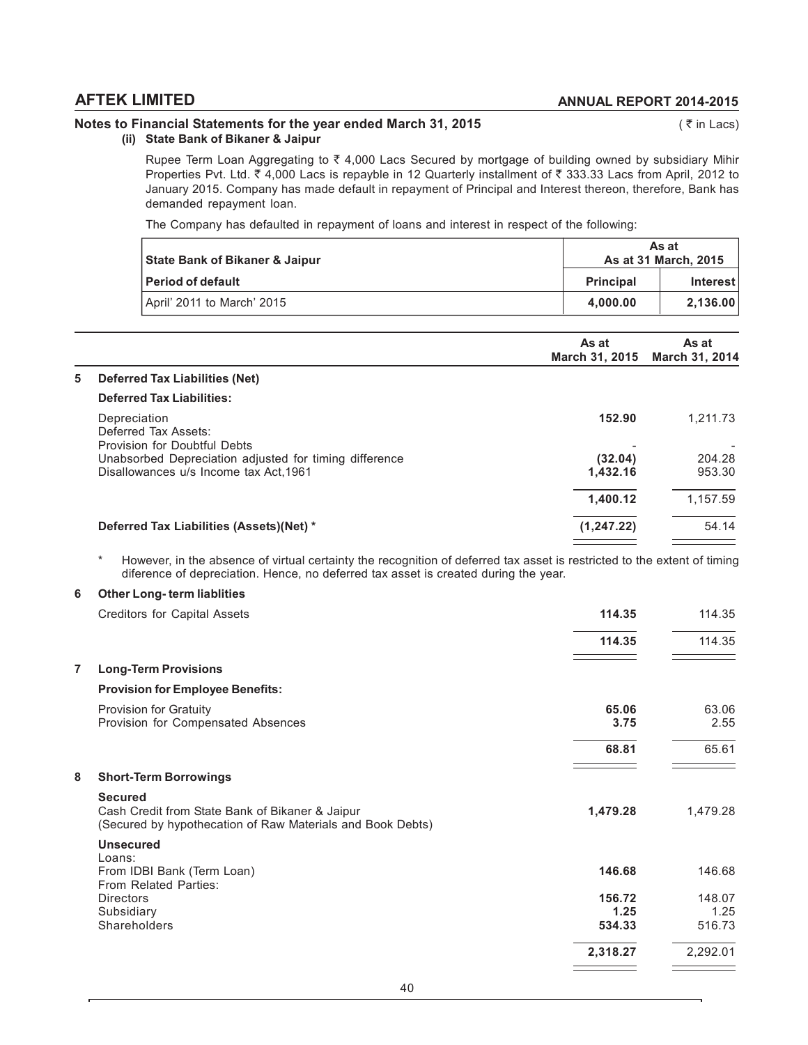### Notes to Financial Statements for the year ended March 31, 2015

( ₹ in Lacs)

**(ii) State Bank of Bikaner & Jaipur**

Rupee Term Loan Aggregating to ₹ 4,000 Lacs Secured by mortgage of building owned by subsidiary Mihir Properties Pvt. Ltd. ₹ 4,000 Lacs is repayble in 12 Quarterly installment of ₹ 333.33 Lacs from April, 2012 to January 2015. Company has made default in repayment of Principal and Interest thereon, therefore, Bank has demanded repayment loan.

The Company has defaulted in repayment of loans and interest in respect of the following:

| State Bank of Bikaner & Jaipur | As at As at 31 March, 2015 | |
|---|---|---|
| **Period of default** | **Principal** | **Interest** |
| April' 2011 to March' 2015 | **4,000.00** | **2,136.00** |

| | | As at March 31, 2015 | As at March 31, 2014 |
|---|---|---|---|
| **5** | **Deferred Tax Liabilities (Net)** | | |
| | **Deferred Tax Liabilities:** | | |
| | Depreciation | **152.90** | 1,211.73 |
| | Deferred Tax Assets: | | |
| | Provision for Doubtful Debts | - | - |
| | Unabsorbed Depreciation adjusted for timing difference | **(32.04)** | 204.28 |
| | Disallowances u/s Income tax Act,1961 | **1,432.16** | 953.30 |
| | | **1,400.12** | 1,157.59 |
| | **Deferred Tax Liabilities (Assets)(Net) *** | **(1,247.22)** | 54.14 |

\* However, in the absence of virtual certainty the recognition of deferred tax asset is restricted to the extent of timing diference of depreciation. Hence, no deferred tax asset is created during the year.

| | | As at March 31, 2015 | As at March 31, 2014 |
|---|---|---|---|
| **6** | **Other Long- term liablities** | | |
| | Creditors for Capital Assets | **114.35** | 114.35 |
| | | **114.35** | 114.35 |
| **7** | **Long-Term Provisions** | | |
| | **Provision for Employee Benefits:** | | |
| | Provision for Gratuity | **65.06** | 63.06 |
| | Provision for Compensated Absences | **3.75** | 2.55 |
| | | **68.81** | 65.61 |
| **8** | **Short-Term Borrowings** | | |
| | **Secured** | | |
| | Cash Credit from State Bank of Bikaner & Jaipur (Secured by hypothecation of Raw Materials and Book Debts) | **1,479.28** | 1,479.28 |
| | **Unsecured** | | |
| | Loans: | | |
| | From IDBI Bank (Term Loan) | **146.68** | 146.68 |
| | From Related Parties: | | |
| | Directors | **156.72** | 148.07 |
| | Subsidiary | **1.25** | 1.25 |
| | Shareholders | **534.33** | 516.73 |
| | | **2,318.27** | 2,292.01 |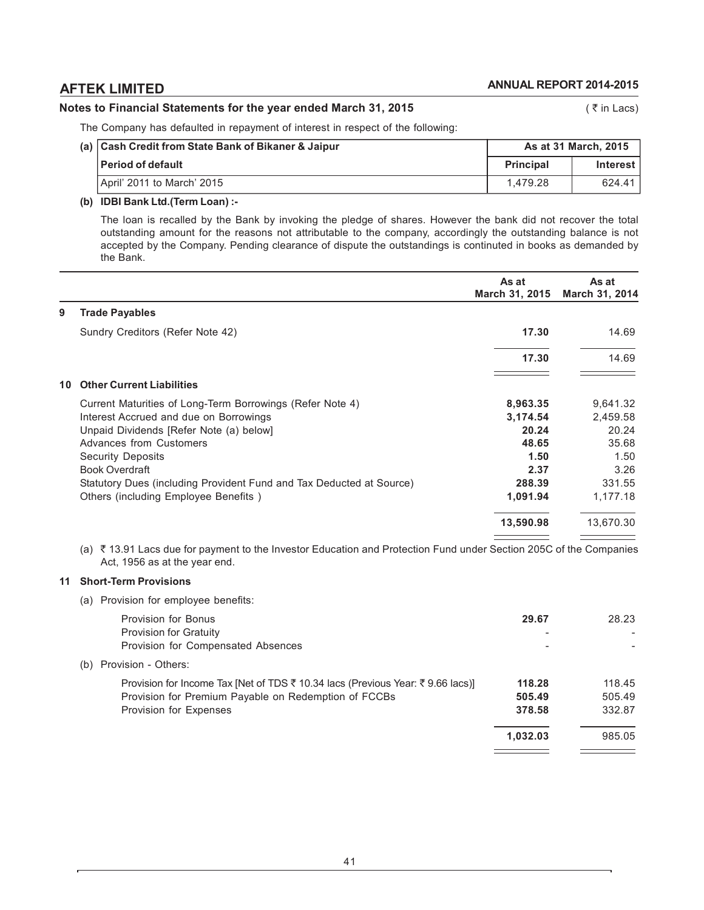**Notes to Financial Statements for the year ended March 31, 2015** ( ₹ in Lacs)

The Company has defaulted in repayment of interest in respect of the following:

| (a) Cash Credit from State Bank of Bikaner & Jaipur | As at 31 March, 2015 | |
|---|---|---|
| **Period of default** | **Principal** | **Interest** |
| April' 2011 to March' 2015 | 1,479.28 | 624.41 |

**(b) IDBI Bank Ltd.(Term Loan) :-**

The loan is recalled by the Bank by invoking the pledge of shares. However the bank did not recover the total outstanding amount for the reasons not attributable to the company, accordingly the outstanding balance is not accepted by the Company. Pending clearance of dispute the outstandings is continuted in books as demanded by the Bank.

| | | As at March 31, 2015 | As at March 31, 2014 |
|---|---|---|---|
| **9** | **Trade Payables** | | |
| | Sundry Creditors (Refer Note 42) | **17.30** | 14.69 |
| | | **17.30** | 14.69 |
| **10** | **Other Current Liabilities** | | |
| | Current Maturities of Long-Term Borrowings (Refer Note 4) | **8,963.35** | 9,641.32 |
| | Interest Accrued and due on Borrowings | **3,174.54** | 2,459.58 |
| | Unpaid Dividends [Refer Note (a) below] | **20.24** | 20.24 |
| | Advances from Customers | **48.65** | 35.68 |
| | Security Deposits | **1.50** | 1.50 |
| | Book Overdraft | **2.37** | 3.26 |
| | Statutory Dues (including Provident Fund and Tax Deducted at Source) | **288.39** | 331.55 |
| | Others (including Employee Benefits ) | **1,091.94** | 1,177.18 |
| | | **13,590.98** | 13,670.30 |

(a) ₹ 13.91 Lacs due for payment to the Investor Education and Protection Fund under Section 205C of the Companies Act, 1956 as at the year end.

| | | As at March 31, 2015 | As at March 31, 2014 |
|---|---|---|---|
| **11** | **Short-Term Provisions** | | |
| | (a) Provision for employee benefits: | | |
| | Provision for Bonus | **29.67** | 28.23 |
| | Provision for Gratuity | - | - |
| | Provision for Compensated Absences | - | - |
| | (b) Provision - Others: | | |
| | Provision for Income Tax [Net of TDS ₹ 10.34 lacs (Previous Year: ₹ 9.66 lacs)] | **118.28** | 118.45 |
| | Provision for Premium Payable on Redemption of FCCBs | **505.49** | 505.49 |
| | Provision for Expenses | **378.58** | 332.87 |
| | | **1,032.03** | 985.05 |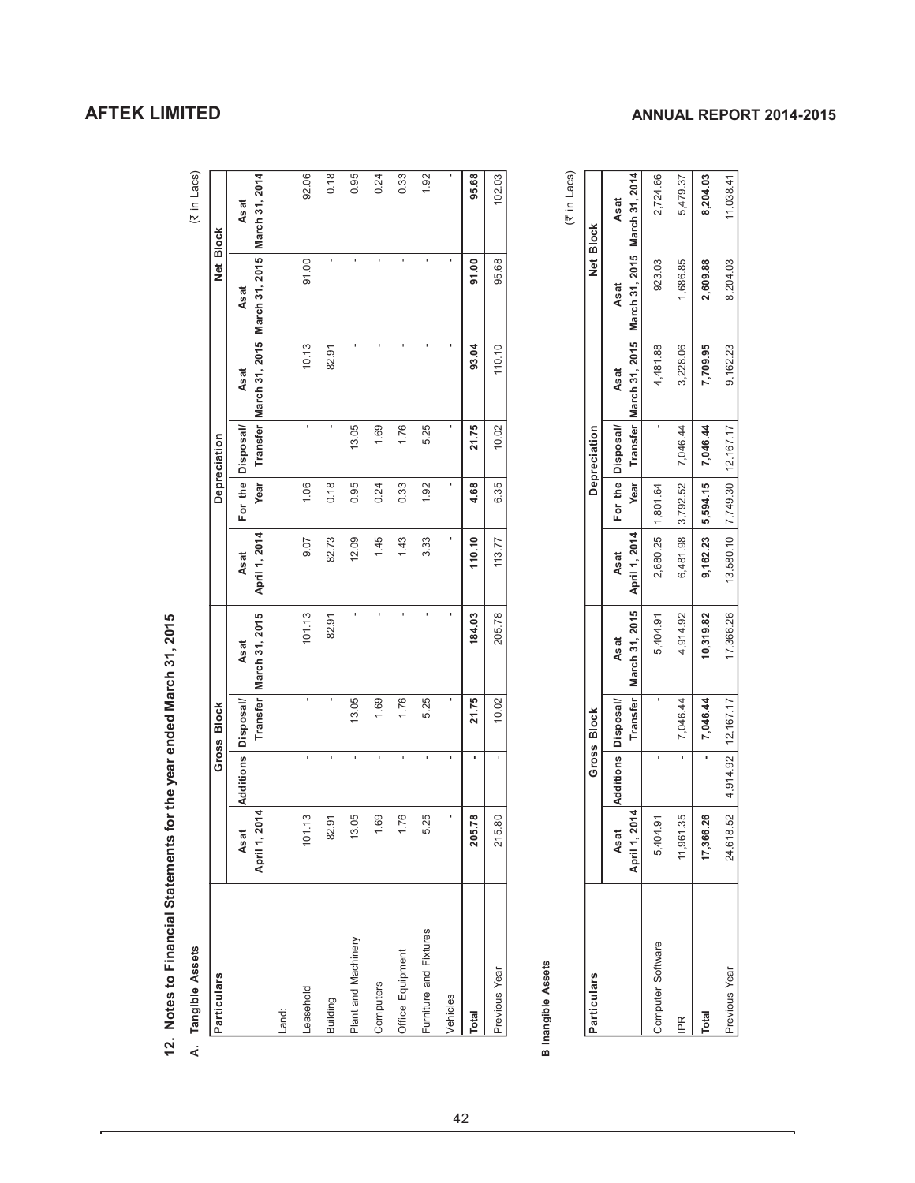## 12. Notes to Financial Statements for the year ended March 31, 2015

### A. Tangible Assets

(₹ in Lacs)

| Particulars | Gross Block | | | | Depreciation | | | | Net Block | |
|---|---|---|---|---|---|---|---|---|---|---|
| | As at April 1, 2014 | Additions | Disposal/ Transfer | As at March 31, 2015 | As at April 1, 2014 | For the Year | Disposal/ Transfer | As at March 31, 2015 | As at March 31, 2015 | As at March 31, 2014 |
| Land: | | | | | | | | | | |
| Leasehold | 101.13 | - | - | 101.13 | 9.07 | 1.06 | - | 10.13 | 91.00 | 92.06 |
| Building | 82.91 | - | - | 82.91 | 82.73 | 0.18 | - | 82.91 | - | 0.18 |
| Plant and Machinery | 13.05 | - | 13.05 | - | 12.09 | 0.95 | 13.05 | - | - | 0.95 |
| Computers | 1.69 | - | 1.69 | - | 1.45 | 0.24 | 1.69 | - | - | 0.24 |
| Office Equipment | 1.76 | - | 1.76 | - | 1.43 | 0.33 | 1.76 | - | - | 0.33 |
| Furniture and Fixtures | 5.25 | - | 5.25 | - | 3.33 | 1.92 | 5.25 | - | - | 1.92 |
| Vehicles | - | - | - | - | - | - | - | - | - | - |
| **Total** | **205.78** | **-** | **21.75** | **184.03** | **110.10** | **4.68** | **21.75** | **93.04** | **91.00** | **95.68** |
| Previous Year | 215.80 | - | 10.02 | 205.78 | 113.77 | 6.35 | 10.02 | 110.10 | 95.68 | 102.03 |

### B Inangible Assets

(₹ in Lacs)

| Particulars | Gross Block | | | | Depreciation | | | | Net Block | |
|---|---|---|---|---|---|---|---|---|---|---|
| | As at April 1, 2014 | Additions | Disposal/ Transfer | As at March 31, 2015 | As at April 1, 2014 | For the Year | Disposal/ Transfer | As at March 31, 2015 | As at March 31, 2015 | As at March 31, 2014 |
| Computer Software | 5,404.91 | - | - | 5,404.91 | 2,680.25 | 1,801.64 | - | 4,481.88 | 923.03 | 2,724.66 |
| IPR | 11,961.35 | - | 7,046.44 | 4,914.92 | 6,481.98 | 3,792.52 | 7,046.44 | 3,228.06 | 1,686.85 | 5,479.37 |
| **Total** | **17,366.26** | **-** | **7,046.44** | **10,319.82** | **9,162.23** | **5,594.15** | **7,046.44** | **7,709.95** | **2,609.88** | **8,204.03** |
| Previous Year | 24,618.52 | 4,914.92 | 12,167.17 | 17,366.26 | 13,580.10 | 7,749.30 | 12,167.17 | 9,162.23 | 8,204.03 | 11,038.41 |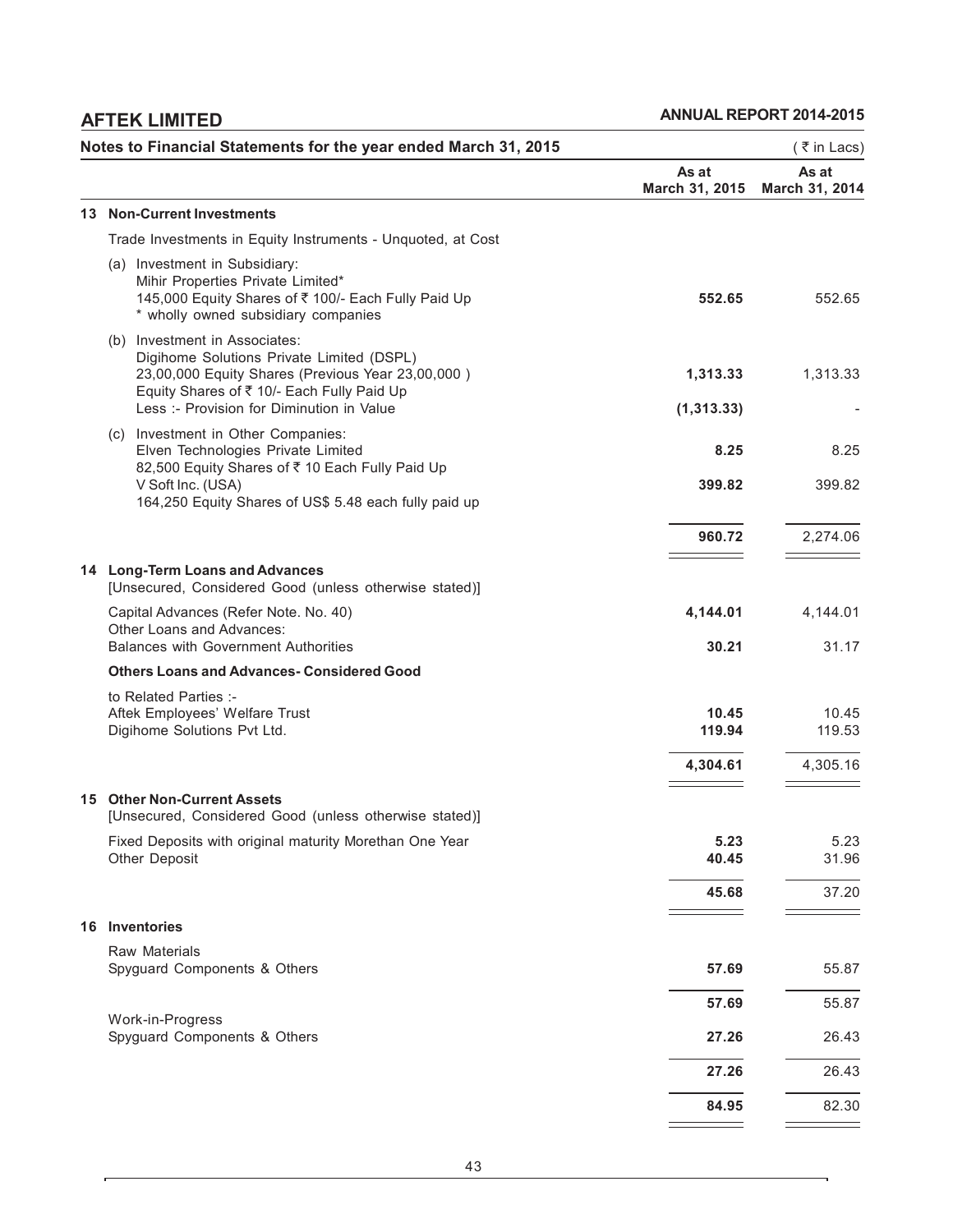## Notes to Financial Statements for the year ended March 31, 2015

(₹ in Lacs)

| | As at March 31, 2015 | As at March 31, 2014 |
|---|---|---|
| **13 Non-Current Investments** | | |
| Trade Investments in Equity Instruments - Unquoted, at Cost | | |
| (a) Investment in Subsidiary: Mihir Properties Private Limited* 145,000 Equity Shares of ₹ 100/- Each Fully Paid Up * wholly owned subsidiary companies | **552.65** | 552.65 |
| (b) Investment in Associates: Digihome Solutions Private Limited (DSPL) 23,00,000 Equity Shares (Previous Year 23,00,000 ) Equity Shares of ₹ 10/- Each Fully Paid Up | **1,313.33** | 1,313.33 |
| Less :- Provision for Diminution in Value | **(1,313.33)** | - |
| (c) Investment in Other Companies: Elven Technologies Private Limited 82,500 Equity Shares of ₹ 10 Each Fully Paid Up | **8.25** | 8.25 |
| V Soft Inc. (USA) 164,250 Equity Shares of US$ 5.48 each fully paid up | **399.82** | 399.82 |
| | **960.72** | 2,274.06 |
| **14 Long-Term Loans and Advances** [Unsecured, Considered Good (unless otherwise stated)] | | |
| Capital Advances (Refer Note. No. 40) | **4,144.01** | 4,144.01 |
| Other Loans and Advances: Balances with Government Authorities | **30.21** | 31.17 |
| **Others Loans and Advances- Considered Good** | | |
| to Related Parties :- | | |
| Aftek Employees' Welfare Trust | **10.45** | 10.45 |
| Digihome Solutions Pvt Ltd. | **119.94** | 119.53 |
| | **4,304.61** | 4,305.16 |
| **15 Other Non-Current Assets** [Unsecured, Considered Good (unless otherwise stated)] | | |
| Fixed Deposits with original maturity Morethan One Year | **5.23** | 5.23 |
| Other Deposit | **40.45** | 31.96 |
| | **45.68** | 37.20 |
| **16 Inventories** | | |
| Raw Materials | | |
| Spyguard Components & Others | **57.69** | 55.87 |
| | **57.69** | 55.87 |
| Work-in-Progress | | |
| Spyguard Components & Others | **27.26** | 26.43 |
| | **27.26** | 26.43 |
| | **84.95** | 82.30 |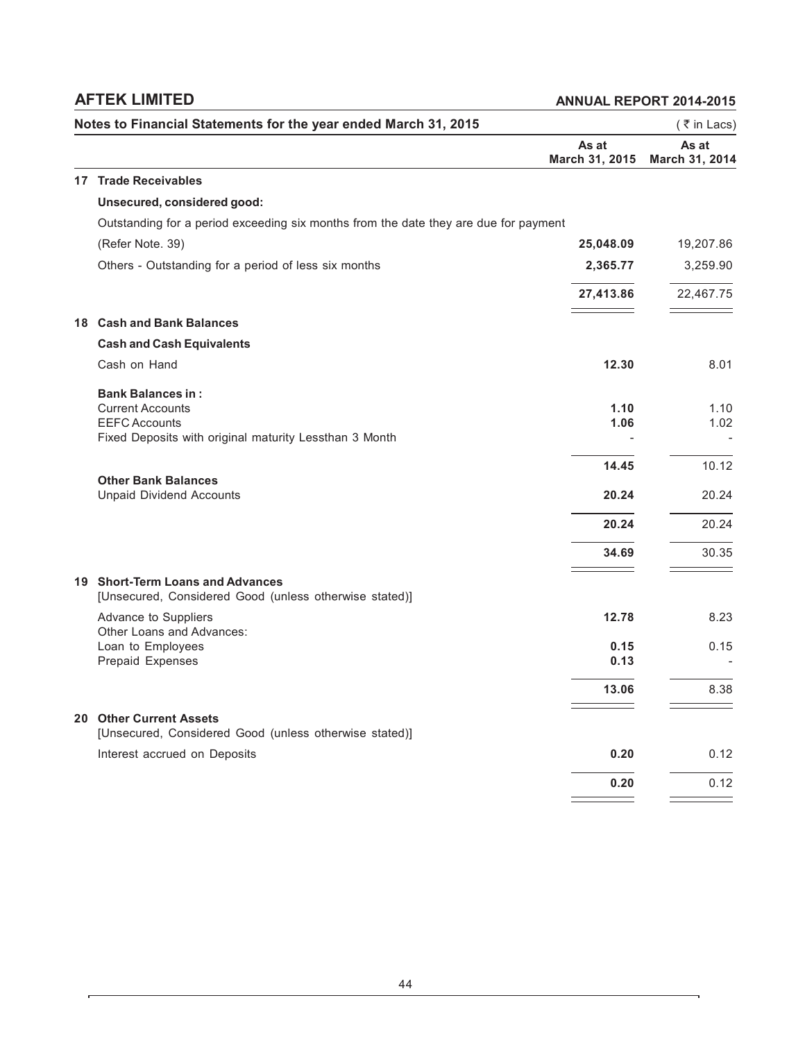## Notes to Financial Statements for the year ended March 31, 2015

(₹ in Lacs)

| | As at March 31, 2015 | As at March 31, 2014 |
|---|---|---|
| **17 Trade Receivables** | | |
| **Unsecured, considered good:** | | |
| Outstanding for a period exceeding six months from the date they are due for payment | | |
| (Refer Note. 39) | **25,048.09** | 19,207.86 |
| Others - Outstanding for a period of less six months | **2,365.77** | 3,259.90 |
| | **27,413.86** | 22,467.75 |
| **18 Cash and Bank Balances** | | |
| **Cash and Cash Equivalents** | | |
| Cash on Hand | **12.30** | 8.01 |
| **Bank Balances in :** | | |
| Current Accounts | **1.10** | 1.10 |
| EEFC Accounts | **1.06** | 1.02 |
| Fixed Deposits with original maturity Lessthan 3 Month | - | - |
| | **14.45** | 10.12 |
| **Other Bank Balances** | | |
| Unpaid Dividend Accounts | **20.24** | 20.24 |
| | **20.24** | 20.24 |
| | **34.69** | 30.35 |
| **19 Short-Term Loans and Advances** | | |
| [Unsecured, Considered Good (unless otherwise stated)] | | |
| Advance to Suppliers | **12.78** | 8.23 |
| Other Loans and Advances: | | |
| Loan to Employees | **0.15** | 0.15 |
| Prepaid Expenses | **0.13** | - |
| | **13.06** | 8.38 |
| **20 Other Current Assets** | | |
| [Unsecured, Considered Good (unless otherwise stated)] | | |
| Interest accrued on Deposits | **0.20** | 0.12 |
| | **0.20** | 0.12 |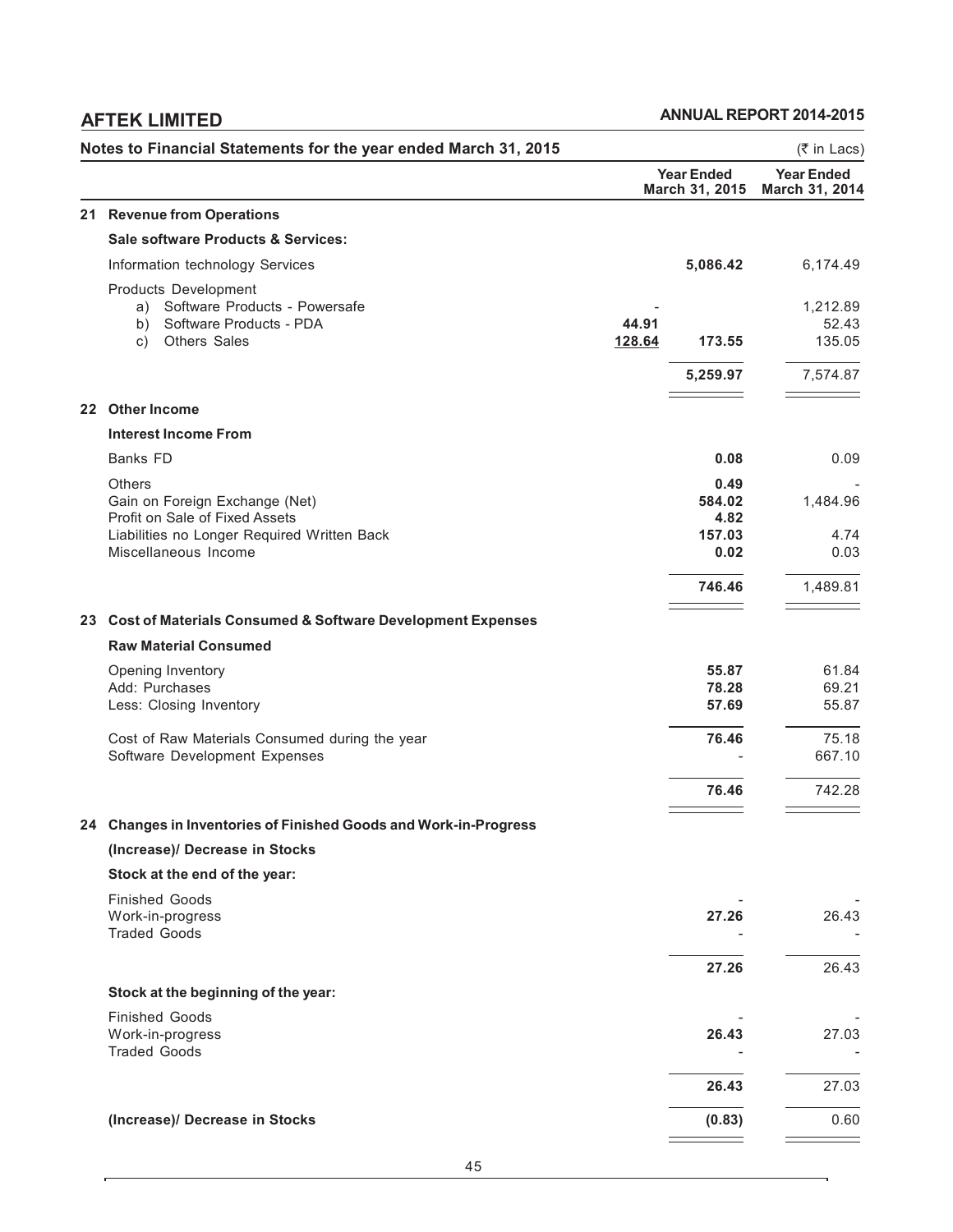**Notes to Financial Statements for the year ended March 31, 2015** (₹ in Lacs)

| | | | Year Ended March 31, 2015 | Year Ended March 31, 2014 |
|---|---|---|---|---|
| **21** | **Revenue from Operations** | | | |
| | **Sale software Products & Services:** | | | |
| | Information technology Services | | **5,086.42** | 6,174.49 |
| | Products Development | | | |
| | a) Software Products - Powersafe | - | | 1,212.89 |
| | b) Software Products - PDA | **44.91** | | 52.43 |
| | c) Others Sales | **128.64** | **173.55** | 135.05 |
| | | | **5,259.97** | 7,574.87 |
| **22** | **Other Income** | | | |
| | **Interest Income From** | | | |
| | Banks FD | | **0.08** | 0.09 |
| | Others | | **0.49** | - |
| | Gain on Foreign Exchange (Net) | | **584.02** | 1,484.96 |
| | Profit on Sale of Fixed Assets | | **4.82** | |
| | Liabilities no Longer Required Written Back | | **157.03** | 4.74 |
| | Miscellaneous Income | | **0.02** | 0.03 |
| | | | **746.46** | 1,489.81 |
| **23** | **Cost of Materials Consumed & Software Development Expenses** | | | |
| | **Raw Material Consumed** | | | |
| | Opening Inventory | | **55.87** | 61.84 |
| | Add: Purchases | | **78.28** | 69.21 |
| | Less: Closing Inventory | | **57.69** | 55.87 |
| | Cost of Raw Materials Consumed during the year | | **76.46** | 75.18 |
| | Software Development Expenses | | - | 667.10 |
| | | | **76.46** | 742.28 |
| **24** | **Changes in Inventories of Finished Goods and Work-in-Progress** | | | |
| | **(Increase)/ Decrease in Stocks** | | | |
| | **Stock at the end of the year:** | | | |
| | Finished Goods | | - | - |
| | Work-in-progress | | **27.26** | 26.43 |
| | Traded Goods | | - | - |
| | | | **27.26** | 26.43 |
| | **Stock at the beginning of the year:** | | | |
| | Finished Goods | | - | - |
| | Work-in-progress | | **26.43** | 27.03 |
| | Traded Goods | | - | - |
| | | | **26.43** | 27.03 |
| | **(Increase)/ Decrease in Stocks** | | **(0.83)** | 0.60 |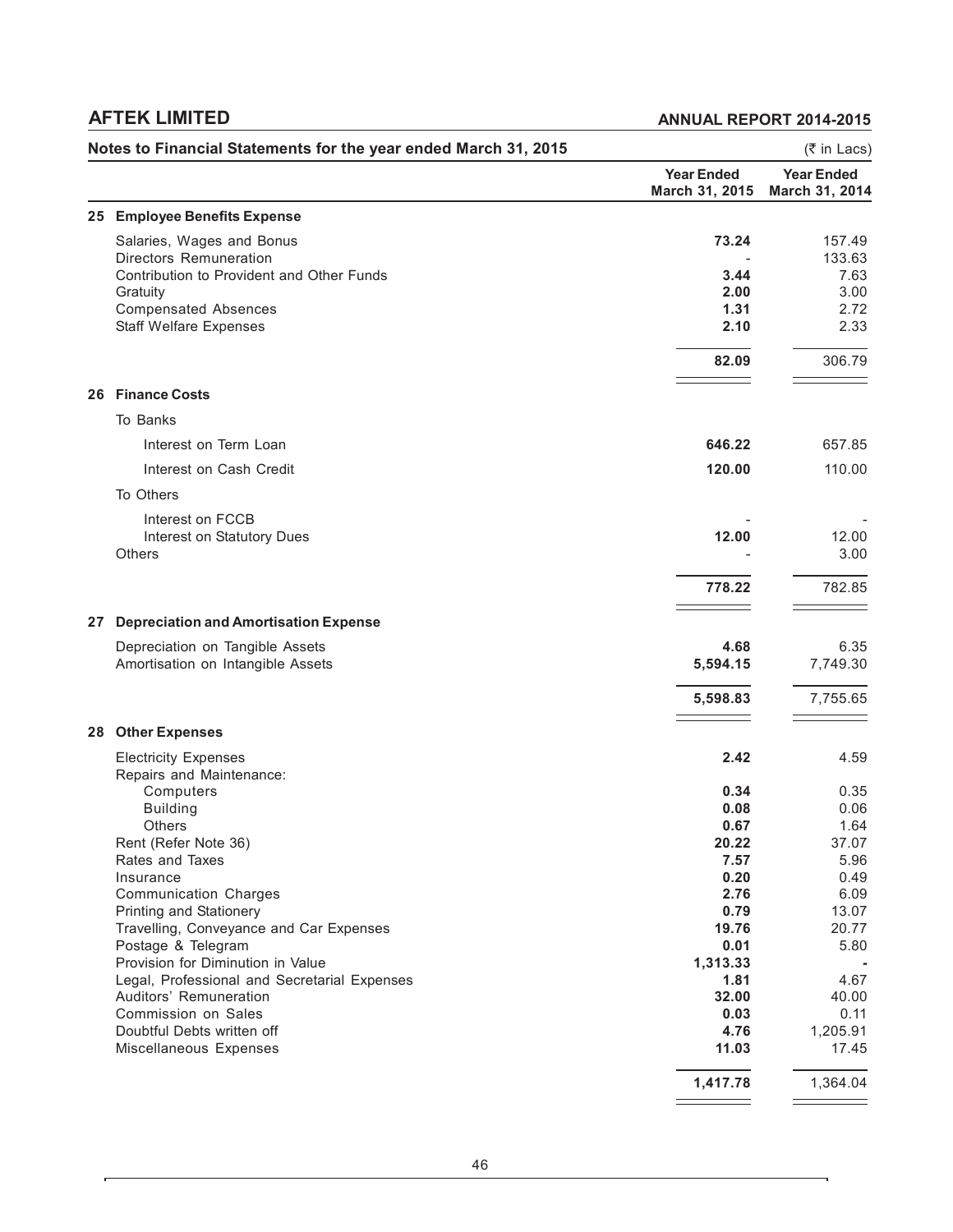## Notes to Financial Statements for the year ended March 31, 2015

(₹ in Lacs)

| | Year Ended March 31, 2015 | Year Ended March 31, 2014 |
|---|---|---|
| **25 Employee Benefits Expense** | | |
| Salaries, Wages and Bonus | **73.24** | 157.49 |
| Directors Remuneration | - | 133.63 |
| Contribution to Provident and Other Funds | **3.44** | 7.63 |
| Gratuity | **2.00** | 3.00 |
| Compensated Absences | **1.31** | 2.72 |
| Staff Welfare Expenses | **2.10** | 2.33 |
| | **82.09** | 306.79 |
| **26 Finance Costs** | | |
| To Banks | | |
| Interest on Term Loan | **646.22** | 657.85 |
| Interest on Cash Credit | **120.00** | 110.00 |
| To Others | | |
| Interest on FCCB | - | - |
| Interest on Statutory Dues | **12.00** | 12.00 |
| Others | - | 3.00 |
| | **778.22** | 782.85 |
| **27 Depreciation and Amortisation Expense** | | |
| Depreciation on Tangible Assets | **4.68** | 6.35 |
| Amortisation on Intangible Assets | **5,594.15** | 7,749.30 |
| | **5,598.83** | 7,755.65 |
| **28 Other Expenses** | | |
| Electricity Expenses | **2.42** | 4.59 |
| Repairs and Maintenance: | | |
| Computers | **0.34** | 0.35 |
| Building | **0.08** | 0.06 |
| Others | **0.67** | 1.64 |
| Rent (Refer Note 36) | **20.22** | 37.07 |
| Rates and Taxes | **7.57** | 5.96 |
| Insurance | **0.20** | 0.49 |
| Communication Charges | **2.76** | 6.09 |
| Printing and Stationery | **0.79** | 13.07 |
| Travelling, Conveyance and Car Expenses | **19.76** | 20.77 |
| Postage & Telegram | **0.01** | 5.80 |
| Provision for Diminution in Value | **1,313.33** | - |
| Legal, Professional and Secretarial Expenses | **1.81** | 4.67 |
| Auditors' Remuneration | **32.00** | 40.00 |
| Commission on Sales | **0.03** | 0.11 |
| Doubtful Debts written off | **4.76** | 1,205.91 |
| Miscellaneous Expenses | **11.03** | 17.45 |
| | **1,417.78** | 1,364.04 |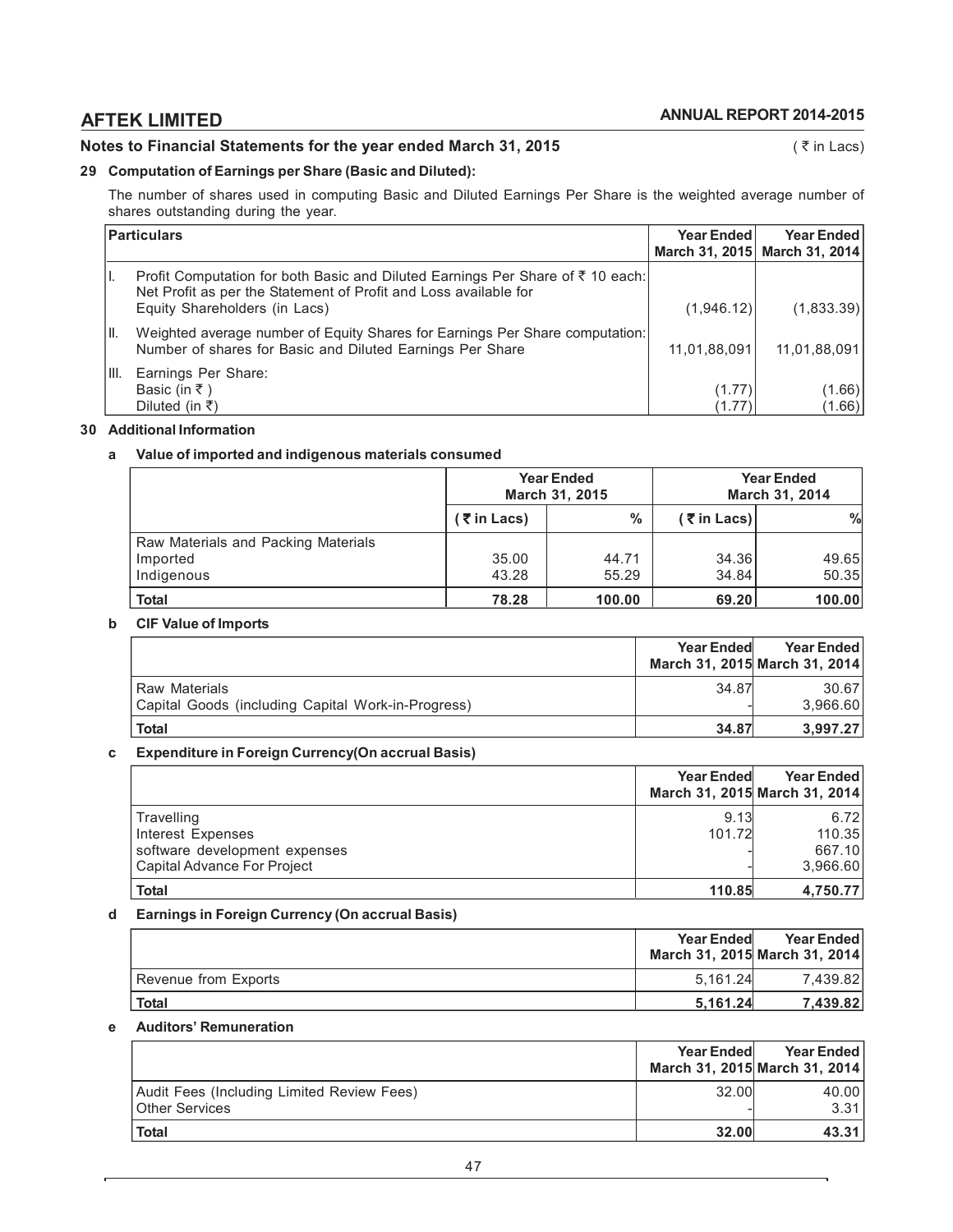## Notes to Financial Statements for the year ended March 31, 2015

( ₹ in Lacs)

### 29 Computation of Earnings per Share (Basic and Diluted):

The number of shares used in computing Basic and Diluted Earnings Per Share is the weighted average number of shares outstanding during the year.

| | Particulars | Year Ended March 31, 2015 | Year Ended March 31, 2014 |
|---|---|---|---|
| I. | Profit Computation for both Basic and Diluted Earnings Per Share of ₹ 10 each: Net Profit as per the Statement of Profit and Loss available for Equity Shareholders (in Lacs) | (1,946.12) | (1,833.39) |
| II. | Weighted average number of Equity Shares for Earnings Per Share computation: Number of shares for Basic and Diluted Earnings Per Share | 11,01,88,091 | 11,01,88,091 |
| III. | Earnings Per Share: | | |
| | Basic (in ₹ ) | (1.77) | (1.66) |
| | Diluted (in ₹) | (1.77) | (1.66) |

### 30 Additional Information

#### a Value of imported and indigenous materials consumed

| | Year Ended March 31, 2015 | | Year Ended March 31, 2014 | |
|---|---|---|---|---|
| | ( ₹ in Lacs) | % | ( ₹ in Lacs) | % |
| Raw Materials and Packing Materials | | | | |
| Imported | 35.00 | 44.71 | 34.36 | 49.65 |
| Indigenous | 43.28 | 55.29 | 34.84 | 50.35 |
| **Total** | **78.28** | **100.00** | **69.20** | **100.00** |

#### b CIF Value of Imports

| | Year Ended March 31, 2015 | Year Ended March 31, 2014 |
|---|---|---|
| Raw Materials | 34.87 | 30.67 |
| Capital Goods (including Capital Work-in-Progress) | - | 3,966.60 |
| **Total** | **34.87** | **3,997.27** |

#### c Expenditure in Foreign Currency(On accrual Basis)

| | Year Ended March 31, 2015 | Year Ended March 31, 2014 |
|---|---|---|
| Travelling | 9.13 | 6.72 |
| Interest Expenses | 101.72 | 110.35 |
| software development expenses | - | 667.10 |
| Capital Advance For Project | - | 3,966.60 |
| **Total** | **110.85** | **4,750.77** |

#### d Earnings in Foreign Currency (On accrual Basis)

| | Year Ended March 31, 2015 | Year Ended March 31, 2014 |
|---|---|---|
| Revenue from Exports | 5,161.24 | 7,439.82 |
| **Total** | **5,161.24** | **7,439.82** |

#### e Auditors' Remuneration

| | Year Ended March 31, 2015 | Year Ended March 31, 2014 |
|---|---|---|
| Audit Fees (Including Limited Review Fees) | 32.00 | 40.00 |
| Other Services | - | 3.31 |
| **Total** | **32.00** | **43.31** |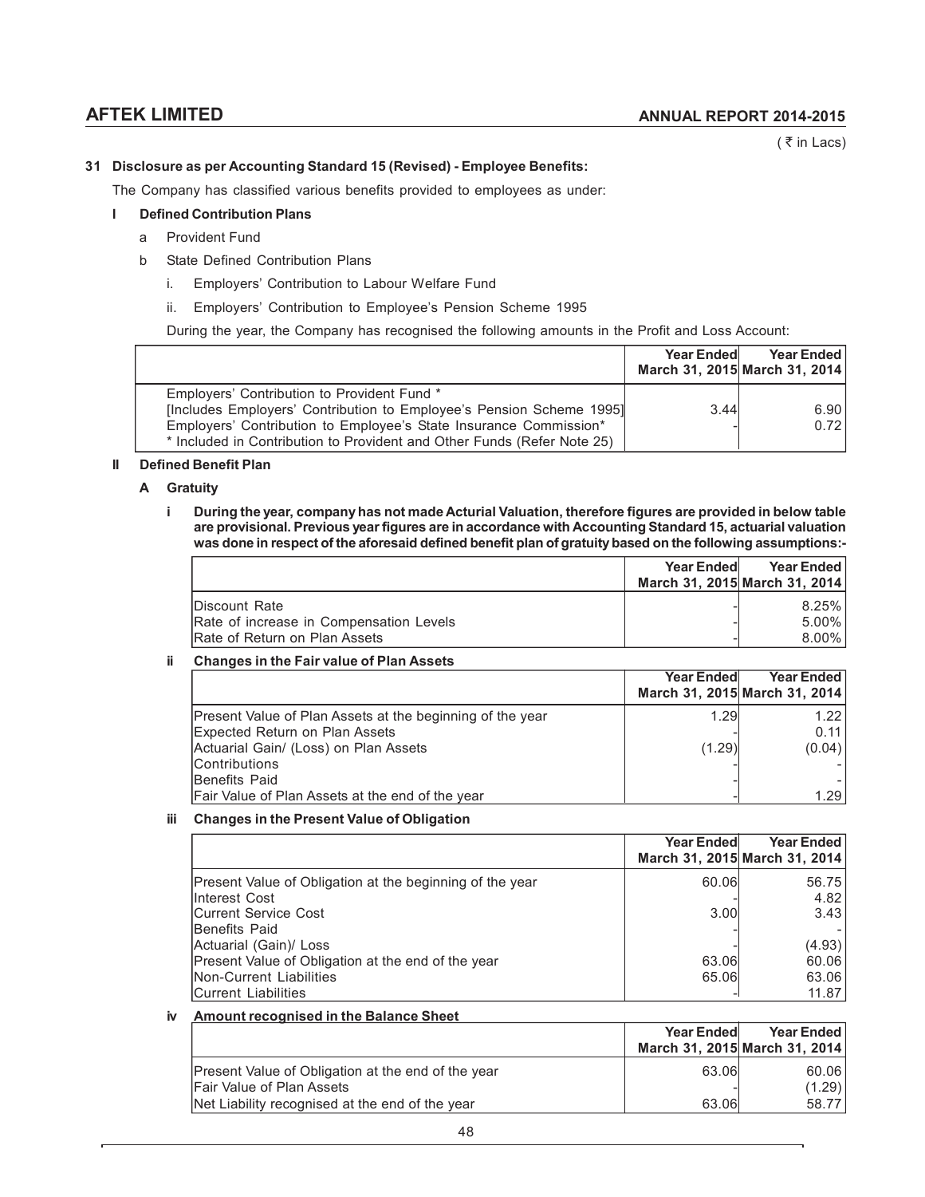( ₹ in Lacs)

## 31 Disclosure as per Accounting Standard 15 (Revised) - Employee Benefits:

The Company has classified various benefits provided to employees as under:

### I Defined Contribution Plans

a Provident Fund

b State Defined Contribution Plans

i. Employers' Contribution to Labour Welfare Fund

ii. Employers' Contribution to Employee's Pension Scheme 1995

During the year, the Company has recognised the following amounts in the Profit and Loss Account:

| | Year Ended March 31, 2015 | Year Ended March 31, 2014 |
|---|---|---|
| Employers' Contribution to Provident Fund * [Includes Employers' Contribution to Employee's Pension Scheme 1995] | 3.44 | 6.90 |
| Employers' Contribution to Employee's State Insurance Commission* | - | 0.72 |
| * Included in Contribution to Provident and Other Funds (Refer Note 25) | | |

### II Defined Benefit Plan

#### A Gratuity

**i During the year, company has not made Acturial Valuation, therefore figures are provided in below table are provisional. Previous year figures are in accordance with Accounting Standard 15, actuarial valuation was done in respect of the aforesaid defined benefit plan of gratuity based on the following assumptions:-**

| | Year Ended March 31, 2015 | Year Ended March 31, 2014 |
|---|---|---|
| Discount Rate | - | 8.25% |
| Rate of increase in Compensation Levels | - | 5.00% |
| Rate of Return on Plan Assets | - | 8.00% |

**ii Changes in the Fair value of Plan Assets**

| | Year Ended March 31, 2015 | Year Ended March 31, 2014 |
|---|---|---|
| Present Value of Plan Assets at the beginning of the year | 1.29 | 1.22 |
| Expected Return on Plan Assets | - | 0.11 |
| Actuarial Gain/ (Loss) on Plan Assets | (1.29) | (0.04) |
| Contributions | - | - |
| Benefits Paid | - | - |
| Fair Value of Plan Assets at the end of the year | - | 1.29 |

**iii Changes in the Present Value of Obligation**

| | Year Ended March 31, 2015 | Year Ended March 31, 2014 |
|---|---|---|
| Present Value of Obligation at the beginning of the year | 60.06 | 56.75 |
| Interest Cost | - | 4.82 |
| Current Service Cost | 3.00 | 3.43 |
| Benefits Paid | - | - |
| Actuarial (Gain)/ Loss | - | (4.93) |
| Present Value of Obligation at the end of the year | 63.06 | 60.06 |
| Non-Current Liabilities | 65.06 | 63.06 |
| Current Liabilities | - | 11.87 |

**iv Amount recognised in the Balance Sheet**

| | Year Ended March 31, 2015 | Year Ended March 31, 2014 |
|---|---|---|
| Present Value of Obligation at the end of the year | 63.06 | 60.06 |
| Fair Value of Plan Assets | - | (1.29) |
| Net Liability recognised at the end of the year | 63.06 | 58.77 |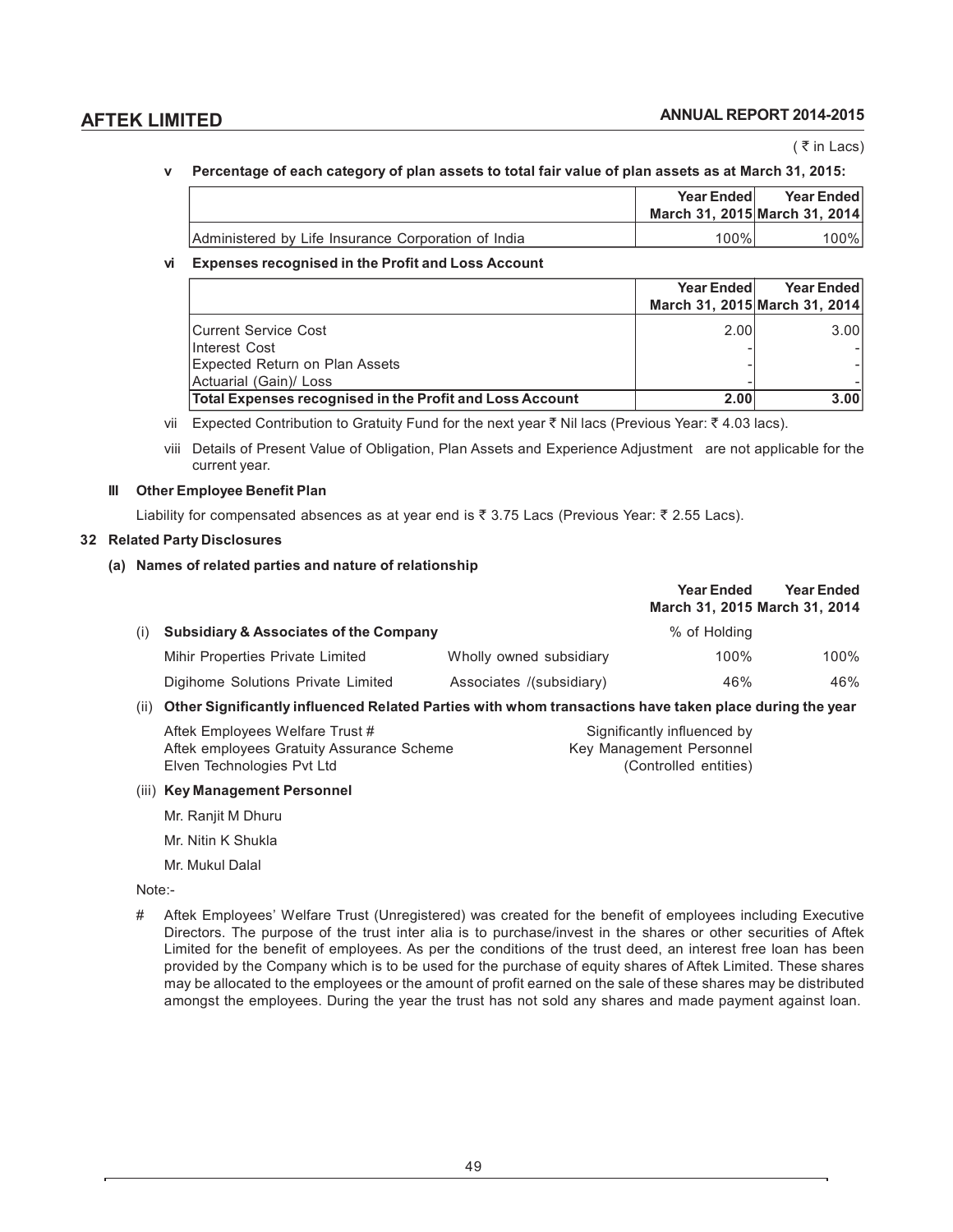( ₹ in Lacs)

**v Percentage of each category of plan assets to total fair value of plan assets as at March 31, 2015:**

| | Year Ended March 31, 2015 | Year Ended March 31, 2014 |
|---|---|---|
| Administered by Life Insurance Corporation of India | 100% | 100% |

**vi Expenses recognised in the Profit and Loss Account**

| | Year Ended March 31, 2015 | Year Ended March 31, 2014 |
|---|---|---|
| Current Service Cost | 2.00 | 3.00 |
| Interest Cost | - | - |
| Expected Return on Plan Assets | - | - |
| Actuarial (Gain)/ Loss | - | - |
| **Total Expenses recognised in the Profit and Loss Account** | **2.00** | **3.00** |

vii Expected Contribution to Gratuity Fund for the next year ₹ Nil lacs (Previous Year: ₹ 4.03 lacs).

viii Details of Present Value of Obligation, Plan Assets and Experience Adjustment are not applicable for the current year.

**III Other Employee Benefit Plan**

Liability for compensated absences as at year end is ₹ 3.75 Lacs (Previous Year: ₹ 2.55 Lacs).

## 32 Related Party Disclosures

**(a) Names of related parties and nature of relationship**

| | | Year Ended March 31, 2015 | Year Ended March 31, 2014 |
|---|---|---|---|
| (i) **Subsidiary & Associates of the Company** | | % of Holding | |
| Mihir Properties Private Limited | Wholly owned subsidiary | 100% | 100% |
| Digihome Solutions Private Limited | Associates /(subsidiary) | 46% | 46% |

(ii) **Other Significantly influenced Related Parties with whom transactions have taken place during the year**

| | |
|---|---|
| Aftek Employees Welfare Trust # | Significantly influenced by |
| Aftek employees Gratuity Assurance Scheme | Key Management Personnel |
| Elven Technologies Pvt Ltd | (Controlled entities) |

(iii) **Key Management Personnel**

Mr. Ranjit M Dhuru

Mr. Nitin K Shukla

Mr. Mukul Dalal

Note:-

# Aftek Employees' Welfare Trust (Unregistered) was created for the benefit of employees including Executive Directors. The purpose of the trust inter alia is to purchase/invest in the shares or other securities of Aftek Limited for the benefit of employees. As per the conditions of the trust deed, an interest free loan has been provided by the Company which is to be used for the purchase of equity shares of Aftek Limited. These shares may be allocated to the employees or the amount of profit earned on the sale of these shares may be distributed amongst the employees. During the year the trust has not sold any shares and made payment against loan.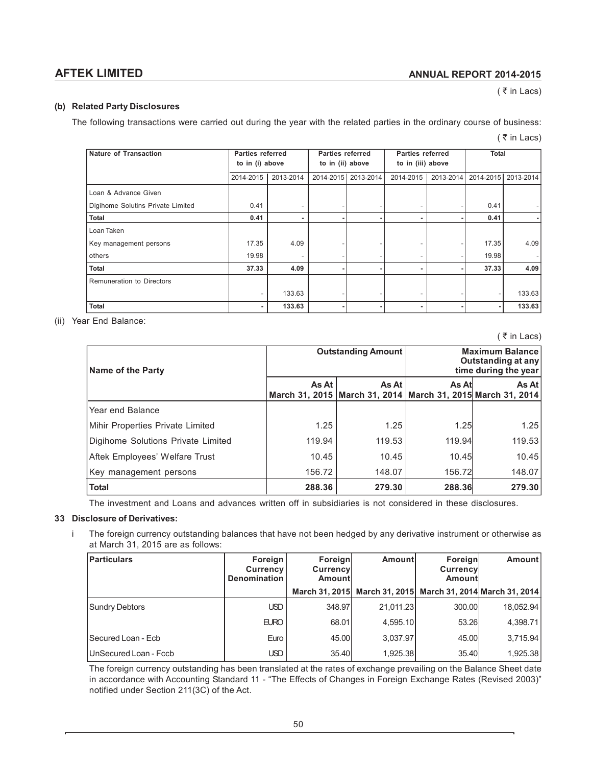( ₹ in Lacs)

**(b) Related Party Disclosures**

The following transactions were carried out during the year with the related parties in the ordinary course of business:

( ₹ in Lacs)

| Nature of Transaction | Parties referred to in (i) above | | Parties referred to in (ii) above | | Parties referred to in (iii) above | | Total | |
|---|---|---|---|---|---|---|---|---|
| | 2014-2015 | 2013-2014 | 2014-2015 | 2013-2014 | 2014-2015 | 2013-2014 | 2014-2015 | 2013-2014 |
| Loan & Advance Given | | | | | | | | |
| Digihome Solutins Private Limited | 0.41 | - | - | - | - | - | 0.41 | - |
| **Total** | **0.41** | **-** | **-** | **-** | **-** | **-** | **0.41** | **-** |
| Loan Taken | | | | | | | | |
| Key management persons | 17.35 | 4.09 | - | - | - | - | 17.35 | 4.09 |
| others | 19.98 | - | - | - | - | - | 19.98 | - |
| **Total** | **37.33** | **4.09** | **-** | **-** | **-** | **-** | **37.33** | **4.09** |
| Remuneration to Directors | | | | | | | | |
| | - | 133.63 | - | - | - | - | - | 133.63 |
| **Total** | **-** | **133.63** | **-** | **-** | **-** | **-** | **-** | **133.63** |

(ii) Year End Balance:

( ₹ in Lacs)

| Name of the Party | Outstanding Amount | | Maximum Balance Outstanding at any time during the year | |
|---|---|---|---|---|
| | As At March 31, 2015 | As At March 31, 2014 | As At March 31, 2015 | As At March 31, 2014 |
| Year end Balance | | | | |
| Mihir Properties Private Limited | 1.25 | 1.25 | 1.25 | 1.25 |
| Digihome Solutions Private Limited | 119.94 | 119.53 | 119.94 | 119.53 |
| Aftek Employees' Welfare Trust | 10.45 | 10.45 | 10.45 | 10.45 |
| Key management persons | 156.72 | 148.07 | 156.72 | 148.07 |
| **Total** | **288.36** | **279.30** | **288.36** | **279.30** |

The investment and Loans and advances written off in subsidiaries is not considered in these disclosures.

**33 Disclosure of Derivatives:**

i The foreign currency outstanding balances that have not been hedged by any derivative instrument or otherwise as at March 31, 2015 are as follows:

| Particulars | Foreign Currency Denomination | Foreign Currency Amount | Amount | Foreign Currency Amount | Amount |
|---|---|---|---|---|---|
| | | March 31, 2015 | March 31, 2015 | March 31, 2014 | March 31, 2014 |
| Sundry Debtors | USD | 348.97 | 21,011.23 | 300.00 | 18,052.94 |
| | EURO | 68.01 | 4,595.10 | 53.26 | 4,398.71 |
| Secured Loan - Ecb | Euro | 45.00 | 3,037.97 | 45.00 | 3,715.94 |
| UnSecured Loan - Fccb | USD | 35.40 | 1,925.38 | 35.40 | 1,925.38 |

The foreign currency outstanding has been translated at the rates of exchange prevailing on the Balance Sheet date in accordance with Accounting Standard 11 - "The Effects of Changes in Foreign Exchange Rates (Revised 2003)" notified under Section 211(3C) of the Act.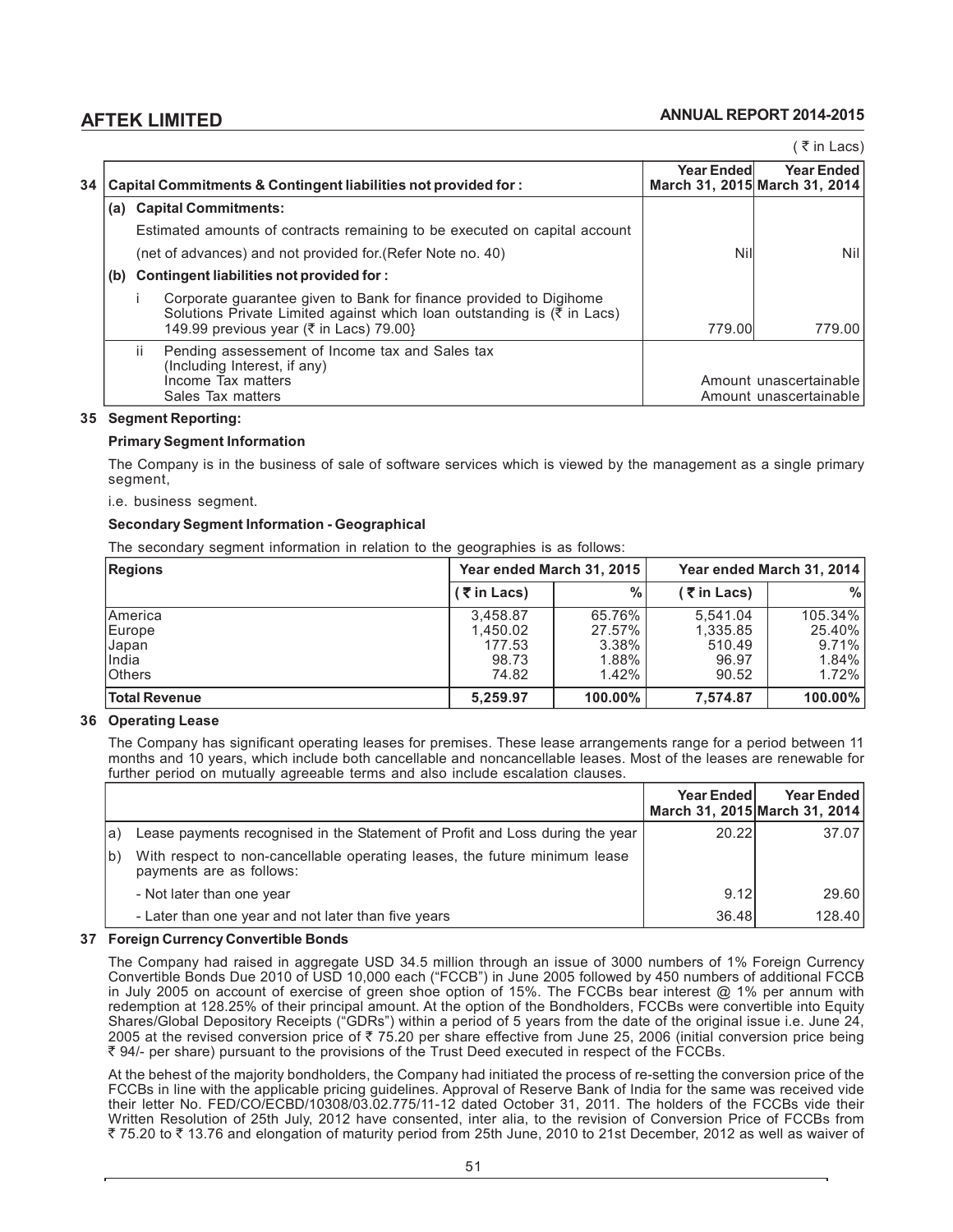( ₹ in Lacs)

| 34 | Capital Commitments & Contingent liabilities not provided for : | Year Ended March 31, 2015 | Year Ended March 31, 2014 |
|---|---|---|---|
| (a) | **Capital Commitments:** | | |
| | Estimated amounts of contracts remaining to be executed on capital account (net of advances) and not provided for.(Refer Note no. 40) | Nil | Nil |
| (b) | **Contingent liabilities not provided for :** | | |
| i | Corporate guarantee given to Bank for finance provided to Digihome Solutions Private Limited against which loan outstanding is (₹ in Lacs) 149.99 previous year (₹ in Lacs) 79.00} | 779.00 | 779.00 |
| ii | Pending assessement of Income tax and Sales tax (Including Interest, if any) | | |
| | Income Tax matters | Amount unascertainable | |
| | Sales Tax matters | Amount unascertainable | |

**35 Segment Reporting:**

**Primary Segment Information**

The Company is in the business of sale of software services which is viewed by the management as a single primary segment,

i.e. business segment.

**Secondary Segment Information - Geographical**

The secondary segment information in relation to the geographies is as follows:

| Regions | Year ended March 31, 2015 | | Year ended March 31, 2014 | |
|---|---|---|---|---|
| | ( ₹ in Lacs) | % | ( ₹ in Lacs) | % |
| America | 3,458.87 | 65.76% | 5,541.04 | 105.34% |
| Europe | 1,450.02 | 27.57% | 1,335.85 | 25.40% |
| Japan | 177.53 | 3.38% | 510.49 | 9.71% |
| India | 98.73 | 1.88% | 96.97 | 1.84% |
| Others | 74.82 | 1.42% | 90.52 | 1.72% |
| **Total Revenue** | **5,259.97** | **100.00%** | **7,574.87** | **100.00%** |

**36 Operating Lease**

The Company has significant operating leases for premises. These lease arrangements range for a period between 11 months and 10 years, which include both cancellable and noncancellable leases. Most of the leases are renewable for further period on mutually agreeable terms and also include escalation clauses.

| | | Year Ended March 31, 2015 | Year Ended March 31, 2014 |
|---|---|---|---|
| a) | Lease payments recognised in the Statement of Profit and Loss during the year | 20.22 | 37.07 |
| b) | With respect to non-cancellable operating leases, the future minimum lease payments are as follows: | | |
| | - Not later than one year | 9.12 | 29.60 |
| | - Later than one year and not later than five years | 36.48 | 128.40 |

**37 Foreign Currency Convertible Bonds**

The Company had raised in aggregate USD 34.5 million through an issue of 3000 numbers of 1% Foreign Currency Convertible Bonds Due 2010 of USD 10,000 each ("FCCB") in June 2005 followed by 450 numbers of additional FCCB in July 2005 on account of exercise of green shoe option of 15%. The FCCBs bear interest @ 1% per annum with redemption at 128.25% of their principal amount. At the option of the Bondholders, FCCBs were convertible into Equity Shares/Global Depository Receipts ("GDRs") within a period of 5 years from the date of the original issue i.e. June 24, 2005 at the revised conversion price of ₹ 75.20 per share effective from June 25, 2006 (initial conversion price being ₹ 94/- per share) pursuant to the provisions of the Trust Deed executed in respect of the FCCBs.

At the behest of the majority bondholders, the Company had initiated the process of re-setting the conversion price of the FCCBs in line with the applicable pricing guidelines. Approval of Reserve Bank of India for the same was received vide their letter No. FED/CO/ECBD/10308/03.02.775/11-12 dated October 31, 2011. The holders of the FCCBs vide their Written Resolution of 25th July, 2012 have consented, inter alia, to the revision of Conversion Price of FCCBs from ₹ 75.20 to ₹ 13.76 and elongation of maturity period from 25th June, 2010 to 21st December, 2012 as well as waiver of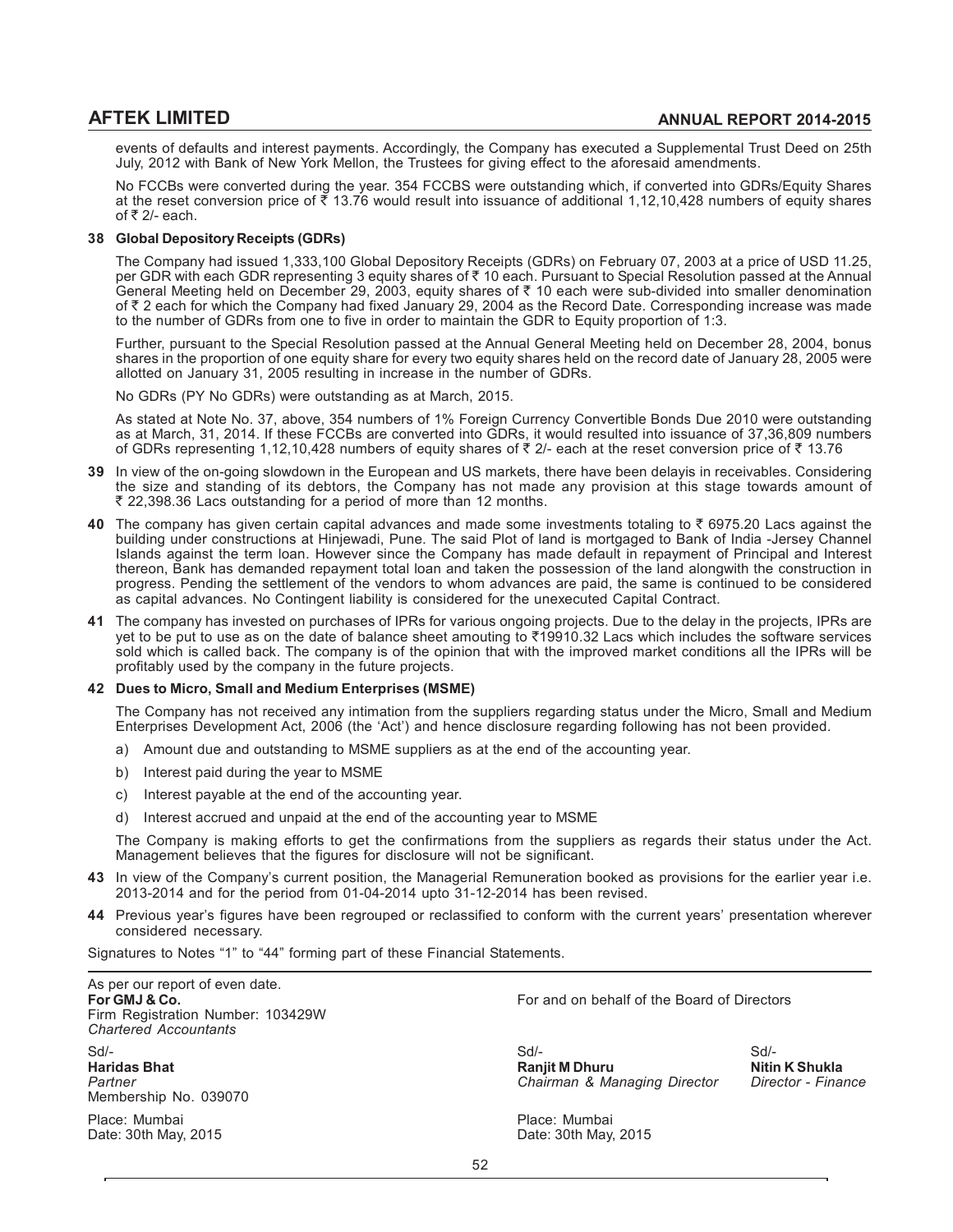events of defaults and interest payments. Accordingly, the Company has executed a Supplemental Trust Deed on 25th July, 2012 with Bank of New York Mellon, the Trustees for giving effect to the aforesaid amendments.

No FCCBs were converted during the year. 354 FCCBS were outstanding which, if converted into GDRs/Equity Shares at the reset conversion price of ₹ 13.76 would result into issuance of additional 1,12,10,428 numbers of equity shares of ₹ 2/- each.

**38 Global Depository Receipts (GDRs)**

The Company had issued 1,333,100 Global Depository Receipts (GDRs) on February 07, 2003 at a price of USD 11.25, per GDR with each GDR representing 3 equity shares of ₹ 10 each. Pursuant to Special Resolution passed at the Annual General Meeting held on December 29, 2003, equity shares of ₹ 10 each were sub-divided into smaller denomination of ₹ 2 each for which the Company had fixed January 29, 2004 as the Record Date. Corresponding increase was made to the number of GDRs from one to five in order to maintain the GDR to Equity proportion of 1:3.

Further, pursuant to the Special Resolution passed at the Annual General Meeting held on December 28, 2004, bonus shares in the proportion of one equity share for every two equity shares held on the record date of January 28, 2005 were allotted on January 31, 2005 resulting in increase in the number of GDRs.

No GDRs (PY No GDRs) were outstanding as at March, 2015.

As stated at Note No. 37, above, 354 numbers of 1% Foreign Currency Convertible Bonds Due 2010 were outstanding as at March, 31, 2014. If these FCCBs are converted into GDRs, it would resulted into issuance of 37,36,809 numbers of GDRs representing 1,12,10,428 numbers of equity shares of ₹ 2/- each at the reset conversion price of ₹ 13.76

**39** In view of the on-going slowdown in the European and US markets, there have been delayis in receivables. Considering the size and standing of its debtors, the Company has not made any provision at this stage towards amount of ₹ 22,398.36 Lacs outstanding for a period of more than 12 months.

**40** The company has given certain capital advances and made some investments totaling to ₹ 6975.20 Lacs against the building under constructions at Hinjewadi, Pune. The said Plot of land is mortgaged to Bank of India -Jersey Channel Islands against the term loan. However since the Company has made default in repayment of Principal and Interest thereon, Bank has demanded repayment total loan and taken the possession of the land alongwith the construction in progress. Pending the settlement of the vendors to whom advances are paid, the same is continued to be considered as capital advances. No Contingent liability is considered for the unexecuted Capital Contract.

**41** The company has invested on purchases of IPRs for various ongoing projects. Due to the delay in the projects, IPRs are yet to be put to use as on the date of balance sheet amouting to ₹19910.32 Lacs which includes the software services sold which is called back. The company is of the opinion that with the improved market conditions all the IPRs will be profitably used by the company in the future projects.

**42 Dues to Micro, Small and Medium Enterprises (MSME)**

The Company has not received any intimation from the suppliers regarding status under the Micro, Small and Medium Enterprises Development Act, 2006 (the 'Act') and hence disclosure regarding following has not been provided.

a) Amount due and outstanding to MSME suppliers as at the end of the accounting year.

b) Interest paid during the year to MSME

c) Interest payable at the end of the accounting year.

d) Interest accrued and unpaid at the end of the accounting year to MSME

The Company is making efforts to get the confirmations from the suppliers as regards their status under the Act. Management believes that the figures for disclosure will not be significant.

**43** In view of the Company's current position, the Managerial Remuneration booked as provisions for the earlier year i.e. 2013-2014 and for the period from 01-04-2014 upto 31-12-2014 has been revised.

**44** Previous year's figures have been regrouped or reclassified to conform with the current years' presentation wherever considered necessary.

Signatures to Notes "1" to "44" forming part of these Financial Statements.

As per our report of even date.
**For GMJ & Co.**
Firm Registration Number: 103429W
*Chartered Accountants*

For and on behalf of the Board of Directors

Sd/-
**Haridas Bhat**
*Partner*
Membership No. 039070

Sd/-
**Ranjit M Dhuru**
*Chairman & Managing Director*

Sd/-
**Nitin K Shukla**
*Director - Finance*

Place: Mumbai
Date: 30th May, 2015

Place: Mumbai
Date: 30th May, 2015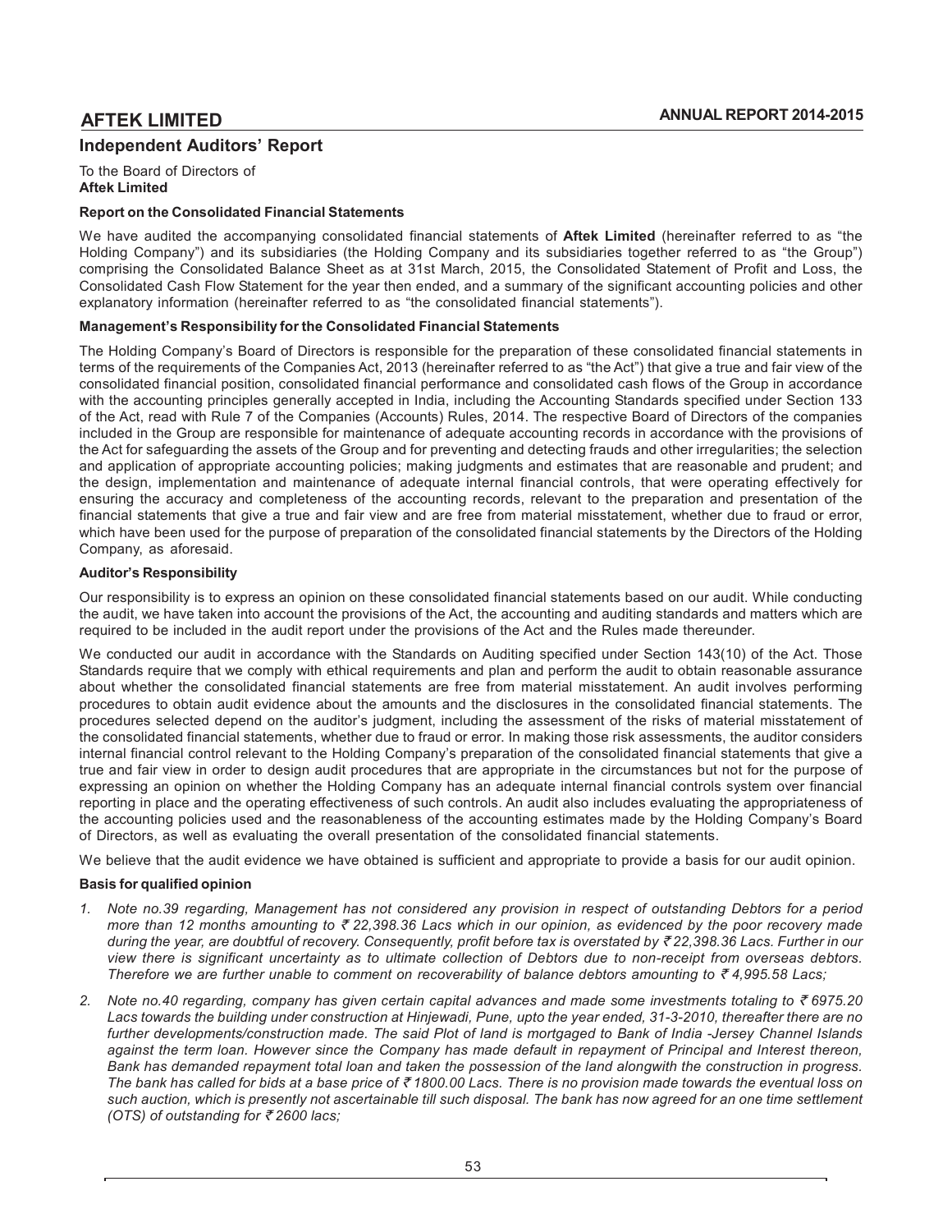# Independent Auditors' Report

To the Board of Directors of
**Aftek Limited**

### Report on the Consolidated Financial Statements

We have audited the accompanying consolidated financial statements of **Aftek Limited** (hereinafter referred to as "the Holding Company") and its subsidiaries (the Holding Company and its subsidiaries together referred to as "the Group") comprising the Consolidated Balance Sheet as at 31st March, 2015, the Consolidated Statement of Profit and Loss, the Consolidated Cash Flow Statement for the year then ended, and a summary of the significant accounting policies and other explanatory information (hereinafter referred to as "the consolidated financial statements").

### Management's Responsibility for the Consolidated Financial Statements

The Holding Company's Board of Directors is responsible for the preparation of these consolidated financial statements in terms of the requirements of the Companies Act, 2013 (hereinafter referred to as "the Act") that give a true and fair view of the consolidated financial position, consolidated financial performance and consolidated cash flows of the Group in accordance with the accounting principles generally accepted in India, including the Accounting Standards specified under Section 133 of the Act, read with Rule 7 of the Companies (Accounts) Rules, 2014. The respective Board of Directors of the companies included in the Group are responsible for maintenance of adequate accounting records in accordance with the provisions of the Act for safeguarding the assets of the Group and for preventing and detecting frauds and other irregularities; the selection and application of appropriate accounting policies; making judgments and estimates that are reasonable and prudent; and the design, implementation and maintenance of adequate internal financial controls, that were operating effectively for ensuring the accuracy and completeness of the accounting records, relevant to the preparation and presentation of the financial statements that give a true and fair view and are free from material misstatement, whether due to fraud or error, which have been used for the purpose of preparation of the consolidated financial statements by the Directors of the Holding Company, as aforesaid.

### Auditor's Responsibility

Our responsibility is to express an opinion on these consolidated financial statements based on our audit. While conducting the audit, we have taken into account the provisions of the Act, the accounting and auditing standards and matters which are required to be included in the audit report under the provisions of the Act and the Rules made thereunder.

We conducted our audit in accordance with the Standards on Auditing specified under Section 143(10) of the Act. Those Standards require that we comply with ethical requirements and plan and perform the audit to obtain reasonable assurance about whether the consolidated financial statements are free from material misstatement. An audit involves performing procedures to obtain audit evidence about the amounts and the disclosures in the consolidated financial statements. The procedures selected depend on the auditor's judgment, including the assessment of the risks of material misstatement of the consolidated financial statements, whether due to fraud or error. In making those risk assessments, the auditor considers internal financial control relevant to the Holding Company's preparation of the consolidated financial statements that give a true and fair view in order to design audit procedures that are appropriate in the circumstances but not for the purpose of expressing an opinion on whether the Holding Company has an adequate internal financial controls system over financial reporting in place and the operating effectiveness of such controls. An audit also includes evaluating the appropriateness of the accounting policies used and the reasonableness of the accounting estimates made by the Holding Company's Board of Directors, as well as evaluating the overall presentation of the consolidated financial statements.

We believe that the audit evidence we have obtained is sufficient and appropriate to provide a basis for our audit opinion.

### Basis for qualified opinion

1. *Note no.39 regarding, Management has not considered any provision in respect of outstanding Debtors for a period more than 12 months amounting to ₹ 22,398.36 Lacs which in our opinion, as evidenced by the poor recovery made during the year, are doubtful of recovery. Consequently, profit before tax is overstated by ₹ 22,398.36 Lacs. Further in our view there is significant uncertainty as to ultimate collection of Debtors due to non-receipt from overseas debtors. Therefore we are further unable to comment on recoverability of balance debtors amounting to ₹ 4,995.58 Lacs;*

2. *Note no.40 regarding, company has given certain capital advances and made some investments totaling to ₹ 6975.20 Lacs towards the building under construction at Hinjewadi, Pune, upto the year ended, 31-3-2010, thereafter there are no further developments/construction made. The said Plot of land is mortgaged to Bank of India -Jersey Channel Islands against the term loan. However since the Company has made default in repayment of Principal and Interest thereon, Bank has demanded repayment total loan and taken the possession of the land alongwith the construction in progress. The bank has called for bids at a base price of ₹ 1800.00 Lacs. There is no provision made towards the eventual loss on such auction, which is presently not ascertainable till such disposal. The bank has now agreed for an one time settlement (OTS) of outstanding for ₹ 2600 lacs;*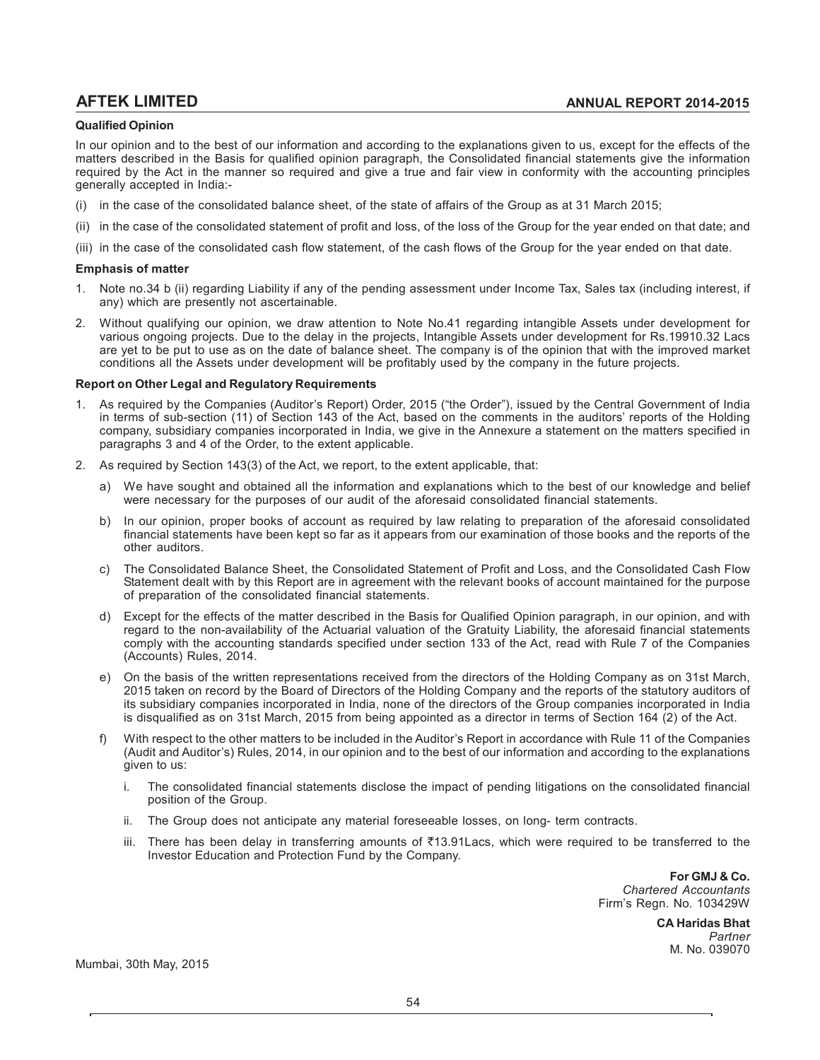**Qualified Opinion**

In our opinion and to the best of our information and according to the explanations given to us, except for the effects of the matters described in the Basis for qualified opinion paragraph, the Consolidated financial statements give the information required by the Act in the manner so required and give a true and fair view in conformity with the accounting principles generally accepted in India:-

(i) in the case of the consolidated balance sheet, of the state of affairs of the Group as at 31 March 2015;

(ii) in the case of the consolidated statement of profit and loss, of the loss of the Group for the year ended on that date; and

(iii) in the case of the consolidated cash flow statement, of the cash flows of the Group for the year ended on that date.

**Emphasis of matter**

1. Note no.34 b (ii) regarding Liability if any of the pending assessment under Income Tax, Sales tax (including interest, if any) which are presently not ascertainable.
2. Without qualifying our opinion, we draw attention to Note No.41 regarding intangible Assets under development for various ongoing projects. Due to the delay in the projects, Intangible Assets under development for Rs.19910.32 Lacs are yet to be put to use as on the date of balance sheet. The company is of the opinion that with the improved market conditions all the Assets under development will be profitably used by the company in the future projects.

**Report on Other Legal and Regulatory Requirements**

1. As required by the Companies (Auditor's Report) Order, 2015 ("the Order"), issued by the Central Government of India in terms of sub-section (11) of Section 143 of the Act, based on the comments in the auditors' reports of the Holding company, subsidiary companies incorporated in India, we give in the Annexure a statement on the matters specified in paragraphs 3 and 4 of the Order, to the extent applicable.
2. As required by Section 143(3) of the Act, we report, to the extent applicable, that:
   a) We have sought and obtained all the information and explanations which to the best of our knowledge and belief were necessary for the purposes of our audit of the aforesaid consolidated financial statements.
   b) In our opinion, proper books of account as required by law relating to preparation of the aforesaid consolidated financial statements have been kept so far as it appears from our examination of those books and the reports of the other auditors.
   c) The Consolidated Balance Sheet, the Consolidated Statement of Profit and Loss, and the Consolidated Cash Flow Statement dealt with by this Report are in agreement with the relevant books of account maintained for the purpose of preparation of the consolidated financial statements.
   d) Except for the effects of the matter described in the Basis for Qualified Opinion paragraph, in our opinion, and with regard to the non-availability of the Actuarial valuation of the Gratuity Liability, the aforesaid financial statements comply with the accounting standards specified under section 133 of the Act, read with Rule 7 of the Companies (Accounts) Rules, 2014.
   e) On the basis of the written representations received from the directors of the Holding Company as on 31st March, 2015 taken on record by the Board of Directors of the Holding Company and the reports of the statutory auditors of its subsidiary companies incorporated in India, none of the directors of the Group companies incorporated in India is disqualified as on 31st March, 2015 from being appointed as a director in terms of Section 164 (2) of the Act.
   f) With respect to the other matters to be included in the Auditor's Report in accordance with Rule 11 of the Companies (Audit and Auditor's) Rules, 2014, in our opinion and to the best of our information and according to the explanations given to us:
      i. The consolidated financial statements disclose the impact of pending litigations on the consolidated financial position of the Group.
      ii. The Group does not anticipate any material foreseeable losses, on long- term contracts.
      iii. There has been delay in transferring amounts of ₹13.91Lacs, which were required to be transferred to the Investor Education and Protection Fund by the Company.

**For GMJ & Co.**
*Chartered Accountants*
Firm's Regn. No. 103429W

**CA Haridas Bhat**
*Partner*
M. No. 039070

Mumbai, 30th May, 2015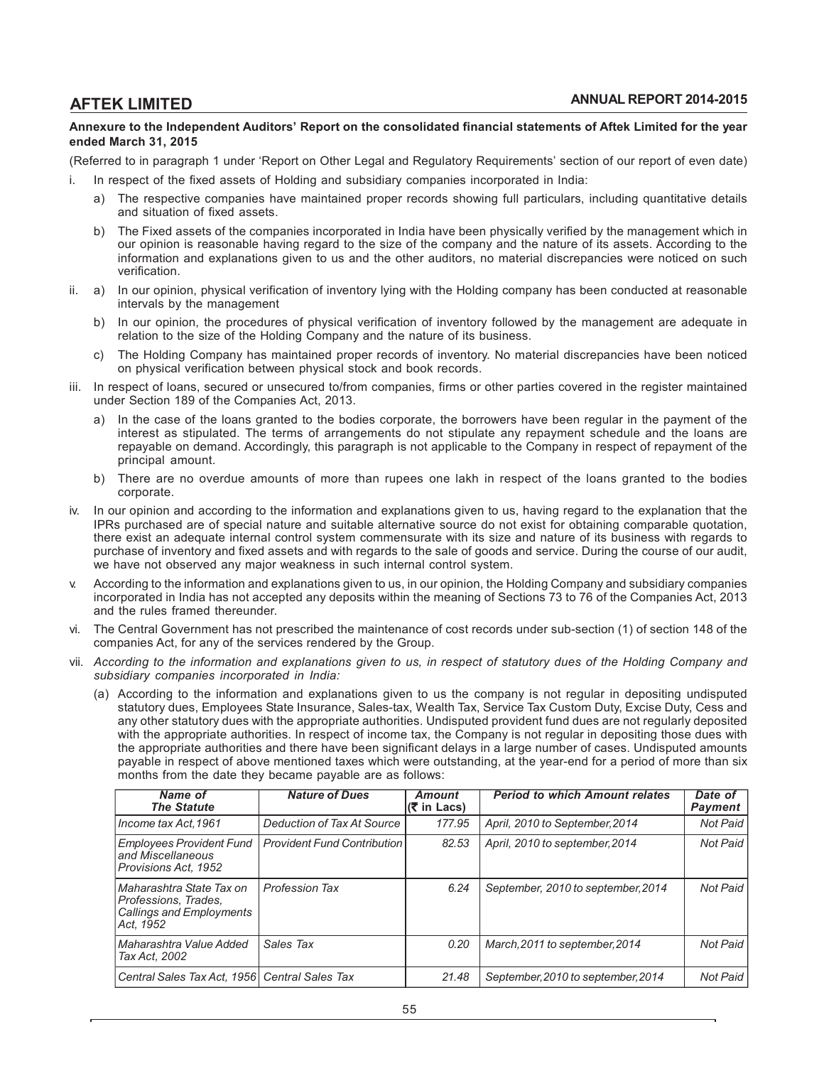**Annexure to the Independent Auditors' Report on the consolidated financial statements of Aftek Limited for the year ended March 31, 2015**

(Referred to in paragraph 1 under 'Report on Other Legal and Regulatory Requirements' section of our report of even date)

i. In respect of the fixed assets of Holding and subsidiary companies incorporated in India:

   a) The respective companies have maintained proper records showing full particulars, including quantitative details and situation of fixed assets.

   b) The Fixed assets of the companies incorporated in India have been physically verified by the management which in our opinion is reasonable having regard to the size of the company and the nature of its assets. According to the information and explanations given to us and the other auditors, no material discrepancies were noticed on such verification.

ii. a) In our opinion, physical verification of inventory lying with the Holding company has been conducted at reasonable intervals by the management

   b) In our opinion, the procedures of physical verification of inventory followed by the management are adequate in relation to the size of the Holding Company and the nature of its business.

   c) The Holding Company has maintained proper records of inventory. No material discrepancies have been noticed on physical verification between physical stock and book records.

iii. In respect of loans, secured or unsecured to/from companies, firms or other parties covered in the register maintained under Section 189 of the Companies Act, 2013.

   a) In the case of the loans granted to the bodies corporate, the borrowers have been regular in the payment of the interest as stipulated. The terms of arrangements do not stipulate any repayment schedule and the loans are repayable on demand. Accordingly, this paragraph is not applicable to the Company in respect of repayment of the principal amount.

   b) There are no overdue amounts of more than rupees one lakh in respect of the loans granted to the bodies corporate.

iv. In our opinion and according to the information and explanations given to us, having regard to the explanation that the IPRs purchased are of special nature and suitable alternative source do not exist for obtaining comparable quotation, there exist an adequate internal control system commensurate with its size and nature of its business with regards to purchase of inventory and fixed assets and with regards to the sale of goods and service. During the course of our audit, we have not observed any major weakness in such internal control system.

v. According to the information and explanations given to us, in our opinion, the Holding Company and subsidiary companies incorporated in India has not accepted any deposits within the meaning of Sections 73 to 76 of the Companies Act, 2013 and the rules framed thereunder.

vi. The Central Government has not prescribed the maintenance of cost records under sub-section (1) of section 148 of the companies Act, for any of the services rendered by the Group.

vii. *According to the information and explanations given to us, in respect of statutory dues of the Holding Company and subsidiary companies incorporated in India:*

   (a) According to the information and explanations given to us the company is not regular in depositing undisputed statutory dues, Employees State Insurance, Sales-tax, Wealth Tax, Service Tax Custom Duty, Excise Duty, Cess and any other statutory dues with the appropriate authorities. Undisputed provident fund dues are not regularly deposited with the appropriate authorities. In respect of income tax, the Company is not regular in depositing those dues with the appropriate authorities and there have been significant delays in a large number of cases. Undisputed amounts payable in respect of above mentioned taxes which were outstanding, at the year-end for a period of more than six months from the date they became payable are as follows:

| *Name of The Statute* | *Nature of Dues* | *Amount (₹ in Lacs)* | *Period to which Amount relates* | *Date of Payment* |
|---|---|---|---|---|
| *Income tax Act,1961* | *Deduction of Tax At Source* | *177.95* | *April, 2010 to September,2014* | *Not Paid* |
| *Employees Provident Fund and Miscellaneous Provisions Act, 1952* | *Provident Fund Contribution* | *82.53* | *April, 2010 to september,2014* | *Not Paid* |
| *Maharashtra State Tax on Professions, Trades, Callings and Employments Act, 1952* | *Profession Tax* | *6.24* | *September, 2010 to september,2014* | *Not Paid* |
| *Maharashtra Value Added Tax Act, 2002* | *Sales Tax* | *0.20* | *March,2011 to september,2014* | *Not Paid* |
| *Central Sales Tax Act, 1956* | *Central Sales Tax* | *21.48* | *September,2010 to september,2014* | *Not Paid* |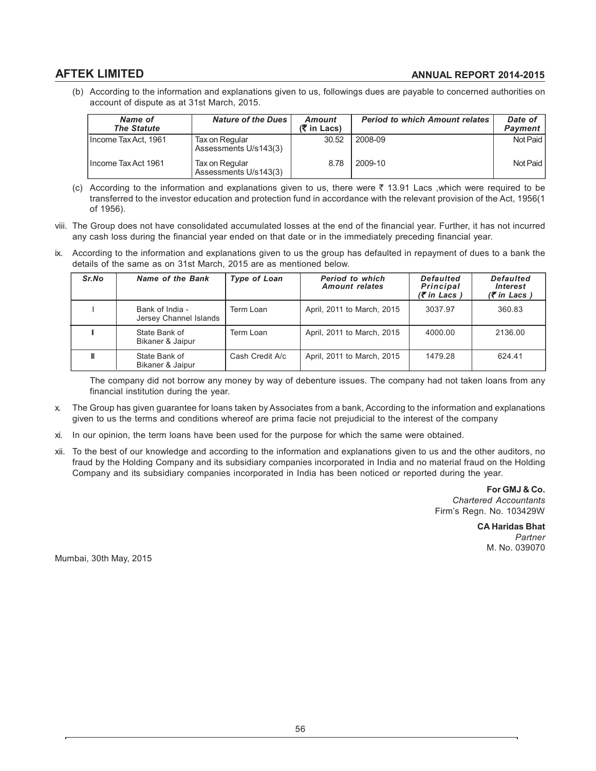(b) According to the information and explanations given to us, followings dues are payable to concerned authorities on account of dispute as at 31st March, 2015.

| *Name of The Statute* | *Nature of the Dues* | *Amount (₹ in Lacs)* | *Period to which Amount relates* | *Date of Payment* |
|---|---|---|---|---|
| Income Tax Act, 1961 | Tax on Regular Assessments U/s143(3) | 30.52 | 2008-09 | Not Paid |
| Income Tax Act 1961 | Tax on Regular Assessments U/s143(3) | 8.78 | 2009-10 | Not Paid |

(c) According to the information and explanations given to us, there were ₹ 13.91 Lacs ,which were required to be transferred to the investor education and protection fund in accordance with the relevant provision of the Act, 1956(1 of 1956).

viii. The Group does not have consolidated accumulated losses at the end of the financial year. Further, it has not incurred any cash loss during the financial year ended on that date or in the immediately preceding financial year.

ix. According to the information and explanations given to us the group has defaulted in repayment of dues to a bank the details of the same as on 31st March, 2015 are as mentioned below.

| *Sr.No* | *Name of the Bank* | *Type of Loan* | *Period to which Amount relates* | *Defaulted Principal (₹ in Lacs )* | *Defaulted Interest (₹ in Lacs )* |
|---|---|---|---|---|---|
| I | Bank of India - Jersey Channel Islands | Term Loan | April, 2011 to March, 2015 | 3037.97 | 360.83 |
| II | State Bank of Bikaner & Jaipur | Term Loan | April, 2011 to March, 2015 | 4000.00 | 2136.00 |
| III | State Bank of Bikaner & Jaipur | Cash Credit A/c | April, 2011 to March, 2015 | 1479.28 | 624.41 |

The company did not borrow any money by way of debenture issues. The company had not taken loans from any financial institution during the year.

x. The Group has given guarantee for loans taken by Associates from a bank, According to the information and explanations given to us the terms and conditions whereof are prima facie not prejudicial to the interest of the company

xi. In our opinion, the term loans have been used for the purpose for which the same were obtained.

xii. To the best of our knowledge and according to the information and explanations given to us and the other auditors, no fraud by the Holding Company and its subsidiary companies incorporated in India and no material fraud on the Holding Company and its subsidiary companies incorporated in India has been noticed or reported during the year.

**For GMJ & Co.**
*Chartered Accountants*
Firm's Regn. No. 103429W

**CA Haridas Bhat**
*Partner*
M. No. 039070

Mumbai, 30th May, 2015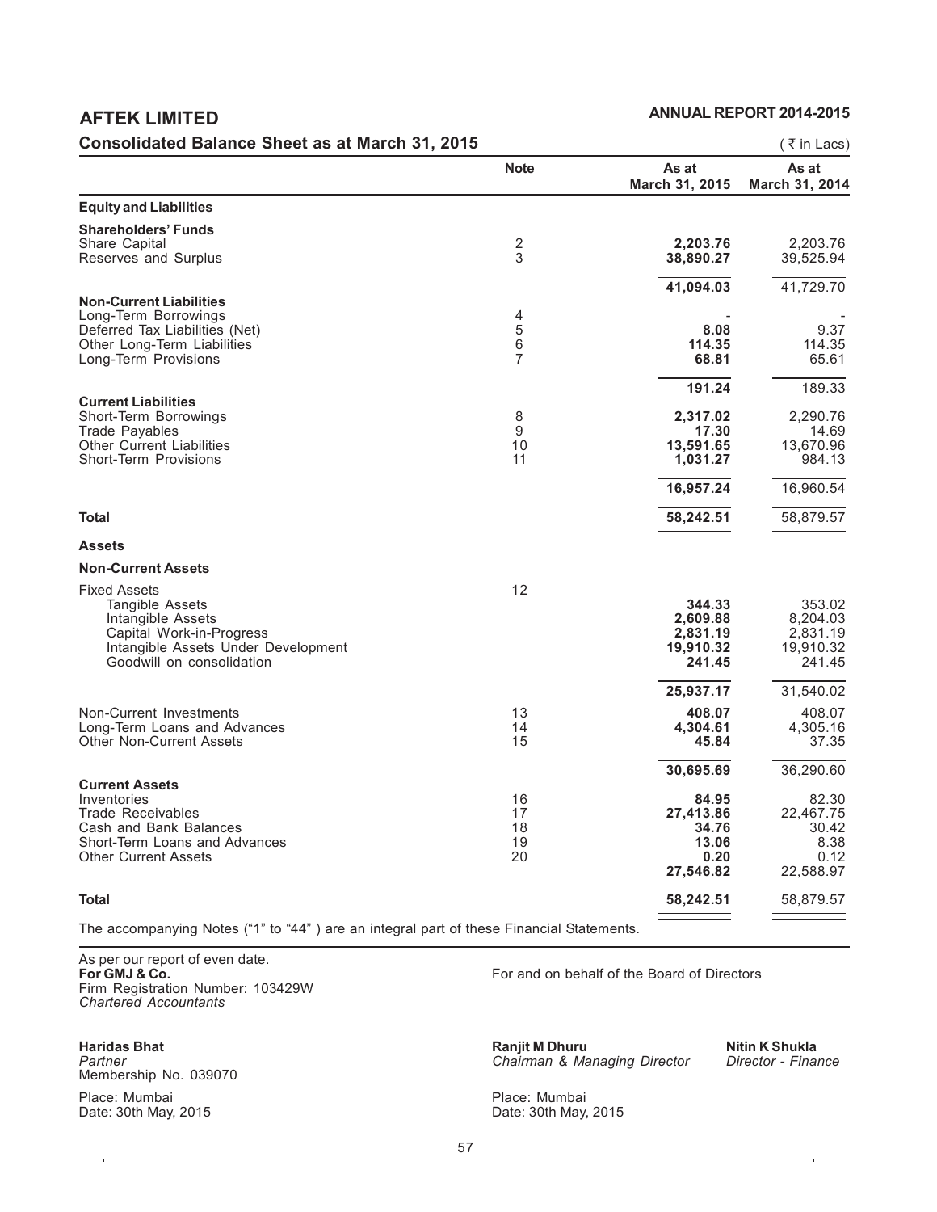## Consolidated Balance Sheet as at March 31, 2015

( ₹ in Lacs)

| | Note | As at March 31, 2015 | As at March 31, 2014 |
|---|---|---|---|
| **Equity and Liabilities** | | | |
| **Shareholders' Funds** | | | |
| Share Capital | 2 | **2,203.76** | 2,203.76 |
| Reserves and Surplus | 3 | **38,890.27** | 39,525.94 |
| | | **41,094.03** | 41,729.70 |
| **Non-Current Liabilities** | | | |
| Long-Term Borrowings | 4 | - | - |
| Deferred Tax Liabilities (Net) | 5 | **8.08** | 9.37 |
| Other Long-Term Liabilities | 6 | **114.35** | 114.35 |
| Long-Term Provisions | 7 | **68.81** | 65.61 |
| | | **191.24** | 189.33 |
| **Current Liabilities** | | | |
| Short-Term Borrowings | 8 | **2,317.02** | 2,290.76 |
| Trade Payables | 9 | **17.30** | 14.69 |
| Other Current Liabilities | 10 | **13,591.65** | 13,670.96 |
| Short-Term Provisions | 11 | **1,031.27** | 984.13 |
| | | **16,957.24** | 16,960.54 |
| **Total** | | **58,242.51** | 58,879.57 |
| **Assets** | | | |
| **Non-Current Assets** | | | |
| Fixed Assets | 12 | | |
| Tangible Assets | | **344.33** | 353.02 |
| Intangible Assets | | **2,609.88** | 8,204.03 |
| Capital Work-in-Progress | | **2,831.19** | 2,831.19 |
| Intangible Assets Under Development | | **19,910.32** | 19,910.32 |
| Goodwill on consolidation | | **241.45** | 241.45 |
| | | **25,937.17** | 31,540.02 |
| Non-Current Investments | 13 | **408.07** | 408.07 |
| Long-Term Loans and Advances | 14 | **4,304.61** | 4,305.16 |
| Other Non-Current Assets | 15 | **45.84** | 37.35 |
| | | **30,695.69** | 36,290.60 |
| **Current Assets** | | | |
| Inventories | 16 | **84.95** | 82.30 |
| Trade Receivables | 17 | **27,413.86** | 22,467.75 |
| Cash and Bank Balances | 18 | **34.76** | 30.42 |
| Short-Term Loans and Advances | 19 | **13.06** | 8.38 |
| Other Current Assets | 20 | **0.20** | 0.12 |
| | | **27,546.82** | 22,588.97 |
| **Total** | | **58,242.51** | 58,879.57 |

The accompanying Notes ("1" to "44" ) are an integral part of these Financial Statements.

As per our report of even date.
**For GMJ & Co.**
Firm Registration Number: 103429W
*Chartered Accountants*

For and on behalf of the Board of Directors

**Haridas Bhat**
*Partner*
Membership No. 039070

Place: Mumbai
Date: 30th May, 2015

**Ranjit M Dhuru**
*Chairman & Managing Director*

**Nitin K Shukla**
*Director - Finance*

Place: Mumbai
Date: 30th May, 2015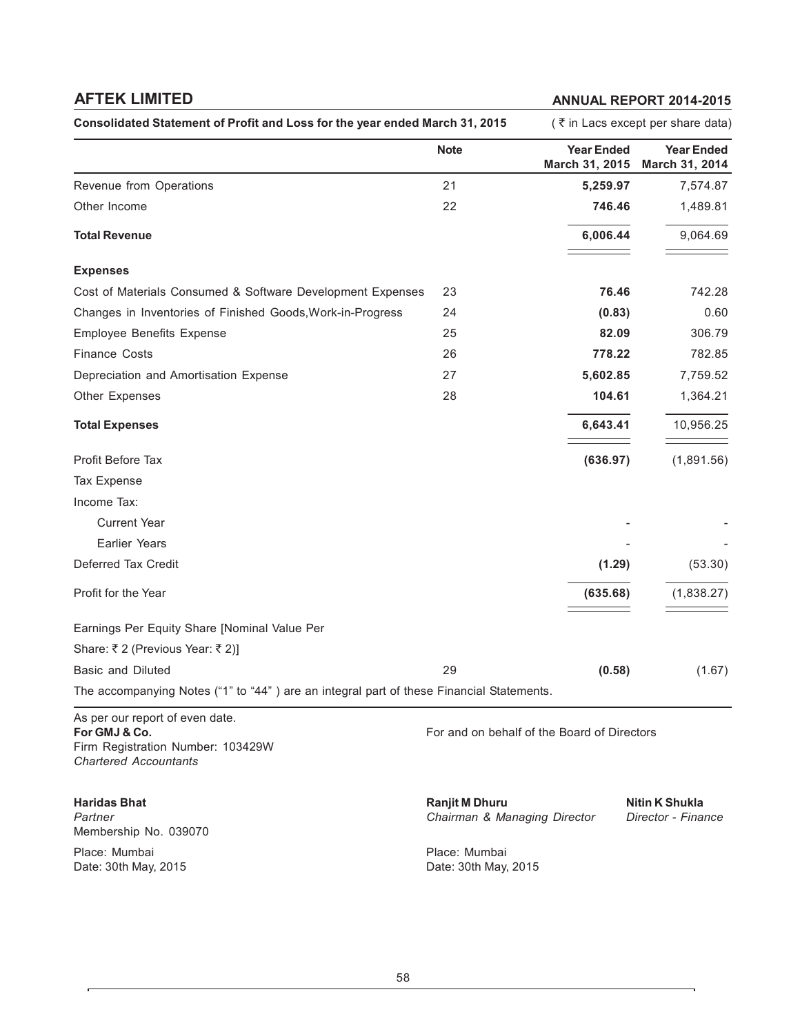## AFTEK LIMITED

**Consolidated Statement of Profit and Loss for the year ended March 31, 2015** (₹ in Lacs except per share data)

| | Note | Year Ended March 31, 2015 | Year Ended March 31, 2014 |
|---|---|---|---|
| Revenue from Operations | 21 | **5,259.97** | 7,574.87 |
| Other Income | 22 | **746.46** | 1,489.81 |
| **Total Revenue** | | **6,006.44** | 9,064.69 |
| **Expenses** | | | |
| Cost of Materials Consumed & Software Development Expenses | 23 | **76.46** | 742.28 |
| Changes in Inventories of Finished Goods,Work-in-Progress | 24 | **(0.83)** | 0.60 |
| Employee Benefits Expense | 25 | **82.09** | 306.79 |
| Finance Costs | 26 | **778.22** | 782.85 |
| Depreciation and Amortisation Expense | 27 | **5,602.85** | 7,759.52 |
| Other Expenses | 28 | **104.61** | 1,364.21 |
| **Total Expenses** | | **6,643.41** | 10,956.25 |
| Profit Before Tax | | **(636.97)** | (1,891.56) |
| Tax Expense | | | |
| Income Tax: | | | |
| Current Year | | - | - |
| Earlier Years | | - | - |
| Deferred Tax Credit | | **(1.29)** | (53.30) |
| Profit for the Year | | **(635.68)** | (1,838.27) |
| Earnings Per Equity Share [Nominal Value Per Share: ₹ 2 (Previous Year: ₹ 2)] | | | |
| Basic and Diluted | 29 | **(0.58)** | (1.67) |

The accompanying Notes ("1" to "44" ) are an integral part of these Financial Statements.

As per our report of even date.
**For GMJ & Co.**
Firm Registration Number: 103429W
*Chartered Accountants*

**Haridas Bhat**
*Partner*
Membership No. 039070

Place: Mumbai
Date: 30th May, 2015

For and on behalf of the Board of Directors

**Ranjit M Dhuru**
*Chairman & Managing Director*

**Nitin K Shukla**
*Director - Finance*

Place: Mumbai
Date: 30th May, 2015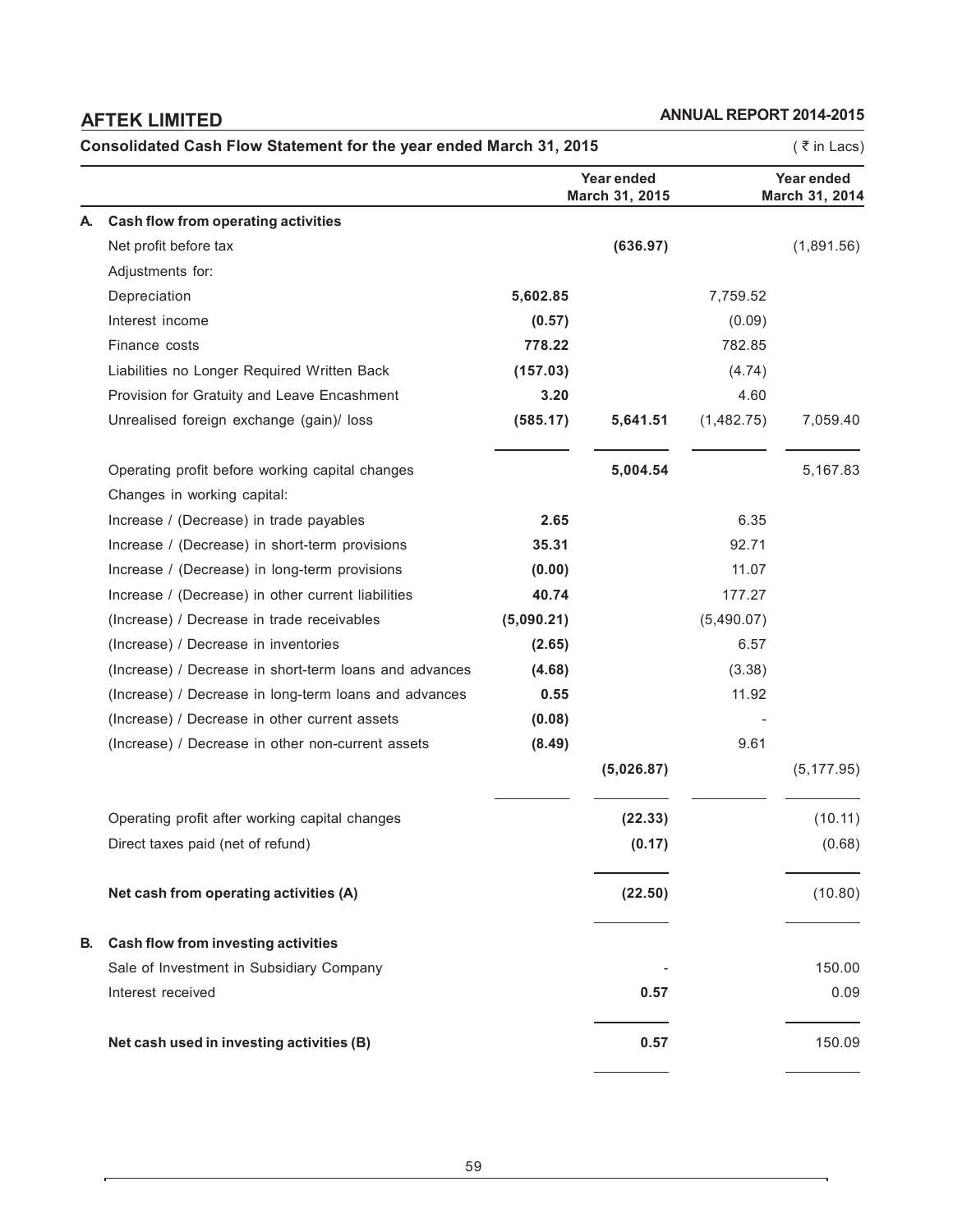# AFTEK LIMITED

## ANNUAL REPORT 2014-2015

**Consolidated Cash Flow Statement for the year ended March 31, 2015** ( ₹ in Lacs)

| | | | Year ended March 31, 2015 | | Year ended March 31, 2014 |
|---|---|---|---|---|---|
| **A.** | **Cash flow from operating activities** | | | | |
| | Net profit before tax | | **(636.97)** | | (1,891.56) |
| | Adjustments for: | | | | |
| | Depreciation | **5,602.85** | | 7,759.52 | |
| | Interest income | **(0.57)** | | (0.09) | |
| | Finance costs | **778.22** | | 782.85 | |
| | Liabilities no Longer Required Written Back | **(157.03)** | | (4.74) | |
| | Provision for Gratuity and Leave Encashment | **3.20** | | 4.60 | |
| | Unrealised foreign exchange (gain)/ loss | **(585.17)** | **5,641.51** | (1,482.75) | 7,059.40 |
| | Operating profit before working capital changes | | **5,004.54** | | 5,167.83 |
| | Changes in working capital: | | | | |
| | Increase / (Decrease) in trade payables | **2.65** | | 6.35 | |
| | Increase / (Decrease) in short-term provisions | **35.31** | | 92.71 | |
| | Increase / (Decrease) in long-term provisions | **(0.00)** | | 11.07 | |
| | Increase / (Decrease) in other current liabilities | **40.74** | | 177.27 | |
| | (Increase) / Decrease in trade receivables | **(5,090.21)** | | (5,490.07) | |
| | (Increase) / Decrease in inventories | **(2.65)** | | 6.57 | |
| | (Increase) / Decrease in short-term loans and advances | **(4.68)** | | (3.38) | |
| | (Increase) / Decrease in long-term loans and advances | **0.55** | | 11.92 | |
| | (Increase) / Decrease in other current assets | **(0.08)** | | - | |
| | (Increase) / Decrease in other non-current assets | **(8.49)** | | 9.61 | |
| | | | **(5,026.87)** | | (5,177.95) |
| | Operating profit after working capital changes | | **(22.33)** | | (10.11) |
| | Direct taxes paid (net of refund) | | **(0.17)** | | (0.68) |
| | **Net cash from operating activities (A)** | | **(22.50)** | | (10.80) |
| **B.** | **Cash flow from investing activities** | | | | |
| | Sale of Investment in Subsidiary Company | | - | | 150.00 |
| | Interest received | | **0.57** | | 0.09 |
| | **Net cash used in investing activities (B)** | | **0.57** | | 150.09 |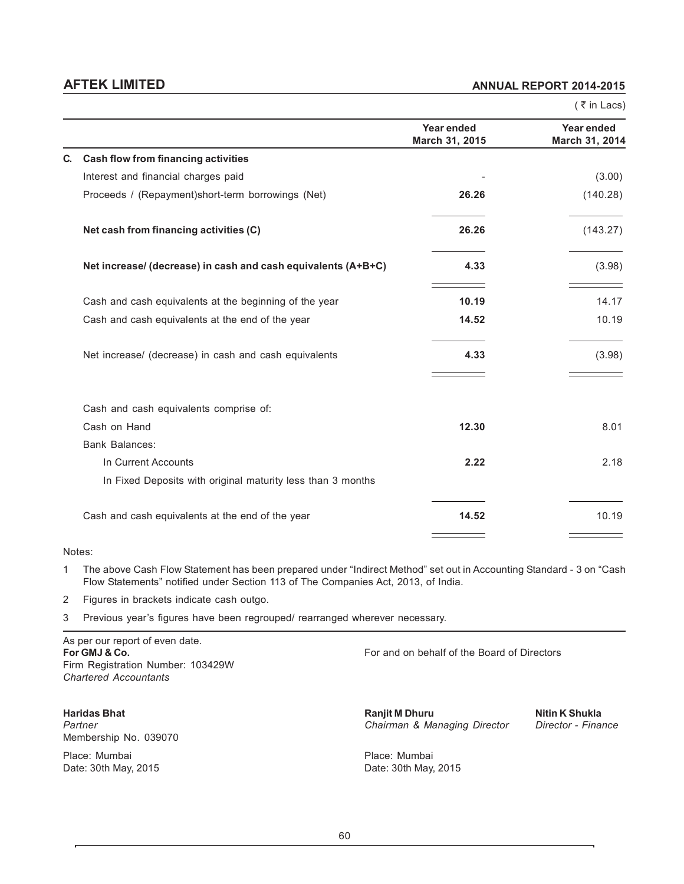( ₹ in Lacs)

| | Year ended March 31, 2015 | Year ended March 31, 2014 |
|---|---|---|
| **C. Cash flow from financing activities** | | |
| Interest and financial charges paid | - | (3.00) |
| Proceeds / (Repayment)short-term borrowings (Net) | **26.26** | (140.28) |
| **Net cash from financing activities (C)** | **26.26** | (143.27) |
| **Net increase/ (decrease) in cash and cash equivalents (A+B+C)** | **4.33** | (3.98) |
| Cash and cash equivalents at the beginning of the year | **10.19** | 14.17 |
| Cash and cash equivalents at the end of the year | **14.52** | 10.19 |
| Net increase/ (decrease) in cash and cash equivalents | **4.33** | (3.98) |
| Cash and cash equivalents comprise of: | | |
| Cash on Hand | **12.30** | 8.01 |
| Bank Balances: | | |
| In Current Accounts | **2.22** | 2.18 |
| In Fixed Deposits with original maturity less than 3 months | | |
| Cash and cash equivalents at the end of the year | **14.52** | 10.19 |

Notes:

1. The above Cash Flow Statement has been prepared under "Indirect Method" set out in Accounting Standard - 3 on "Cash Flow Statements" notified under Section 113 of The Companies Act, 2013, of India.
2. Figures in brackets indicate cash outgo.
3. Previous year's figures have been regrouped/ rearranged wherever necessary.

As per our report of even date.
**For GMJ & Co.**
Firm Registration Number: 103429W
*Chartered Accountants*

For and on behalf of the Board of Directors

**Haridas Bhat**
*Partner*
Membership No. 039070

**Ranjit M Dhuru**
*Chairman & Managing Director*

**Nitin K Shukla**
*Director - Finance*

Place: Mumbai
Date: 30th May, 2015

Place: Mumbai
Date: 30th May, 2015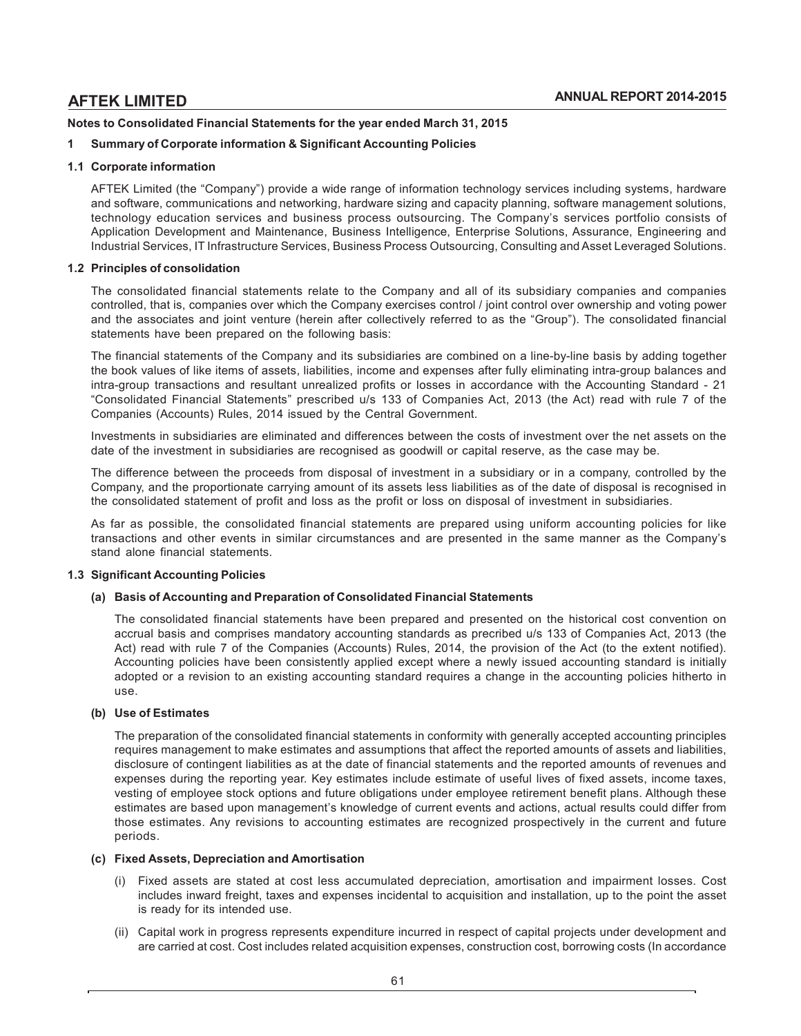**Notes to Consolidated Financial Statements for the year ended March 31, 2015**

## 1 Summary of Corporate information & Significant Accounting Policies

### 1.1 Corporate information

AFTEK Limited (the "Company") provide a wide range of information technology services including systems, hardware and software, communications and networking, hardware sizing and capacity planning, software management solutions, technology education services and business process outsourcing. The Company's services portfolio consists of Application Development and Maintenance, Business Intelligence, Enterprise Solutions, Assurance, Engineering and Industrial Services, IT Infrastructure Services, Business Process Outsourcing, Consulting and Asset Leveraged Solutions.

### 1.2 Principles of consolidation

The consolidated financial statements relate to the Company and all of its subsidiary companies and companies controlled, that is, companies over which the Company exercises control / joint control over ownership and voting power and the associates and joint venture (herein after collectively referred to as the "Group"). The consolidated financial statements have been prepared on the following basis:

The financial statements of the Company and its subsidiaries are combined on a line-by-line basis by adding together the book values of like items of assets, liabilities, income and expenses after fully eliminating intra-group balances and intra-group transactions and resultant unrealized profits or losses in accordance with the Accounting Standard - 21 "Consolidated Financial Statements" prescribed u/s 133 of Companies Act, 2013 (the Act) read with rule 7 of the Companies (Accounts) Rules, 2014 issued by the Central Government.

Investments in subsidiaries are eliminated and differences between the costs of investment over the net assets on the date of the investment in subsidiaries are recognised as goodwill or capital reserve, as the case may be.

The difference between the proceeds from disposal of investment in a subsidiary or in a company, controlled by the Company, and the proportionate carrying amount of its assets less liabilities as of the date of disposal is recognised in the consolidated statement of profit and loss as the profit or loss on disposal of investment in subsidiaries.

As far as possible, the consolidated financial statements are prepared using uniform accounting policies for like transactions and other events in similar circumstances and are presented in the same manner as the Company's stand alone financial statements.

### 1.3 Significant Accounting Policies

#### (a) Basis of Accounting and Preparation of Consolidated Financial Statements

The consolidated financial statements have been prepared and presented on the historical cost convention on accrual basis and comprises mandatory accounting standards as precribed u/s 133 of Companies Act, 2013 (the Act) read with rule 7 of the Companies (Accounts) Rules, 2014, the provision of the Act (to the extent notified). Accounting policies have been consistently applied except where a newly issued accounting standard is initially adopted or a revision to an existing accounting standard requires a change in the accounting policies hitherto in use.

#### (b) Use of Estimates

The preparation of the consolidated financial statements in conformity with generally accepted accounting principles requires management to make estimates and assumptions that affect the reported amounts of assets and liabilities, disclosure of contingent liabilities as at the date of financial statements and the reported amounts of revenues and expenses during the reporting year. Key estimates include estimate of useful lives of fixed assets, income taxes, vesting of employee stock options and future obligations under employee retirement benefit plans. Although these estimates are based upon management's knowledge of current events and actions, actual results could differ from those estimates. Any revisions to accounting estimates are recognized prospectively in the current and future periods.

#### (c) Fixed Assets, Depreciation and Amortisation

(i) Fixed assets are stated at cost less accumulated depreciation, amortisation and impairment losses. Cost includes inward freight, taxes and expenses incidental to acquisition and installation, up to the point the asset is ready for its intended use.

(ii) Capital work in progress represents expenditure incurred in respect of capital projects under development and are carried at cost. Cost includes related acquisition expenses, construction cost, borrowing costs (In accordance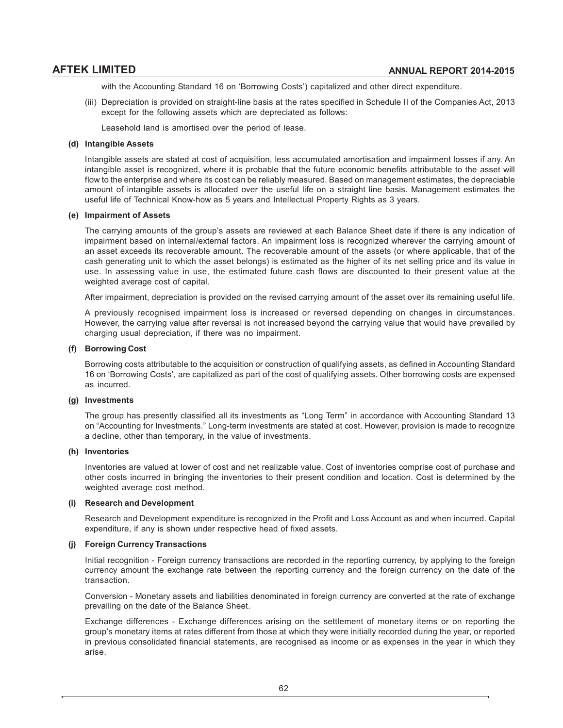with the Accounting Standard 16 on 'Borrowing Costs') capitalized and other direct expenditure.

(iii) Depreciation is provided on straight-line basis at the rates specified in Schedule II of the Companies Act, 2013 except for the following assets which are depreciated as follows:

Leasehold land is amortised over the period of lease.

**(d) Intangible Assets**

Intangible assets are stated at cost of acquisition, less accumulated amortisation and impairment losses if any. An intangible asset is recognized, where it is probable that the future economic benefits attributable to the asset will flow to the enterprise and where its cost can be reliably measured. Based on management estimates, the depreciable amount of intangible assets is allocated over the useful life on a straight line basis. Management estimates the useful life of Technical Know-how as 5 years and Intellectual Property Rights as 3 years.

**(e) Impairment of Assets**

The carrying amounts of the group's assets are reviewed at each Balance Sheet date if there is any indication of impairment based on internal/external factors. An impairment loss is recognized wherever the carrying amount of an asset exceeds its recoverable amount. The recoverable amount of the assets (or where applicable, that of the cash generating unit to which the asset belongs) is estimated as the higher of its net selling price and its value in use. In assessing value in use, the estimated future cash flows are discounted to their present value at the weighted average cost of capital.

After impairment, depreciation is provided on the revised carrying amount of the asset over its remaining useful life.

A previously recognised impairment loss is increased or reversed depending on changes in circumstances. However, the carrying value after reversal is not increased beyond the carrying value that would have prevailed by charging usual depreciation, if there was no impairment.

**(f) Borrowing Cost**

Borrowing costs attributable to the acquisition or construction of qualifying assets, as defined in Accounting Standard 16 on 'Borrowing Costs', are capitalized as part of the cost of qualifying assets. Other borrowing costs are expensed as incurred.

**(g) Investments**

The group has presently classified all its investments as "Long Term" in accordance with Accounting Standard 13 on "Accounting for Investments." Long-term investments are stated at cost. However, provision is made to recognize a decline, other than temporary, in the value of investments.

**(h) Inventories**

Inventories are valued at lower of cost and net realizable value. Cost of inventories comprise cost of purchase and other costs incurred in bringing the inventories to their present condition and location. Cost is determined by the weighted average cost method.

**(i) Research and Development**

Research and Development expenditure is recognized in the Profit and Loss Account as and when incurred. Capital expenditure, if any is shown under respective head of fixed assets.

**(j) Foreign Currency Transactions**

Initial recognition - Foreign currency transactions are recorded in the reporting currency, by applying to the foreign currency amount the exchange rate between the reporting currency and the foreign currency on the date of the transaction.

Conversion - Monetary assets and liabilities denominated in foreign currency are converted at the rate of exchange prevailing on the date of the Balance Sheet.

Exchange differences - Exchange differences arising on the settlement of monetary items or on reporting the group's monetary items at rates different from those at which they were initially recorded during the year, or reported in previous consolidated financial statements, are recognised as income or as expenses in the year in which they arise.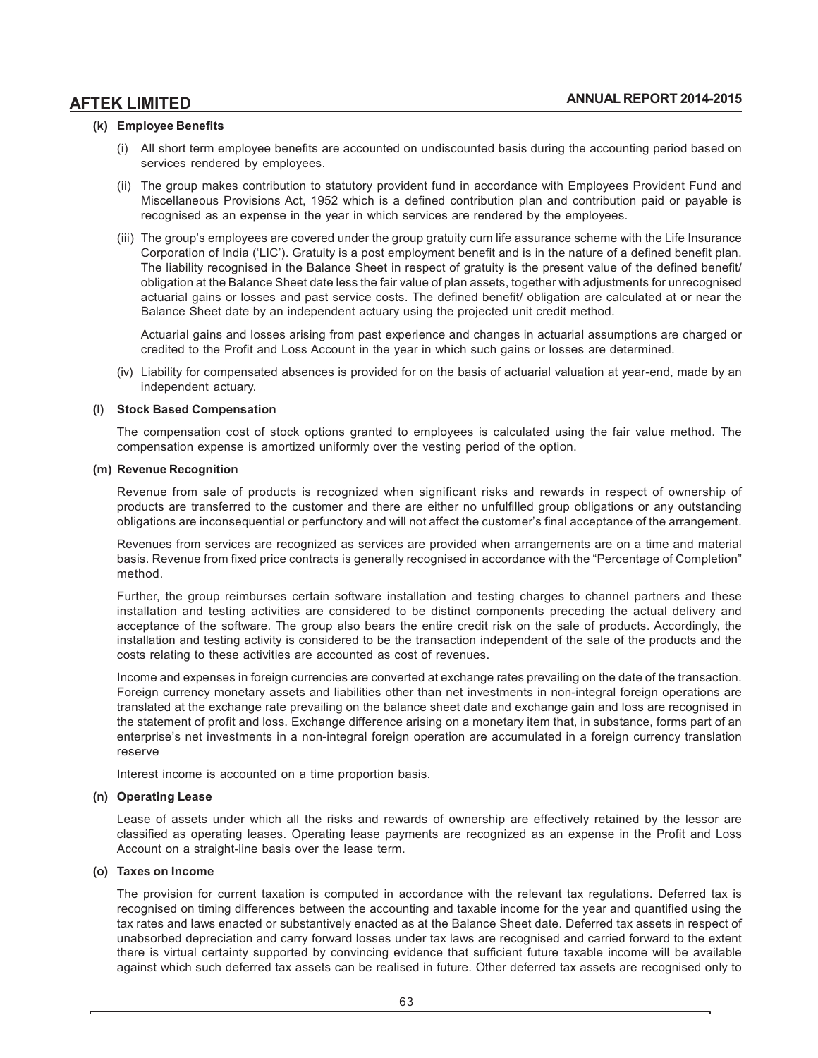**(k) Employee Benefits**

(i) All short term employee benefits are accounted on undiscounted basis during the accounting period based on services rendered by employees.

(ii) The group makes contribution to statutory provident fund in accordance with Employees Provident Fund and Miscellaneous Provisions Act, 1952 which is a defined contribution plan and contribution paid or payable is recognised as an expense in the year in which services are rendered by the employees.

(iii) The group's employees are covered under the group gratuity cum life assurance scheme with the Life Insurance Corporation of India ('LIC'). Gratuity is a post employment benefit and is in the nature of a defined benefit plan. The liability recognised in the Balance Sheet in respect of gratuity is the present value of the defined benefit/ obligation at the Balance Sheet date less the fair value of plan assets, together with adjustments for unrecognised actuarial gains or losses and past service costs. The defined benefit/ obligation are calculated at or near the Balance Sheet date by an independent actuary using the projected unit credit method.

Actuarial gains and losses arising from past experience and changes in actuarial assumptions are charged or credited to the Profit and Loss Account in the year in which such gains or losses are determined.

(iv) Liability for compensated absences is provided for on the basis of actuarial valuation at year-end, made by an independent actuary.

**(l) Stock Based Compensation**

The compensation cost of stock options granted to employees is calculated using the fair value method. The compensation expense is amortized uniformly over the vesting period of the option.

**(m) Revenue Recognition**

Revenue from sale of products is recognized when significant risks and rewards in respect of ownership of products are transferred to the customer and there are either no unfulfilled group obligations or any outstanding obligations are inconsequential or perfunctory and will not affect the customer's final acceptance of the arrangement.

Revenues from services are recognized as services are provided when arrangements are on a time and material basis. Revenue from fixed price contracts is generally recognised in accordance with the "Percentage of Completion" method.

Further, the group reimburses certain software installation and testing charges to channel partners and these installation and testing activities are considered to be distinct components preceding the actual delivery and acceptance of the software. The group also bears the entire credit risk on the sale of products. Accordingly, the installation and testing activity is considered to be the transaction independent of the sale of the products and the costs relating to these activities are accounted as cost of revenues.

Income and expenses in foreign currencies are converted at exchange rates prevailing on the date of the transaction. Foreign currency monetary assets and liabilities other than net investments in non-integral foreign operations are translated at the exchange rate prevailing on the balance sheet date and exchange gain and loss are recognised in the statement of profit and loss. Exchange difference arising on a monetary item that, in substance, forms part of an enterprise's net investments in a non-integral foreign operation are accumulated in a foreign currency translation reserve

Interest income is accounted on a time proportion basis.

**(n) Operating Lease**

Lease of assets under which all the risks and rewards of ownership are effectively retained by the lessor are classified as operating leases. Operating lease payments are recognized as an expense in the Profit and Loss Account on a straight-line basis over the lease term.

**(o) Taxes on Income**

The provision for current taxation is computed in accordance with the relevant tax regulations. Deferred tax is recognised on timing differences between the accounting and taxable income for the year and quantified using the tax rates and laws enacted or substantively enacted as at the Balance Sheet date. Deferred tax assets in respect of unabsorbed depreciation and carry forward losses under tax laws are recognised and carried forward to the extent there is virtual certainty supported by convincing evidence that sufficient future taxable income will be available against which such deferred tax assets can be realised in future. Other deferred tax assets are recognised only to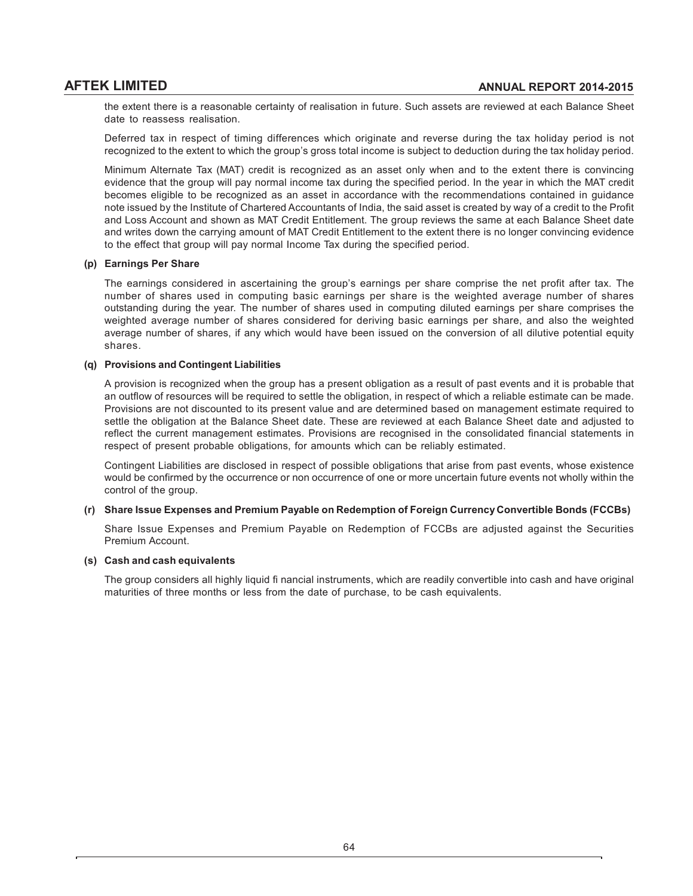the extent there is a reasonable certainty of realisation in future. Such assets are reviewed at each Balance Sheet date to reassess realisation.

Deferred tax in respect of timing differences which originate and reverse during the tax holiday period is not recognized to the extent to which the group's gross total income is subject to deduction during the tax holiday period.

Minimum Alternate Tax (MAT) credit is recognized as an asset only when and to the extent there is convincing evidence that the group will pay normal income tax during the specified period. In the year in which the MAT credit becomes eligible to be recognized as an asset in accordance with the recommendations contained in guidance note issued by the Institute of Chartered Accountants of India, the said asset is created by way of a credit to the Profit and Loss Account and shown as MAT Credit Entitlement. The group reviews the same at each Balance Sheet date and writes down the carrying amount of MAT Credit Entitlement to the extent there is no longer convincing evidence to the effect that group will pay normal Income Tax during the specified period.

**(p) Earnings Per Share**

The earnings considered in ascertaining the group's earnings per share comprise the net profit after tax. The number of shares used in computing basic earnings per share is the weighted average number of shares outstanding during the year. The number of shares used in computing diluted earnings per share comprises the weighted average number of shares considered for deriving basic earnings per share, and also the weighted average number of shares, if any which would have been issued on the conversion of all dilutive potential equity shares.

**(q) Provisions and Contingent Liabilities**

A provision is recognized when the group has a present obligation as a result of past events and it is probable that an outflow of resources will be required to settle the obligation, in respect of which a reliable estimate can be made. Provisions are not discounted to its present value and are determined based on management estimate required to settle the obligation at the Balance Sheet date. These are reviewed at each Balance Sheet date and adjusted to reflect the current management estimates. Provisions are recognised in the consolidated financial statements in respect of present probable obligations, for amounts which can be reliably estimated.

Contingent Liabilities are disclosed in respect of possible obligations that arise from past events, whose existence would be confirmed by the occurrence or non occurrence of one or more uncertain future events not wholly within the control of the group.

**(r) Share Issue Expenses and Premium Payable on Redemption of Foreign Currency Convertible Bonds (FCCBs)**

Share Issue Expenses and Premium Payable on Redemption of FCCBs are adjusted against the Securities Premium Account.

**(s) Cash and cash equivalents**

The group considers all highly liquid fi nancial instruments, which are readily convertible into cash and have original maturities of three months or less from the date of purchase, to be cash equivalents.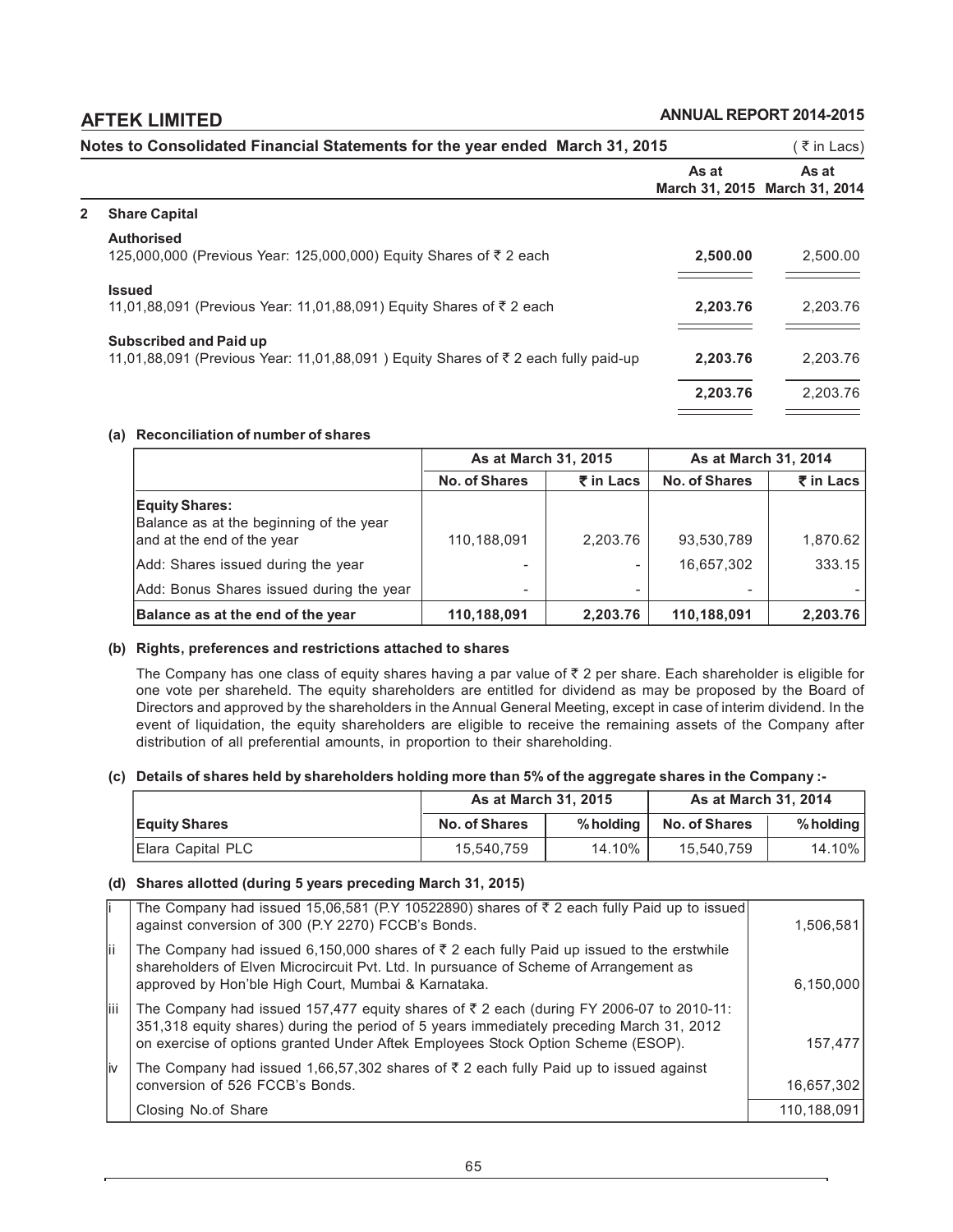## Notes to Consolidated Financial Statements for the year ended March 31, 2015

( ₹ in Lacs)

| | | As at March 31, 2015 | As at March 31, 2014 |
|---|---|---|---|
| **2** | **Share Capital** | | |
| | **Authorised** | | |
| | 125,000,000 (Previous Year: 125,000,000) Equity Shares of ₹ 2 each | **2,500.00** | 2,500.00 |
| | **Issued** | | |
| | 11,01,88,091 (Previous Year: 11,01,88,091) Equity Shares of ₹ 2 each | **2,203.76** | 2,203.76 |
| | **Subscribed and Paid up** | | |
| | 11,01,88,091 (Previous Year: 11,01,88,091 ) Equity Shares of ₹ 2 each fully paid-up | **2,203.76** | 2,203.76 |
| | | **2,203.76** | 2,203.76 |

### (a) Reconciliation of number of shares

| | As at March 31, 2015 | | As at March 31, 2014 | |
|---|---|---|---|---|
| | **No. of Shares** | **₹ in Lacs** | **No. of Shares** | **₹ in Lacs** |
| **Equity Shares:** Balance as at the beginning of the year and at the end of the year | 110,188,091 | 2,203.76 | 93,530,789 | 1,870.62 |
| Add: Shares issued during the year | - | - | 16,657,302 | 333.15 |
| Add: Bonus Shares issued during the year | - | - | - | - |
| **Balance as at the end of the year** | **110,188,091** | **2,203.76** | **110,188,091** | **2,203.76** |

### (b) Rights, preferences and restrictions attached to shares

The Company has one class of equity shares having a par value of ₹ 2 per share. Each shareholder is eligible for one vote per shareheld. The equity shareholders are entitled for dividend as may be proposed by the Board of Directors and approved by the shareholders in the Annual General Meeting, except in case of interim dividend. In the event of liquidation, the equity shareholders are eligible to receive the remaining assets of the Company after distribution of all preferential amounts, in proportion to their shareholding.

### (c) Details of shares held by shareholders holding more than 5% of the aggregate shares in the Company :-

| | As at March 31, 2015 | | As at March 31, 2014 | |
|---|---|---|---|---|
| **Equity Shares** | **No. of Shares** | **% holding** | **No. of Shares** | **% holding** |
| Elara Capital PLC | 15,540,759 | 14.10% | 15,540,759 | 14.10% |

### (d) Shares allotted (during 5 years preceding March 31, 2015)

| | | |
|---|---|---|
| i | The Company had issued 15,06,581 (P.Y 10522890) shares of ₹ 2 each fully Paid up to issued against conversion of 300 (P.Y 2270) FCCB's Bonds. | 1,506,581 |
| ii | The Company had issued 6,150,000 shares of ₹ 2 each fully Paid up issued to the erstwhile shareholders of Elven Microcircuit Pvt. Ltd. In pursuance of Scheme of Arrangement as approved by Hon'ble High Court, Mumbai & Karnataka. | 6,150,000 |
| iii | The Company had issued 157,477 equity shares of ₹ 2 each (during FY 2006-07 to 2010-11: 351,318 equity shares) during the period of 5 years immediately preceding March 31, 2012 on exercise of options granted Under Aftek Employees Stock Option Scheme (ESOP). | 157,477 |
| iv | The Company had issued 1,66,57,302 shares of ₹ 2 each fully Paid up to issued against conversion of 526 FCCB's Bonds. | 16,657,302 |
| | Closing No.of Share | 110,188,091 |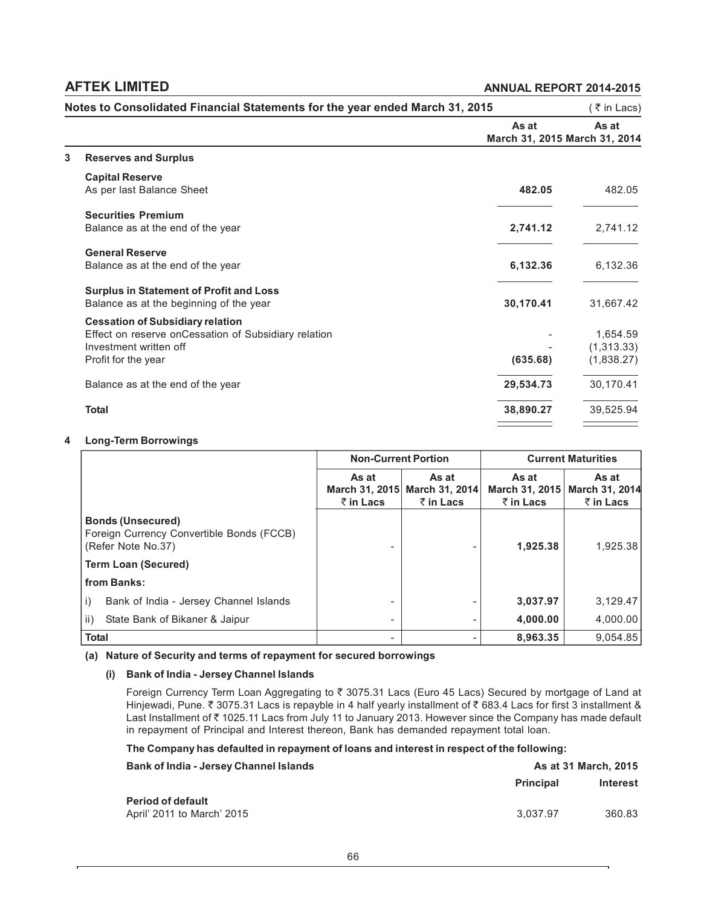## Notes to Consolidated Financial Statements for the year ended March 31, 2015

(₹ in Lacs)

### 3 Reserves and Surplus

| | As at March 31, 2015 | As at March 31, 2014 |
|---|---|---|
| **Capital Reserve** | | |
| As per last Balance Sheet | **482.05** | 482.05 |
| **Securities Premium** | | |
| Balance as at the end of the year | **2,741.12** | 2,741.12 |
| **General Reserve** | | |
| Balance as at the end of the year | **6,132.36** | 6,132.36 |
| **Surplus in Statement of Profit and Loss** | | |
| Balance as at the beginning of the year | **30,170.41** | 31,667.42 |
| **Cessation of Subsidiary relation** | | |
| Effect on reserve onCessation of Subsidiary relation | - | 1,654.59 |
| Investment written off | - | (1,313.33) |
| Profit for the year | **(635.68)** | (1,838.27) |
| Balance as at the end of the year | **29,534.73** | 30,170.41 |
| **Total** | **38,890.27** | 39,525.94 |

### 4 Long-Term Borrowings

| | Non-Current Portion | | Current Maturities | |
|---|---|---|---|---|
| | As at March 31, 2015 ₹ in Lacs | As at March 31, 2014 ₹ in Lacs | As at March 31, 2015 ₹ in Lacs | As at March 31, 2014 ₹ in Lacs |
| **Bonds (Unsecured)** Foreign Currency Convertible Bonds (FCCB) (Refer Note No.37) | - | - | **1,925.38** | 1,925.38 |
| **Term Loan (Secured)** | | | | |
| **from Banks:** | | | | |
| i) Bank of India - Jersey Channel Islands | - | - | **3,037.97** | 3,129.47 |
| ii) State Bank of Bikaner & Jaipur | - | - | **4,000.00** | 4,000.00 |
| **Total** | - | - | **8,963.35** | 9,054.85 |

**(a) Nature of Security and terms of repayment for secured borrowings**

**(i) Bank of India - Jersey Channel Islands**

Foreign Currency Term Loan Aggregating to ₹ 3075.31 Lacs (Euro 45 Lacs) Secured by mortgage of Land at Hinjewadi, Pune. ₹ 3075.31 Lacs is repayble in 4 half yearly installment of ₹ 683.4 Lacs for first 3 installment & Last Installment of ₹ 1025.11 Lacs from July 11 to January 2013. However since the Company has made default in repayment of Principal and Interest thereon, Bank has demanded repayment total loan.

**The Company has defaulted in repayment of loans and interest in respect of the following:**

| **Bank of India - Jersey Channel Islands** | As at 31 March, 2015 | |
|---|---|---|
| | **Principal** | **Interest** |
| **Period of default** | | |
| April' 2011 to March' 2015 | 3,037.97 | 360.83 |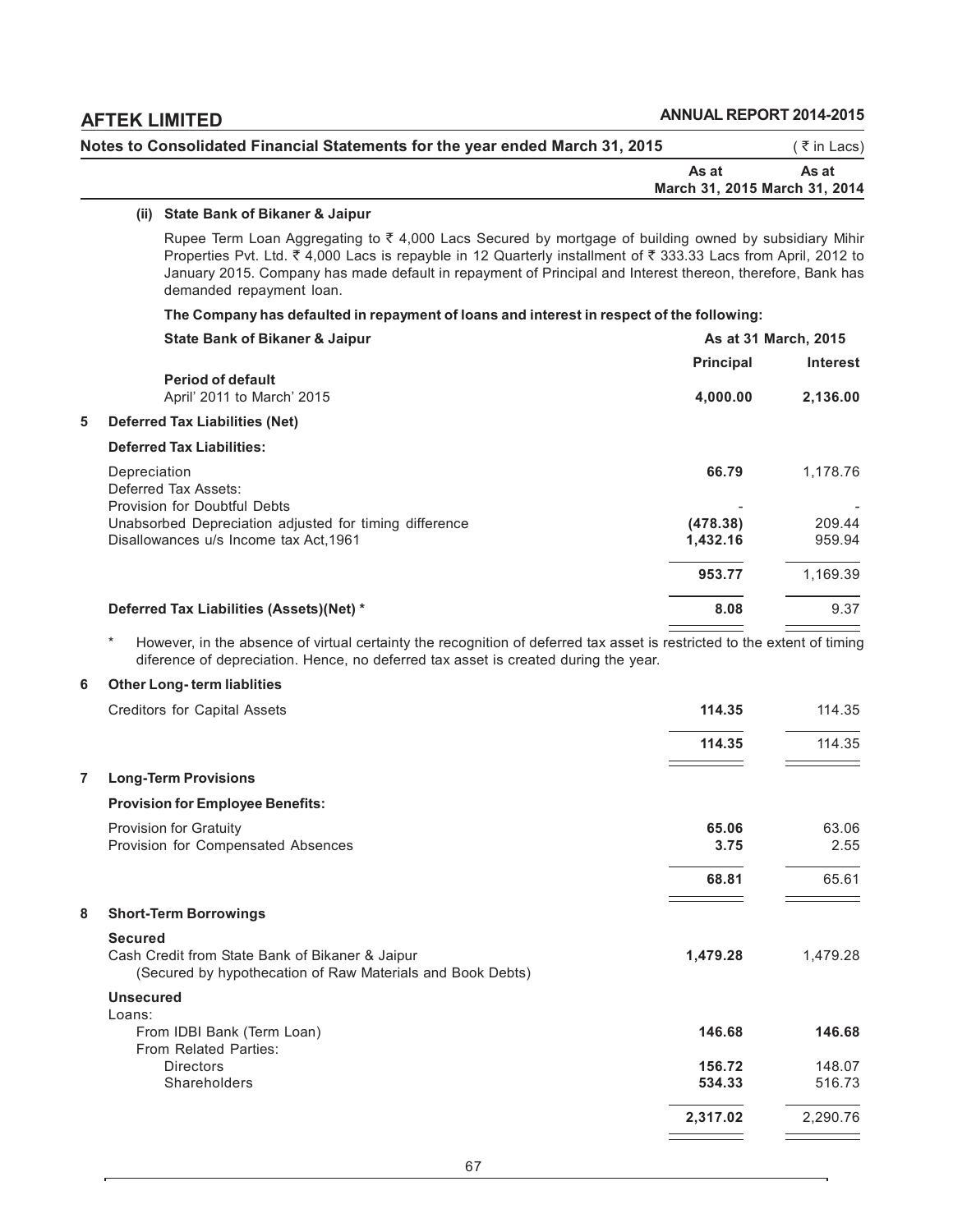Notes to Consolidated Financial Statements for the year ended March 31, 2015 (₹ in Lacs)

| | As at March 31, 2015 | As at March 31, 2014 |
|---|---|---|

**(ii) State Bank of Bikaner & Jaipur**

Rupee Term Loan Aggregating to ₹ 4,000 Lacs Secured by mortgage of building owned by subsidiary Mihir Properties Pvt. Ltd. ₹ 4,000 Lacs is repayble in 12 Quarterly installment of ₹ 333.33 Lacs from April, 2012 to January 2015. Company has made default in repayment of Principal and Interest thereon, therefore, Bank has demanded repayment loan.

**The Company has defaulted in repayment of loans and interest in respect of the following:**

| **State Bank of Bikaner & Jaipur** | **As at 31 March, 2015** | |
|---|---|---|
| | **Principal** | **Interest** |
| **Period of default** | | |
| April' 2011 to March' 2015 | **4,000.00** | **2,136.00** |

## 5 Deferred Tax Liabilities (Net)

| | As at March 31, 2015 | As at March 31, 2014 |
|---|---|---|
| **Deferred Tax Liabilities:** | | |
| Depreciation | **66.79** | 1,178.76 |
| Deferred Tax Assets: | | |
| Provision for Doubtful Debts | - | - |
| Unabsorbed Depreciation adjusted for timing difference | **(478.38)** | 209.44 |
| Disallowances u/s Income tax Act,1961 | **1,432.16** | 959.94 |
| | **953.77** | 1,169.39 |
| **Deferred Tax Liabilities (Assets)(Net) *** | **8.08** | 9.37 |

\* However, in the absence of virtual certainty the recognition of deferred tax asset is restricted to the extent of timing diference of depreciation. Hence, no deferred tax asset is created during the year.

## 6 Other Long- term liablities

| | As at March 31, 2015 | As at March 31, 2014 |
|---|---|---|
| Creditors for Capital Assets | **114.35** | 114.35 |
| | **114.35** | 114.35 |

## 7 Long-Term Provisions

| | As at March 31, 2015 | As at March 31, 2014 |
|---|---|---|
| **Provision for Employee Benefits:** | | |
| Provision for Gratuity | **65.06** | 63.06 |
| Provision for Compensated Absences | **3.75** | 2.55 |
| | **68.81** | 65.61 |

## 8 Short-Term Borrowings

| | As at March 31, 2015 | As at March 31, 2014 |
|---|---|---|
| **Secured** | | |
| Cash Credit from State Bank of Bikaner & Jaipur (Secured by hypothecation of Raw Materials and Book Debts) | **1,479.28** | 1,479.28 |
| **Unsecured** | | |
| Loans: | | |
| From IDBI Bank (Term Loan) | **146.68** | **146.68** |
| From Related Parties: | | |
| Directors | **156.72** | 148.07 |
| Shareholders | **534.33** | 516.73 |
| | **2,317.02** | 2,290.76 |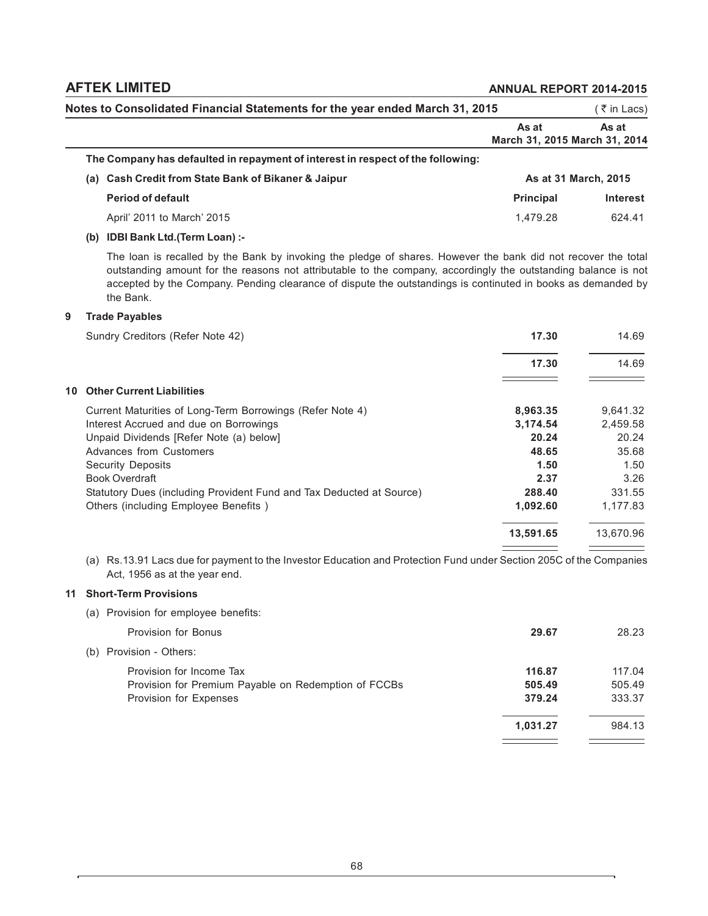Notes to Consolidated Financial Statements for the year ended March 31, 2015 (₹ in Lacs)

| | As at March 31, 2015 | As at March 31, 2014 |
|---|---|---|

**The Company has defaulted in repayment of interest in respect of the following:**

**(a) Cash Credit from State Bank of Bikaner & Jaipur**

| | As at 31 March, 2015 | |
|---|---|---|
| **Period of default** | **Principal** | **Interest** |
| April' 2011 to March' 2015 | 1,479.28 | 624.41 |

**(b) IDBI Bank Ltd.(Term Loan) :-**

The loan is recalled by the Bank by invoking the pledge of shares. However the bank did not recover the total outstanding amount for the reasons not attributable to the company, accordingly the outstanding balance is not accepted by the Company. Pending clearance of dispute the outstandings is continuted in books as demanded by the Bank.

## 9 Trade Payables

| | As at March 31, 2015 | As at March 31, 2014 |
|---|---|---|
| Sundry Creditors (Refer Note 42) | **17.30** | 14.69 |
| | **17.30** | 14.69 |

## 10 Other Current Liabilities

| | As at March 31, 2015 | As at March 31, 2014 |
|---|---|---|
| Current Maturities of Long-Term Borrowings (Refer Note 4) | **8,963.35** | 9,641.32 |
| Interest Accrued and due on Borrowings | **3,174.54** | 2,459.58 |
| Unpaid Dividends [Refer Note (a) below] | **20.24** | 20.24 |
| Advances from Customers | **48.65** | 35.68 |
| Security Deposits | **1.50** | 1.50 |
| Book Overdraft | **2.37** | 3.26 |
| Statutory Dues (including Provident Fund and Tax Deducted at Source) | **288.40** | 331.55 |
| Others (including Employee Benefits ) | **1,092.60** | 1,177.83 |
| | **13,591.65** | 13,670.96 |

(a) Rs.13.91 Lacs due for payment to the Investor Education and Protection Fund under Section 205C of the Companies Act, 1956 as at the year end.

## 11 Short-Term Provisions

| | As at March 31, 2015 | As at March 31, 2014 |
|---|---|---|
| (a) Provision for employee benefits: | | |
| Provision for Bonus | **29.67** | 28.23 |
| (b) Provision - Others: | | |
| Provision for Income Tax | **116.87** | 117.04 |
| Provision for Premium Payable on Redemption of FCCBs | **505.49** | 505.49 |
| Provision for Expenses | **379.24** | 333.37 |
| | **1,031.27** | 984.13 |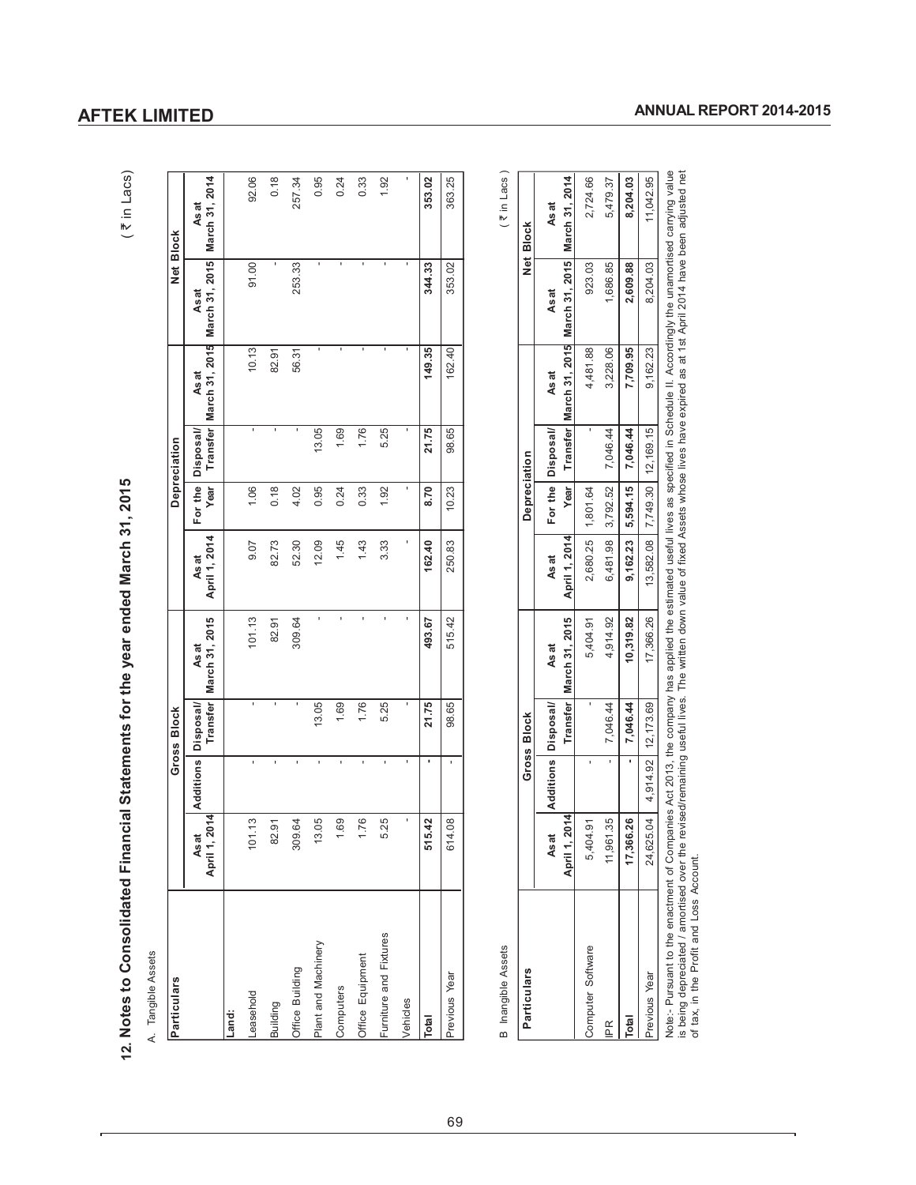## 12. Notes to Consolidated Financial Statements for the year ended March 31, 2015

(₹ in Lacs)

A. Tangible Assets

| Particulars | Gross Block | | | | Depreciation | | | | Net Block | |
|---|---|---|---|---|---|---|---|---|---|---|
| | As at April 1, 2014 | Additions | Disposal/ Transfer | As at March 31, 2015 | As at April 1, 2014 | For the Year | Disposal/ Transfer | As at March 31, 2015 | As at March 31, 2015 | As at March 31, 2014 |
| **Land:** | | | | | | | | | | |
| Leasehold | 101.13 | - | - | 101.13 | 9.07 | 1.06 | - | 10.13 | 91.00 | 92.06 |
| Building | 82.91 | - | - | 82.91 | 82.73 | 0.18 | - | 82.91 | - | 0.18 |
| Office Building | 309.64 | - | - | 309.64 | 52.30 | 4.02 | - | 56.31 | 253.33 | 257.34 |
| Plant and Machinery | 13.05 | - | 13.05 | - | 12.09 | 0.95 | 13.05 | - | - | 0.95 |
| Computers | 1.69 | - | 1.69 | - | 1.45 | 0.24 | 1.69 | - | - | 0.24 |
| Office Equipment | 1.76 | - | 1.76 | - | 1.43 | 0.33 | 1.76 | - | - | 0.33 |
| Furniture and Fixtures | 5.25 | - | 5.25 | - | 3.33 | 1.92 | 5.25 | - | - | 1.92 |
| Vehicles | - | - | - | - | - | - | - | - | - | - |
| **Total** | **515.42** | **-** | **21.75** | **493.67** | **162.40** | **8.70** | **21.75** | **149.35** | **344.33** | **353.02** |
| Previous Year | 614.08 | - | 98.65 | 515.42 | 250.83 | 10.23 | 98.65 | 162.40 | 353.02 | 363.25 |

B Inangible Assets

(₹ in Lacs)

| Particulars | Gross Block | | | | Depreciation | | | | Net Block | |
|---|---|---|---|---|---|---|---|---|---|---|
| | As at April 1, 2014 | Additions | Disposal/ Transfer | As at March 31, 2015 | As at April 1, 2014 | For the Year | Disposal/ Transfer | As at March 31, 2015 | As at March 31, 2015 | As at March 31, 2014 |
| Computer Software | 5,404.91 | - | - | 5,404.91 | 2,680.25 | 1,801.64 | - | 4,481.88 | 923.03 | 2,724.66 |
| IPR | 11,961.35 | - | 7,046.44 | 4,914.92 | 6,481.98 | 3,792.52 | 7,046.44 | 3,228.06 | 1,686.85 | 5,479.37 |
| **Total** | **17,366.26** | **-** | **7,046.44** | **10,319.82** | **9,162.23** | **5,594.15** | **7,046.44** | **7,709.95** | **2,609.88** | **8,204.03** |
| Previous Year | 24,625.04 | 4,914.92 | 12,173.69 | 17,366.26 | 13,582.08 | 7,749.30 | 12,169.15 | 9,162.23 | 8,204.03 | 11,042.95 |

Note:- Pursuant to the enactment of Companies Act 2013, the company has applied the estimated useful lives as specified in Schedule II. Accordingly the unamortised carrying value is being depreciated / amortised over the revised/remaining useful lives. The written down value of fixed Assets whose lives have expired as at 1st April 2014 have been adjusted net of tax, in the Profit and Loss Account.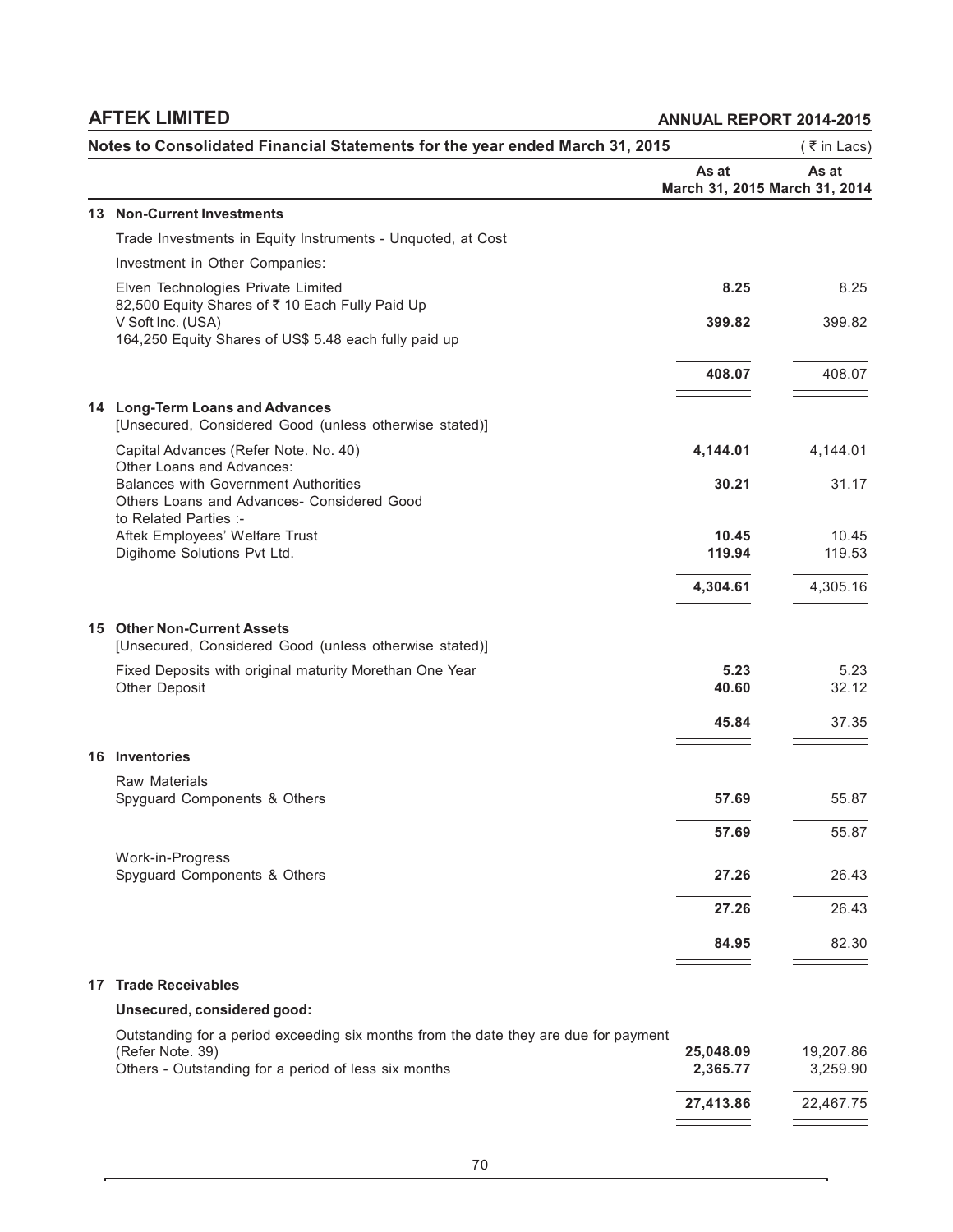## Notes to Consolidated Financial Statements for the year ended March 31, 2015

(₹ in Lacs)

| | | As at March 31, 2015 | As at March 31, 2014 |
|---|---|---|---|
| **13** | **Non-Current Investments** | | |
| | Trade Investments in Equity Instruments - Unquoted, at Cost | | |
| | Investment in Other Companies: | | |
| | Elven Technologies Private Limited<br>82,500 Equity Shares of ₹ 10 Each Fully Paid Up | **8.25** | 8.25 |
| | V Soft Inc. (USA)<br>164,250 Equity Shares of US$ 5.48 each fully paid up | **399.82** | 399.82 |
| | | **408.07** | 408.07 |
| **14** | **Long-Term Loans and Advances**<br>[Unsecured, Considered Good (unless otherwise stated)] | | |
| | Capital Advances (Refer Note. No. 40) | **4,144.01** | 4,144.01 |
| | Other Loans and Advances: | | |
| | Balances with Government Authorities | **30.21** | 31.17 |
| | Others Loans and Advances- Considered Good to Related Parties :- | | |
| | Aftek Employees' Welfare Trust | **10.45** | 10.45 |
| | Digihome Solutions Pvt Ltd. | **119.94** | 119.53 |
| | | **4,304.61** | 4,305.16 |
| **15** | **Other Non-Current Assets**<br>[Unsecured, Considered Good (unless otherwise stated)] | | |
| | Fixed Deposits with original maturity Morethan One Year | **5.23** | 5.23 |
| | Other Deposit | **40.60** | 32.12 |
| | | **45.84** | 37.35 |
| **16** | **Inventories** | | |
| | Raw Materials | | |
| | Spyguard Components & Others | **57.69** | 55.87 |
| | | **57.69** | 55.87 |
| | Work-in-Progress | | |
| | Spyguard Components & Others | **27.26** | 26.43 |
| | | **27.26** | 26.43 |
| | | **84.95** | 82.30 |
| **17** | **Trade Receivables** | | |
| | **Unsecured, considered good:** | | |
| | Outstanding for a period exceeding six months from the date they are due for payment (Refer Note. 39) | **25,048.09** | 19,207.86 |
| | Others - Outstanding for a period of less six months | **2,365.77** | 3,259.90 |
| | | **27,413.86** | 22,467.75 |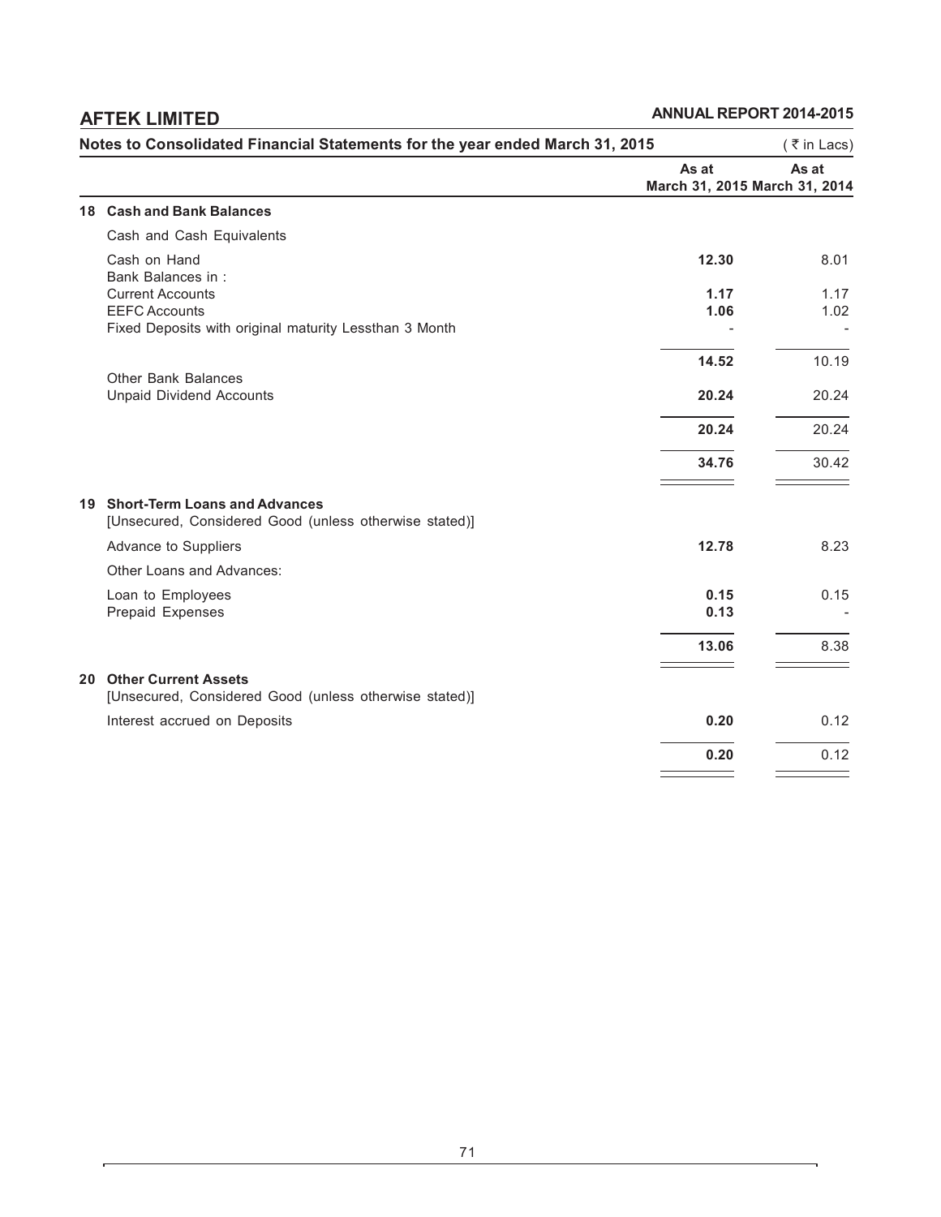## Notes to Consolidated Financial Statements for the year ended March 31, 2015

( ₹ in Lacs)

| | As at March 31, 2015 | As at March 31, 2014 |
|---|---|---|
| **18 Cash and Bank Balances** | | |
| Cash and Cash Equivalents | | |
| Cash on Hand | **12.30** | 8.01 |
| Bank Balances in : | | |
| Current Accounts | **1.17** | 1.17 |
| EEFC Accounts | **1.06** | 1.02 |
| Fixed Deposits with original maturity Lessthan 3 Month | - | - |
| | **14.52** | 10.19 |
| Other Bank Balances | | |
| Unpaid Dividend Accounts | **20.24** | 20.24 |
| | **20.24** | 20.24 |
| | **34.76** | 30.42 |
| **19 Short-Term Loans and Advances** | | |
| [Unsecured, Considered Good (unless otherwise stated)] | | |
| Advance to Suppliers | **12.78** | 8.23 |
| Other Loans and Advances: | | |
| Loan to Employees | **0.15** | 0.15 |
| Prepaid Expenses | **0.13** | - |
| | **13.06** | 8.38 |
| **20 Other Current Assets** | | |
| [Unsecured, Considered Good (unless otherwise stated)] | | |
| Interest accrued on Deposits | **0.20** | 0.12 |
| | **0.20** | 0.12 |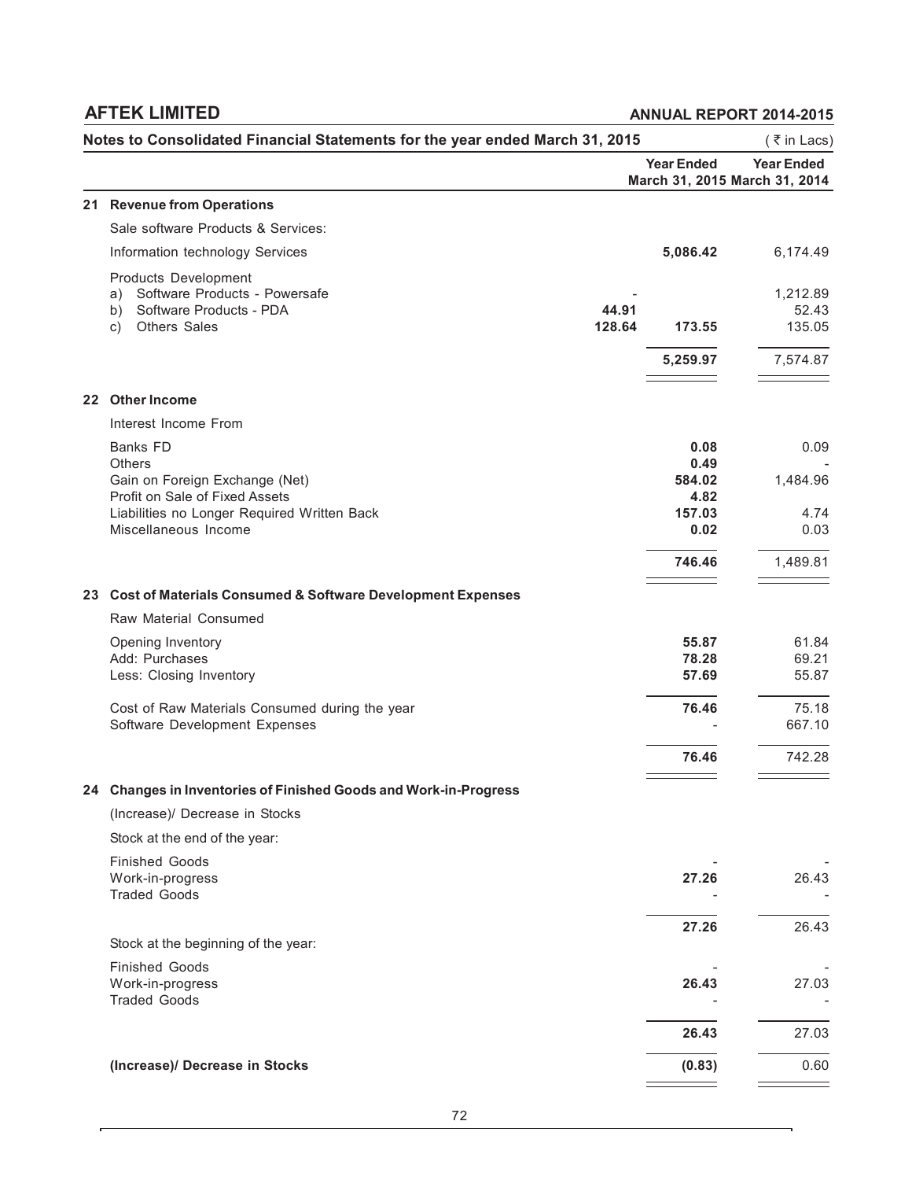## Notes to Consolidated Financial Statements for the year ended March 31, 2015

(₹ in Lacs)

| | | | Year Ended March 31, 2015 | Year Ended March 31, 2014 |
|---|---|---|---|---|
| **21** | **Revenue from Operations** | | | |
| | Sale software Products & Services: | | | |
| | Information technology Services | | **5,086.42** | 6,174.49 |
| | Products Development | | | |
| | a) Software Products - Powersafe | - | | 1,212.89 |
| | b) Software Products - PDA | **44.91** | | 52.43 |
| | c) Others Sales | **128.64** | **173.55** | 135.05 |
| | | | **5,259.97** | 7,574.87 |
| **22** | **Other Income** | | | |
| | Interest Income From | | | |
| | Banks FD | | **0.08** | 0.09 |
| | Others | | **0.49** | - |
| | Gain on Foreign Exchange (Net) | | **584.02** | 1,484.96 |
| | Profit on Sale of Fixed Assets | | **4.82** | |
| | Liabilities no Longer Required Written Back | | **157.03** | 4.74 |
| | Miscellaneous Income | | **0.02** | 0.03 |
| | | | **746.46** | 1,489.81 |
| **23** | **Cost of Materials Consumed & Software Development Expenses** | | | |
| | Raw Material Consumed | | | |
| | Opening Inventory | | **55.87** | 61.84 |
| | Add: Purchases | | **78.28** | 69.21 |
| | Less: Closing Inventory | | **57.69** | 55.87 |
| | Cost of Raw Materials Consumed during the year | | **76.46** | 75.18 |
| | Software Development Expenses | | - | 667.10 |
| | | | **76.46** | 742.28 |
| **24** | **Changes in Inventories of Finished Goods and Work-in-Progress** | | | |
| | (Increase)/ Decrease in Stocks | | | |
| | Stock at the end of the year: | | | |
| | Finished Goods | | - | - |
| | Work-in-progress | | **27.26** | 26.43 |
| | Traded Goods | | - | - |
| | | | **27.26** | 26.43 |
| | Stock at the beginning of the year: | | | |
| | Finished Goods | | - | - |
| | Work-in-progress | | **26.43** | 27.03 |
| | Traded Goods | | - | - |
| | | | **26.43** | 27.03 |
| | **(Increase)/ Decrease in Stocks** | | **(0.83)** | 0.60 |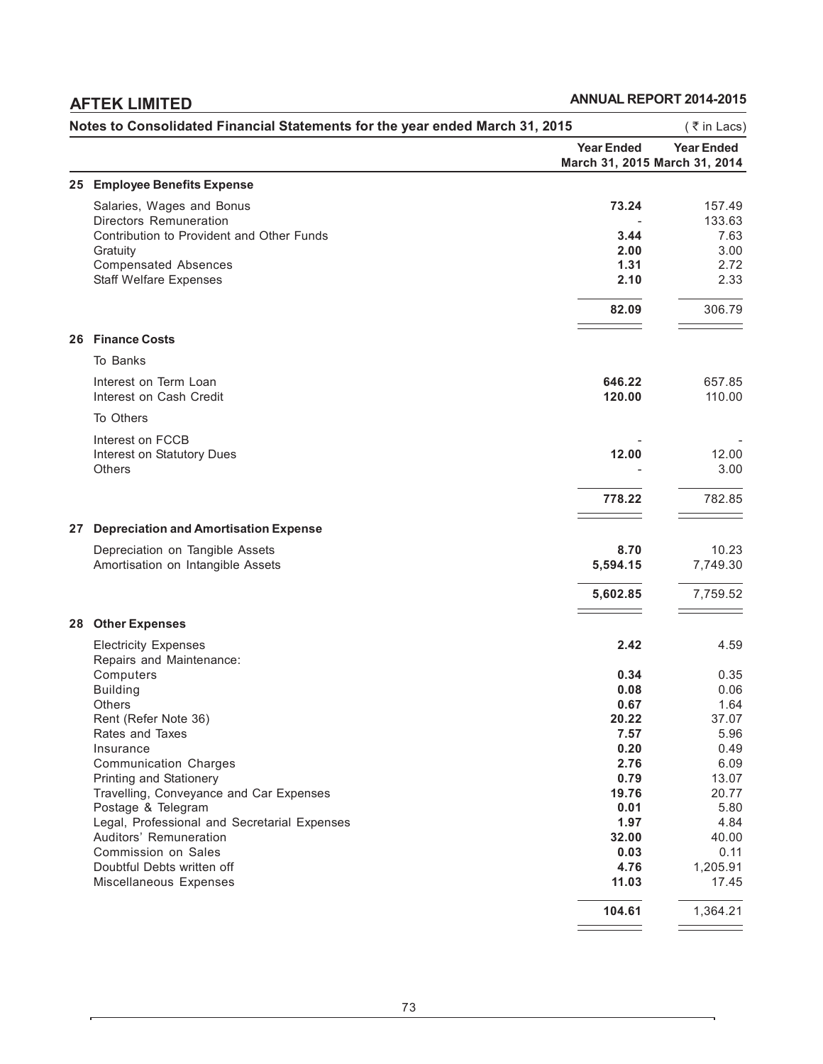## Notes to Consolidated Financial Statements for the year ended March 31, 2015

( ₹ in Lacs)

| | | Year Ended March 31, 2015 | Year Ended March 31, 2014 |
|---|---|---|---|
| **25** | **Employee Benefits Expense** | | |
| | Salaries, Wages and Bonus | **73.24** | 157.49 |
| | Directors Remuneration | - | 133.63 |
| | Contribution to Provident and Other Funds | **3.44** | 7.63 |
| | Gratuity | **2.00** | 3.00 |
| | Compensated Absences | **1.31** | 2.72 |
| | Staff Welfare Expenses | **2.10** | 2.33 |
| | | **82.09** | 306.79 |
| **26** | **Finance Costs** | | |
| | To Banks | | |
| | Interest on Term Loan | **646.22** | 657.85 |
| | Interest on Cash Credit | **120.00** | 110.00 |
| | To Others | | |
| | Interest on FCCB | - | - |
| | Interest on Statutory Dues | **12.00** | 12.00 |
| | Others | - | 3.00 |
| | | **778.22** | 782.85 |
| **27** | **Depreciation and Amortisation Expense** | | |
| | Depreciation on Tangible Assets | **8.70** | 10.23 |
| | Amortisation on Intangible Assets | **5,594.15** | 7,749.30 |
| | | **5,602.85** | 7,759.52 |
| **28** | **Other Expenses** | | |
| | Electricity Expenses | **2.42** | 4.59 |
| | Repairs and Maintenance: | | |
| | Computers | **0.34** | 0.35 |
| | Building | **0.08** | 0.06 |
| | Others | **0.67** | 1.64 |
| | Rent (Refer Note 36) | **20.22** | 37.07 |
| | Rates and Taxes | **7.57** | 5.96 |
| | Insurance | **0.20** | 0.49 |
| | Communication Charges | **2.76** | 6.09 |
| | Printing and Stationery | **0.79** | 13.07 |
| | Travelling, Conveyance and Car Expenses | **19.76** | 20.77 |
| | Postage & Telegram | **0.01** | 5.80 |
| | Legal, Professional and Secretarial Expenses | **1.97** | 4.84 |
| | Auditors' Remuneration | **32.00** | 40.00 |
| | Commission on Sales | **0.03** | 0.11 |
| | Doubtful Debts written off | **4.76** | 1,205.91 |
| | Miscellaneous Expenses | **11.03** | 17.45 |
| | | **104.61** | 1,364.21 |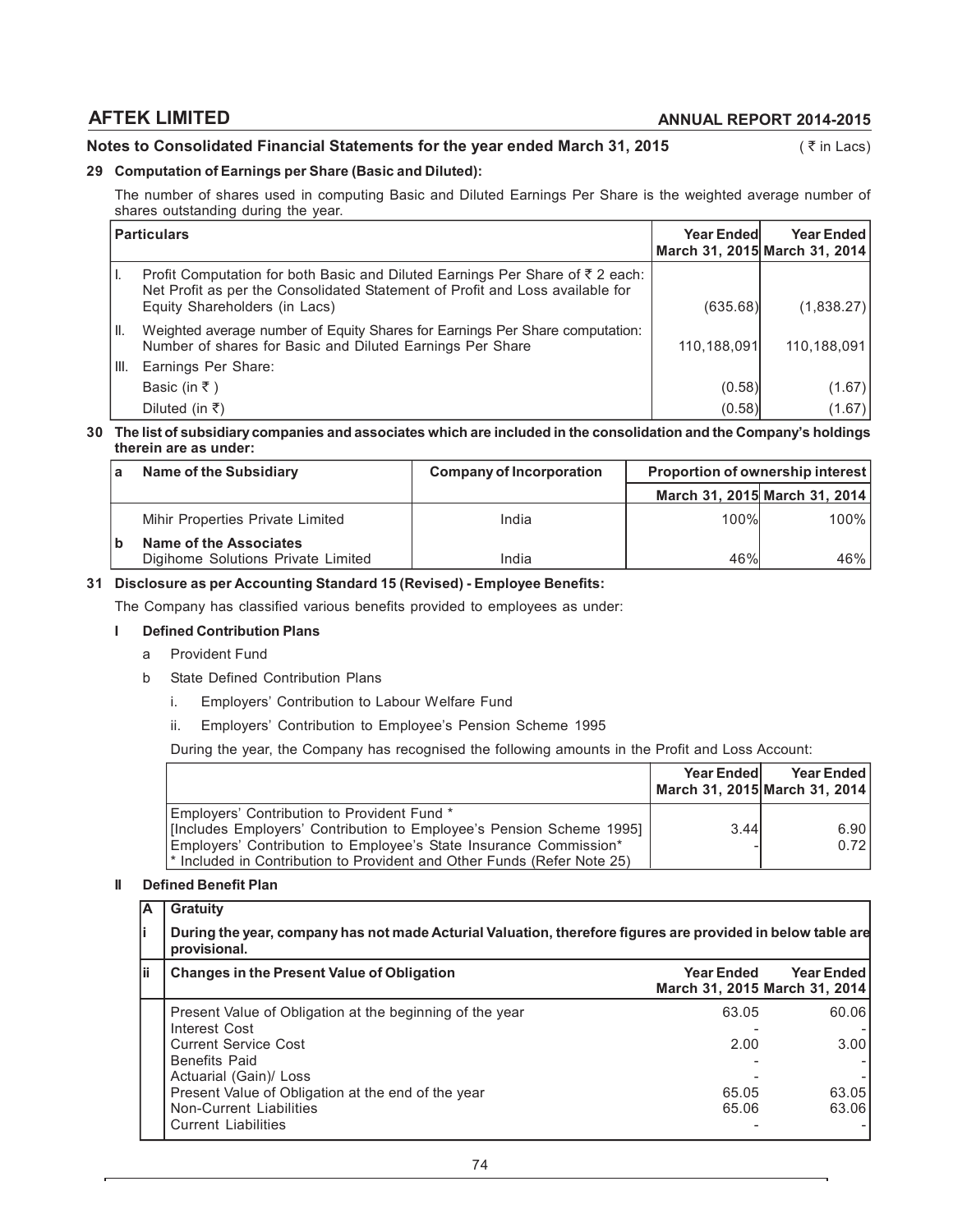## Notes to Consolidated Financial Statements for the year ended March 31, 2015

( ₹ in Lacs)

### 29 Computation of Earnings per Share (Basic and Diluted):

The number of shares used in computing Basic and Diluted Earnings Per Share is the weighted average number of shares outstanding during the year.

| | Particulars | Year Ended March 31, 2015 | Year Ended March 31, 2014 |
|---|---|---|---|
| I. | Profit Computation for both Basic and Diluted Earnings Per Share of ₹ 2 each: Net Profit as per the Consolidated Statement of Profit and Loss available for Equity Shareholders (in Lacs) | (635.68) | (1,838.27) |
| II. | Weighted average number of Equity Shares for Earnings Per Share computation: Number of shares for Basic and Diluted Earnings Per Share | 110,188,091 | 110,188,091 |
| III. | Earnings Per Share: | | |
| | Basic (in ₹ ) | (0.58) | (1.67) |
| | Diluted (in ₹) | (0.58) | (1.67) |

### 30 The list of subsidiary companies and associates which are included in the consolidation and the Company's holdings therein are as under:

| a | Name of the Subsidiary | Company of Incorporation | Proportion of ownership interest | |
|---|---|---|---|---|
| | | | March 31, 2015 | March 31, 2014 |
| | Mihir Properties Private Limited | India | 100% | 100% |
| b | **Name of the Associates** | | | |
| | Digihome Solutions Private Limited | India | 46% | 46% |

### 31 Disclosure as per Accounting Standard 15 (Revised) - Employee Benefits:

The Company has classified various benefits provided to employees as under:

**I Defined Contribution Plans**

- a Provident Fund
- b State Defined Contribution Plans
  - i. Employers' Contribution to Labour Welfare Fund
  - ii. Employers' Contribution to Employee's Pension Scheme 1995

During the year, the Company has recognised the following amounts in the Profit and Loss Account:

| | Year Ended March 31, 2015 | Year Ended March 31, 2014 |
|---|---|---|
| Employers' Contribution to Provident Fund * [Includes Employers' Contribution to Employee's Pension Scheme 1995] | 3.44 | 6.90 |
| Employers' Contribution to Employee's State Insurance Commission* | - | 0.72 |
| * Included in Contribution to Provident and Other Funds (Refer Note 25) | | |

**II Defined Benefit Plan**

| A | **Gratuity** | | |
|---|---|---|---|
| i | **During the year, company has not made Acturial Valuation, therefore figures are provided in below table are provisional.** | | |
| ii | **Changes in the Present Value of Obligation** | **Year Ended March 31, 2015** | **Year Ended March 31, 2014** |
| | Present Value of Obligation at the beginning of the year | 63.05 | 60.06 |
| | Interest Cost | - | - |
| | Current Service Cost | 2.00 | 3.00 |
| | Benefits Paid | - | - |
| | Actuarial (Gain)/ Loss | - | - |
| | Present Value of Obligation at the end of the year | 65.05 | 63.05 |
| | Non-Current Liabilities | 65.06 | 63.06 |
| | Current Liabilities | - | - |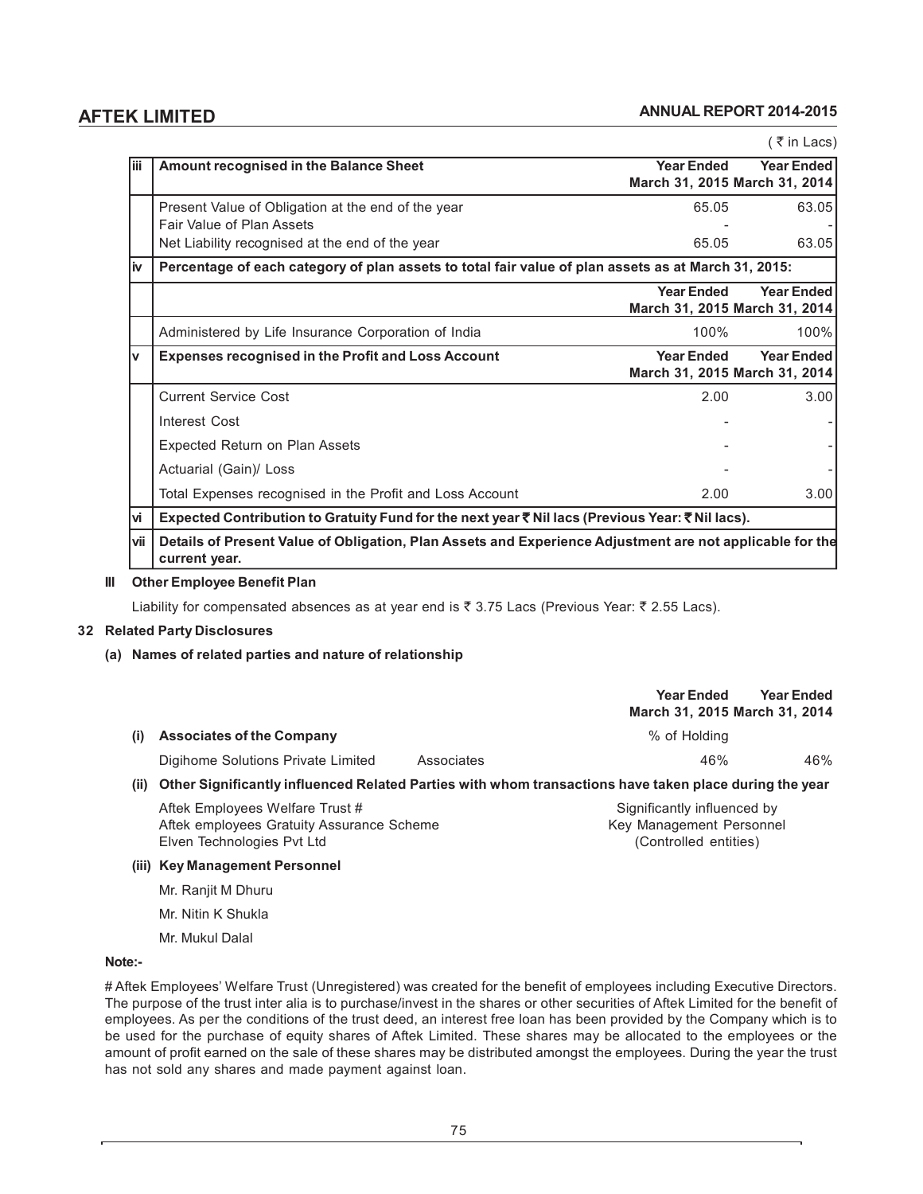( ₹ in Lacs)

| | | Year Ended March 31, 2015 | Year Ended March 31, 2014 |
|---|---|---|---|
| **iii** | **Amount recognised in the Balance Sheet** | | |
| | Present Value of Obligation at the end of the year | 65.05 | 63.05 |
| | Fair Value of Plan Assets | - | - |
| | Net Liability recognised at the end of the year | 65.05 | 63.05 |
| **iv** | **Percentage of each category of plan assets to total fair value of plan assets as at March 31, 2015:** | | |
| | | **Year Ended March 31, 2015** | **Year Ended March 31, 2014** |
| | Administered by Life Insurance Corporation of India | 100% | 100% |
| **v** | **Expenses recognised in the Profit and Loss Account** | **Year Ended March 31, 2015** | **Year Ended March 31, 2014** |
| | Current Service Cost | 2.00 | 3.00 |
| | Interest Cost | - | - |
| | Expected Return on Plan Assets | - | - |
| | Actuarial (Gain)/ Loss | - | - |
| | Total Expenses recognised in the Profit and Loss Account | 2.00 | 3.00 |
| **vi** | **Expected Contribution to Gratuity Fund for the next year ₹ Nil lacs (Previous Year: ₹ Nil lacs).** | | |
| **vii** | **Details of Present Value of Obligation, Plan Assets and Experience Adjustment are not applicable for the current year.** | | |

**III Other Employee Benefit Plan**

Liability for compensated absences as at year end is ₹ 3.75 Lacs (Previous Year: ₹ 2.55 Lacs).

## 32 Related Party Disclosures

**(a) Names of related parties and nature of relationship**

| | | | Year Ended March 31, 2015 | Year Ended March 31, 2014 |
|---|---|---|---|---|
| **(i)** | **Associates of the Company** | | % of Holding | |
| | Digihome Solutions Private Limited | Associates | 46% | 46% |

**(ii) Other Significantly influenced Related Parties with whom transactions have taken place during the year**

| | |
|---|---|
| Aftek Employees Welfare Trust # | Significantly influenced by |
| Aftek employees Gratuity Assurance Scheme | Key Management Personnel |
| Elven Technologies Pvt Ltd | (Controlled entities) |

**(iii) Key Management Personnel**

Mr. Ranjit M Dhuru

Mr. Nitin K Shukla

Mr. Mukul Dalal

**Note:-**

# Aftek Employees' Welfare Trust (Unregistered) was created for the benefit of employees including Executive Directors. The purpose of the trust inter alia is to purchase/invest in the shares or other securities of Aftek Limited for the benefit of employees. As per the conditions of the trust deed, an interest free loan has been provided by the Company which is to be used for the purchase of equity shares of Aftek Limited. These shares may be allocated to the employees or the amount of profit earned on the sale of these shares may be distributed amongst the employees. During the year the trust has not sold any shares and made payment against loan.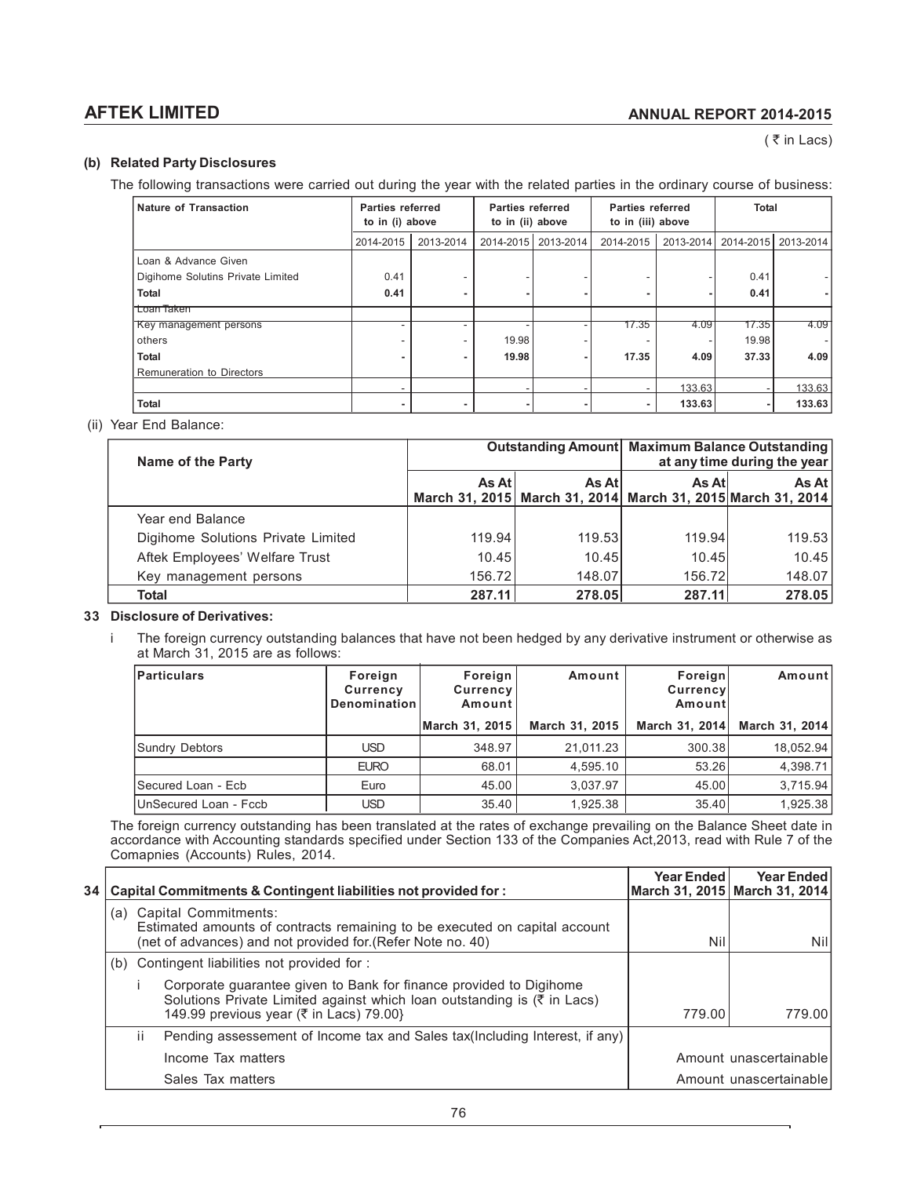( ₹ in Lacs)

**(b) Related Party Disclosures**

The following transactions were carried out during the year with the related parties in the ordinary course of business:

| Nature of Transaction | Parties referred to in (i) above | | Parties referred to in (ii) above | | Parties referred to in (iii) above | | Total | |
|---|---|---|---|---|---|---|---|---|
| | 2014-2015 | 2013-2014 | 2014-2015 | 2013-2014 | 2014-2015 | 2013-2014 | 2014-2015 | 2013-2014 |
| Loan & Advance Given | | | | | | | | |
| Digihome Solutins Private Limited | 0.41 | - | - | - | - | - | 0.41 | - |
| **Total** | **0.41** | **-** | **-** | **-** | **-** | **-** | **0.41** | **-** |
| Loan Taken | | | | | | | | |
| Key management persons | - | - | - | - | 17.35 | 4.09 | 17.35 | 4.09 |
| others | - | - | 19.98 | - | - | - | 19.98 | - |
| **Total** | **-** | **-** | **19.98** | **-** | **17.35** | **4.09** | **37.33** | **4.09** |
| Remuneration to Directors | | | | | | | | |
| | - | | - | - | - | 133.63 | - | 133.63 |
| **Total** | **-** | **-** | **-** | **-** | **-** | **133.63** | **-** | **133.63** |

(ii) Year End Balance:

| Name of the Party | Outstanding Amount | | Maximum Balance Outstanding at any time during the year | |
|---|---|---|---|---|
| | As At March 31, 2015 | As At March 31, 2014 | As At March 31, 2015 | As At March 31, 2014 |
| Year end Balance | | | | |
| Digihome Solutions Private Limited | 119.94 | 119.53 | 119.94 | 119.53 |
| Aftek Employees' Welfare Trust | 10.45 | 10.45 | 10.45 | 10.45 |
| Key management persons | 156.72 | 148.07 | 156.72 | 148.07 |
| **Total** | **287.11** | **278.05** | **287.11** | **278.05** |

**33 Disclosure of Derivatives:**

i The foreign currency outstanding balances that have not been hedged by any derivative instrument or otherwise as at March 31, 2015 are as follows:

| Particulars | Foreign Currency Denomination | Foreign Currency Amount | Amount | Foreign Currency Amount | Amount |
|---|---|---|---|---|---|
| | | March 31, 2015 | March 31, 2015 | March 31, 2014 | March 31, 2014 |
| Sundry Debtors | USD | 348.97 | 21,011.23 | 300.38 | 18,052.94 |
| | EURO | 68.01 | 4,595.10 | 53.26 | 4,398.71 |
| Secured Loan - Ecb | Euro | 45.00 | 3,037.97 | 45.00 | 3,715.94 |
| UnSecured Loan - Fccb | USD | 35.40 | 1,925.38 | 35.40 | 1,925.38 |

The foreign currency outstanding has been translated at the rates of exchange prevailing on the Balance Sheet date in accordance with Accounting standards specified under Section 133 of the Companies Act,2013, read with Rule 7 of the Comapnies (Accounts) Rules, 2014.

| 34 Capital Commitments & Contingent liabilities not provided for : | Year Ended March 31, 2015 | Year Ended March 31, 2014 |
|---|---|---|
| (a) Capital Commitments: Estimated amounts of contracts remaining to be executed on capital account (net of advances) and not provided for.(Refer Note no. 40) | Nil | Nil |
| (b) Contingent liabilities not provided for : | | |
| i Corporate guarantee given to Bank for finance provided to Digihome Solutions Private Limited against which loan outstanding is (₹ in Lacs) 149.99 previous year (₹ in Lacs) 79.00} | 779.00 | 779.00 |
| ii Pending assessement of Income tax and Sales tax(Including Interest, if any) | | |
| Income Tax matters | Amount unascertainable | |
| Sales Tax matters | Amount unascertainable | |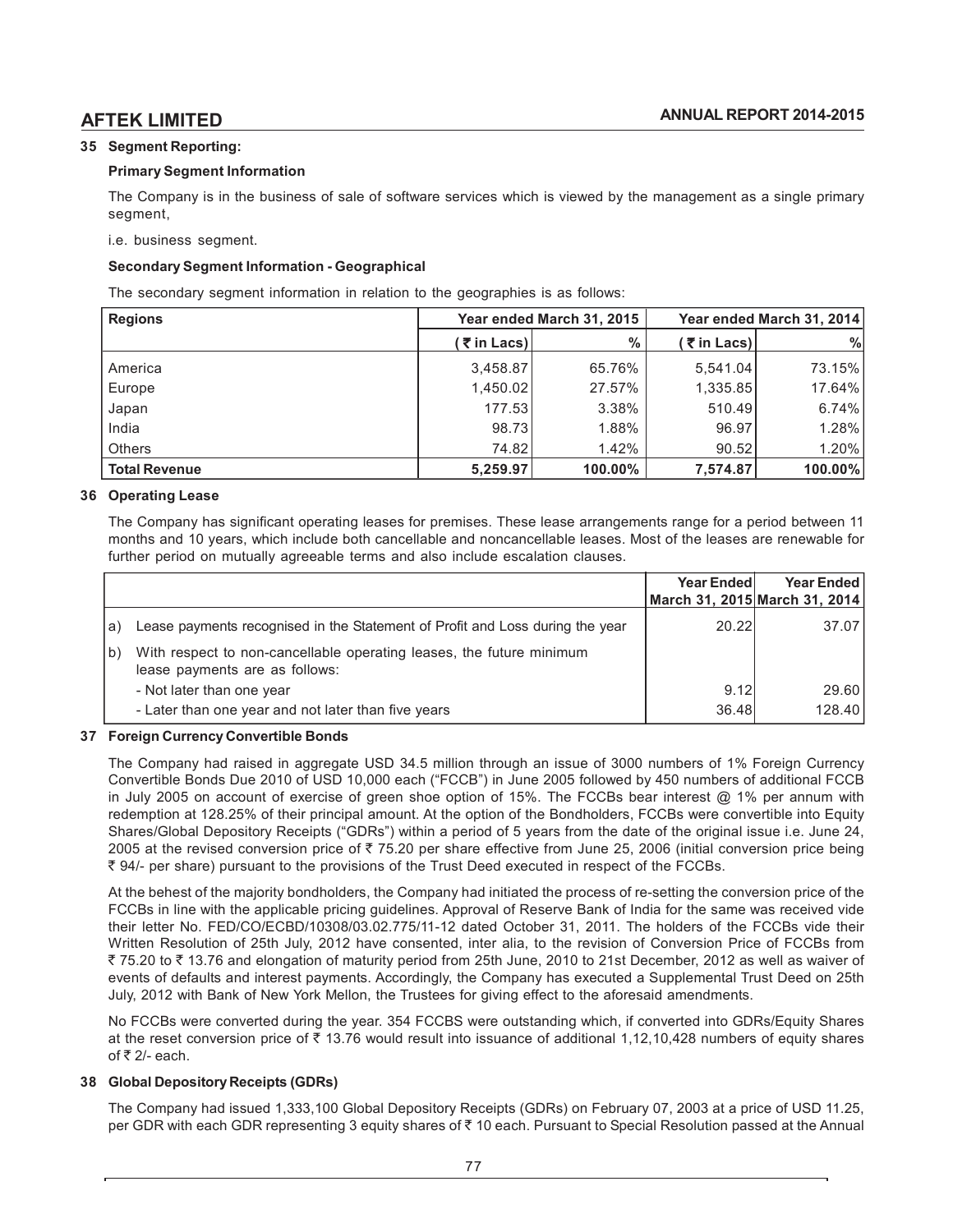### 35 Segment Reporting:

**Primary Segment Information**

The Company is in the business of sale of software services which is viewed by the management as a single primary segment,

i.e. business segment.

**Secondary Segment Information - Geographical**

The secondary segment information in relation to the geographies is as follows:

| Regions | Year ended March 31, 2015 | | Year ended March 31, 2014 | |
|---|---|---|---|---|
| | ( ₹ in Lacs) | % | ( ₹ in Lacs) | % |
| America | 3,458.87 | 65.76% | 5,541.04 | 73.15% |
| Europe | 1,450.02 | 27.57% | 1,335.85 | 17.64% |
| Japan | 177.53 | 3.38% | 510.49 | 6.74% |
| India | 98.73 | 1.88% | 96.97 | 1.28% |
| Others | 74.82 | 1.42% | 90.52 | 1.20% |
| **Total Revenue** | **5,259.97** | **100.00%** | **7,574.87** | **100.00%** |

### 36 Operating Lease

The Company has significant operating leases for premises. These lease arrangements range for a period between 11 months and 10 years, which include both cancellable and noncancellable leases. Most of the leases are renewable for further period on mutually agreeable terms and also include escalation clauses.

| | | Year Ended March 31, 2015 | Year Ended March 31, 2014 |
|---|---|---|---|
| a) | Lease payments recognised in the Statement of Profit and Loss during the year | 20.22 | 37.07 |
| b) | With respect to non-cancellable operating leases, the future minimum lease payments are as follows: | | |
| | - Not later than one year | 9.12 | 29.60 |
| | - Later than one year and not later than five years | 36.48 | 128.40 |

### 37 Foreign Currency Convertible Bonds

The Company had raised in aggregate USD 34.5 million through an issue of 3000 numbers of 1% Foreign Currency Convertible Bonds Due 2010 of USD 10,000 each ("FCCB") in June 2005 followed by 450 numbers of additional FCCB in July 2005 on account of exercise of green shoe option of 15%. The FCCBs bear interest @ 1% per annum with redemption at 128.25% of their principal amount. At the option of the Bondholders, FCCBs were convertible into Equity Shares/Global Depository Receipts ("GDRs") within a period of 5 years from the date of the original issue i.e. June 24, 2005 at the revised conversion price of ₹ 75.20 per share effective from June 25, 2006 (initial conversion price being ₹ 94/- per share) pursuant to the provisions of the Trust Deed executed in respect of the FCCBs.

At the behest of the majority bondholders, the Company had initiated the process of re-setting the conversion price of the FCCBs in line with the applicable pricing guidelines. Approval of Reserve Bank of India for the same was received vide their letter No. FED/CO/ECBD/10308/03.02.775/11-12 dated October 31, 2011. The holders of the FCCBs vide their Written Resolution of 25th July, 2012 have consented, inter alia, to the revision of Conversion Price of FCCBs from ₹ 75.20 to ₹ 13.76 and elongation of maturity period from 25th June, 2010 to 21st December, 2012 as well as waiver of events of defaults and interest payments. Accordingly, the Company has executed a Supplemental Trust Deed on 25th July, 2012 with Bank of New York Mellon, the Trustees for giving effect to the aforesaid amendments.

No FCCBs were converted during the year. 354 FCCBS were outstanding which, if converted into GDRs/Equity Shares at the reset conversion price of ₹ 13.76 would result into issuance of additional 1,12,10,428 numbers of equity shares of ₹ 2/- each.

### 38 Global Depository Receipts (GDRs)

The Company had issued 1,333,100 Global Depository Receipts (GDRs) on February 07, 2003 at a price of USD 11.25, per GDR with each GDR representing 3 equity shares of ₹ 10 each. Pursuant to Special Resolution passed at the Annual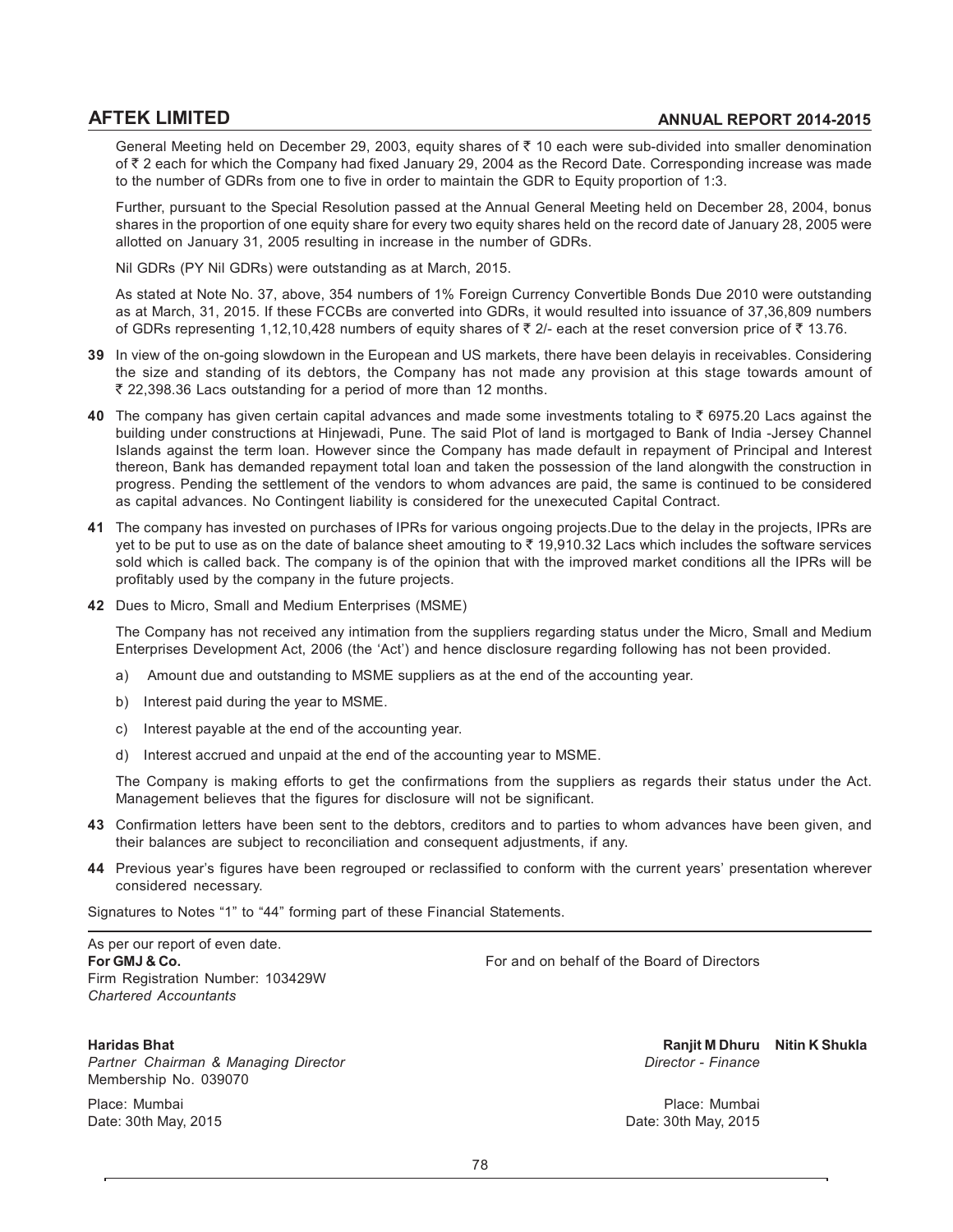General Meeting held on December 29, 2003, equity shares of ₹ 10 each were sub-divided into smaller denomination of ₹ 2 each for which the Company had fixed January 29, 2004 as the Record Date. Corresponding increase was made to the number of GDRs from one to five in order to maintain the GDR to Equity proportion of 1:3.

Further, pursuant to the Special Resolution passed at the Annual General Meeting held on December 28, 2004, bonus shares in the proportion of one equity share for every two equity shares held on the record date of January 28, 2005 were allotted on January 31, 2005 resulting in increase in the number of GDRs.

Nil GDRs (PY Nil GDRs) were outstanding as at March, 2015.

As stated at Note No. 37, above, 354 numbers of 1% Foreign Currency Convertible Bonds Due 2010 were outstanding as at March, 31, 2015. If these FCCBs are converted into GDRs, it would resulted into issuance of 37,36,809 numbers of GDRs representing 1,12,10,428 numbers of equity shares of ₹ 2/- each at the reset conversion price of ₹ 13.76.

**39** In view of the on-going slowdown in the European and US markets, there have been delayis in receivables. Considering the size and standing of its debtors, the Company has not made any provision at this stage towards amount of ₹ 22,398.36 Lacs outstanding for a period of more than 12 months.

**40** The company has given certain capital advances and made some investments totaling to ₹ 6975.20 Lacs against the building under constructions at Hinjewadi, Pune. The said Plot of land is mortgaged to Bank of India -Jersey Channel Islands against the term loan. However since the Company has made default in repayment of Principal and Interest thereon, Bank has demanded repayment total loan and taken the possession of the land alongwith the construction in progress. Pending the settlement of the vendors to whom advances are paid, the same is continued to be considered as capital advances. No Contingent liability is considered for the unexecuted Capital Contract.

**41** The company has invested on purchases of IPRs for various ongoing projects.Due to the delay in the projects, IPRs are yet to be put to use as on the date of balance sheet amouting to ₹ 19,910.32 Lacs which includes the software services sold which is called back. The company is of the opinion that with the improved market conditions all the IPRs will be profitably used by the company in the future projects.

**42** Dues to Micro, Small and Medium Enterprises (MSME)

The Company has not received any intimation from the suppliers regarding status under the Micro, Small and Medium Enterprises Development Act, 2006 (the 'Act') and hence disclosure regarding following has not been provided.

a) Amount due and outstanding to MSME suppliers as at the end of the accounting year.

b) Interest paid during the year to MSME.

c) Interest payable at the end of the accounting year.

d) Interest accrued and unpaid at the end of the accounting year to MSME.

The Company is making efforts to get the confirmations from the suppliers as regards their status under the Act. Management believes that the figures for disclosure will not be significant.

**43** Confirmation letters have been sent to the debtors, creditors and to parties to whom advances have been given, and their balances are subject to reconciliation and consequent adjustments, if any.

**44** Previous year's figures have been regrouped or reclassified to conform with the current years' presentation wherever considered necessary.

Signatures to Notes "1" to "44" forming part of these Financial Statements.

As per our report of even date.
**For GMJ & Co.**
Firm Registration Number: 103429W
*Chartered Accountants*

For and on behalf of the Board of Directors

**Haridas Bhat**
*Partner Chairman & Managing Director*
Membership No. 039070

**Ranjit M Dhuru** **Nitin K Shukla**
*Director - Finance*

Place: Mumbai
Date: 30th May, 2015

Place: Mumbai
Date: 30th May, 2015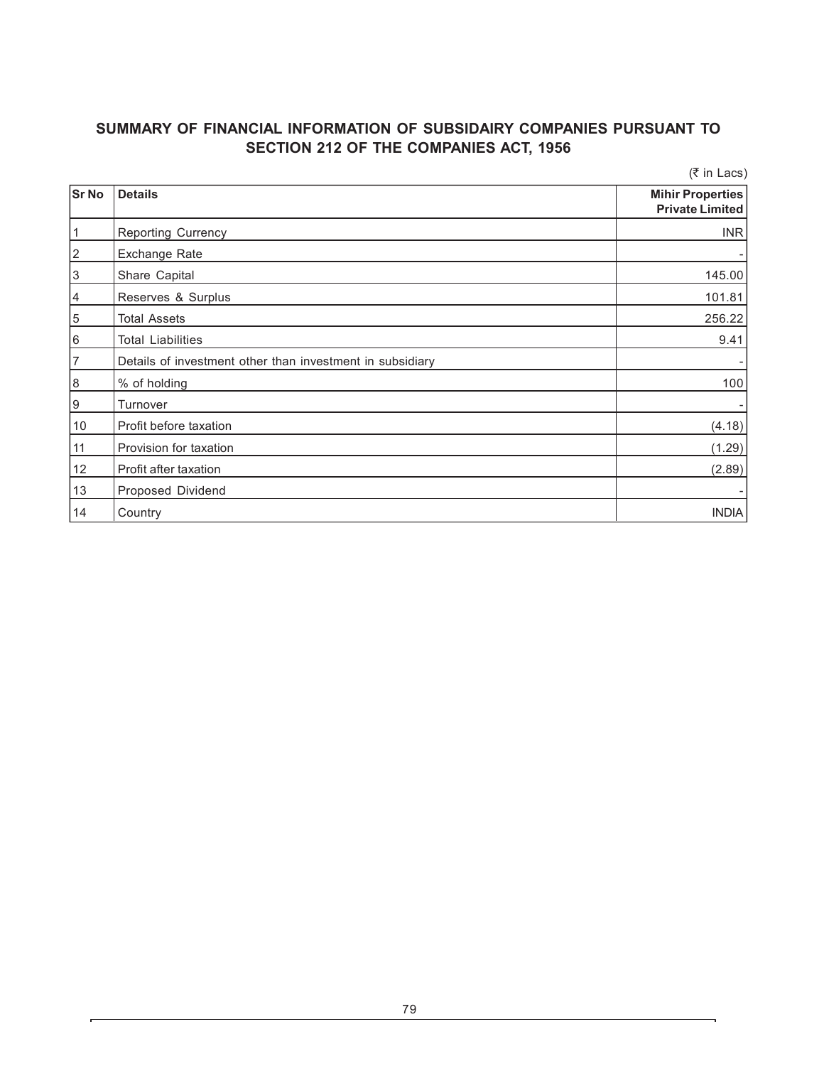## SUMMARY OF FINANCIAL INFORMATION OF SUBSIDAIRY COMPANIES PURSUANT TO SECTION 212 OF THE COMPANIES ACT, 1956

(₹ in Lacs)

| Sr No | Details | Mihir Properties Private Limited |
|---|---|---|
| 1 | Reporting Currency | INR |
| 2 | Exchange Rate | - |
| 3 | Share Capital | 145.00 |
| 4 | Reserves & Surplus | 101.81 |
| 5 | Total Assets | 256.22 |
| 6 | Total Liabilities | 9.41 |
| 7 | Details of investment other than investment in subsidiary | - |
| 8 | % of holding | 100 |
| 9 | Turnover | - |
| 10 | Profit before taxation | (4.18) |
| 11 | Provision for taxation | (1.29) |
| 12 | Profit after taxation | (2.89) |
| 13 | Proposed Dividend | - |
| 14 | Country | INDIA |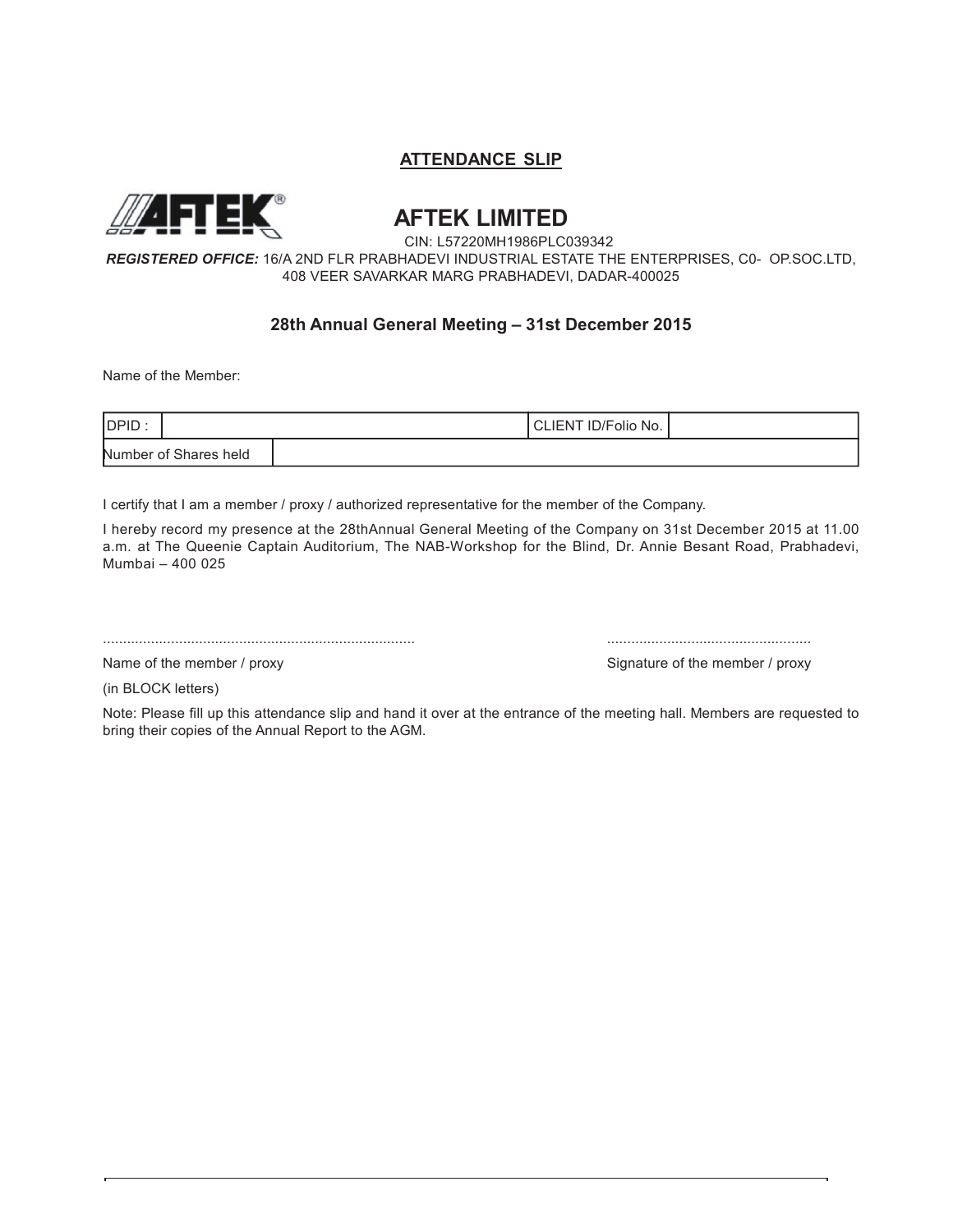## ATTENDANCE SLIP

# AFTEK LIMITED

CIN: L57220MH1986PLC039342

***REGISTERED OFFICE:*** 16/A 2ND FLR PRABHADEVI INDUSTRIAL ESTATE THE ENTERPRISES, C0- OP.SOC.LTD, 408 VEER SAVARKAR MARG PRABHADEVI, DADAR-400025

### 28th Annual General Meeting – 31st December 2015

Name of the Member:

| DPID : | | CLIENT ID/Folio No. | |
|---|---|---|---|
| Number of Shares held | | | |

I certify that I am a member / proxy / authorized representative for the member of the Company.

I hereby record my presence at the 28thAnnual General Meeting of the Company on 31st December 2015 at 11.00 a.m. at The Queenie Captain Auditorium, The NAB-Workshop for the Blind, Dr. Annie Besant Road, Prabhadevi, Mumbai – 400 025

.............................................................................. ...................................................

Name of the member / proxy &nbsp;&nbsp;&nbsp;&nbsp;&nbsp;&nbsp;&nbsp;&nbsp;&nbsp;&nbsp;&nbsp;&nbsp;&nbsp;&nbsp;&nbsp;&nbsp; Signature of the member / proxy

(in BLOCK letters)

Note: Please fill up this attendance slip and hand it over at the entrance of the meeting hall. Members are requested to bring their copies of the Annual Report to the AGM.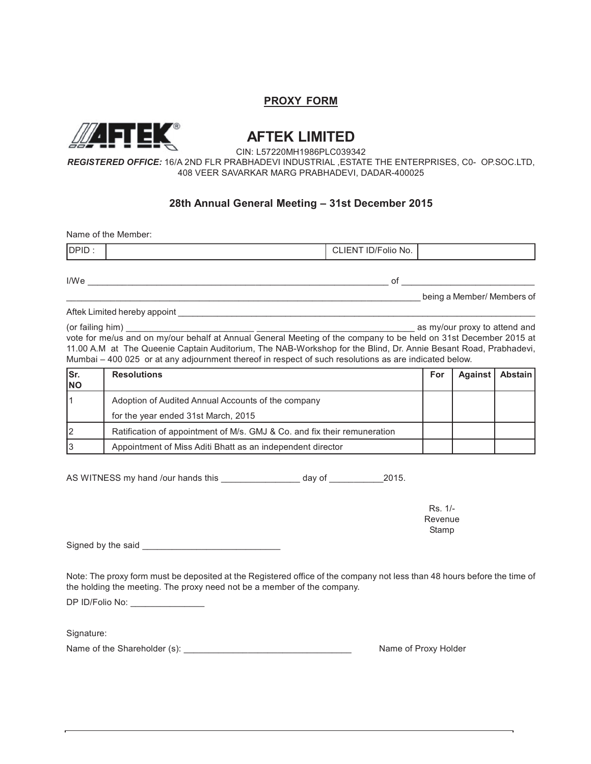## PROXY FORM

# AFTEK LIMITED

CIN: L57220MH1986PLC039342

***REGISTERED OFFICE:*** 16/A 2ND FLR PRABHADEVI INDUSTRIAL ,ESTATE THE ENTERPRISES, C0- OP.SOC.LTD, 408 VEER SAVARKAR MARG PRABHADEVI, DADAR-400025

### 28th Annual General Meeting – 31st December 2015

Name of the Member:

| DPID : | | CLIENT ID/Folio No. | |
|---|---|---|---|

I/We ______________________________________________________________ of ___________________________

___________________________________________________________________________ being a Member/ Members of

Aftek Limited hereby appoint ___________________________________________________________________________

(or failing him) __________________________ _________________________________ as my/our proxy to attend and vote for me/us and on my/our behalf at Annual General Meeting of the company to be held on 31st December 2015 at 11.00 A.M at The Queenie Captain Auditorium, The NAB-Workshop for the Blind, Dr. Annie Besant Road, Prabhadevi, Mumbai – 400 025 or at any adjournment thereof in respect of such resolutions as are indicated below.

| Sr. NO | Resolutions | For | Against | Abstain |
|---|---|---|---|---|
| 1 | Adoption of Audited Annual Accounts of the company for the year ended 31st March, 2015 | | | |
| 2 | Ratification of appointment of M/s. GMJ & Co. and fix their remuneration | | | |
| 3 | Appointment of Miss Aditi Bhatt as an independent director | | | |

AS WITNESS my hand /our hands this ________________ day of ___________2015.

Rs. 1/-
Revenue
Stamp

Signed by the said ____________________________

Note: The proxy form must be deposited at the Registered office of the company not less than 48 hours before the time of the holding the meeting. The proxy need not be a member of the company.

DP ID/Folio No: _______________

Signature:

Name of the Shareholder (s): __________________________________ Name of Proxy Holder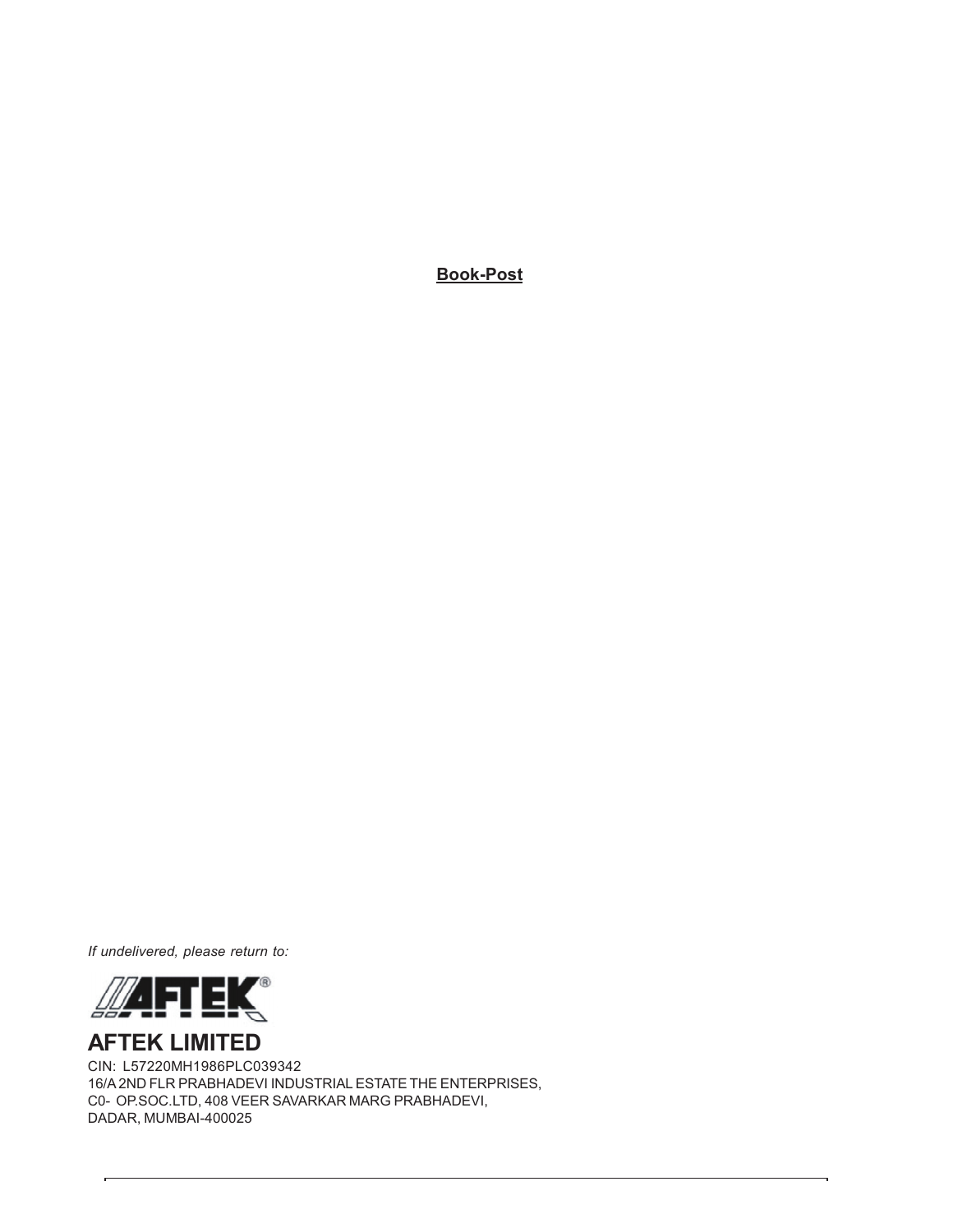**Book-Post**

*If undelivered, please return to:*

**AFTEK LIMITED**

CIN: L57220MH1986PLC039342
16/A 2ND FLR PRABHADEVI INDUSTRIAL ESTATE THE ENTERPRISES,
C0- OP.SOC.LTD, 408 VEER SAVARKAR MARG PRABHADEVI,
DADAR, MUMBAI-400025